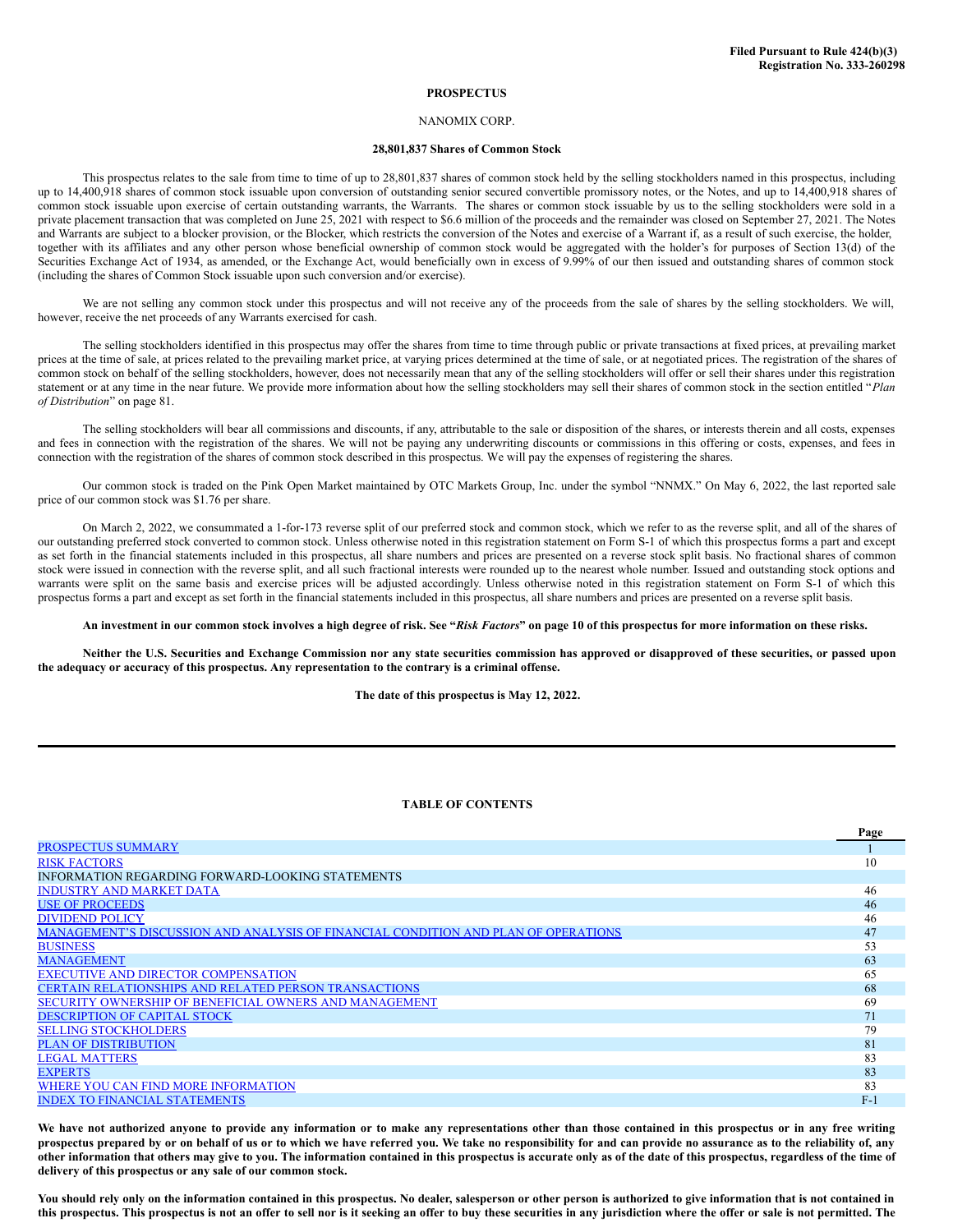**Filed Pursuant to Rule 424(b)(3)**
**Registration No. 333-260298**

**PROSPECTUS**

NANOMIX CORP.

**28,801,837 Shares of Common Stock**

This prospectus relates to the sale from time to time of up to 28,801,837 shares of common stock held by the selling stockholders named in this prospectus, including up to 14,400,918 shares of common stock issuable upon conversion of outstanding senior secured convertible promissory notes, or the Notes, and up to 14,400,918 shares of common stock issuable upon exercise of certain outstanding warrants, the Warrants. The shares or common stock issuable by us to the selling stockholders were sold in a private placement transaction that was completed on June 25, 2021 with respect to $6.6 million of the proceeds and the remainder was closed on September 27, 2021. The Notes and Warrants are subject to a blocker provision, or the Blocker, which restricts the conversion of the Notes and exercise of a Warrant if, as a result of such exercise, the holder, together with its affiliates and any other person whose beneficial ownership of common stock would be aggregated with the holder's for purposes of Section 13(d) of the Securities Exchange Act of 1934, as amended, or the Exchange Act, would beneficially own in excess of 9.99% of our then issued and outstanding shares of common stock (including the shares of Common Stock issuable upon such conversion and/or exercise).

We are not selling any common stock under this prospectus and will not receive any of the proceeds from the sale of shares by the selling stockholders. We will, however, receive the net proceeds of any Warrants exercised for cash.

The selling stockholders identified in this prospectus may offer the shares from time to time through public or private transactions at fixed prices, at prevailing market prices at the time of sale, at prices related to the prevailing market price, at varying prices determined at the time of sale, or at negotiated prices. The registration of the shares of common stock on behalf of the selling stockholders, however, does not necessarily mean that any of the selling stockholders will offer or sell their shares under this registration statement or at any time in the near future. We provide more information about how the selling stockholders may sell their shares of common stock in the section entitled "*Plan of Distribution*" on page 81.

The selling stockholders will bear all commissions and discounts, if any, attributable to the sale or disposition of the shares, or interests therein and all costs, expenses and fees in connection with the registration of the shares. We will not be paying any underwriting discounts or commissions in this offering or costs, expenses, and fees in connection with the registration of the shares of common stock described in this prospectus. We will pay the expenses of registering the shares.

Our common stock is traded on the Pink Open Market maintained by OTC Markets Group, Inc. under the symbol "NNMX." On May 6, 2022, the last reported sale price of our common stock was $1.76 per share.

On March 2, 2022, we consummated a 1-for-173 reverse split of our preferred stock and common stock, which we refer to as the reverse split, and all of the shares of our outstanding preferred stock converted to common stock. Unless otherwise noted in this registration statement on Form S-1 of which this prospectus forms a part and except as set forth in the financial statements included in this prospectus, all share numbers and prices are presented on a reverse stock split basis. No fractional shares of common stock were issued in connection with the reverse split, and all such fractional interests were rounded up to the nearest whole number. Issued and outstanding stock options and warrants were split on the same basis and exercise prices will be adjusted accordingly. Unless otherwise noted in this registration statement on Form S-1 of which this prospectus forms a part and except as set forth in the financial statements included in this prospectus, all share numbers and prices are presented on a reverse split basis.

**An investment in our common stock involves a high degree of risk. See "*Risk Factors*" on page 10 of this prospectus for more information on these risks.**

**Neither the U.S. Securities and Exchange Commission nor any state securities commission has approved or disapproved of these securities, or passed upon the adequacy or accuracy of this prospectus. Any representation to the contrary is a criminal offense.**

**The date of this prospectus is May 12, 2022.**

---

**TABLE OF CONTENTS**

| | Page |
|---|---|
| PROSPECTUS SUMMARY | 1 |
| RISK FACTORS | 10 |
| INFORMATION REGARDING FORWARD-LOOKING STATEMENTS | |
| INDUSTRY AND MARKET DATA | 46 |
| USE OF PROCEEDS | 46 |
| DIVIDEND POLICY | 46 |
| MANAGEMENT'S DISCUSSION AND ANALYSIS OF FINANCIAL CONDITION AND PLAN OF OPERATIONS | 47 |
| BUSINESS | 53 |
| MANAGEMENT | 63 |
| EXECUTIVE AND DIRECTOR COMPENSATION | 65 |
| CERTAIN RELATIONSHIPS AND RELATED PERSON TRANSACTIONS | 68 |
| SECURITY OWNERSHIP OF BENEFICIAL OWNERS AND MANAGEMENT | 69 |
| DESCRIPTION OF CAPITAL STOCK | 71 |
| SELLING STOCKHOLDERS | 79 |
| PLAN OF DISTRIBUTION | 81 |
| LEGAL MATTERS | 83 |
| EXPERTS | 83 |
| WHERE YOU CAN FIND MORE INFORMATION | 83 |
| INDEX TO FINANCIAL STATEMENTS | F-1 |

**We have not authorized anyone to provide any information or to make any representations other than those contained in this prospectus or in any free writing prospectus prepared by or on behalf of us or to which we have referred you. We take no responsibility for and can provide no assurance as to the reliability of, any other information that others may give to you. The information contained in this prospectus is accurate only as of the date of this prospectus, regardless of the time of delivery of this prospectus or any sale of our common stock.**

**You should rely only on the information contained in this prospectus. No dealer, salesperson or other person is authorized to give information that is not contained in this prospectus. This prospectus is not an offer to sell nor is it seeking an offer to buy these securities in any jurisdiction where the offer or sale is not permitted. The**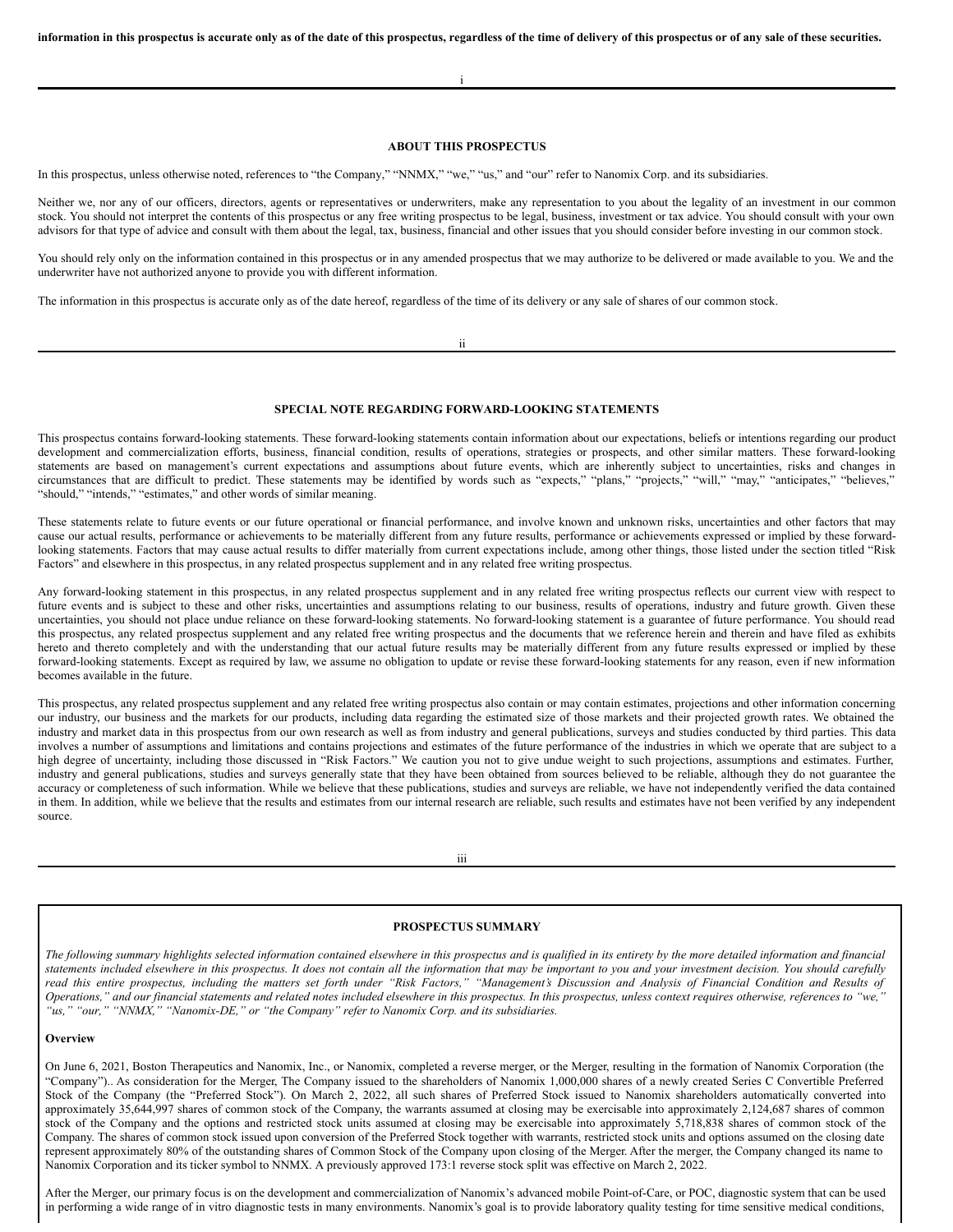**information in this prospectus is accurate only as of the date of this prospectus, regardless of the time of delivery of this prospectus or of any sale of these securities.**

## ABOUT THIS PROSPECTUS

In this prospectus, unless otherwise noted, references to "the Company," "NNMX," "we," "us," and "our" refer to Nanomix Corp. and its subsidiaries.

Neither we, nor any of our officers, directors, agents or representatives or underwriters, make any representation to you about the legality of an investment in our common stock. You should not interpret the contents of this prospectus or any free writing prospectus to be legal, business, investment or tax advice. You should consult with your own advisors for that type of advice and consult with them about the legal, tax, business, financial and other issues that you should consider before investing in our common stock.

You should rely only on the information contained in this prospectus or in any amended prospectus that we may authorize to be delivered or made available to you. We and the underwriter have not authorized anyone to provide you with different information.

The information in this prospectus is accurate only as of the date hereof, regardless of the time of its delivery or any sale of shares of our common stock.

## SPECIAL NOTE REGARDING FORWARD-LOOKING STATEMENTS

This prospectus contains forward-looking statements. These forward-looking statements contain information about our expectations, beliefs or intentions regarding our product development and commercialization efforts, business, financial condition, results of operations, strategies or prospects, and other similar matters. These forward-looking statements are based on management's current expectations and assumptions about future events, which are inherently subject to uncertainties, risks and changes in circumstances that are difficult to predict. These statements may be identified by words such as "expects," "plans," "projects," "will," "may," "anticipates," "believes," "should," "intends," "estimates," and other words of similar meaning.

These statements relate to future events or our future operational or financial performance, and involve known and unknown risks, uncertainties and other factors that may cause our actual results, performance or achievements to be materially different from any future results, performance or achievements expressed or implied by these forward-looking statements. Factors that may cause actual results to differ materially from current expectations include, among other things, those listed under the section titled "Risk Factors" and elsewhere in this prospectus, in any related prospectus supplement and in any related free writing prospectus.

Any forward-looking statement in this prospectus, in any related prospectus supplement and in any related free writing prospectus reflects our current view with respect to future events and is subject to these and other risks, uncertainties and assumptions relating to our business, results of operations, industry and future growth. Given these uncertainties, you should not place undue reliance on these forward-looking statements. No forward-looking statement is a guarantee of future performance. You should read this prospectus, any related prospectus supplement and any related free writing prospectus and the documents that we reference herein and therein and have filed as exhibits hereto and thereto completely and with the understanding that our actual future results may be materially different from any future results expressed or implied by these forward-looking statements. Except as required by law, we assume no obligation to update or revise these forward-looking statements for any reason, even if new information becomes available in the future.

This prospectus, any related prospectus supplement and any related free writing prospectus also contain or may contain estimates, projections and other information concerning our industry, our business and the markets for our products, including data regarding the estimated size of those markets and their projected growth rates. We obtained the industry and market data in this prospectus from our own research as well as from industry and general publications, surveys and studies conducted by third parties. This data involves a number of assumptions and limitations and contains projections and estimates of the future performance of the industries in which we operate that are subject to a high degree of uncertainty, including those discussed in "Risk Factors." We caution you not to give undue weight to such projections, assumptions and estimates. Further, industry and general publications, studies and surveys generally state that they have been obtained from sources believed to be reliable, although they do not guarantee the accuracy or completeness of such information. While we believe that these publications, studies and surveys are reliable, we have not independently verified the data contained in them. In addition, while we believe that the results and estimates from our internal research are reliable, such results and estimates have not been verified by any independent source.

## PROSPECTUS SUMMARY

*The following summary highlights selected information contained elsewhere in this prospectus and is qualified in its entirety by the more detailed information and financial statements included elsewhere in this prospectus. It does not contain all the information that may be important to you and your investment decision. You should carefully read this entire prospectus, including the matters set forth under "Risk Factors," "Management's Discussion and Analysis of Financial Condition and Results of Operations," and our financial statements and related notes included elsewhere in this prospectus. In this prospectus, unless context requires otherwise, references to "we," "us," "our," "NNMX," "Nanomix-DE," or "the Company" refer to Nanomix Corp. and its subsidiaries.*

**Overview**

On June 6, 2021, Boston Therapeutics and Nanomix, Inc., or Nanomix, completed a reverse merger, or the Merger, resulting in the formation of Nanomix Corporation (the "Company").. As consideration for the Merger, The Company issued to the shareholders of Nanomix 1,000,000 shares of a newly created Series C Convertible Preferred Stock of the Company (the "Preferred Stock"). On March 2, 2022, all such shares of Preferred Stock issued to Nanomix shareholders automatically converted into approximately 35,644,997 shares of common stock of the Company, the warrants assumed at closing may be exercisable into approximately 2,124,687 shares of common stock of the Company and the options and restricted stock units assumed at closing may be exercisable into approximately 5,718,838 shares of common stock of the Company. The shares of common stock issued upon conversion of the Preferred Stock together with warrants, restricted stock units and options assumed on the closing date represent approximately 80% of the outstanding shares of Common Stock of the Company upon closing of the Merger. After the merger, the Company changed its name to Nanomix Corporation and its ticker symbol to NNMX. A previously approved 173:1 reverse stock split was effective on March 2, 2022.

After the Merger, our primary focus is on the development and commercialization of Nanomix's advanced mobile Point-of-Care, or POC, diagnostic system that can be used in performing a wide range of in vitro diagnostic tests in many environments. Nanomix's goal is to provide laboratory quality testing for time sensitive medical conditions,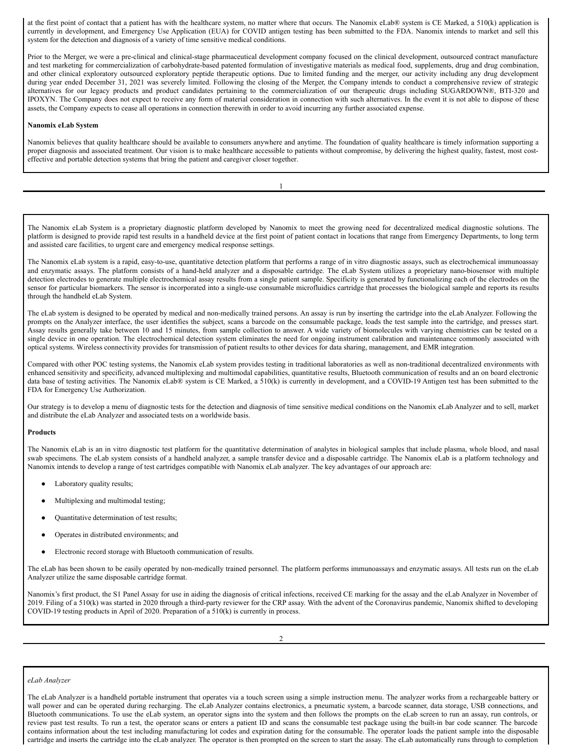at the first point of contact that a patient has with the healthcare system, no matter where that occurs. The Nanomix eLab® system is CE Marked, a 510(k) application is currently in development, and Emergency Use Application (EUA) for COVID antigen testing has been submitted to the FDA. Nanomix intends to market and sell this system for the detection and diagnosis of a variety of time sensitive medical conditions.

Prior to the Merger, we were a pre-clinical and clinical-stage pharmaceutical development company focused on the clinical development, outsourced contract manufacture and test marketing for commercialization of carbohydrate-based patented formulation of investigative materials as medical food, supplements, drug and drug combination, and other clinical exploratory outsourced exploratory peptide therapeutic options. Due to limited funding and the merger, our activity including any drug development during year ended December 31, 2021 was severely limited. Following the closing of the Merger, the Company intends to conduct a comprehensive review of strategic alternatives for our legacy products and product candidates pertaining to the commercialization of our therapeutic drugs including SUGARDOWN®, BTI-320 and IPOXYN. The Company does not expect to receive any form of material consideration in connection with such alternatives. In the event it is not able to dispose of these assets, the Company expects to cease all operations in connection therewith in order to avoid incurring any further associated expense.

**Nanomix eLab System**

Nanomix believes that quality healthcare should be available to consumers anywhere and anytime. The foundation of quality healthcare is timely information supporting a proper diagnosis and associated treatment. Our vision is to make healthcare accessible to patients without compromise, by delivering the highest quality, fastest, most cost-effective and portable detection systems that bring the patient and caregiver closer together.

The Nanomix eLab System is a proprietary diagnostic platform developed by Nanomix to meet the growing need for decentralized medical diagnostic solutions. The platform is designed to provide rapid test results in a handheld device at the first point of patient contact in locations that range from Emergency Departments, to long term and assisted care facilities, to urgent care and emergency medical response settings.

The Nanomix eLab system is a rapid, easy-to-use, quantitative detection platform that performs a range of in vitro diagnostic assays, such as electrochemical immunoassay and enzymatic assays. The platform consists of a hand-held analyzer and a disposable cartridge. The eLab System utilizes a proprietary nano-biosensor with multiple detection electrodes to generate multiple electrochemical assay results from a single patient sample. Specificity is generated by functionalizing each of the electrodes on the sensor for particular biomarkers. The sensor is incorporated into a single-use consumable microfluidics cartridge that processes the biological sample and reports its results through the handheld eLab System.

The eLab system is designed to be operated by medical and non-medically trained persons. An assay is run by inserting the cartridge into the eLab Analyzer. Following the prompts on the Analyzer interface, the user identifies the subject, scans a barcode on the consumable package, loads the test sample into the cartridge, and presses start. Assay results generally take between 10 and 15 minutes, from sample collection to answer. A wide variety of biomolecules with varying chemistries can be tested on a single device in one operation. The electrochemical detection system eliminates the need for ongoing instrument calibration and maintenance commonly associated with optical systems. Wireless connectivity provides for transmission of patient results to other devices for data sharing, management, and EMR integration.

Compared with other POC testing systems, the Nanomix eLab system provides testing in traditional laboratories as well as non-traditional decentralized environments with enhanced sensitivity and specificity, advanced multiplexing and multimodal capabilities, quantitative results, Bluetooth communication of results and an on board electronic data base of testing activities. The Nanomix eLab® system is CE Marked, a 510(k) is currently in development, and a COVID-19 Antigen test has been submitted to the FDA for Emergency Use Authorization.

Our strategy is to develop a menu of diagnostic tests for the detection and diagnosis of time sensitive medical conditions on the Nanomix eLab Analyzer and to sell, market and distribute the eLab Analyzer and associated tests on a worldwide basis.

**Products**

The Nanomix eLab is an in vitro diagnostic test platform for the quantitative determination of analytes in biological samples that include plasma, whole blood, and nasal swab specimens. The eLab system consists of a handheld analyzer, a sample transfer device and a disposable cartridge. The Nanomix eLab is a platform technology and Nanomix intends to develop a range of test cartridges compatible with Nanomix eLab analyzer. The key advantages of our approach are:

- Laboratory quality results;
- Multiplexing and multimodal testing;
- Quantitative determination of test results;
- Operates in distributed environments; and
- Electronic record storage with Bluetooth communication of results.

The eLab has been shown to be easily operated by non-medically trained personnel. The platform performs immunoassays and enzymatic assays. All tests run on the eLab Analyzer utilize the same disposable cartridge format.

Nanomix's first product, the S1 Panel Assay for use in aiding the diagnosis of critical infections, received CE marking for the assay and the eLab Analyzer in November of 2019. Filing of a 510(k) was started in 2020 through a third-party reviewer for the CRP assay. With the advent of the Coronavirus pandemic, Nanomix shifted to developing COVID-19 testing products in April of 2020. Preparation of a 510(k) is currently in process.

*eLab Analyzer*

The eLab Analyzer is a handheld portable instrument that operates via a touch screen using a simple instruction menu. The analyzer works from a rechargeable battery or wall power and can be operated during recharging. The eLab Analyzer contains electronics, a pneumatic system, a barcode scanner, data storage, USB connections, and Bluetooth communications. To use the eLab system, an operator signs into the system and then follows the prompts on the eLab screen to run an assay, run controls, or review past test results. To run a test, the operator scans or enters a patient ID and scans the consumable test package using the built-in bar code scanner. The barcode contains information about the test including manufacturing lot codes and expiration dating for the consumable. The operator loads the patient sample into the disposable cartridge and inserts the cartridge into the eLab analyzer. The operator is then prompted on the screen to start the assay. The eLab automatically runs through to completion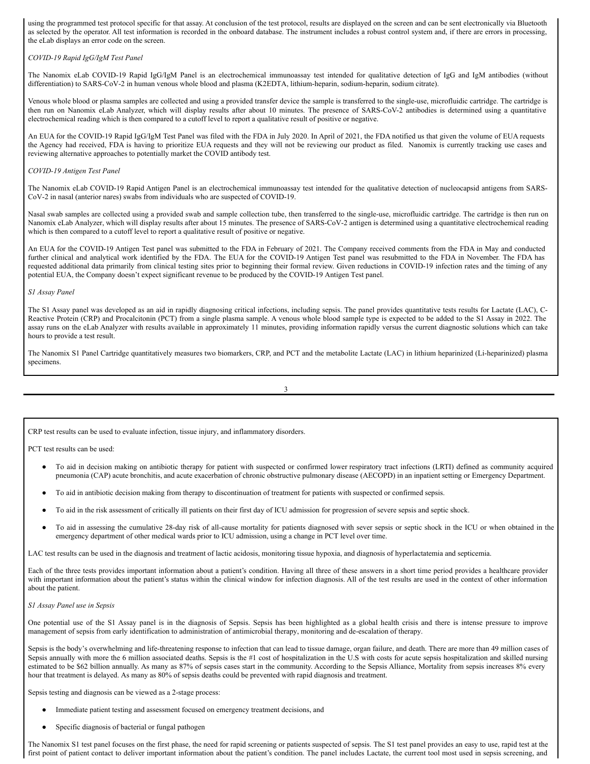using the programmed test protocol specific for that assay. At conclusion of the test protocol, results are displayed on the screen and can be sent electronically via Bluetooth as selected by the operator. All test information is recorded in the onboard database. The instrument includes a robust control system and, if there are errors in processing, the eLab displays an error code on the screen.

*COVID-19 Rapid IgG/IgM Test Panel*

The Nanomix eLab COVID-19 Rapid IgG/IgM Panel is an electrochemical immunoassay test intended for qualitative detection of IgG and IgM antibodies (without differentiation) to SARS-CoV-2 in human venous whole blood and plasma (K2EDTA, lithium-heparin, sodium-heparin, sodium citrate).

Venous whole blood or plasma samples are collected and using a provided transfer device the sample is transferred to the single-use, microfluidic cartridge. The cartridge is then run on Nanomix eLab Analyzer, which will display results after about 10 minutes. The presence of SARS-CoV-2 antibodies is determined using a quantitative electrochemical reading which is then compared to a cutoff level to report a qualitative result of positive or negative.

An EUA for the COVID-19 Rapid IgG/IgM Test Panel was filed with the FDA in July 2020. In April of 2021, the FDA notified us that given the volume of EUA requests the Agency had received, FDA is having to prioritize EUA requests and they will not be reviewing our product as filed. Nanomix is currently tracking use cases and reviewing alternative approaches to potentially market the COVID antibody test.

*COVID-19 Antigen Test Panel*

The Nanomix eLab COVID-19 Rapid Antigen Panel is an electrochemical immunoassay test intended for the qualitative detection of nucleocapsid antigens from SARS-CoV-2 in nasal (anterior nares) swabs from individuals who are suspected of COVID-19.

Nasal swab samples are collected using a provided swab and sample collection tube, then transferred to the single-use, microfluidic cartridge. The cartridge is then run on Nanomix eLab Analyzer, which will display results after about 15 minutes. The presence of SARS-CoV-2 antigen is determined using a quantitative electrochemical reading which is then compared to a cutoff level to report a qualitative result of positive or negative.

An EUA for the COVID-19 Antigen Test panel was submitted to the FDA in February of 2021. The Company received comments from the FDA in May and conducted further clinical and analytical work identified by the FDA. The EUA for the COVID-19 Antigen Test panel was resubmitted to the FDA in November. The FDA has requested additional data primarily from clinical testing sites prior to beginning their formal review. Given reductions in COVID-19 infection rates and the timing of any potential EUA, the Company doesn't expect significant revenue to be produced by the COVID-19 Antigen Test panel.

*S1 Assay Panel*

The S1 Assay panel was developed as an aid in rapidly diagnosing critical infections, including sepsis. The panel provides quantitative tests results for Lactate (LAC), C-Reactive Protein (CRP) and Procalcitonin (PCT) from a single plasma sample. A venous whole blood sample type is expected to be added to the S1 Assay in 2022. The assay runs on the eLab Analyzer with results available in approximately 11 minutes, providing information rapidly versus the current diagnostic solutions which can take hours to provide a test result.

The Nanomix S1 Panel Cartridge quantitatively measures two biomarkers, CRP, and PCT and the metabolite Lactate (LAC) in lithium heparinized (Li-heparinized) plasma specimens.

CRP test results can be used to evaluate infection, tissue injury, and inflammatory disorders.

PCT test results can be used:

- To aid in decision making on antibiotic therapy for patient with suspected or confirmed lower respiratory tract infections (LRTI) defined as community acquired pneumonia (CAP) acute bronchitis, and acute exacerbation of chronic obstructive pulmonary disease (AECOPD) in an inpatient setting or Emergency Department.
- To aid in antibiotic decision making from therapy to discontinuation of treatment for patients with suspected or confirmed sepsis.
- To aid in the risk assessment of critically ill patients on their first day of ICU admission for progression of severe sepsis and septic shock.
- To aid in assessing the cumulative 28-day risk of all-cause mortality for patients diagnosed with sever sepsis or septic shock in the ICU or when obtained in the emergency department of other medical wards prior to ICU admission, using a change in PCT level over time.

LAC test results can be used in the diagnosis and treatment of lactic acidosis, monitoring tissue hypoxia, and diagnosis of hyperlactatemia and septicemia.

Each of the three tests provides important information about a patient's condition. Having all three of these answers in a short time period provides a healthcare provider with important information about the patient's status within the clinical window for infection diagnosis. All of the test results are used in the context of other information about the patient.

*S1 Assay Panel use in Sepsis*

One potential use of the S1 Assay panel is in the diagnosis of Sepsis. Sepsis has been highlighted as a global health crisis and there is intense pressure to improve management of sepsis from early identification to administration of antimicrobial therapy, monitoring and de-escalation of therapy.

Sepsis is the body's overwhelming and life-threatening response to infection that can lead to tissue damage, organ failure, and death. There are more than 49 million cases of Sepsis annually with more the 6 million associated deaths. Sepsis is the #1 cost of hospitalization in the U.S with costs for acute sepsis hospitalization and skilled nursing estimated to be $62 billion annually. As many as 87% of sepsis cases start in the community. According to the Sepsis Alliance, Mortality from sepsis increases 8% every hour that treatment is delayed. As many as 80% of sepsis deaths could be prevented with rapid diagnosis and treatment.

Sepsis testing and diagnosis can be viewed as a 2-stage process:

- Immediate patient testing and assessment focused on emergency treatment decisions, and
- Specific diagnosis of bacterial or fungal pathogen

The Nanomix S1 test panel focuses on the first phase, the need for rapid screening or patients suspected of sepsis. The S1 test panel provides an easy to use, rapid test at the first point of patient contact to deliver important information about the patient's condition. The panel includes Lactate, the current tool most used in sepsis screening, and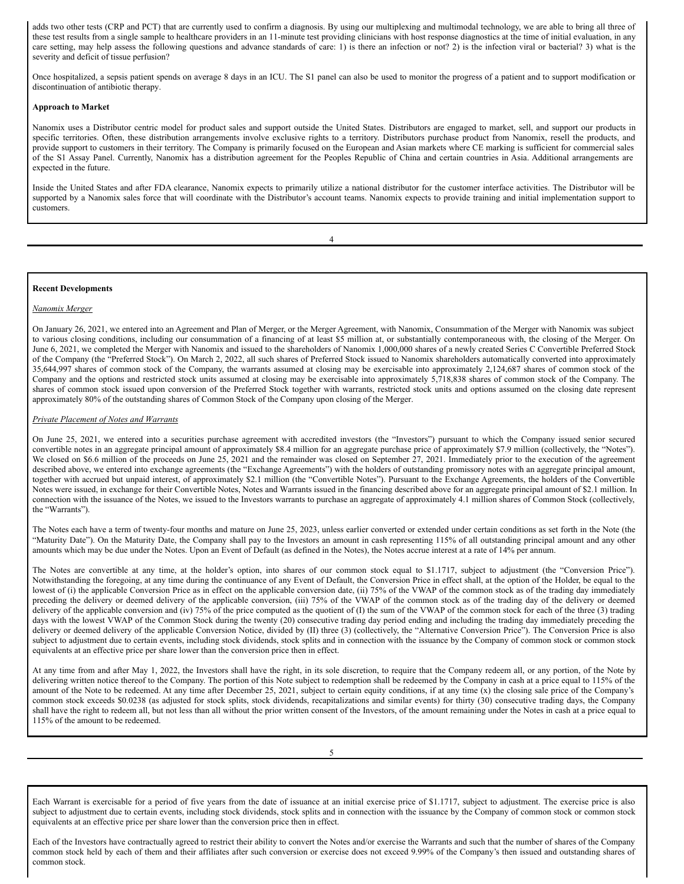adds two other tests (CRP and PCT) that are currently used to confirm a diagnosis. By using our multiplexing and multimodal technology, we are able to bring all three of these test results from a single sample to healthcare providers in an 11-minute test providing clinicians with host response diagnostics at the time of initial evaluation, in any care setting, may help assess the following questions and advance standards of care: 1) is there an infection or not? 2) is the infection viral or bacterial? 3) what is the severity and deficit of tissue perfusion?

Once hospitalized, a sepsis patient spends on average 8 days in an ICU. The S1 panel can also be used to monitor the progress of a patient and to support modification or discontinuation of antibiotic therapy.

**Approach to Market**

Nanomix uses a Distributor centric model for product sales and support outside the United States. Distributors are engaged to market, sell, and support our products in specific territories. Often, these distribution arrangements involve exclusive rights to a territory. Distributors purchase product from Nanomix, resell the products, and provide support to customers in their territory. The Company is primarily focused on the European and Asian markets where CE marking is sufficient for commercial sales of the S1 Assay Panel. Currently, Nanomix has a distribution agreement for the Peoples Republic of China and certain countries in Asia. Additional arrangements are expected in the future.

Inside the United States and after FDA clearance, Nanomix expects to primarily utilize a national distributor for the customer interface activities. The Distributor will be supported by a Nanomix sales force that will coordinate with the Distributor's account teams. Nanomix expects to provide training and initial implementation support to customers.

**Recent Developments**

*Nanomix Merger*

On January 26, 2021, we entered into an Agreement and Plan of Merger, or the Merger Agreement, with Nanomix, Consummation of the Merger with Nanomix was subject to various closing conditions, including our consummation of a financing of at least $5 million at, or substantially contemporaneous with, the closing of the Merger. On June 6, 2021, we completed the Merger with Nanomix and issued to the shareholders of Nanomix 1,000,000 shares of a newly created Series C Convertible Preferred Stock of the Company (the "Preferred Stock"). On March 2, 2022, all such shares of Preferred Stock issued to Nanomix shareholders automatically converted into approximately 35,644,997 shares of common stock of the Company, the warrants assumed at closing may be exercisable into approximately 2,124,687 shares of common stock of the Company and the options and restricted stock units assumed at closing may be exercisable into approximately 5,718,838 shares of common stock of the Company. The shares of common stock issued upon conversion of the Preferred Stock together with warrants, restricted stock units and options assumed on the closing date represent approximately 80% of the outstanding shares of Common Stock of the Company upon closing of the Merger.

*Private Placement of Notes and Warrants*

On June 25, 2021, we entered into a securities purchase agreement with accredited investors (the "Investors") pursuant to which the Company issued senior secured convertible notes in an aggregate principal amount of approximately $8.4 million for an aggregate purchase price of approximately $7.9 million (collectively, the "Notes"). We closed on $6.6 million of the proceeds on June 25, 2021 and the remainder was closed on September 27, 2021. Immediately prior to the execution of the agreement described above, we entered into exchange agreements (the "Exchange Agreements") with the holders of outstanding promissory notes with an aggregate principal amount, together with accrued but unpaid interest, of approximately $2.1 million (the "Convertible Notes"). Pursuant to the Exchange Agreements, the holders of the Convertible Notes were issued, in exchange for their Convertible Notes, Notes and Warrants issued in the financing described above for an aggregate principal amount of $2.1 million. In connection with the issuance of the Notes, we issued to the Investors warrants to purchase an aggregate of approximately 4.1 million shares of Common Stock (collectively, the "Warrants").

The Notes each have a term of twenty-four months and mature on June 25, 2023, unless earlier converted or extended under certain conditions as set forth in the Note (the "Maturity Date"). On the Maturity Date, the Company shall pay to the Investors an amount in cash representing 115% of all outstanding principal amount and any other amounts which may be due under the Notes. Upon an Event of Default (as defined in the Notes), the Notes accrue interest at a rate of 14% per annum.

The Notes are convertible at any time, at the holder's option, into shares of our common stock equal to $1.1717, subject to adjustment (the "Conversion Price"). Notwithstanding the foregoing, at any time during the continuance of any Event of Default, the Conversion Price in effect shall, at the option of the Holder, be equal to the lowest of (i) the applicable Conversion Price as in effect on the applicable conversion date, (ii) 75% of the VWAP of the common stock as of the trading day immediately preceding the delivery or deemed delivery of the applicable conversion, (iii) 75% of the VWAP of the common stock as of the trading day of the delivery or deemed delivery of the applicable conversion and (iv) 75% of the price computed as the quotient of (I) the sum of the VWAP of the common stock for each of the three (3) trading days with the lowest VWAP of the Common Stock during the twenty (20) consecutive trading day period ending and including the trading day immediately preceding the delivery or deemed delivery of the applicable Conversion Notice, divided by (II) three (3) (collectively, the "Alternative Conversion Price"). The Conversion Price is also subject to adjustment due to certain events, including stock dividends, stock splits and in connection with the issuance by the Company of common stock or common stock equivalents at an effective price per share lower than the conversion price then in effect.

At any time from and after May 1, 2022, the Investors shall have the right, in its sole discretion, to require that the Company redeem all, or any portion, of the Note by delivering written notice thereof to the Company. The portion of this Note subject to redemption shall be redeemed by the Company in cash at a price equal to 115% of the amount of the Note to be redeemed. At any time after December 25, 2021, subject to certain equity conditions, if at any time (x) the closing sale price of the Company's common stock exceeds $0.0238 (as adjusted for stock splits, stock dividends, recapitalizations and similar events) for thirty (30) consecutive trading days, the Company shall have the right to redeem all, but not less than all without the prior written consent of the Investors, of the amount remaining under the Notes in cash at a price equal to 115% of the amount to be redeemed.

Each Warrant is exercisable for a period of five years from the date of issuance at an initial exercise price of $1.1717, subject to adjustment. The exercise price is also subject to adjustment due to certain events, including stock dividends, stock splits and in connection with the issuance by the Company of common stock or common stock equivalents at an effective price per share lower than the conversion price then in effect.

Each of the Investors have contractually agreed to restrict their ability to convert the Notes and/or exercise the Warrants and such that the number of shares of the Company common stock held by each of them and their affiliates after such conversion or exercise does not exceed 9.99% of the Company's then issued and outstanding shares of common stock.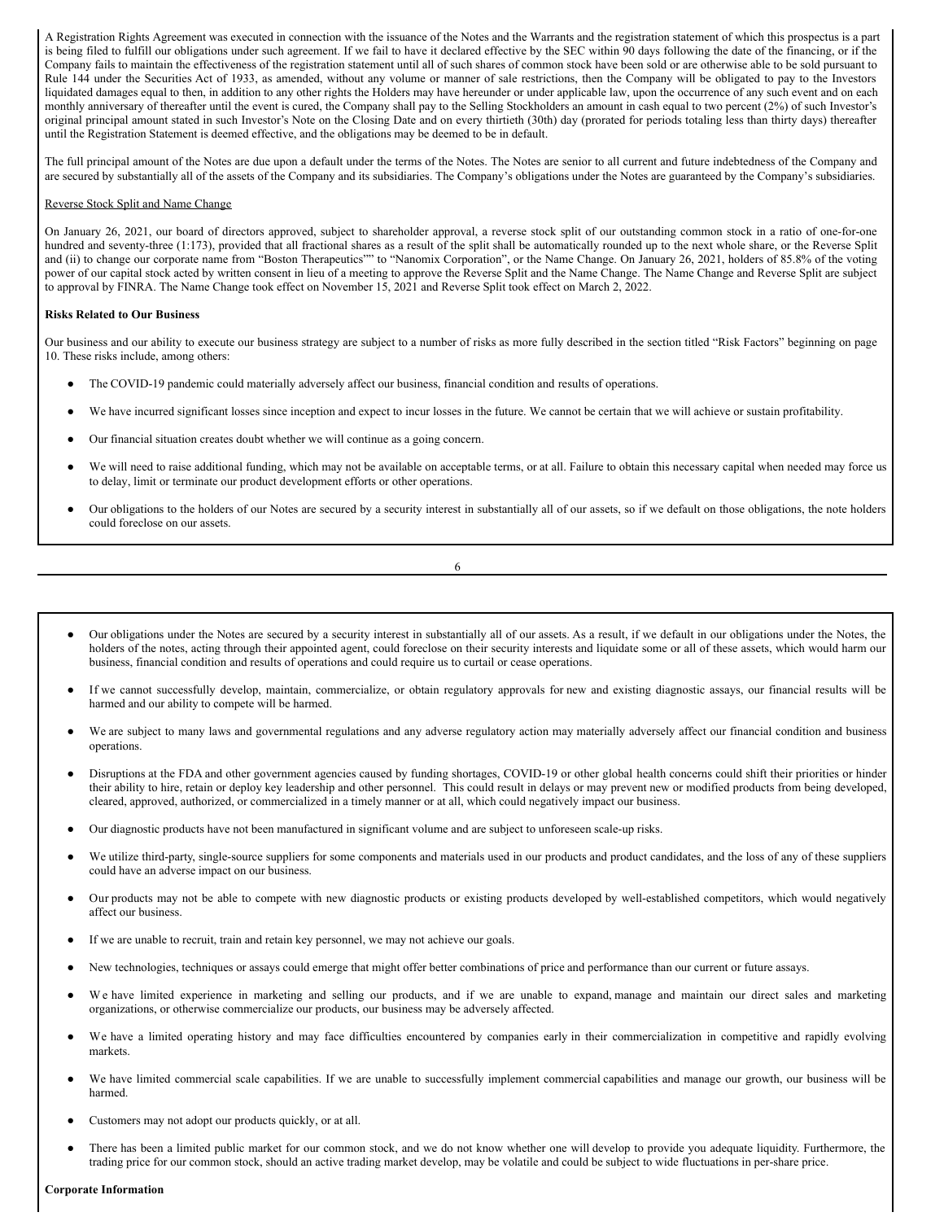A Registration Rights Agreement was executed in connection with the issuance of the Notes and the Warrants and the registration statement of which this prospectus is a part is being filed to fulfill our obligations under such agreement. If we fail to have it declared effective by the SEC within 90 days following the date of the financing, or if the Company fails to maintain the effectiveness of the registration statement until all of such shares of common stock have been sold or are otherwise able to be sold pursuant to Rule 144 under the Securities Act of 1933, as amended, without any volume or manner of sale restrictions, then the Company will be obligated to pay to the Investors liquidated damages equal to then, in addition to any other rights the Holders may have hereunder or under applicable law, upon the occurrence of any such event and on each monthly anniversary of thereafter until the event is cured, the Company shall pay to the Selling Stockholders an amount in cash equal to two percent (2%) of such Investor's original principal amount stated in such Investor's Note on the Closing Date and on every thirtieth (30th) day (prorated for periods totaling less than thirty days) thereafter until the Registration Statement is deemed effective, and the obligations may be deemed to be in default.

The full principal amount of the Notes are due upon a default under the terms of the Notes. The Notes are senior to all current and future indebtedness of the Company and are secured by substantially all of the assets of the Company and its subsidiaries. The Company's obligations under the Notes are guaranteed by the Company's subsidiaries.

Reverse Stock Split and Name Change

On January 26, 2021, our board of directors approved, subject to shareholder approval, a reverse stock split of our outstanding common stock in a ratio of one-for-one hundred and seventy-three (1:173), provided that all fractional shares as a result of the split shall be automatically rounded up to the next whole share, or the Reverse Split and (ii) to change our corporate name from "Boston Therapeutics"" to "Nanomix Corporation", or the Name Change. On January 26, 2021, holders of 85.8% of the voting power of our capital stock acted by written consent in lieu of a meeting to approve the Reverse Split and the Name Change. The Name Change and Reverse Split are subject to approval by FINRA. The Name Change took effect on November 15, 2021 and Reverse Split took effect on March 2, 2022.

**Risks Related to Our Business**

Our business and our ability to execute our business strategy are subject to a number of risks as more fully described in the section titled "Risk Factors" beginning on page 10. These risks include, among others:

- The COVID-19 pandemic could materially adversely affect our business, financial condition and results of operations.
- We have incurred significant losses since inception and expect to incur losses in the future. We cannot be certain that we will achieve or sustain profitability.
- Our financial situation creates doubt whether we will continue as a going concern.
- We will need to raise additional funding, which may not be available on acceptable terms, or at all. Failure to obtain this necessary capital when needed may force us to delay, limit or terminate our product development efforts or other operations.
- Our obligations to the holders of our Notes are secured by a security interest in substantially all of our assets, so if we default on those obligations, the note holders could foreclose on our assets.
- Our obligations under the Notes are secured by a security interest in substantially all of our assets. As a result, if we default in our obligations under the Notes, the holders of the notes, acting through their appointed agent, could foreclose on their security interests and liquidate some or all of these assets, which would harm our business, financial condition and results of operations and could require us to curtail or cease operations.
- If we cannot successfully develop, maintain, commercialize, or obtain regulatory approvals for new and existing diagnostic assays, our financial results will be harmed and our ability to compete will be harmed.
- We are subject to many laws and governmental regulations and any adverse regulatory action may materially adversely affect our financial condition and business operations.
- Disruptions at the FDA and other government agencies caused by funding shortages, COVID-19 or other global health concerns could shift their priorities or hinder their ability to hire, retain or deploy key leadership and other personnel. This could result in delays or may prevent new or modified products from being developed, cleared, approved, authorized, or commercialized in a timely manner or at all, which could negatively impact our business.
- Our diagnostic products have not been manufactured in significant volume and are subject to unforeseen scale-up risks.
- We utilize third-party, single-source suppliers for some components and materials used in our products and product candidates, and the loss of any of these suppliers could have an adverse impact on our business.
- Our products may not be able to compete with new diagnostic products or existing products developed by well-established competitors, which would negatively affect our business.
- If we are unable to recruit, train and retain key personnel, we may not achieve our goals.
- New technologies, techniques or assays could emerge that might offer better combinations of price and performance than our current or future assays.
- We have limited experience in marketing and selling our products, and if we are unable to expand, manage and maintain our direct sales and marketing organizations, or otherwise commercialize our products, our business may be adversely affected.
- We have a limited operating history and may face difficulties encountered by companies early in their commercialization in competitive and rapidly evolving markets.
- We have limited commercial scale capabilities. If we are unable to successfully implement commercial capabilities and manage our growth, our business will be harmed.
- Customers may not adopt our products quickly, or at all.
- There has been a limited public market for our common stock, and we do not know whether one will develop to provide you adequate liquidity. Furthermore, the trading price for our common stock, should an active trading market develop, may be volatile and could be subject to wide fluctuations in per-share price.

**Corporate Information**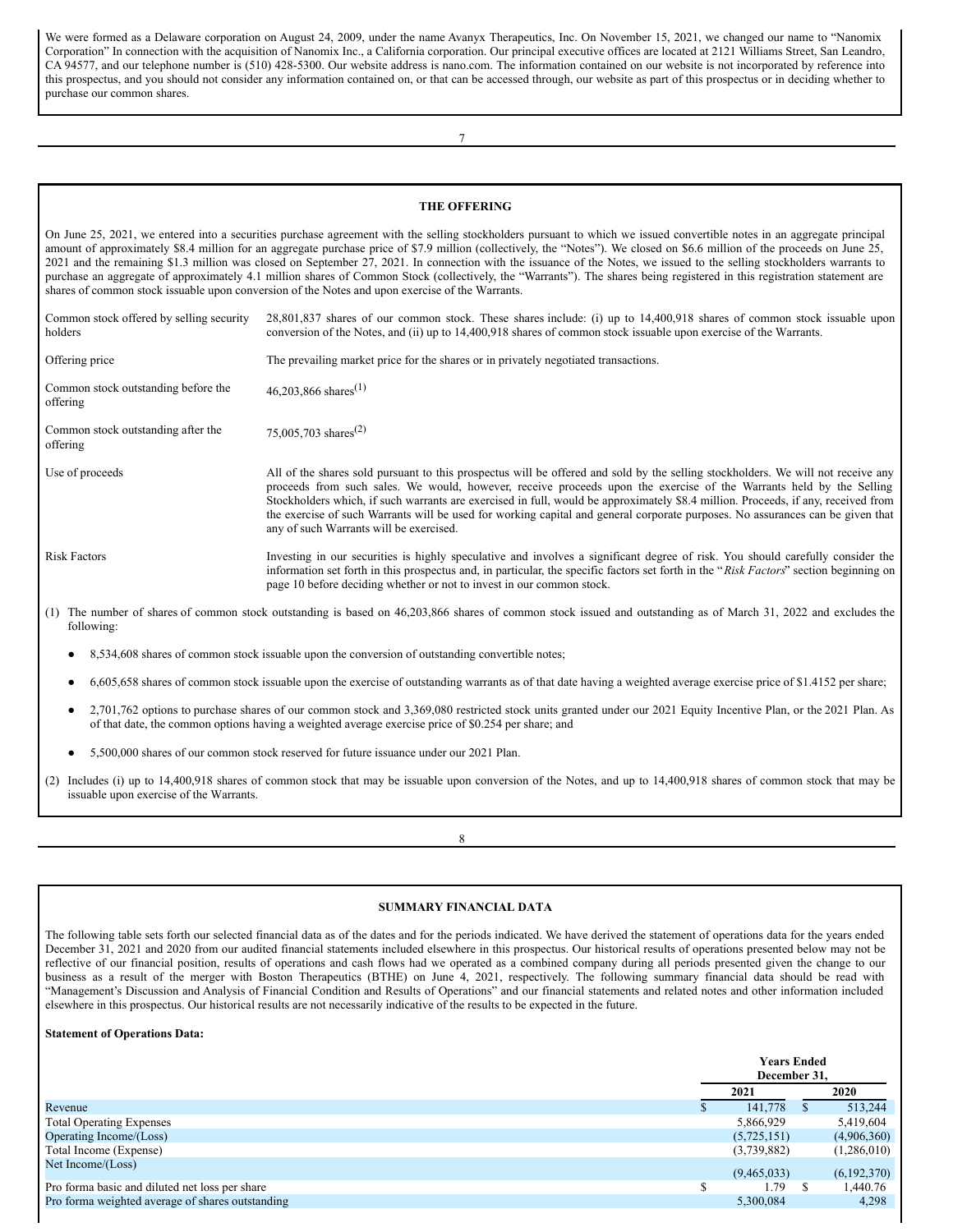We were formed as a Delaware corporation on August 24, 2009, under the name Avanyx Therapeutics, Inc. On November 15, 2021, we changed our name to "Nanomix Corporation" In connection with the acquisition of Nanomix Inc., a California corporation. Our principal executive offices are located at 2121 Williams Street, San Leandro, CA 94577, and our telephone number is (510) 428-5300. Our website address is nano.com. The information contained on our website is not incorporated by reference into this prospectus, and you should not consider any information contained on, or that can be accessed through, our website as part of this prospectus or in deciding whether to purchase our common shares.

## THE OFFERING

On June 25, 2021, we entered into a securities purchase agreement with the selling stockholders pursuant to which we issued convertible notes in an aggregate principal amount of approximately $8.4 million for an aggregate purchase price of $7.9 million (collectively, the "Notes"). We closed on $6.6 million of the proceeds on June 25, 2021 and the remaining $1.3 million was closed on September 27, 2021. In connection with the issuance of the Notes, we issued to the selling stockholders warrants to purchase an aggregate of approximately 4.1 million shares of Common Stock (collectively, the "Warrants"). The shares being registered in this registration statement are shares of common stock issuable upon conversion of the Notes and upon exercise of the Warrants.

| | |
|---|---|
| Common stock offered by selling security holders | 28,801,837 shares of our common stock. These shares include: (i) up to 14,400,918 shares of common stock issuable upon conversion of the Notes, and (ii) up to 14,400,918 shares of common stock issuable upon exercise of the Warrants. |
| Offering price | The prevailing market price for the shares or in privately negotiated transactions. |
| Common stock outstanding before the offering | 46,203,866 shares(1) |
| Common stock outstanding after the offering | 75,005,703 shares(2) |
| Use of proceeds | All of the shares sold pursuant to this prospectus will be offered and sold by the selling stockholders. We will not receive any proceeds from such sales. We would, however, receive proceeds upon the exercise of the Warrants held by the Selling Stockholders which, if such warrants are exercised in full, would be approximately $8.4 million. Proceeds, if any, received from the exercise of such Warrants will be used for working capital and general corporate purposes. No assurances can be given that any of such Warrants will be exercised. |
| Risk Factors | Investing in our securities is highly speculative and involves a significant degree of risk. You should carefully consider the information set forth in this prospectus and, in particular, the specific factors set forth in the "*Risk Factors*" section beginning on page 10 before deciding whether or not to invest in our common stock. |

(1) The number of shares of common stock outstanding is based on 46,203,866 shares of common stock issued and outstanding as of March 31, 2022 and excludes the following:

- 8,534,608 shares of common stock issuable upon the conversion of outstanding convertible notes;
- 6,605,658 shares of common stock issuable upon the exercise of outstanding warrants as of that date having a weighted average exercise price of $1.4152 per share;
- 2,701,762 options to purchase shares of our common stock and 3,369,080 restricted stock units granted under our 2021 Equity Incentive Plan, or the 2021 Plan. As of that date, the common options having a weighted average exercise price of $0.254 per share; and
- 5,500,000 shares of our common stock reserved for future issuance under our 2021 Plan.

(2) Includes (i) up to 14,400,918 shares of common stock that may be issuable upon conversion of the Notes, and up to 14,400,918 shares of common stock that may be issuable upon exercise of the Warrants.

## SUMMARY FINANCIAL DATA

The following table sets forth our selected financial data as of the dates and for the periods indicated. We have derived the statement of operations data for the years ended December 31, 2021 and 2020 from our audited financial statements included elsewhere in this prospectus. Our historical results of operations presented below may not be reflective of our financial position, results of operations and cash flows had we operated as a combined company during all periods presented given the change to our business as a result of the merger with Boston Therapeutics (BTHE) on June 4, 2021, respectively. The following summary financial data should be read with "Management's Discussion and Analysis of Financial Condition and Results of Operations" and our financial statements and related notes and other information included elsewhere in this prospectus. Our historical results are not necessarily indicative of the results to be expected in the future.

**Statement of Operations Data:**

| | Years Ended December 31, | |
|---|---|---|
| | 2021 | 2020 |
| Revenue | $ 141,778 | $ 513,244 |
| Total Operating Expenses | 5,866,929 | 5,419,604 |
| Operating Income/(Loss) | (5,725,151) | (4,906,360) |
| Total Income (Expense) | (3,739,882) | (1,286,010) |
| Net Income/(Loss) | (9,465,033) | (6,192,370) |
| Pro forma basic and diluted net loss per share | $ 1.79 | $ 1,440.76 |
| Pro forma weighted average of shares outstanding | 5,300,084 | 4,298 |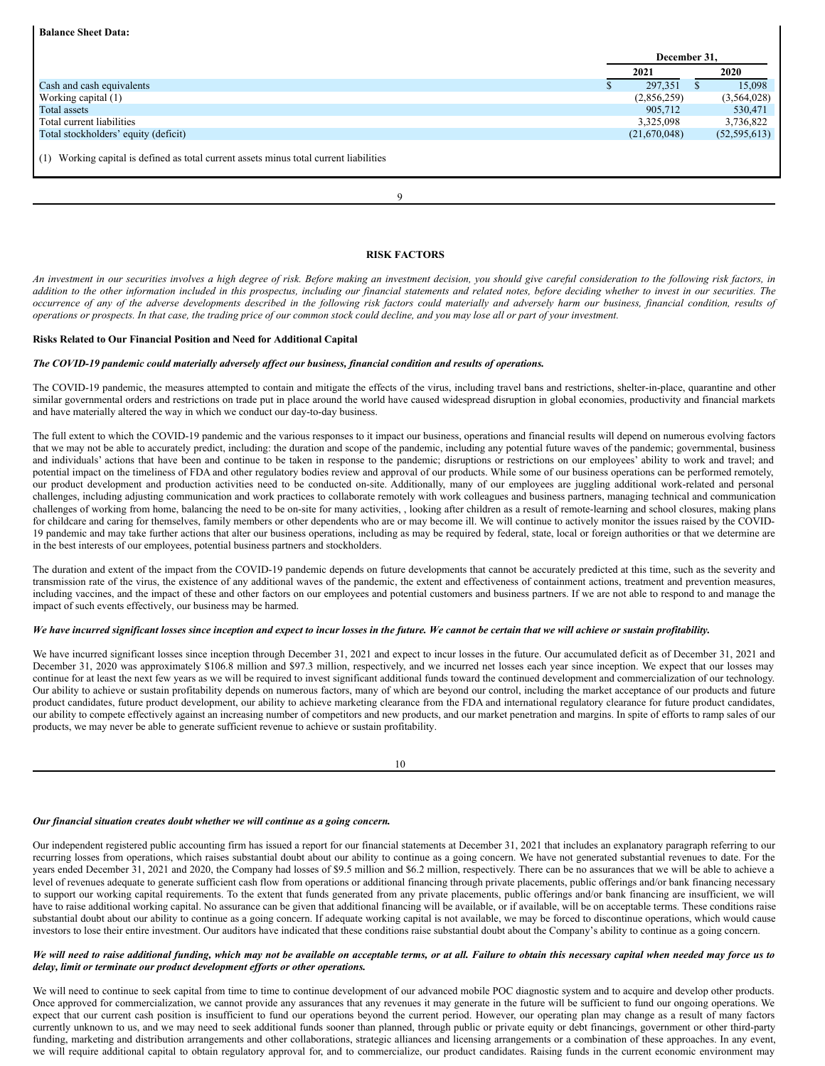**Balance Sheet Data:**

| | December 31, | |
|---|---|---|
| | 2021 | 2020 |
| Cash and cash equivalents | $ 297,351 | $ 15,098 |
| Working capital (1) | (2,856,259) | (3,564,028) |
| Total assets | 905,712 | 530,471 |
| Total current liabilities | 3,325,098 | 3,736,822 |
| Total stockholders' equity (deficit) | (21,670,048) | (52,595,613) |

(1) Working capital is defined as total current assets minus total current liabilities

## RISK FACTORS

*An investment in our securities involves a high degree of risk. Before making an investment decision, you should give careful consideration to the following risk factors, in addition to the other information included in this prospectus, including our financial statements and related notes, before deciding whether to invest in our securities. The occurrence of any of the adverse developments described in the following risk factors could materially and adversely harm our business, financial condition, results of operations or prospects. In that case, the trading price of our common stock could decline, and you may lose all or part of your investment.*

### Risks Related to Our Financial Position and Need for Additional Capital

***The COVID-19 pandemic could materially adversely affect our business, financial condition and results of operations.***

The COVID-19 pandemic, the measures attempted to contain and mitigate the effects of the virus, including travel bans and restrictions, shelter-in-place, quarantine and other similar governmental orders and restrictions on trade put in place around the world have caused widespread disruption in global economies, productivity and financial markets and have materially altered the way in which we conduct our day-to-day business.

The full extent to which the COVID-19 pandemic and the various responses to it impact our business, operations and financial results will depend on numerous evolving factors that we may not be able to accurately predict, including: the duration and scope of the pandemic, including any potential future waves of the pandemic; governmental, business and individuals' actions that have been and continue to be taken in response to the pandemic; disruptions or restrictions on our employees' ability to work and travel; and potential impact on the timeliness of FDA and other regulatory bodies review and approval of our products. While some of our business operations can be performed remotely, our product development and production activities need to be conducted on-site. Additionally, many of our employees are juggling additional work-related and personal challenges, including adjusting communication and work practices to collaborate remotely with work colleagues and business partners, managing technical and communication challenges of working from home, balancing the need to be on-site for many activities, , looking after children as a result of remote-learning and school closures, making plans for childcare and caring for themselves, family members or other dependents who are or may become ill. We will continue to actively monitor the issues raised by the COVID-19 pandemic and may take further actions that alter our business operations, including as may be required by federal, state, local or foreign authorities or that we determine are in the best interests of our employees, potential business partners and stockholders.

The duration and extent of the impact from the COVID-19 pandemic depends on future developments that cannot be accurately predicted at this time, such as the severity and transmission rate of the virus, the existence of any additional waves of the pandemic, the extent and effectiveness of containment actions, treatment and prevention measures, including vaccines, and the impact of these and other factors on our employees and potential customers and business partners. If we are not able to respond to and manage the impact of such events effectively, our business may be harmed.

***We have incurred significant losses since inception and expect to incur losses in the future. We cannot be certain that we will achieve or sustain profitability.***

We have incurred significant losses since inception through December 31, 2021 and expect to incur losses in the future. Our accumulated deficit as of December 31, 2021 and December 31, 2020 was approximately $106.8 million and $97.3 million, respectively, and we incurred net losses each year since inception. We expect that our losses may continue for at least the next few years as we will be required to invest significant additional funds toward the continued development and commercialization of our technology. Our ability to achieve or sustain profitability depends on numerous factors, many of which are beyond our control, including the market acceptance of our products and future product candidates, future product development, our ability to achieve marketing clearance from the FDA and international regulatory clearance for future product candidates, our ability to compete effectively against an increasing number of competitors and new products, and our market penetration and margins. In spite of efforts to ramp sales of our products, we may never be able to generate sufficient revenue to achieve or sustain profitability.

***Our financial situation creates doubt whether we will continue as a going concern.***

Our independent registered public accounting firm has issued a report for our financial statements at December 31, 2021 that includes an explanatory paragraph referring to our recurring losses from operations, which raises substantial doubt about our ability to continue as a going concern. We have not generated substantial revenues to date. For the years ended December 31, 2021 and 2020, the Company had losses of $9.5 million and $6.2 million, respectively. There can be no assurances that we will be able to achieve a level of revenues adequate to generate sufficient cash flow from operations or additional financing through private placements, public offerings and/or bank financing necessary to support our working capital requirements. To the extent that funds generated from any private placements, public offerings and/or bank financing are insufficient, we will have to raise additional working capital. No assurance can be given that additional financing will be available, or if available, will be on acceptable terms. These conditions raise substantial doubt about our ability to continue as a going concern. If adequate working capital is not available, we may be forced to discontinue operations, which would cause investors to lose their entire investment. Our auditors have indicated that these conditions raise substantial doubt about the Company's ability to continue as a going concern.

***We will need to raise additional funding, which may not be available on acceptable terms, or at all. Failure to obtain this necessary capital when needed may force us to delay, limit or terminate our product development efforts or other operations.***

We will need to continue to seek capital from time to time to continue development of our advanced mobile POC diagnostic system and to acquire and develop other products. Once approved for commercialization, we cannot provide any assurances that any revenues it may generate in the future will be sufficient to fund our ongoing operations. We expect that our current cash position is insufficient to fund our operations beyond the current period. However, our operating plan may change as a result of many factors currently unknown to us, and we may need to seek additional funds sooner than planned, through public or private equity or debt financings, government or other third-party funding, marketing and distribution arrangements and other collaborations, strategic alliances and licensing arrangements or a combination of these approaches. In any event, we will require additional capital to obtain regulatory approval for, and to commercialize, our product candidates. Raising funds in the current economic environment may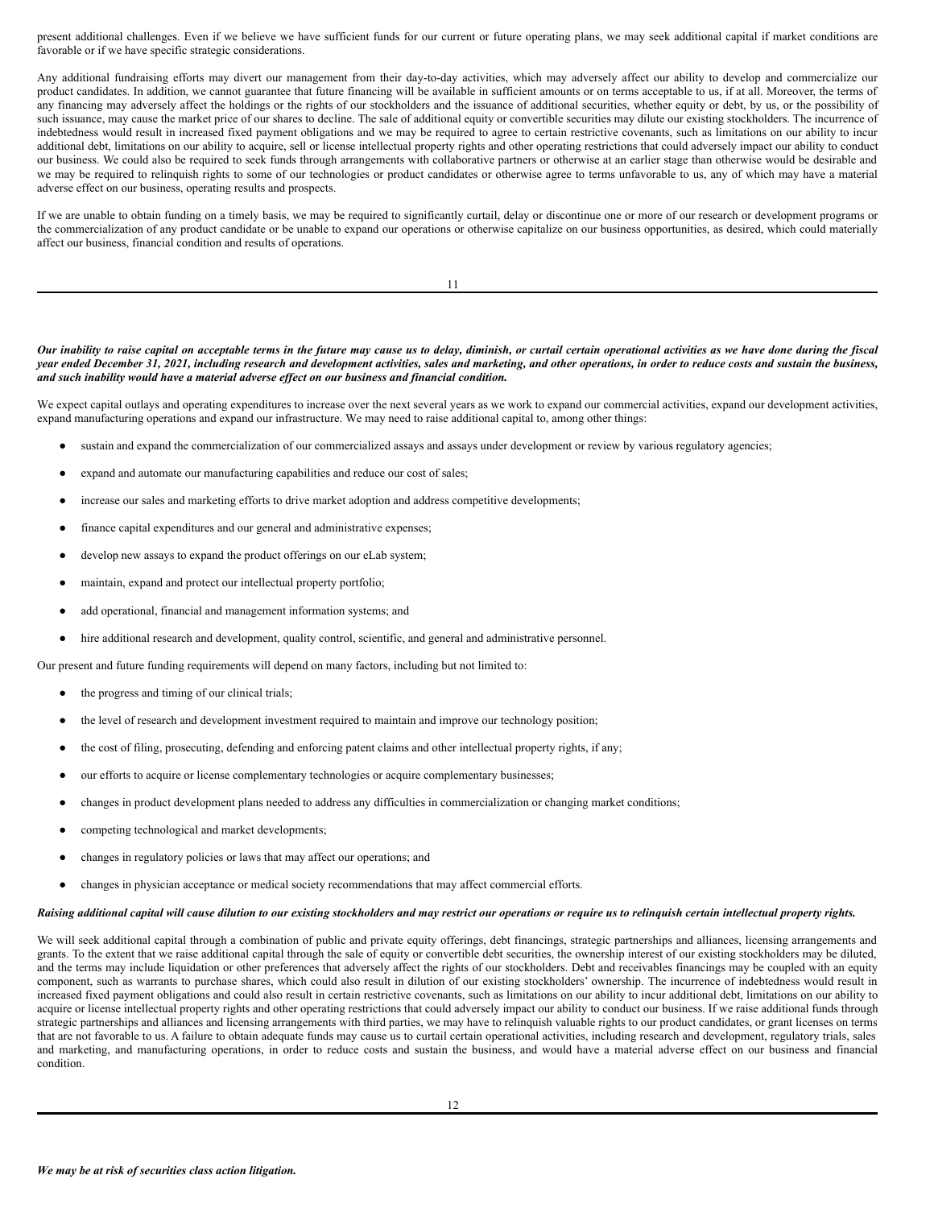present additional challenges. Even if we believe we have sufficient funds for our current or future operating plans, we may seek additional capital if market conditions are favorable or if we have specific strategic considerations.

Any additional fundraising efforts may divert our management from their day-to-day activities, which may adversely affect our ability to develop and commercialize our product candidates. In addition, we cannot guarantee that future financing will be available in sufficient amounts or on terms acceptable to us, if at all. Moreover, the terms of any financing may adversely affect the holdings or the rights of our stockholders and the issuance of additional securities, whether equity or debt, by us, or the possibility of such issuance, may cause the market price of our shares to decline. The sale of additional equity or convertible securities may dilute our existing stockholders. The incurrence of indebtedness would result in increased fixed payment obligations and we may be required to agree to certain restrictive covenants, such as limitations on our ability to incur additional debt, limitations on our ability to acquire, sell or license intellectual property rights and other operating restrictions that could adversely impact our ability to conduct our business. We could also be required to seek funds through arrangements with collaborative partners or otherwise at an earlier stage than otherwise would be desirable and we may be required to relinquish rights to some of our technologies or product candidates or otherwise agree to terms unfavorable to us, any of which may have a material adverse effect on our business, operating results and prospects.

If we are unable to obtain funding on a timely basis, we may be required to significantly curtail, delay or discontinue one or more of our research or development programs or the commercialization of any product candidate or be unable to expand our operations or otherwise capitalize on our business opportunities, as desired, which could materially affect our business, financial condition and results of operations.

***Our inability to raise capital on acceptable terms in the future may cause us to delay, diminish, or curtail certain operational activities as we have done during the fiscal year ended December 31, 2021, including research and development activities, sales and marketing, and other operations, in order to reduce costs and sustain the business, and such inability would have a material adverse effect on our business and financial condition.***

We expect capital outlays and operating expenditures to increase over the next several years as we work to expand our commercial activities, expand our development activities, expand manufacturing operations and expand our infrastructure. We may need to raise additional capital to, among other things:

- sustain and expand the commercialization of our commercialized assays and assays under development or review by various regulatory agencies;
- expand and automate our manufacturing capabilities and reduce our cost of sales;
- increase our sales and marketing efforts to drive market adoption and address competitive developments;
- finance capital expenditures and our general and administrative expenses;
- develop new assays to expand the product offerings on our eLab system;
- maintain, expand and protect our intellectual property portfolio;
- add operational, financial and management information systems; and
- hire additional research and development, quality control, scientific, and general and administrative personnel.

Our present and future funding requirements will depend on many factors, including but not limited to:

- the progress and timing of our clinical trials;
- the level of research and development investment required to maintain and improve our technology position;
- the cost of filing, prosecuting, defending and enforcing patent claims and other intellectual property rights, if any;
- our efforts to acquire or license complementary technologies or acquire complementary businesses;
- changes in product development plans needed to address any difficulties in commercialization or changing market conditions;
- competing technological and market developments;
- changes in regulatory policies or laws that may affect our operations; and
- changes in physician acceptance or medical society recommendations that may affect commercial efforts.

***Raising additional capital will cause dilution to our existing stockholders and may restrict our operations or require us to relinquish certain intellectual property rights.***

We will seek additional capital through a combination of public and private equity offerings, debt financings, strategic partnerships and alliances, licensing arrangements and grants. To the extent that we raise additional capital through the sale of equity or convertible debt securities, the ownership interest of our existing stockholders may be diluted, and the terms may include liquidation or other preferences that adversely affect the rights of our stockholders. Debt and receivables financings may be coupled with an equity component, such as warrants to purchase shares, which could also result in dilution of our existing stockholders' ownership. The incurrence of indebtedness would result in increased fixed payment obligations and could also result in certain restrictive covenants, such as limitations on our ability to incur additional debt, limitations on our ability to acquire or license intellectual property rights and other operating restrictions that could adversely impact our ability to conduct our business. If we raise additional funds through strategic partnerships and alliances and licensing arrangements with third parties, we may have to relinquish valuable rights to our product candidates, or grant licenses on terms that are not favorable to us. A failure to obtain adequate funds may cause us to curtail certain operational activities, including research and development, regulatory trials, sales and marketing, and manufacturing operations, in order to reduce costs and sustain the business, and would have a material adverse effect on our business and financial condition.

***We may be at risk of securities class action litigation.***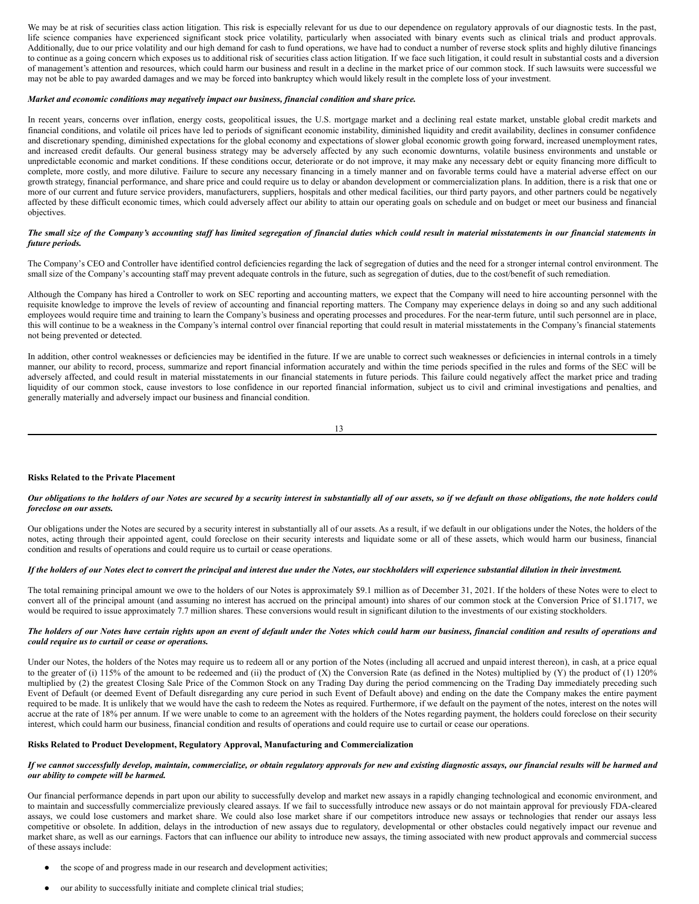We may be at risk of securities class action litigation. This risk is especially relevant for us due to our dependence on regulatory approvals of our diagnostic tests. In the past, life science companies have experienced significant stock price volatility, particularly when associated with binary events such as clinical trials and product approvals. Additionally, due to our price volatility and our high demand for cash to fund operations, we have had to conduct a number of reverse stock splits and highly dilutive financings to continue as a going concern which exposes us to additional risk of securities class action litigation. If we face such litigation, it could result in substantial costs and a diversion of management's attention and resources, which could harm our business and result in a decline in the market price of our common stock. If such lawsuits were successful we may not be able to pay awarded damages and we may be forced into bankruptcy which would likely result in the complete loss of your investment.

***Market and economic conditions may negatively impact our business, financial condition and share price.***

In recent years, concerns over inflation, energy costs, geopolitical issues, the U.S. mortgage market and a declining real estate market, unstable global credit markets and financial conditions, and volatile oil prices have led to periods of significant economic instability, diminished liquidity and credit availability, declines in consumer confidence and discretionary spending, diminished expectations for the global economy and expectations of slower global economic growth going forward, increased unemployment rates, and increased credit defaults. Our general business strategy may be adversely affected by any such economic downturns, volatile business environments and unstable or unpredictable economic and market conditions. If these conditions occur, deteriorate or do not improve, it may make any necessary debt or equity financing more difficult to complete, more costly, and more dilutive. Failure to secure any necessary financing in a timely manner and on favorable terms could have a material adverse effect on our growth strategy, financial performance, and share price and could require us to delay or abandon development or commercialization plans. In addition, there is a risk that one or more of our current and future service providers, manufacturers, suppliers, hospitals and other medical facilities, our third party payors, and other partners could be negatively affected by these difficult economic times, which could adversely affect our ability to attain our operating goals on schedule and on budget or meet our business and financial objectives.

***The small size of the Company's accounting staff has limited segregation of financial duties which could result in material misstatements in our financial statements in future periods.***

The Company's CEO and Controller have identified control deficiencies regarding the lack of segregation of duties and the need for a stronger internal control environment. The small size of the Company's accounting staff may prevent adequate controls in the future, such as segregation of duties, due to the cost/benefit of such remediation.

Although the Company has hired a Controller to work on SEC reporting and accounting matters, we expect that the Company will need to hire accounting personnel with the requisite knowledge to improve the levels of review of accounting and financial reporting matters. The Company may experience delays in doing so and any such additional employees would require time and training to learn the Company's business and operating processes and procedures. For the near-term future, until such personnel are in place, this will continue to be a weakness in the Company's internal control over financial reporting that could result in material misstatements in the Company's financial statements not being prevented or detected.

In addition, other control weaknesses or deficiencies may be identified in the future. If we are unable to correct such weaknesses or deficiencies in internal controls in a timely manner, our ability to record, process, summarize and report financial information accurately and within the time periods specified in the rules and forms of the SEC will be adversely affected, and could result in material misstatements in our financial statements in future periods. This failure could negatively affect the market price and trading liquidity of our common stock, cause investors to lose confidence in our reported financial information, subject us to civil and criminal investigations and penalties, and generally materially and adversely impact our business and financial condition.

**Risks Related to the Private Placement**

***Our obligations to the holders of our Notes are secured by a security interest in substantially all of our assets, so if we default on those obligations, the note holders could foreclose on our assets.***

Our obligations under the Notes are secured by a security interest in substantially all of our assets. As a result, if we default in our obligations under the Notes, the holders of the notes, acting through their appointed agent, could foreclose on their security interests and liquidate some or all of these assets, which would harm our business, financial condition and results of operations and could require us to curtail or cease operations.

***If the holders of our Notes elect to convert the principal and interest due under the Notes, our stockholders will experience substantial dilution in their investment.***

The total remaining principal amount we owe to the holders of our Notes is approximately $9.1 million as of December 31, 2021. If the holders of these Notes were to elect to convert all of the principal amount (and assuming no interest has accrued on the principal amount) into shares of our common stock at the Conversion Price of $1.1717, we would be required to issue approximately 7.7 million shares. These conversions would result in significant dilution to the investments of our existing stockholders.

***The holders of our Notes have certain rights upon an event of default under the Notes which could harm our business, financial condition and results of operations and could require us to curtail or cease operations.***

Under our Notes, the holders of the Notes may require us to redeem all or any portion of the Notes (including all accrued and unpaid interest thereon), in cash, at a price equal to the greater of (i) 115% of the amount to be redeemed and (ii) the product of (X) the Conversion Rate (as defined in the Notes) multiplied by (Y) the product of (1) 120% multiplied by (2) the greatest Closing Sale Price of the Common Stock on any Trading Day during the period commencing on the Trading Day immediately preceding such Event of Default (or deemed Event of Default disregarding any cure period in such Event of Default above) and ending on the date the Company makes the entire payment required to be made. It is unlikely that we would have the cash to redeem the Notes as required. Furthermore, if we default on the payment of the notes, interest on the notes will accrue at the rate of 18% per annum. If we were unable to come to an agreement with the holders of the Notes regarding payment, the holders could foreclose on their security interest, which could harm our business, financial condition and results of operations and could require us to curtail or cease our operations.

**Risks Related to Product Development, Regulatory Approval, Manufacturing and Commercialization**

***If we cannot successfully develop, maintain, commercialize, or obtain regulatory approvals for new and existing diagnostic assays, our financial results will be harmed and our ability to compete will be harmed.***

Our financial performance depends in part upon our ability to successfully develop and market new assays in a rapidly changing technological and economic environment, and to maintain and successfully commercialize previously cleared assays. If we fail to successfully introduce new assays or do not maintain approval for previously FDA-cleared assays, we could lose customers and market share. We could also lose market share if our competitors introduce new assays or technologies that render our assays less competitive or obsolete. In addition, delays in the introduction of new assays due to regulatory, developmental or other obstacles could negatively impact our revenue and market share, as well as our earnings. Factors that can influence our ability to introduce new assays, the timing associated with new product approvals and commercial success of these assays include:

- the scope of and progress made in our research and development activities;
- our ability to successfully initiate and complete clinical trial studies;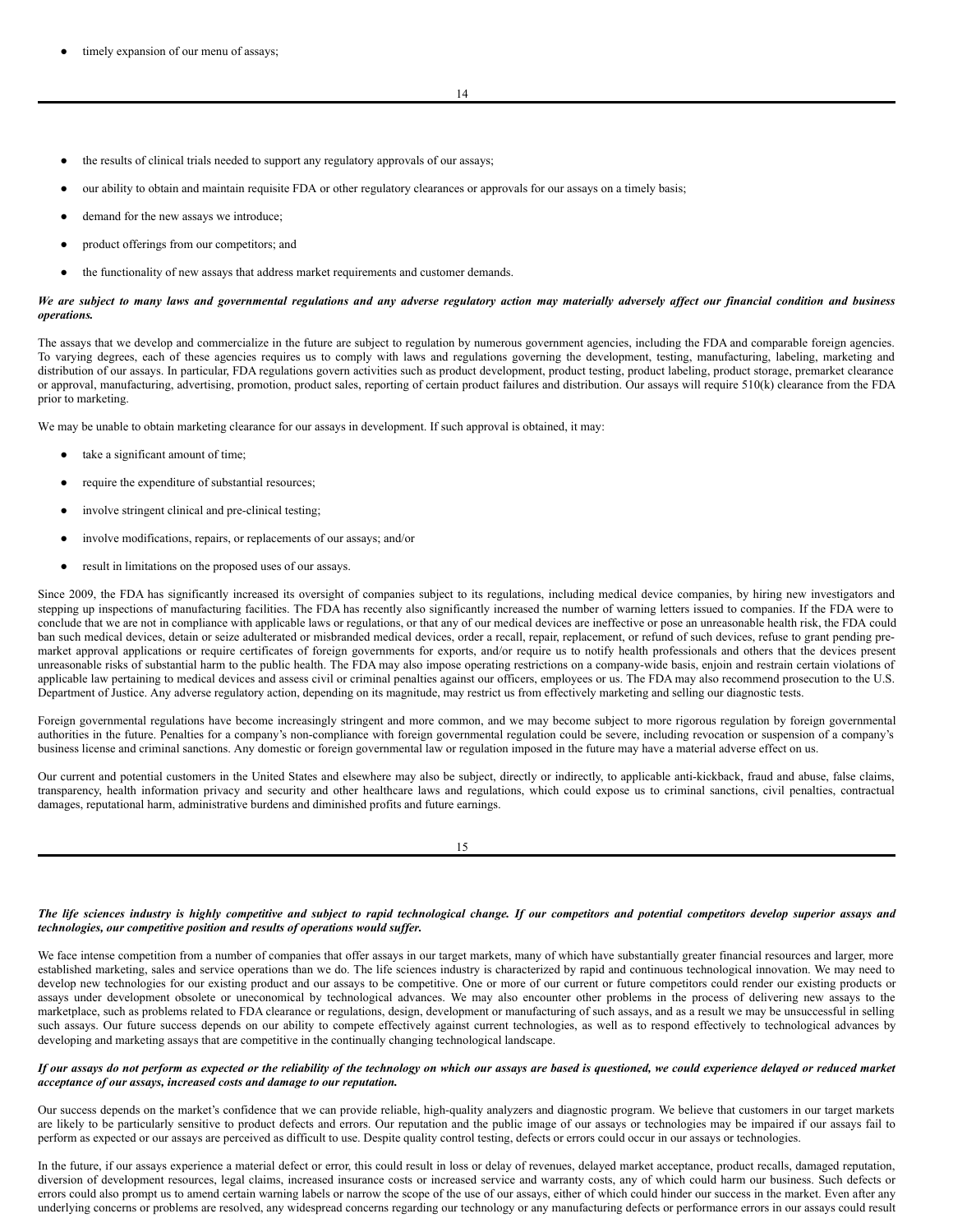- timely expansion of our menu of assays;

- the results of clinical trials needed to support any regulatory approvals of our assays;
- our ability to obtain and maintain requisite FDA or other regulatory clearances or approvals for our assays on a timely basis;
- demand for the new assays we introduce;
- product offerings from our competitors; and
- the functionality of new assays that address market requirements and customer demands.

***We are subject to many laws and governmental regulations and any adverse regulatory action may materially adversely affect our financial condition and business operations.***

The assays that we develop and commercialize in the future are subject to regulation by numerous government agencies, including the FDA and comparable foreign agencies. To varying degrees, each of these agencies requires us to comply with laws and regulations governing the development, testing, manufacturing, labeling, marketing and distribution of our assays. In particular, FDA regulations govern activities such as product development, product testing, product labeling, product storage, premarket clearance or approval, manufacturing, advertising, promotion, product sales, reporting of certain product failures and distribution. Our assays will require 510(k) clearance from the FDA prior to marketing.

We may be unable to obtain marketing clearance for our assays in development. If such approval is obtained, it may:

- take a significant amount of time;
- require the expenditure of substantial resources;
- involve stringent clinical and pre-clinical testing;
- involve modifications, repairs, or replacements of our assays; and/or
- result in limitations on the proposed uses of our assays.

Since 2009, the FDA has significantly increased its oversight of companies subject to its regulations, including medical device companies, by hiring new investigators and stepping up inspections of manufacturing facilities. The FDA has recently also significantly increased the number of warning letters issued to companies. If the FDA were to conclude that we are not in compliance with applicable laws or regulations, or that any of our medical devices are ineffective or pose an unreasonable health risk, the FDA could ban such medical devices, detain or seize adulterated or misbranded medical devices, order a recall, repair, replacement, or refund of such devices, refuse to grant pending pre-market approval applications or require certificates of foreign governments for exports, and/or require us to notify health professionals and others that the devices present unreasonable risks of substantial harm to the public health. The FDA may also impose operating restrictions on a company-wide basis, enjoin and restrain certain violations of applicable law pertaining to medical devices and assess civil or criminal penalties against our officers, employees or us. The FDA may also recommend prosecution to the U.S. Department of Justice. Any adverse regulatory action, depending on its magnitude, may restrict us from effectively marketing and selling our diagnostic tests.

Foreign governmental regulations have become increasingly stringent and more common, and we may become subject to more rigorous regulation by foreign governmental authorities in the future. Penalties for a company's non-compliance with foreign governmental regulation could be severe, including revocation or suspension of a company's business license and criminal sanctions. Any domestic or foreign governmental law or regulation imposed in the future may have a material adverse effect on us.

Our current and potential customers in the United States and elsewhere may also be subject, directly or indirectly, to applicable anti-kickback, fraud and abuse, false claims, transparency, health information privacy and security and other healthcare laws and regulations, which could expose us to criminal sanctions, civil penalties, contractual damages, reputational harm, administrative burdens and diminished profits and future earnings.

***The life sciences industry is highly competitive and subject to rapid technological change. If our competitors and potential competitors develop superior assays and technologies, our competitive position and results of operations would suffer.***

We face intense competition from a number of companies that offer assays in our target markets, many of which have substantially greater financial resources and larger, more established marketing, sales and service operations than we do. The life sciences industry is characterized by rapid and continuous technological innovation. We may need to develop new technologies for our existing product and our assays to be competitive. One or more of our current or future competitors could render our existing products or assays under development obsolete or uneconomical by technological advances. We may also encounter other problems in the process of delivering new assays to the marketplace, such as problems related to FDA clearance or regulations, design, development or manufacturing of such assays, and as a result we may be unsuccessful in selling such assays. Our future success depends on our ability to compete effectively against current technologies, as well as to respond effectively to technological advances by developing and marketing assays that are competitive in the continually changing technological landscape.

***If our assays do not perform as expected or the reliability of the technology on which our assays are based is questioned, we could experience delayed or reduced market acceptance of our assays, increased costs and damage to our reputation.***

Our success depends on the market's confidence that we can provide reliable, high-quality analyzers and diagnostic program. We believe that customers in our target markets are likely to be particularly sensitive to product defects and errors. Our reputation and the public image of our assays or technologies may be impaired if our assays fail to perform as expected or our assays are perceived as difficult to use. Despite quality control testing, defects or errors could occur in our assays or technologies.

In the future, if our assays experience a material defect or error, this could result in loss or delay of revenues, delayed market acceptance, product recalls, damaged reputation, diversion of development resources, legal claims, increased insurance costs or increased service and warranty costs, any of which could harm our business. Such defects or errors could also prompt us to amend certain warning labels or narrow the scope of the use of our assays, either of which could hinder our success in the market. Even after any underlying concerns or problems are resolved, any widespread concerns regarding our technology or any manufacturing defects or performance errors in our assays could result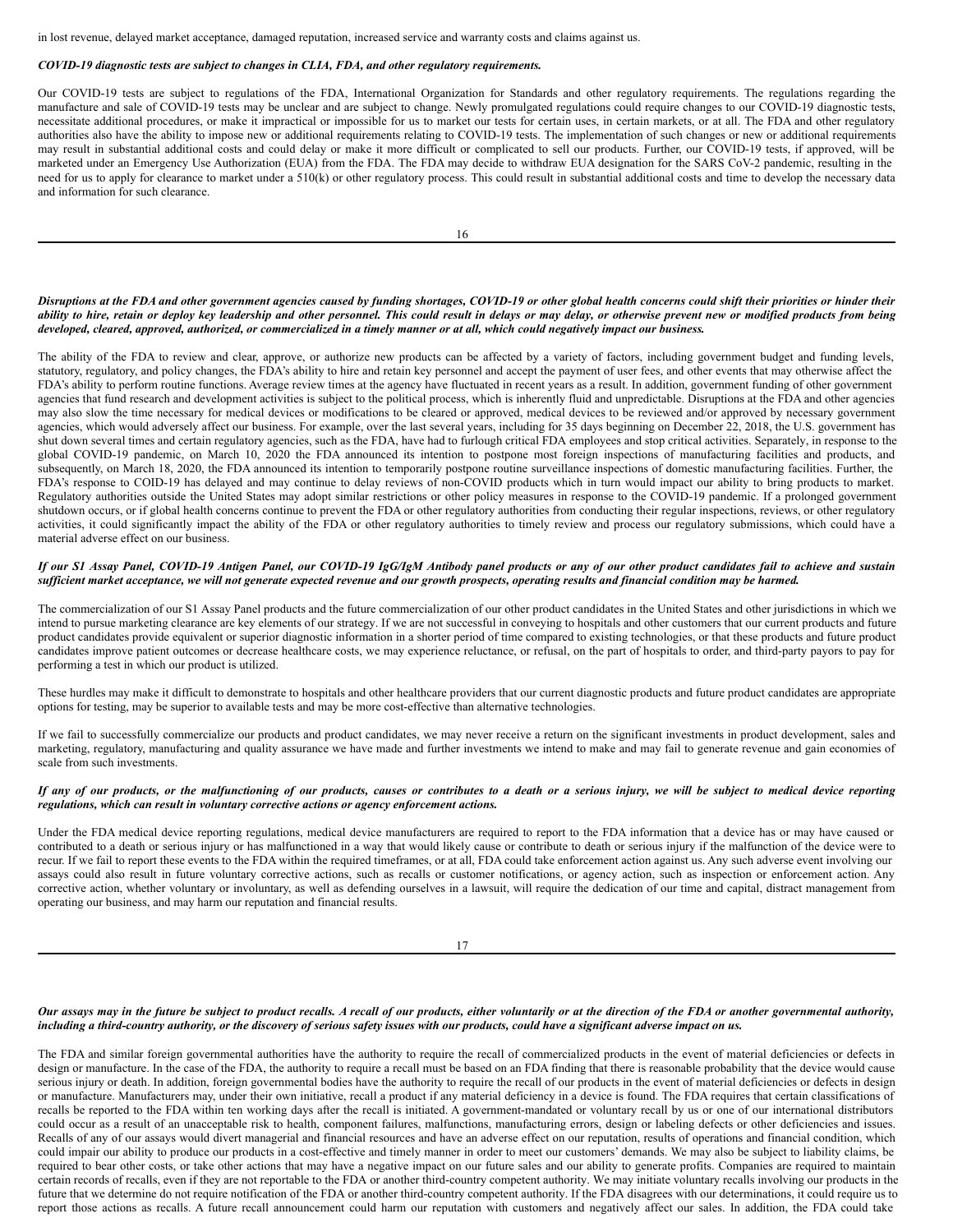in lost revenue, delayed market acceptance, damaged reputation, increased service and warranty costs and claims against us.

***COVID-19 diagnostic tests are subject to changes in CLIA, FDA, and other regulatory requirements.***

Our COVID-19 tests are subject to regulations of the FDA, International Organization for Standards and other regulatory requirements. The regulations regarding the manufacture and sale of COVID-19 tests may be unclear and are subject to change. Newly promulgated regulations could require changes to our COVID-19 diagnostic tests, necessitate additional procedures, or make it impractical or impossible for us to market our tests for certain uses, in certain markets, or at all. The FDA and other regulatory authorities also have the ability to impose new or additional requirements relating to COVID-19 tests. The implementation of such changes or new or additional requirements may result in substantial additional costs and could delay or make it more difficult or complicated to sell our products. Further, our COVID-19 tests, if approved, will be marketed under an Emergency Use Authorization (EUA) from the FDA. The FDA may decide to withdraw EUA designation for the SARS CoV-2 pandemic, resulting in the need for us to apply for clearance to market under a 510(k) or other regulatory process. This could result in substantial additional costs and time to develop the necessary data and information for such clearance.

***Disruptions at the FDA and other government agencies caused by funding shortages, COVID-19 or other global health concerns could shift their priorities or hinder their ability to hire, retain or deploy key leadership and other personnel. This could result in delays or may delay, or otherwise prevent new or modified products from being developed, cleared, approved, authorized, or commercialized in a timely manner or at all, which could negatively impact our business.***

The ability of the FDA to review and clear, approve, or authorize new products can be affected by a variety of factors, including government budget and funding levels, statutory, regulatory, and policy changes, the FDA's ability to hire and retain key personnel and accept the payment of user fees, and other events that may otherwise affect the FDA's ability to perform routine functions. Average review times at the agency have fluctuated in recent years as a result. In addition, government funding of other government agencies that fund research and development activities is subject to the political process, which is inherently fluid and unpredictable. Disruptions at the FDA and other agencies may also slow the time necessary for medical devices or modifications to be cleared or approved, medical devices to be reviewed and/or approved by necessary government agencies, which would adversely affect our business. For example, over the last several years, including for 35 days beginning on December 22, 2018, the U.S. government has shut down several times and certain regulatory agencies, such as the FDA, have had to furlough critical FDA employees and stop critical activities. Separately, in response to the global COVID-19 pandemic, on March 10, 2020 the FDA announced its intention to postpone most foreign inspections of manufacturing facilities and products, and subsequently, on March 18, 2020, the FDA announced its intention to temporarily postpone routine surveillance inspections of domestic manufacturing facilities. Further, the FDA's response to COID-19 has delayed and may continue to delay reviews of non-COVID products which in turn would impact our ability to bring products to market. Regulatory authorities outside the United States may adopt similar restrictions or other policy measures in response to the COVID-19 pandemic. If a prolonged government shutdown occurs, or if global health concerns continue to prevent the FDA or other regulatory authorities from conducting their regular inspections, reviews, or other regulatory activities, it could significantly impact the ability of the FDA or other regulatory authorities to timely review and process our regulatory submissions, which could have a material adverse effect on our business.

***If our S1 Assay Panel, COVID-19 Antigen Panel, our COVID-19 IgG/IgM Antibody panel products or any of our other product candidates fail to achieve and sustain sufficient market acceptance, we will not generate expected revenue and our growth prospects, operating results and financial condition may be harmed.***

The commercialization of our S1 Assay Panel products and the future commercialization of our other product candidates in the United States and other jurisdictions in which we intend to pursue marketing clearance are key elements of our strategy. If we are not successful in conveying to hospitals and other customers that our current products and future product candidates provide equivalent or superior diagnostic information in a shorter period of time compared to existing technologies, or that these products and future product candidates improve patient outcomes or decrease healthcare costs, we may experience reluctance, or refusal, on the part of hospitals to order, and third-party payors to pay for performing a test in which our product is utilized.

These hurdles may make it difficult to demonstrate to hospitals and other healthcare providers that our current diagnostic products and future product candidates are appropriate options for testing, may be superior to available tests and may be more cost-effective than alternative technologies.

If we fail to successfully commercialize our products and product candidates, we may never receive a return on the significant investments in product development, sales and marketing, regulatory, manufacturing and quality assurance we have made and further investments we intend to make and may fail to generate revenue and gain economies of scale from such investments.

***If any of our products, or the malfunctioning of our products, causes or contributes to a death or a serious injury, we will be subject to medical device reporting regulations, which can result in voluntary corrective actions or agency enforcement actions.***

Under the FDA medical device reporting regulations, medical device manufacturers are required to report to the FDA information that a device has or may have caused or contributed to a death or serious injury or has malfunctioned in a way that would likely cause or contribute to death or serious injury if the malfunction of the device were to recur. If we fail to report these events to the FDA within the required timeframes, or at all, FDA could take enforcement action against us. Any such adverse event involving our assays could also result in future voluntary corrective actions, such as recalls or customer notifications, or agency action, such as inspection or enforcement action. Any corrective action, whether voluntary or involuntary, as well as defending ourselves in a lawsuit, will require the dedication of our time and capital, distract management from operating our business, and may harm our reputation and financial results.

***Our assays may in the future be subject to product recalls. A recall of our products, either voluntarily or at the direction of the FDA or another governmental authority, including a third-country authority, or the discovery of serious safety issues with our products, could have a significant adverse impact on us.***

The FDA and similar foreign governmental authorities have the authority to require the recall of commercialized products in the event of material deficiencies or defects in design or manufacture. In the case of the FDA, the authority to require a recall must be based on an FDA finding that there is reasonable probability that the device would cause serious injury or death. In addition, foreign governmental bodies have the authority to require the recall of our products in the event of material deficiencies or defects in design or manufacture. Manufacturers may, under their own initiative, recall a product if any material deficiency in a device is found. The FDA requires that certain classifications of recalls be reported to the FDA within ten working days after the recall is initiated. A government-mandated or voluntary recall by us or one of our international distributors could occur as a result of an unacceptable risk to health, component failures, malfunctions, manufacturing errors, design or labeling defects or other deficiencies and issues. Recalls of any of our assays would divert managerial and financial resources and have an adverse effect on our reputation, results of operations and financial condition, which could impair our ability to produce our products in a cost-effective and timely manner in order to meet our customers' demands. We may also be subject to liability claims, be required to bear other costs, or take other actions that may have a negative impact on our future sales and our ability to generate profits. Companies are required to maintain certain records of recalls, even if they are not reportable to the FDA or another third-country competent authority. We may initiate voluntary recalls involving our products in the future that we determine do not require notification of the FDA or another third-country competent authority. If the FDA disagrees with our determinations, it could require us to report those actions as recalls. A future recall announcement could harm our reputation with customers and negatively affect our sales. In addition, the FDA could take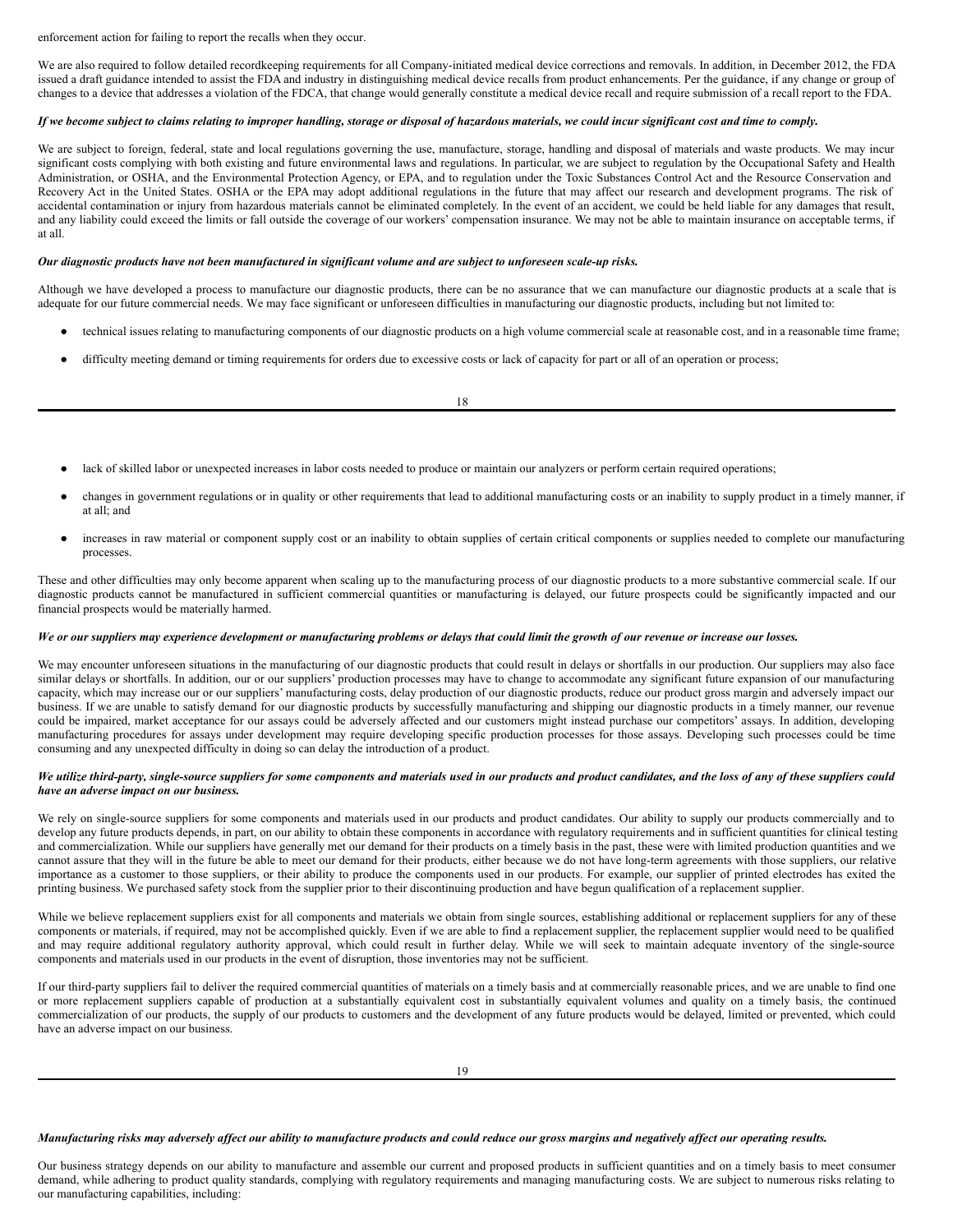enforcement action for failing to report the recalls when they occur.

We are also required to follow detailed recordkeeping requirements for all Company-initiated medical device corrections and removals. In addition, in December 2012, the FDA issued a draft guidance intended to assist the FDA and industry in distinguishing medical device recalls from product enhancements. Per the guidance, if any change or group of changes to a device that addresses a violation of the FDCA, that change would generally constitute a medical device recall and require submission of a recall report to the FDA.

***If we become subject to claims relating to improper handling, storage or disposal of hazardous materials, we could incur significant cost and time to comply.***

We are subject to foreign, federal, state and local regulations governing the use, manufacture, storage, handling and disposal of materials and waste products. We may incur significant costs complying with both existing and future environmental laws and regulations. In particular, we are subject to regulation by the Occupational Safety and Health Administration, or OSHA, and the Environmental Protection Agency, or EPA, and to regulation under the Toxic Substances Control Act and the Resource Conservation and Recovery Act in the United States. OSHA or the EPA may adopt additional regulations in the future that may affect our research and development programs. The risk of accidental contamination or injury from hazardous materials cannot be eliminated completely. In the event of an accident, we could be held liable for any damages that result, and any liability could exceed the limits or fall outside the coverage of our workers' compensation insurance. We may not be able to maintain insurance on acceptable terms, if at all.

***Our diagnostic products have not been manufactured in significant volume and are subject to unforeseen scale-up risks.***

Although we have developed a process to manufacture our diagnostic products, there can be no assurance that we can manufacture our diagnostic products at a scale that is adequate for our future commercial needs. We may face significant or unforeseen difficulties in manufacturing our diagnostic products, including but not limited to:

- technical issues relating to manufacturing components of our diagnostic products on a high volume commercial scale at reasonable cost, and in a reasonable time frame;
- difficulty meeting demand or timing requirements for orders due to excessive costs or lack of capacity for part or all of an operation or process;
- lack of skilled labor or unexpected increases in labor costs needed to produce or maintain our analyzers or perform certain required operations;
- changes in government regulations or in quality or other requirements that lead to additional manufacturing costs or an inability to supply product in a timely manner, if at all; and
- increases in raw material or component supply cost or an inability to obtain supplies of certain critical components or supplies needed to complete our manufacturing processes.

These and other difficulties may only become apparent when scaling up to the manufacturing process of our diagnostic products to a more substantive commercial scale. If our diagnostic products cannot be manufactured in sufficient commercial quantities or manufacturing is delayed, our future prospects could be significantly impacted and our financial prospects would be materially harmed.

***We or our suppliers may experience development or manufacturing problems or delays that could limit the growth of our revenue or increase our losses.***

We may encounter unforeseen situations in the manufacturing of our diagnostic products that could result in delays or shortfalls in our production. Our suppliers may also face similar delays or shortfalls. In addition, our or our suppliers' production processes may have to change to accommodate any significant future expansion of our manufacturing capacity, which may increase our or our suppliers' manufacturing costs, delay production of our diagnostic products, reduce our product gross margin and adversely impact our business. If we are unable to satisfy demand for our diagnostic products by successfully manufacturing and shipping our diagnostic products in a timely manner, our revenue could be impaired, market acceptance for our assays could be adversely affected and our customers might instead purchase our competitors' assays. In addition, developing manufacturing procedures for assays under development may require developing specific production processes for those assays. Developing such processes could be time consuming and any unexpected difficulty in doing so can delay the introduction of a product.

***We utilize third-party, single-source suppliers for some components and materials used in our products and product candidates, and the loss of any of these suppliers could have an adverse impact on our business.***

We rely on single-source suppliers for some components and materials used in our products and product candidates. Our ability to supply our products commercially and to develop any future products depends, in part, on our ability to obtain these components in accordance with regulatory requirements and in sufficient quantities for clinical testing and commercialization. While our suppliers have generally met our demand for their products on a timely basis in the past, these were with limited production quantities and we cannot assure that they will in the future be able to meet our demand for their products, either because we do not have long-term agreements with those suppliers, our relative importance as a customer to those suppliers, or their ability to produce the components used in our products. For example, our supplier of printed electrodes has exited the printing business. We purchased safety stock from the supplier prior to their discontinuing production and have begun qualification of a replacement supplier.

While we believe replacement suppliers exist for all components and materials we obtain from single sources, establishing additional or replacement suppliers for any of these components or materials, if required, may not be accomplished quickly. Even if we are able to find a replacement supplier, the replacement supplier would need to be qualified and may require additional regulatory authority approval, which could result in further delay. While we will seek to maintain adequate inventory of the single-source components and materials used in our products in the event of disruption, those inventories may not be sufficient.

If our third-party suppliers fail to deliver the required commercial quantities of materials on a timely basis and at commercially reasonable prices, and we are unable to find one or more replacement suppliers capable of production at a substantially equivalent cost in substantially equivalent volumes and quality on a timely basis, the continued commercialization of our products, the supply of our products to customers and the development of any future products would be delayed, limited or prevented, which could have an adverse impact on our business.

***Manufacturing risks may adversely affect our ability to manufacture products and could reduce our gross margins and negatively affect our operating results.***

Our business strategy depends on our ability to manufacture and assemble our current and proposed products in sufficient quantities and on a timely basis to meet consumer demand, while adhering to product quality standards, complying with regulatory requirements and managing manufacturing costs. We are subject to numerous risks relating to our manufacturing capabilities, including: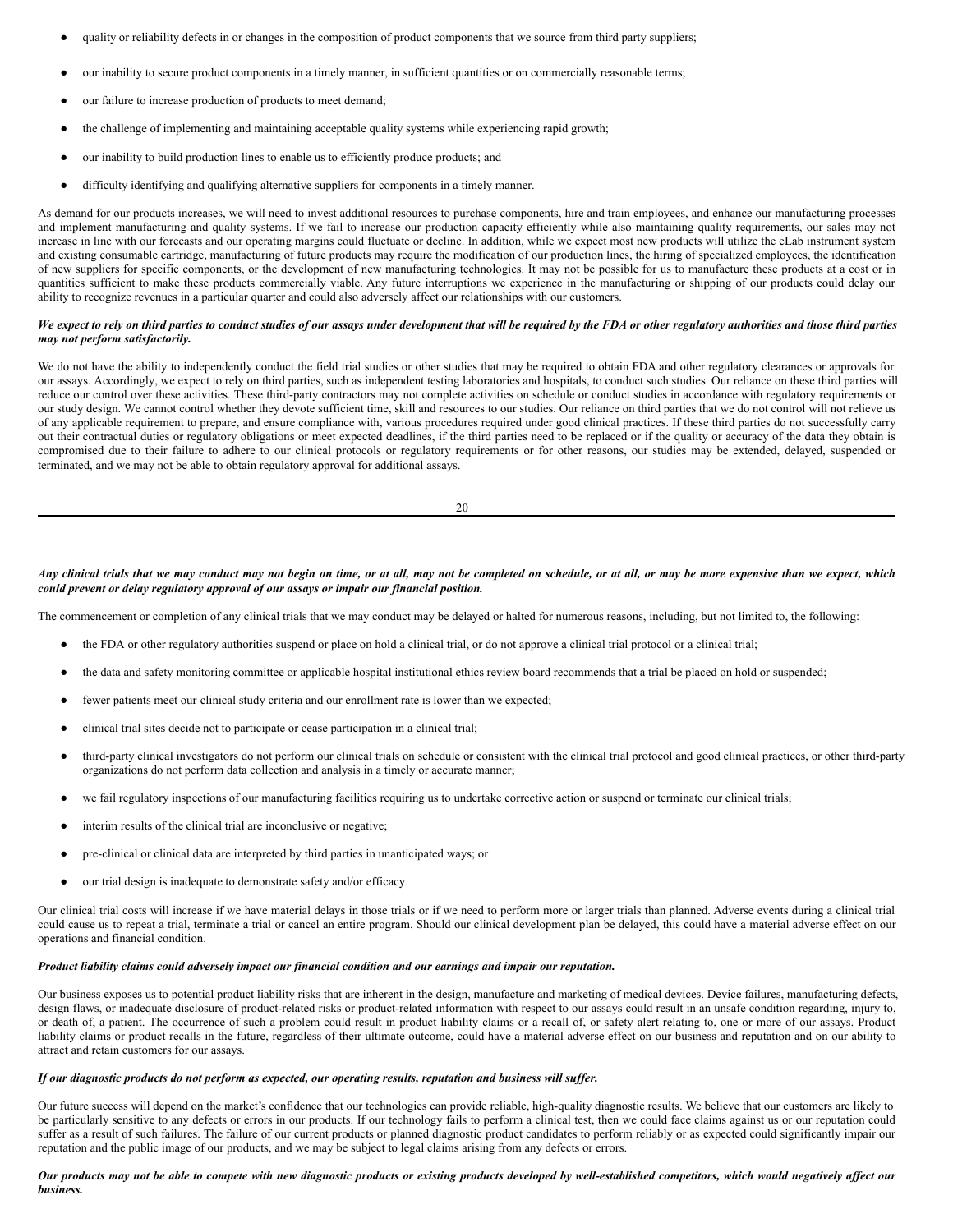- quality or reliability defects in or changes in the composition of product components that we source from third party suppliers;
- our inability to secure product components in a timely manner, in sufficient quantities or on commercially reasonable terms;
- our failure to increase production of products to meet demand;
- the challenge of implementing and maintaining acceptable quality systems while experiencing rapid growth;
- our inability to build production lines to enable us to efficiently produce products; and
- difficulty identifying and qualifying alternative suppliers for components in a timely manner.

As demand for our products increases, we will need to invest additional resources to purchase components, hire and train employees, and enhance our manufacturing processes and implement manufacturing and quality systems. If we fail to increase our production capacity efficiently while also maintaining quality requirements, our sales may not increase in line with our forecasts and our operating margins could fluctuate or decline. In addition, while we expect most new products will utilize the eLab instrument system and existing consumable cartridge, manufacturing of future products may require the modification of our production lines, the hiring of specialized employees, the identification of new suppliers for specific components, or the development of new manufacturing technologies. It may not be possible for us to manufacture these products at a cost or in quantities sufficient to make these products commercially viable. Any future interruptions we experience in the manufacturing or shipping of our products could delay our ability to recognize revenues in a particular quarter and could also adversely affect our relationships with our customers.

***We expect to rely on third parties to conduct studies of our assays under development that will be required by the FDA or other regulatory authorities and those third parties may not perform satisfactorily.***

We do not have the ability to independently conduct the field trial studies or other studies that may be required to obtain FDA and other regulatory clearances or approvals for our assays. Accordingly, we expect to rely on third parties, such as independent testing laboratories and hospitals, to conduct such studies. Our reliance on these third parties will reduce our control over these activities. These third-party contractors may not complete activities on schedule or conduct studies in accordance with regulatory requirements or our study design. We cannot control whether they devote sufficient time, skill and resources to our studies. Our reliance on third parties that we do not control will not relieve us of any applicable requirement to prepare, and ensure compliance with, various procedures required under good clinical practices. If these third parties do not successfully carry out their contractual duties or regulatory obligations or meet expected deadlines, if the third parties need to be replaced or if the quality or accuracy of the data they obtain is compromised due to their failure to adhere to our clinical protocols or regulatory requirements or for other reasons, our studies may be extended, delayed, suspended or terminated, and we may not be able to obtain regulatory approval for additional assays.

***Any clinical trials that we may conduct may not begin on time, or at all, may not be completed on schedule, or at all, or may be more expensive than we expect, which could prevent or delay regulatory approval of our assays or impair our financial position.***

The commencement or completion of any clinical trials that we may conduct may be delayed or halted for numerous reasons, including, but not limited to, the following:

- the FDA or other regulatory authorities suspend or place on hold a clinical trial, or do not approve a clinical trial protocol or a clinical trial;
- the data and safety monitoring committee or applicable hospital institutional ethics review board recommends that a trial be placed on hold or suspended;
- fewer patients meet our clinical study criteria and our enrollment rate is lower than we expected;
- clinical trial sites decide not to participate or cease participation in a clinical trial;
- third-party clinical investigators do not perform our clinical trials on schedule or consistent with the clinical trial protocol and good clinical practices, or other third-party organizations do not perform data collection and analysis in a timely or accurate manner;
- we fail regulatory inspections of our manufacturing facilities requiring us to undertake corrective action or suspend or terminate our clinical trials;
- interim results of the clinical trial are inconclusive or negative;
- pre-clinical or clinical data are interpreted by third parties in unanticipated ways; or
- our trial design is inadequate to demonstrate safety and/or efficacy.

Our clinical trial costs will increase if we have material delays in those trials or if we need to perform more or larger trials than planned. Adverse events during a clinical trial could cause us to repeat a trial, terminate a trial or cancel an entire program. Should our clinical development plan be delayed, this could have a material adverse effect on our operations and financial condition.

***Product liability claims could adversely impact our financial condition and our earnings and impair our reputation.***

Our business exposes us to potential product liability risks that are inherent in the design, manufacture and marketing of medical devices. Device failures, manufacturing defects, design flaws, or inadequate disclosure of product-related risks or product-related information with respect to our assays could result in an unsafe condition regarding, injury to, or death of, a patient. The occurrence of such a problem could result in product liability claims or a recall of, or safety alert relating to, one or more of our assays. Product liability claims or product recalls in the future, regardless of their ultimate outcome, could have a material adverse effect on our business and reputation and on our ability to attract and retain customers for our assays.

***If our diagnostic products do not perform as expected, our operating results, reputation and business will suffer.***

Our future success will depend on the market's confidence that our technologies can provide reliable, high-quality diagnostic results. We believe that our customers are likely to be particularly sensitive to any defects or errors in our products. If our technology fails to perform a clinical test, then we could face claims against us or our reputation could suffer as a result of such failures. The failure of our current products or planned diagnostic product candidates to perform reliably or as expected could significantly impair our reputation and the public image of our products, and we may be subject to legal claims arising from any defects or errors.

***Our products may not be able to compete with new diagnostic products or existing products developed by well-established competitors, which would negatively affect our business.***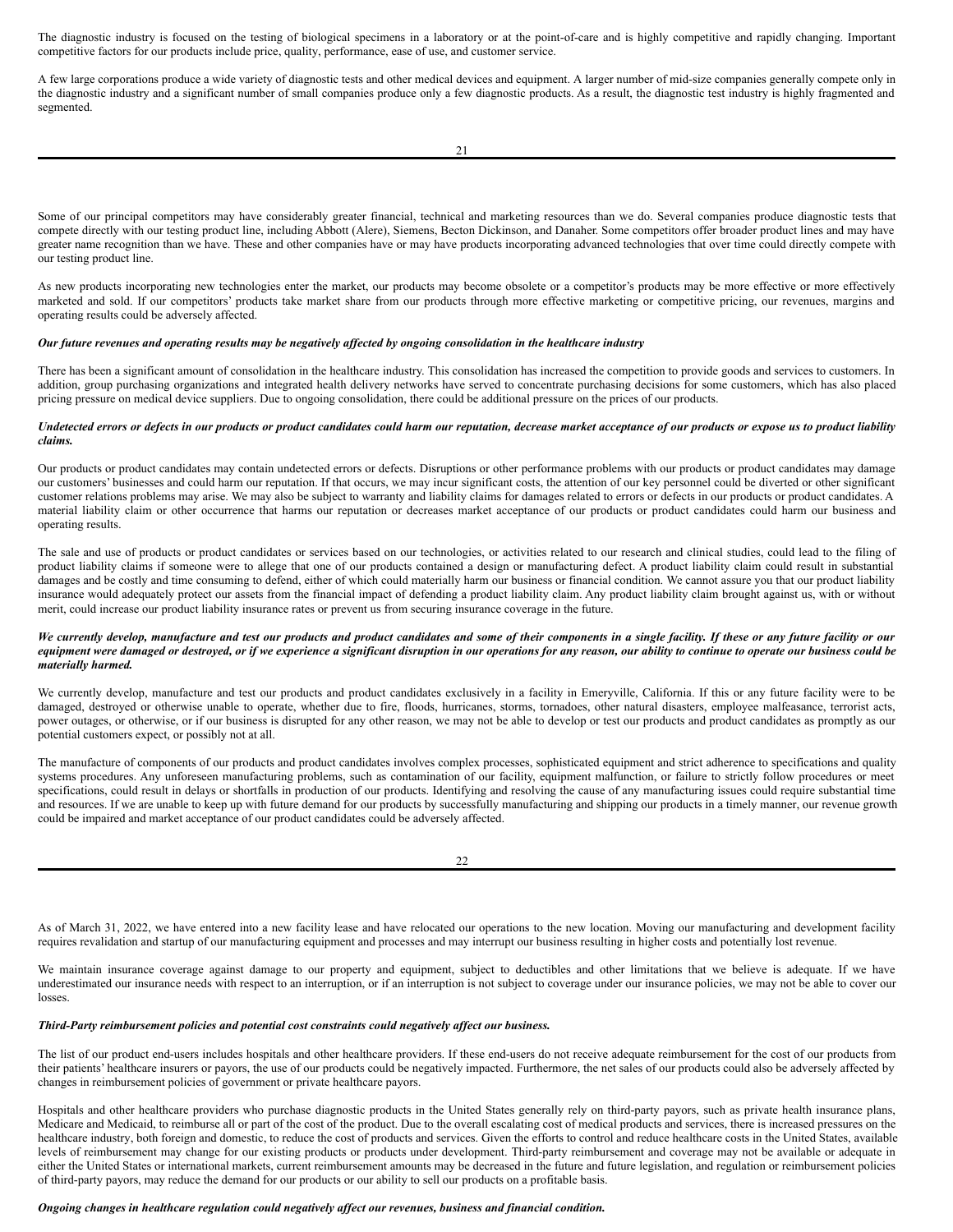The diagnostic industry is focused on the testing of biological specimens in a laboratory or at the point-of-care and is highly competitive and rapidly changing. Important competitive factors for our products include price, quality, performance, ease of use, and customer service.

A few large corporations produce a wide variety of diagnostic tests and other medical devices and equipment. A larger number of mid-size companies generally compete only in the diagnostic industry and a significant number of small companies produce only a few diagnostic products. As a result, the diagnostic test industry is highly fragmented and segmented.

Some of our principal competitors may have considerably greater financial, technical and marketing resources than we do. Several companies produce diagnostic tests that compete directly with our testing product line, including Abbott (Alere), Siemens, Becton Dickinson, and Danaher. Some competitors offer broader product lines and may have greater name recognition than we have. These and other companies have or may have products incorporating advanced technologies that over time could directly compete with our testing product line.

As new products incorporating new technologies enter the market, our products may become obsolete or a competitor's products may be more effective or more effectively marketed and sold. If our competitors' products take market share from our products through more effective marketing or competitive pricing, our revenues, margins and operating results could be adversely affected.

***Our future revenues and operating results may be negatively affected by ongoing consolidation in the healthcare industry***

There has been a significant amount of consolidation in the healthcare industry. This consolidation has increased the competition to provide goods and services to customers. In addition, group purchasing organizations and integrated health delivery networks have served to concentrate purchasing decisions for some customers, which has also placed pricing pressure on medical device suppliers. Due to ongoing consolidation, there could be additional pressure on the prices of our products.

***Undetected errors or defects in our products or product candidates could harm our reputation, decrease market acceptance of our products or expose us to product liability claims.***

Our products or product candidates may contain undetected errors or defects. Disruptions or other performance problems with our products or product candidates may damage our customers' businesses and could harm our reputation. If that occurs, we may incur significant costs, the attention of our key personnel could be diverted or other significant customer relations problems may arise. We may also be subject to warranty and liability claims for damages related to errors or defects in our products or product candidates. A material liability claim or other occurrence that harms our reputation or decreases market acceptance of our products or product candidates could harm our business and operating results.

The sale and use of products or product candidates or services based on our technologies, or activities related to our research and clinical studies, could lead to the filing of product liability claims if someone were to allege that one of our products contained a design or manufacturing defect. A product liability claim could result in substantial damages and be costly and time consuming to defend, either of which could materially harm our business or financial condition. We cannot assure you that our product liability insurance would adequately protect our assets from the financial impact of defending a product liability claim. Any product liability claim brought against us, with or without merit, could increase our product liability insurance rates or prevent us from securing insurance coverage in the future.

***We currently develop, manufacture and test our products and product candidates and some of their components in a single facility. If these or any future facility or our equipment were damaged or destroyed, or if we experience a significant disruption in our operations for any reason, our ability to continue to operate our business could be materially harmed.***

We currently develop, manufacture and test our products and product candidates exclusively in a facility in Emeryville, California. If this or any future facility were to be damaged, destroyed or otherwise unable to operate, whether due to fire, floods, hurricanes, storms, tornadoes, other natural disasters, employee malfeasance, terrorist acts, power outages, or otherwise, or if our business is disrupted for any other reason, we may not be able to develop or test our products and product candidates as promptly as our potential customers expect, or possibly not at all.

The manufacture of components of our products and product candidates involves complex processes, sophisticated equipment and strict adherence to specifications and quality systems procedures. Any unforeseen manufacturing problems, such as contamination of our facility, equipment malfunction, or failure to strictly follow procedures or meet specifications, could result in delays or shortfalls in production of our products. Identifying and resolving the cause of any manufacturing issues could require substantial time and resources. If we are unable to keep up with future demand for our products by successfully manufacturing and shipping our products in a timely manner, our revenue growth could be impaired and market acceptance of our product candidates could be adversely affected.

As of March 31, 2022, we have entered into a new facility lease and have relocated our operations to the new location. Moving our manufacturing and development facility requires revalidation and startup of our manufacturing equipment and processes and may interrupt our business resulting in higher costs and potentially lost revenue.

We maintain insurance coverage against damage to our property and equipment, subject to deductibles and other limitations that we believe is adequate. If we have underestimated our insurance needs with respect to an interruption, or if an interruption is not subject to coverage under our insurance policies, we may not be able to cover our losses.

***Third-Party reimbursement policies and potential cost constraints could negatively affect our business.***

The list of our product end-users includes hospitals and other healthcare providers. If these end-users do not receive adequate reimbursement for the cost of our products from their patients' healthcare insurers or payors, the use of our products could be negatively impacted. Furthermore, the net sales of our products could also be adversely affected by changes in reimbursement policies of government or private healthcare payors.

Hospitals and other healthcare providers who purchase diagnostic products in the United States generally rely on third-party payors, such as private health insurance plans, Medicare and Medicaid, to reimburse all or part of the cost of the product. Due to the overall escalating cost of medical products and services, there is increased pressures on the healthcare industry, both foreign and domestic, to reduce the cost of products and services. Given the efforts to control and reduce healthcare costs in the United States, available levels of reimbursement may change for our existing products or products under development. Third-party reimbursement and coverage may not be available or adequate in either the United States or international markets, current reimbursement amounts may be decreased in the future and future legislation, and regulation or reimbursement policies of third-party payors, may reduce the demand for our products or our ability to sell our products on a profitable basis.

***Ongoing changes in healthcare regulation could negatively affect our revenues, business and financial condition.***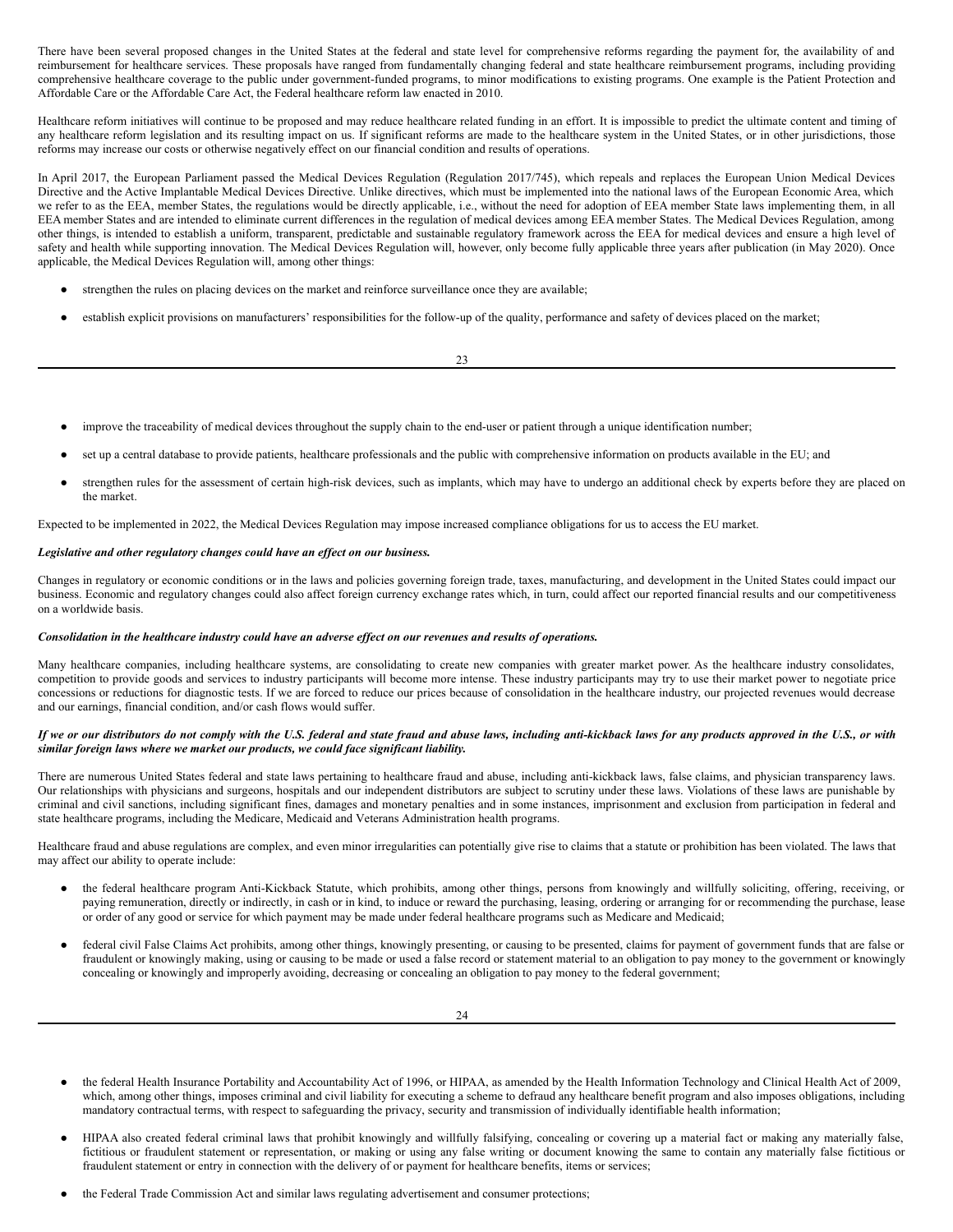There have been several proposed changes in the United States at the federal and state level for comprehensive reforms regarding the payment for, the availability of and reimbursement for healthcare services. These proposals have ranged from fundamentally changing federal and state healthcare reimbursement programs, including providing comprehensive healthcare coverage to the public under government-funded programs, to minor modifications to existing programs. One example is the Patient Protection and Affordable Care or the Affordable Care Act, the Federal healthcare reform law enacted in 2010.

Healthcare reform initiatives will continue to be proposed and may reduce healthcare related funding in an effort. It is impossible to predict the ultimate content and timing of any healthcare reform legislation and its resulting impact on us. If significant reforms are made to the healthcare system in the United States, or in other jurisdictions, those reforms may increase our costs or otherwise negatively effect on our financial condition and results of operations.

In April 2017, the European Parliament passed the Medical Devices Regulation (Regulation 2017/745), which repeals and replaces the European Union Medical Devices Directive and the Active Implantable Medical Devices Directive. Unlike directives, which must be implemented into the national laws of the European Economic Area, which we refer to as the EEA, member States, the regulations would be directly applicable, i.e., without the need for adoption of EEA member State laws implementing them, in all EEA member States and are intended to eliminate current differences in the regulation of medical devices among EEA member States. The Medical Devices Regulation, among other things, is intended to establish a uniform, transparent, predictable and sustainable regulatory framework across the EEA for medical devices and ensure a high level of safety and health while supporting innovation. The Medical Devices Regulation will, however, only become fully applicable three years after publication (in May 2020). Once applicable, the Medical Devices Regulation will, among other things:

- strengthen the rules on placing devices on the market and reinforce surveillance once they are available;
- establish explicit provisions on manufacturers' responsibilities for the follow-up of the quality, performance and safety of devices placed on the market;
- improve the traceability of medical devices throughout the supply chain to the end-user or patient through a unique identification number;
- set up a central database to provide patients, healthcare professionals and the public with comprehensive information on products available in the EU; and
- strengthen rules for the assessment of certain high-risk devices, such as implants, which may have to undergo an additional check by experts before they are placed on the market.

Expected to be implemented in 2022, the Medical Devices Regulation may impose increased compliance obligations for us to access the EU market.

***Legislative and other regulatory changes could have an effect on our business.***

Changes in regulatory or economic conditions or in the laws and policies governing foreign trade, taxes, manufacturing, and development in the United States could impact our business. Economic and regulatory changes could also affect foreign currency exchange rates which, in turn, could affect our reported financial results and our competitiveness on a worldwide basis.

***Consolidation in the healthcare industry could have an adverse effect on our revenues and results of operations.***

Many healthcare companies, including healthcare systems, are consolidating to create new companies with greater market power. As the healthcare industry consolidates, competition to provide goods and services to industry participants will become more intense. These industry participants may try to use their market power to negotiate price concessions or reductions for diagnostic tests. If we are forced to reduce our prices because of consolidation in the healthcare industry, our projected revenues would decrease and our earnings, financial condition, and/or cash flows would suffer.

***If we or our distributors do not comply with the U.S. federal and state fraud and abuse laws, including anti-kickback laws for any products approved in the U.S., or with similar foreign laws where we market our products, we could face significant liability.***

There are numerous United States federal and state laws pertaining to healthcare fraud and abuse, including anti-kickback laws, false claims, and physician transparency laws. Our relationships with physicians and surgeons, hospitals and our independent distributors are subject to scrutiny under these laws. Violations of these laws are punishable by criminal and civil sanctions, including significant fines, damages and monetary penalties and in some instances, imprisonment and exclusion from participation in federal and state healthcare programs, including the Medicare, Medicaid and Veterans Administration health programs.

Healthcare fraud and abuse regulations are complex, and even minor irregularities can potentially give rise to claims that a statute or prohibition has been violated. The laws that may affect our ability to operate include:

- the federal healthcare program Anti-Kickback Statute, which prohibits, among other things, persons from knowingly and willfully soliciting, offering, receiving, or paying remuneration, directly or indirectly, in cash or in kind, to induce or reward the purchasing, leasing, ordering or arranging for or recommending the purchase, lease or order of any good or service for which payment may be made under federal healthcare programs such as Medicare and Medicaid;
- federal civil False Claims Act prohibits, among other things, knowingly presenting, or causing to be presented, claims for payment of government funds that are false or fraudulent or knowingly making, using or causing to be made or used a false record or statement material to an obligation to pay money to the government or knowingly concealing or knowingly and improperly avoiding, decreasing or concealing an obligation to pay money to the federal government;
- the federal Health Insurance Portability and Accountability Act of 1996, or HIPAA, as amended by the Health Information Technology and Clinical Health Act of 2009, which, among other things, imposes criminal and civil liability for executing a scheme to defraud any healthcare benefit program and also imposes obligations, including mandatory contractual terms, with respect to safeguarding the privacy, security and transmission of individually identifiable health information;
- HIPAA also created federal criminal laws that prohibit knowingly and willfully falsifying, concealing or covering up a material fact or making any materially false, fictitious or fraudulent statement or representation, or making or using any false writing or document knowing the same to contain any materially false fictitious or fraudulent statement or entry in connection with the delivery of or payment for healthcare benefits, items or services;
- the Federal Trade Commission Act and similar laws regulating advertisement and consumer protections;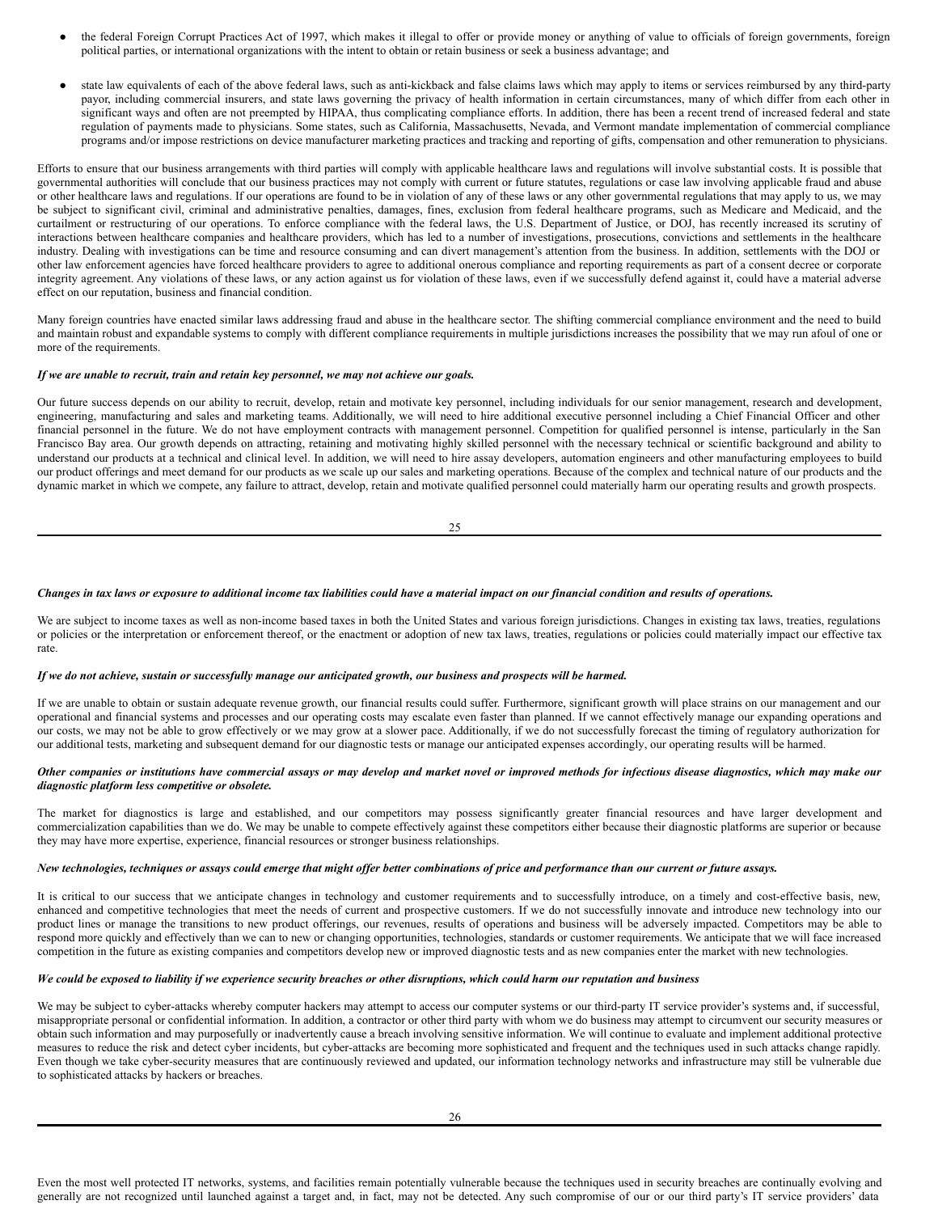- the federal Foreign Corrupt Practices Act of 1997, which makes it illegal to offer or provide money or anything of value to officials of foreign governments, foreign political parties, or international organizations with the intent to obtain or retain business or seek a business advantage; and

- state law equivalents of each of the above federal laws, such as anti-kickback and false claims laws which may apply to items or services reimbursed by any third-party payor, including commercial insurers, and state laws governing the privacy of health information in certain circumstances, many of which differ from each other in significant ways and often are not preempted by HIPAA, thus complicating compliance efforts. In addition, there has been a recent trend of increased federal and state regulation of payments made to physicians. Some states, such as California, Massachusetts, Nevada, and Vermont mandate implementation of commercial compliance programs and/or impose restrictions on device manufacturer marketing practices and tracking and reporting of gifts, compensation and other remuneration to physicians.

Efforts to ensure that our business arrangements with third parties will comply with applicable healthcare laws and regulations will involve substantial costs. It is possible that governmental authorities will conclude that our business practices may not comply with current or future statutes, regulations or case law involving applicable fraud and abuse or other healthcare laws and regulations. If our operations are found to be in violation of any of these laws or any other governmental regulations that may apply to us, we may be subject to significant civil, criminal and administrative penalties, damages, fines, exclusion from federal healthcare programs, such as Medicare and Medicaid, and the curtailment or restructuring of our operations. To enforce compliance with the federal laws, the U.S. Department of Justice, or DOJ, has recently increased its scrutiny of interactions between healthcare companies and healthcare providers, which has led to a number of investigations, prosecutions, convictions and settlements in the healthcare industry. Dealing with investigations can be time and resource consuming and can divert management's attention from the business. In addition, settlements with the DOJ or other law enforcement agencies have forced healthcare providers to agree to additional onerous compliance and reporting requirements as part of a consent decree or corporate integrity agreement. Any violations of these laws, or any action against us for violation of these laws, even if we successfully defend against it, could have a material adverse effect on our reputation, business and financial condition.

Many foreign countries have enacted similar laws addressing fraud and abuse in the healthcare sector. The shifting commercial compliance environment and the need to build and maintain robust and expandable systems to comply with different compliance requirements in multiple jurisdictions increases the possibility that we may run afoul of one or more of the requirements.

***If we are unable to recruit, train and retain key personnel, we may not achieve our goals.***

Our future success depends on our ability to recruit, develop, retain and motivate key personnel, including individuals for our senior management, research and development, engineering, manufacturing and sales and marketing teams. Additionally, we will need to hire additional executive personnel including a Chief Financial Officer and other financial personnel in the future. We do not have employment contracts with management personnel. Competition for qualified personnel is intense, particularly in the San Francisco Bay area. Our growth depends on attracting, retaining and motivating highly skilled personnel with the necessary technical or scientific background and ability to understand our products at a technical and clinical level. In addition, we will need to hire assay developers, automation engineers and other manufacturing employees to build our product offerings and meet demand for our products as we scale up our sales and marketing operations. Because of the complex and technical nature of our products and the dynamic market in which we compete, any failure to attract, develop, retain and motivate qualified personnel could materially harm our operating results and growth prospects.

***Changes in tax laws or exposure to additional income tax liabilities could have a material impact on our financial condition and results of operations.***

We are subject to income taxes as well as non-income based taxes in both the United States and various foreign jurisdictions. Changes in existing tax laws, treaties, regulations or policies or the interpretation or enforcement thereof, or the enactment or adoption of new tax laws, treaties, regulations or policies could materially impact our effective tax rate.

***If we do not achieve, sustain or successfully manage our anticipated growth, our business and prospects will be harmed.***

If we are unable to obtain or sustain adequate revenue growth, our financial results could suffer. Furthermore, significant growth will place strains on our management and our operational and financial systems and processes and our operating costs may escalate even faster than planned. If we cannot effectively manage our expanding operations and our costs, we may not be able to grow effectively or we may grow at a slower pace. Additionally, if we do not successfully forecast the timing of regulatory authorization for our additional tests, marketing and subsequent demand for our diagnostic tests or manage our anticipated expenses accordingly, our operating results will be harmed.

***Other companies or institutions have commercial assays or may develop and market novel or improved methods for infectious disease diagnostics, which may make our diagnostic platform less competitive or obsolete.***

The market for diagnostics is large and established, and our competitors may possess significantly greater financial resources and have larger development and commercialization capabilities than we do. We may be unable to compete effectively against these competitors either because their diagnostic platforms are superior or because they may have more expertise, experience, financial resources or stronger business relationships.

***New technologies, techniques or assays could emerge that might offer better combinations of price and performance than our current or future assays.***

It is critical to our success that we anticipate changes in technology and customer requirements and to successfully introduce, on a timely and cost-effective basis, new, enhanced and competitive technologies that meet the needs of current and prospective customers. If we do not successfully innovate and introduce new technology into our product lines or manage the transitions to new product offerings, our revenues, results of operations and business will be adversely impacted. Competitors may be able to respond more quickly and effectively than we can to new or changing opportunities, technologies, standards or customer requirements. We anticipate that we will face increased competition in the future as existing companies and competitors develop new or improved diagnostic tests and as new companies enter the market with new technologies.

***We could be exposed to liability if we experience security breaches or other disruptions, which could harm our reputation and business***

We may be subject to cyber-attacks whereby computer hackers may attempt to access our computer systems or our third-party IT service provider's systems and, if successful, misappropriate personal or confidential information. In addition, a contractor or other third party with whom we do business may attempt to circumvent our security measures or obtain such information and may purposefully or inadvertently cause a breach involving sensitive information. We will continue to evaluate and implement additional protective measures to reduce the risk and detect cyber incidents, but cyber-attacks are becoming more sophisticated and frequent and the techniques used in such attacks change rapidly. Even though we take cyber-security measures that are continuously reviewed and updated, our information technology networks and infrastructure may still be vulnerable due to sophisticated attacks by hackers or breaches.

Even the most well protected IT networks, systems, and facilities remain potentially vulnerable because the techniques used in security breaches are continually evolving and generally are not recognized until launched against a target and, in fact, may not be detected. Any such compromise of our or our third party's IT service providers' data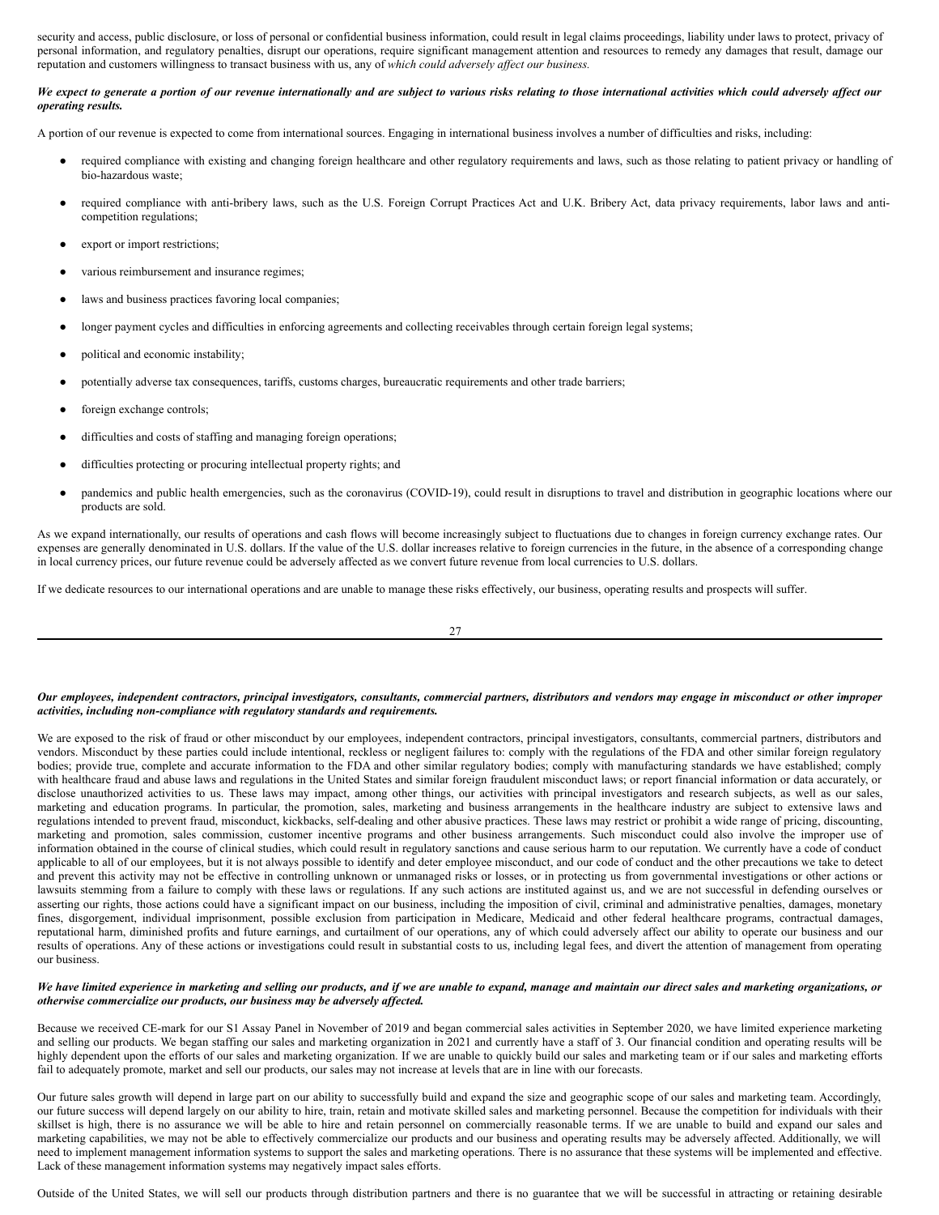security and access, public disclosure, or loss of personal or confidential business information, could result in legal claims proceedings, liability under laws to protect, privacy of personal information, and regulatory penalties, disrupt our operations, require significant management attention and resources to remedy any damages that result, damage our reputation and customers willingness to transact business with us, any of *which could adversely affect our business.*

***We expect to generate a portion of our revenue internationally and are subject to various risks relating to those international activities which could adversely affect our operating results.***

A portion of our revenue is expected to come from international sources. Engaging in international business involves a number of difficulties and risks, including:

- required compliance with existing and changing foreign healthcare and other regulatory requirements and laws, such as those relating to patient privacy or handling of bio-hazardous waste;
- required compliance with anti-bribery laws, such as the U.S. Foreign Corrupt Practices Act and U.K. Bribery Act, data privacy requirements, labor laws and anti-competition regulations;
- export or import restrictions;
- various reimbursement and insurance regimes;
- laws and business practices favoring local companies;
- longer payment cycles and difficulties in enforcing agreements and collecting receivables through certain foreign legal systems;
- political and economic instability;
- potentially adverse tax consequences, tariffs, customs charges, bureaucratic requirements and other trade barriers;
- foreign exchange controls;
- difficulties and costs of staffing and managing foreign operations;
- difficulties protecting or procuring intellectual property rights; and
- pandemics and public health emergencies, such as the coronavirus (COVID-19), could result in disruptions to travel and distribution in geographic locations where our products are sold.

As we expand internationally, our results of operations and cash flows will become increasingly subject to fluctuations due to changes in foreign currency exchange rates. Our expenses are generally denominated in U.S. dollars. If the value of the U.S. dollar increases relative to foreign currencies in the future, in the absence of a corresponding change in local currency prices, our future revenue could be adversely affected as we convert future revenue from local currencies to U.S. dollars.

If we dedicate resources to our international operations and are unable to manage these risks effectively, our business, operating results and prospects will suffer.

***Our employees, independent contractors, principal investigators, consultants, commercial partners, distributors and vendors may engage in misconduct or other improper activities, including non-compliance with regulatory standards and requirements.***

We are exposed to the risk of fraud or other misconduct by our employees, independent contractors, principal investigators, consultants, commercial partners, distributors and vendors. Misconduct by these parties could include intentional, reckless or negligent failures to: comply with the regulations of the FDA and other similar foreign regulatory bodies; provide true, complete and accurate information to the FDA and other similar regulatory bodies; comply with manufacturing standards we have established; comply with healthcare fraud and abuse laws and regulations in the United States and similar foreign fraudulent misconduct laws; or report financial information or data accurately, or disclose unauthorized activities to us. These laws may impact, among other things, our activities with principal investigators and research subjects, as well as our sales, marketing and education programs. In particular, the promotion, sales, marketing and business arrangements in the healthcare industry are subject to extensive laws and regulations intended to prevent fraud, misconduct, kickbacks, self-dealing and other abusive practices. These laws may restrict or prohibit a wide range of pricing, discounting, marketing and promotion, sales commission, customer incentive programs and other business arrangements. Such misconduct could also involve the improper use of information obtained in the course of clinical studies, which could result in regulatory sanctions and cause serious harm to our reputation. We currently have a code of conduct applicable to all of our employees, but it is not always possible to identify and deter employee misconduct, and our code of conduct and the other precautions we take to detect and prevent this activity may not be effective in controlling unknown or unmanaged risks or losses, or in protecting us from governmental investigations or other actions or lawsuits stemming from a failure to comply with these laws or regulations. If any such actions are instituted against us, and we are not successful in defending ourselves or asserting our rights, those actions could have a significant impact on our business, including the imposition of civil, criminal and administrative penalties, damages, monetary fines, disgorgement, individual imprisonment, possible exclusion from participation in Medicare, Medicaid and other federal healthcare programs, contractual damages, reputational harm, diminished profits and future earnings, and curtailment of our operations, any of which could adversely affect our ability to operate our business and our results of operations. Any of these actions or investigations could result in substantial costs to us, including legal fees, and divert the attention of management from operating our business.

***We have limited experience in marketing and selling our products, and if we are unable to expand, manage and maintain our direct sales and marketing organizations, or otherwise commercialize our products, our business may be adversely affected.***

Because we received CE-mark for our S1 Assay Panel in November of 2019 and began commercial sales activities in September 2020, we have limited experience marketing and selling our products. We began staffing our sales and marketing organization in 2021 and currently have a staff of 3. Our financial condition and operating results will be highly dependent upon the efforts of our sales and marketing organization. If we are unable to quickly build our sales and marketing team or if our sales and marketing efforts fail to adequately promote, market and sell our products, our sales may not increase at levels that are in line with our forecasts.

Our future sales growth will depend in large part on our ability to successfully build and expand the size and geographic scope of our sales and marketing team. Accordingly, our future success will depend largely on our ability to hire, train, retain and motivate skilled sales and marketing personnel. Because the competition for individuals with their skillset is high, there is no assurance we will be able to hire and retain personnel on commercially reasonable terms. If we are unable to build and expand our sales and marketing capabilities, we may not be able to effectively commercialize our products and our business and operating results may be adversely affected. Additionally, we will need to implement management information systems to support the sales and marketing operations. There is no assurance that these systems will be implemented and effective. Lack of these management information systems may negatively impact sales efforts.

Outside of the United States, we will sell our products through distribution partners and there is no guarantee that we will be successful in attracting or retaining desirable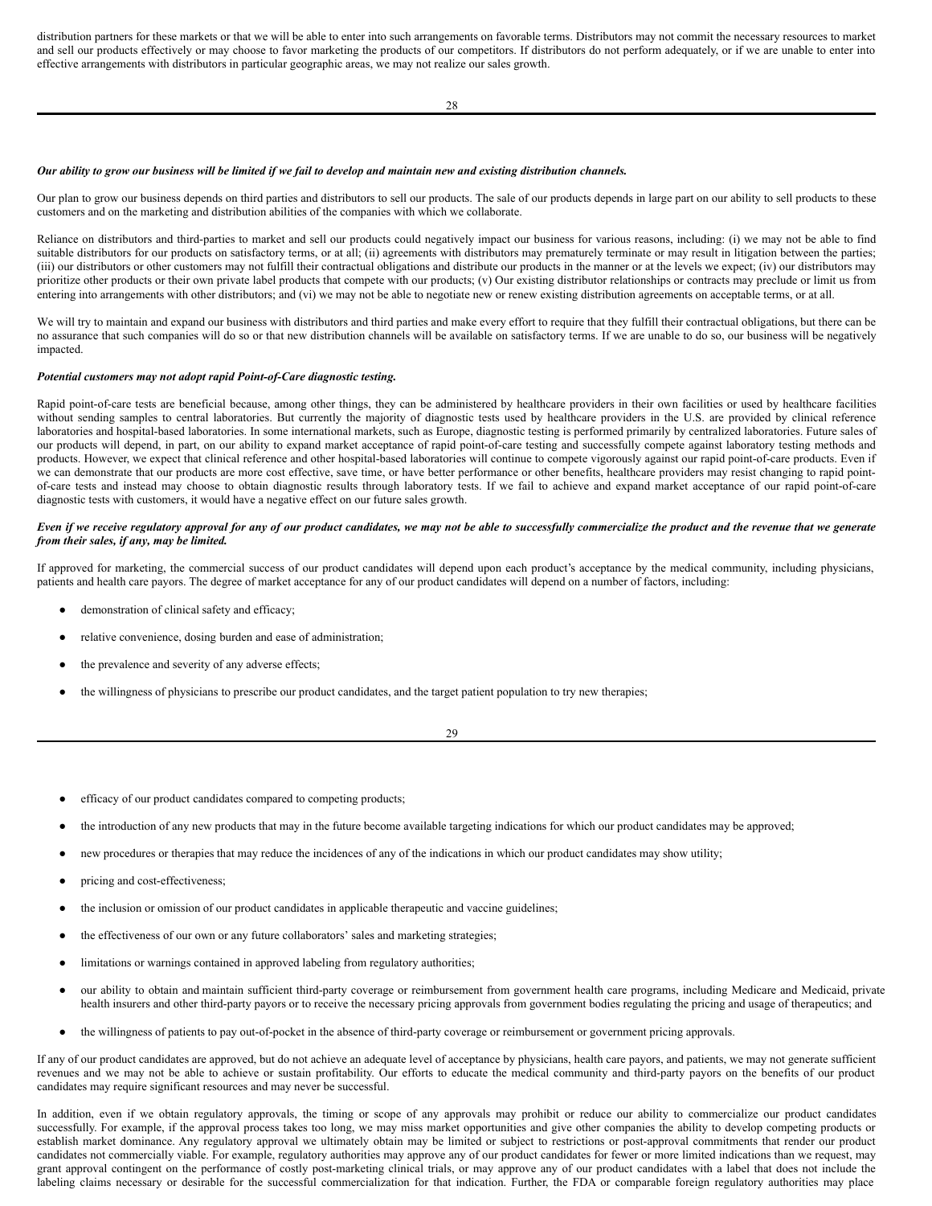distribution partners for these markets or that we will be able to enter into such arrangements on favorable terms. Distributors may not commit the necessary resources to market and sell our products effectively or may choose to favor marketing the products of our competitors. If distributors do not perform adequately, or if we are unable to enter into effective arrangements with distributors in particular geographic areas, we may not realize our sales growth.

***Our ability to grow our business will be limited if we fail to develop and maintain new and existing distribution channels.***

Our plan to grow our business depends on third parties and distributors to sell our products. The sale of our products depends in large part on our ability to sell products to these customers and on the marketing and distribution abilities of the companies with which we collaborate.

Reliance on distributors and third-parties to market and sell our products could negatively impact our business for various reasons, including: (i) we may not be able to find suitable distributors for our products on satisfactory terms, or at all; (ii) agreements with distributors may prematurely terminate or may result in litigation between the parties; (iii) our distributors or other customers may not fulfill their contractual obligations and distribute our products in the manner or at the levels we expect; (iv) our distributors may prioritize other products or their own private label products that compete with our products; (v) Our existing distributor relationships or contracts may preclude or limit us from entering into arrangements with other distributors; and (vi) we may not be able to negotiate new or renew existing distribution agreements on acceptable terms, or at all.

We will try to maintain and expand our business with distributors and third parties and make every effort to require that they fulfill their contractual obligations, but there can be no assurance that such companies will do so or that new distribution channels will be available on satisfactory terms. If we are unable to do so, our business will be negatively impacted.

***Potential customers may not adopt rapid Point-of-Care diagnostic testing.***

Rapid point-of-care tests are beneficial because, among other things, they can be administered by healthcare providers in their own facilities or used by healthcare facilities without sending samples to central laboratories. But currently the majority of diagnostic tests used by healthcare providers in the U.S. are provided by clinical reference laboratories and hospital-based laboratories. In some international markets, such as Europe, diagnostic testing is performed primarily by centralized laboratories. Future sales of our products will depend, in part, on our ability to expand market acceptance of rapid point-of-care testing and successfully compete against laboratory testing methods and products. However, we expect that clinical reference and other hospital-based laboratories will continue to compete vigorously against our rapid point-of-care products. Even if we can demonstrate that our products are more cost effective, save time, or have better performance or other benefits, healthcare providers may resist changing to rapid point-of-care tests and instead may choose to obtain diagnostic results through laboratory tests. If we fail to achieve and expand market acceptance of our rapid point-of-care diagnostic tests with customers, it would have a negative effect on our future sales growth.

***Even if we receive regulatory approval for any of our product candidates, we may not be able to successfully commercialize the product and the revenue that we generate from their sales, if any, may be limited.***

If approved for marketing, the commercial success of our product candidates will depend upon each product's acceptance by the medical community, including physicians, patients and health care payors. The degree of market acceptance for any of our product candidates will depend on a number of factors, including:

- demonstration of clinical safety and efficacy;
- relative convenience, dosing burden and ease of administration;
- the prevalence and severity of any adverse effects;
- the willingness of physicians to prescribe our product candidates, and the target patient population to try new therapies;
- efficacy of our product candidates compared to competing products;
- the introduction of any new products that may in the future become available targeting indications for which our product candidates may be approved;
- new procedures or therapies that may reduce the incidences of any of the indications in which our product candidates may show utility;
- pricing and cost-effectiveness;
- the inclusion or omission of our product candidates in applicable therapeutic and vaccine guidelines;
- the effectiveness of our own or any future collaborators' sales and marketing strategies;
- limitations or warnings contained in approved labeling from regulatory authorities;
- our ability to obtain and maintain sufficient third-party coverage or reimbursement from government health care programs, including Medicare and Medicaid, private health insurers and other third-party payors or to receive the necessary pricing approvals from government bodies regulating the pricing and usage of therapeutics; and
- the willingness of patients to pay out-of-pocket in the absence of third-party coverage or reimbursement or government pricing approvals.

If any of our product candidates are approved, but do not achieve an adequate level of acceptance by physicians, health care payors, and patients, we may not generate sufficient revenues and we may not be able to achieve or sustain profitability. Our efforts to educate the medical community and third-party payors on the benefits of our product candidates may require significant resources and may never be successful.

In addition, even if we obtain regulatory approvals, the timing or scope of any approvals may prohibit or reduce our ability to commercialize our product candidates successfully. For example, if the approval process takes too long, we may miss market opportunities and give other companies the ability to develop competing products or establish market dominance. Any regulatory approval we ultimately obtain may be limited or subject to restrictions or post-approval commitments that render our product candidates not commercially viable. For example, regulatory authorities may approve any of our product candidates for fewer or more limited indications than we request, may grant approval contingent on the performance of costly post-marketing clinical trials, or may approve any of our product candidates with a label that does not include the labeling claims necessary or desirable for the successful commercialization for that indication. Further, the FDA or comparable foreign regulatory authorities may place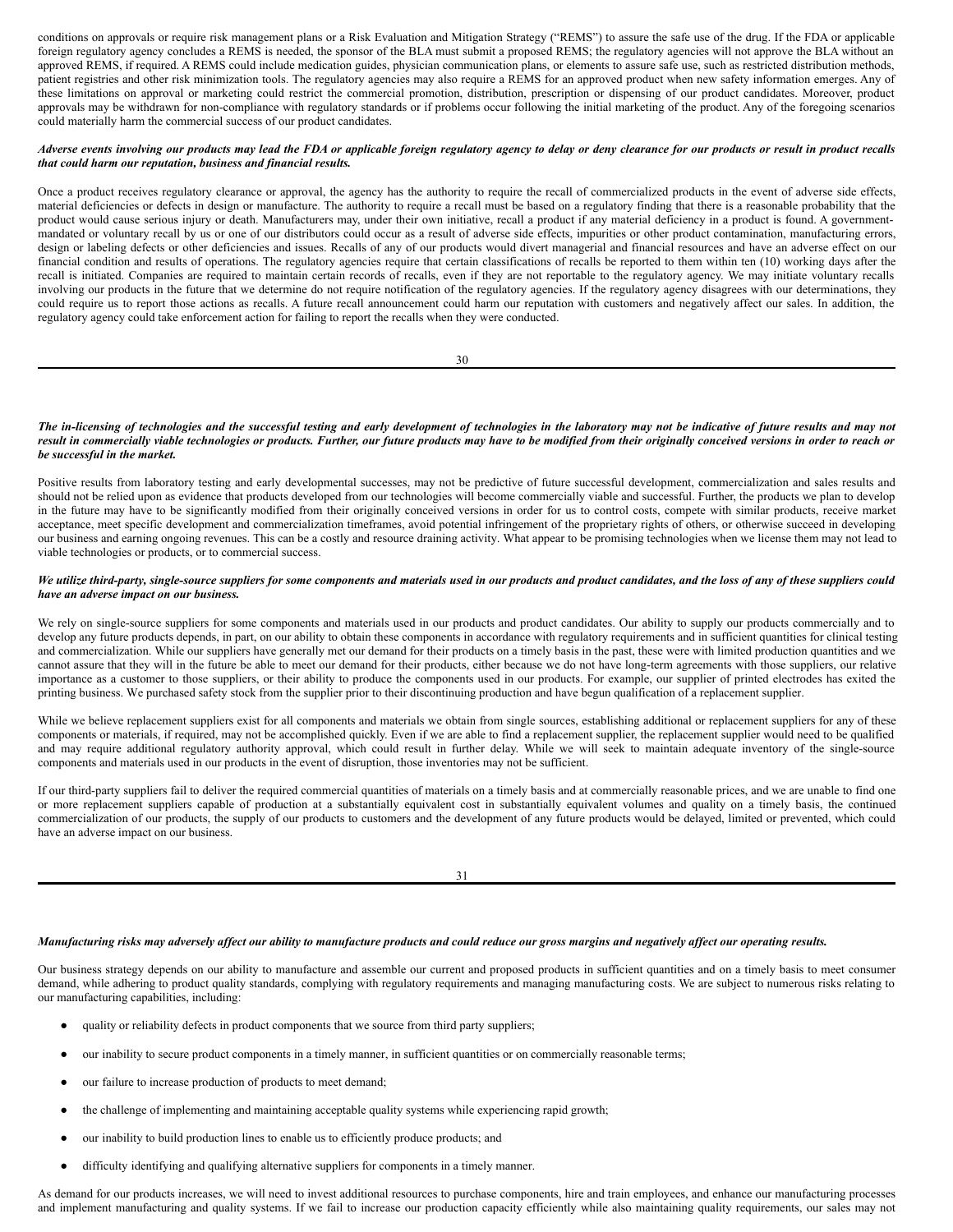conditions on approvals or require risk management plans or a Risk Evaluation and Mitigation Strategy ("REMS") to assure the safe use of the drug. If the FDA or applicable foreign regulatory agency concludes a REMS is needed, the sponsor of the BLA must submit a proposed REMS; the regulatory agencies will not approve the BLA without an approved REMS, if required. A REMS could include medication guides, physician communication plans, or elements to assure safe use, such as restricted distribution methods, patient registries and other risk minimization tools. The regulatory agencies may also require a REMS for an approved product when new safety information emerges. Any of these limitations on approval or marketing could restrict the commercial promotion, distribution, prescription or dispensing of our product candidates. Moreover, product approvals may be withdrawn for non-compliance with regulatory standards or if problems occur following the initial marketing of the product. Any of the foregoing scenarios could materially harm the commercial success of our product candidates.

***Adverse events involving our products may lead the FDA or applicable foreign regulatory agency to delay or deny clearance for our products or result in product recalls that could harm our reputation, business and financial results.***

Once a product receives regulatory clearance or approval, the agency has the authority to require the recall of commercialized products in the event of adverse side effects, material deficiencies or defects in design or manufacture. The authority to require a recall must be based on a regulatory finding that there is a reasonable probability that the product would cause serious injury or death. Manufacturers may, under their own initiative, recall a product if any material deficiency in a product is found. A government-mandated or voluntary recall by us or one of our distributors could occur as a result of adverse side effects, impurities or other product contamination, manufacturing errors, design or labeling defects or other deficiencies and issues. Recalls of any of our products would divert managerial and financial resources and have an adverse effect on our financial condition and results of operations. The regulatory agencies require that certain classifications of recalls be reported to them within ten (10) working days after the recall is initiated. Companies are required to maintain certain records of recalls, even if they are not reportable to the regulatory agency. We may initiate voluntary recalls involving our products in the future that we determine do not require notification of the regulatory agencies. If the regulatory agency disagrees with our determinations, they could require us to report those actions as recalls. A future recall announcement could harm our reputation with customers and negatively affect our sales. In addition, the regulatory agency could take enforcement action for failing to report the recalls when they were conducted.

***The in-licensing of technologies and the successful testing and early development of technologies in the laboratory may not be indicative of future results and may not result in commercially viable technologies or products. Further, our future products may have to be modified from their originally conceived versions in order to reach or be successful in the market.***

Positive results from laboratory testing and early developmental successes, may not be predictive of future successful development, commercialization and sales results and should not be relied upon as evidence that products developed from our technologies will become commercially viable and successful. Further, the products we plan to develop in the future may have to be significantly modified from their originally conceived versions in order for us to control costs, compete with similar products, receive market acceptance, meet specific development and commercialization timeframes, avoid potential infringement of the proprietary rights of others, or otherwise succeed in developing our business and earning ongoing revenues. This can be a costly and resource draining activity. What appear to be promising technologies when we license them may not lead to viable technologies or products, or to commercial success.

***We utilize third-party, single-source suppliers for some components and materials used in our products and product candidates, and the loss of any of these suppliers could have an adverse impact on our business.***

We rely on single-source suppliers for some components and materials used in our products and product candidates. Our ability to supply our products commercially and to develop any future products depends, in part, on our ability to obtain these components in accordance with regulatory requirements and in sufficient quantities for clinical testing and commercialization. While our suppliers have generally met our demand for their products on a timely basis in the past, these were with limited production quantities and we cannot assure that they will in the future be able to meet our demand for their products, either because we do not have long-term agreements with those suppliers, our relative importance as a customer to those suppliers, or their ability to produce the components used in our products. For example, our supplier of printed electrodes has exited the printing business. We purchased safety stock from the supplier prior to their discontinuing production and have begun qualification of a replacement supplier.

While we believe replacement suppliers exist for all components and materials we obtain from single sources, establishing additional or replacement suppliers for any of these components or materials, if required, may not be accomplished quickly. Even if we are able to find a replacement supplier, the replacement supplier would need to be qualified and may require additional regulatory authority approval, which could result in further delay. While we will seek to maintain adequate inventory of the single-source components and materials used in our products in the event of disruption, those inventories may not be sufficient.

If our third-party suppliers fail to deliver the required commercial quantities of materials on a timely basis and at commercially reasonable prices, and we are unable to find one or more replacement suppliers capable of production at a substantially equivalent cost in substantially equivalent volumes and quality on a timely basis, the continued commercialization of our products, the supply of our products to customers and the development of any future products would be delayed, limited or prevented, which could have an adverse impact on our business.

***Manufacturing risks may adversely affect our ability to manufacture products and could reduce our gross margins and negatively affect our operating results.***

Our business strategy depends on our ability to manufacture and assemble our current and proposed products in sufficient quantities and on a timely basis to meet consumer demand, while adhering to product quality standards, complying with regulatory requirements and managing manufacturing costs. We are subject to numerous risks relating to our manufacturing capabilities, including:

- quality or reliability defects in product components that we source from third party suppliers;
- our inability to secure product components in a timely manner, in sufficient quantities or on commercially reasonable terms;
- our failure to increase production of products to meet demand;
- the challenge of implementing and maintaining acceptable quality systems while experiencing rapid growth;
- our inability to build production lines to enable us to efficiently produce products; and
- difficulty identifying and qualifying alternative suppliers for components in a timely manner.

As demand for our products increases, we will need to invest additional resources to purchase components, hire and train employees, and enhance our manufacturing processes and implement manufacturing and quality systems. If we fail to increase our production capacity efficiently while also maintaining quality requirements, our sales may not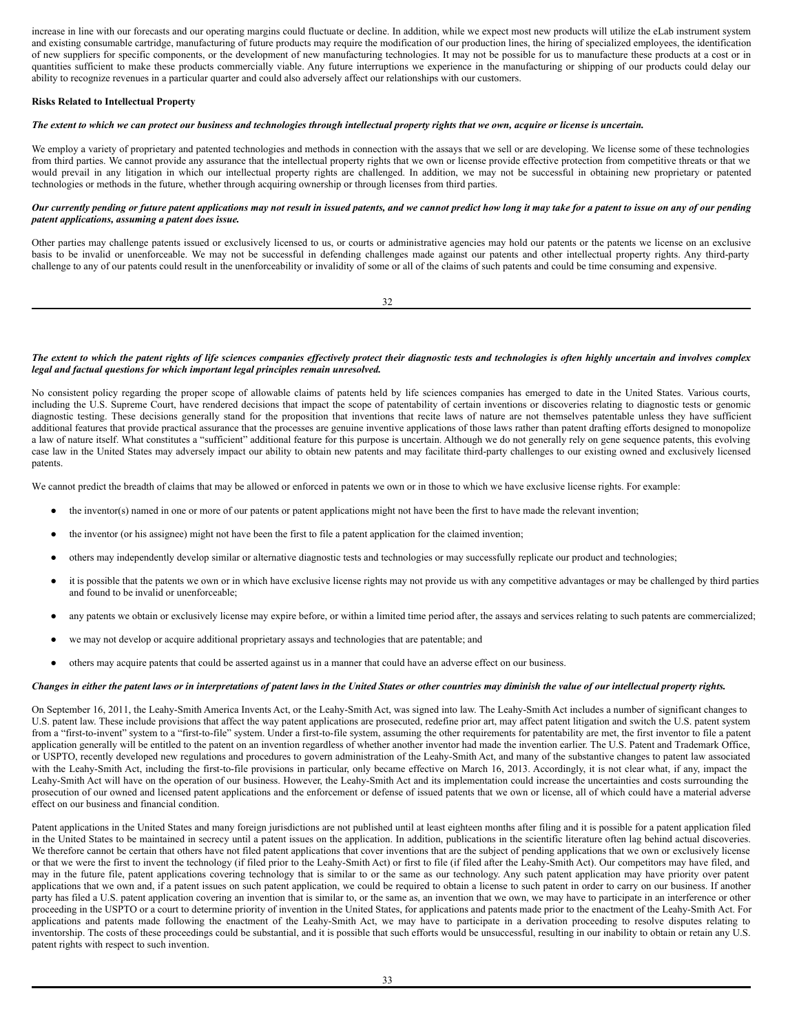increase in line with our forecasts and our operating margins could fluctuate or decline. In addition, while we expect most new products will utilize the eLab instrument system and existing consumable cartridge, manufacturing of future products may require the modification of our production lines, the hiring of specialized employees, the identification of new suppliers for specific components, or the development of new manufacturing technologies. It may not be possible for us to manufacture these products at a cost or in quantities sufficient to make these products commercially viable. Any future interruptions we experience in the manufacturing or shipping of our products could delay our ability to recognize revenues in a particular quarter and could also adversely affect our relationships with our customers.

**Risks Related to Intellectual Property**

***The extent to which we can protect our business and technologies through intellectual property rights that we own, acquire or license is uncertain.***

We employ a variety of proprietary and patented technologies and methods in connection with the assays that we sell or are developing. We license some of these technologies from third parties. We cannot provide any assurance that the intellectual property rights that we own or license provide effective protection from competitive threats or that we would prevail in any litigation in which our intellectual property rights are challenged. In addition, we may not be successful in obtaining new proprietary or patented technologies or methods in the future, whether through acquiring ownership or through licenses from third parties.

***Our currently pending or future patent applications may not result in issued patents, and we cannot predict how long it may take for a patent to issue on any of our pending patent applications, assuming a patent does issue.***

Other parties may challenge patents issued or exclusively licensed to us, or courts or administrative agencies may hold our patents or the patents we license on an exclusive basis to be invalid or unenforceable. We may not be successful in defending challenges made against our patents and other intellectual property rights. Any third-party challenge to any of our patents could result in the unenforceability or invalidity of some or all of the claims of such patents and could be time consuming and expensive.

***The extent to which the patent rights of life sciences companies effectively protect their diagnostic tests and technologies is often highly uncertain and involves complex legal and factual questions for which important legal principles remain unresolved.***

No consistent policy regarding the proper scope of allowable claims of patents held by life sciences companies has emerged to date in the United States. Various courts, including the U.S. Supreme Court, have rendered decisions that impact the scope of patentability of certain inventions or discoveries relating to diagnostic tests or genomic diagnostic testing. These decisions generally stand for the proposition that inventions that recite laws of nature are not themselves patentable unless they have sufficient additional features that provide practical assurance that the processes are genuine inventive applications of those laws rather than patent drafting efforts designed to monopolize a law of nature itself. What constitutes a "sufficient" additional feature for this purpose is uncertain. Although we do not generally rely on gene sequence patents, this evolving case law in the United States may adversely impact our ability to obtain new patents and may facilitate third-party challenges to our existing owned and exclusively licensed patents.

We cannot predict the breadth of claims that may be allowed or enforced in patents we own or in those to which we have exclusive license rights. For example:

- the inventor(s) named in one or more of our patents or patent applications might not have been the first to have made the relevant invention;
- the inventor (or his assignee) might not have been the first to file a patent application for the claimed invention;
- others may independently develop similar or alternative diagnostic tests and technologies or may successfully replicate our product and technologies;
- it is possible that the patents we own or in which have exclusive license rights may not provide us with any competitive advantages or may be challenged by third parties and found to be invalid or unenforceable;
- any patents we obtain or exclusively license may expire before, or within a limited time period after, the assays and services relating to such patents are commercialized;
- we may not develop or acquire additional proprietary assays and technologies that are patentable; and
- others may acquire patents that could be asserted against us in a manner that could have an adverse effect on our business.

***Changes in either the patent laws or in interpretations of patent laws in the United States or other countries may diminish the value of our intellectual property rights.***

On September 16, 2011, the Leahy-Smith America Invents Act, or the Leahy-Smith Act, was signed into law. The Leahy-Smith Act includes a number of significant changes to U.S. patent law. These include provisions that affect the way patent applications are prosecuted, redefine prior art, may affect patent litigation and switch the U.S. patent system from a "first-to-invent" system to a "first-to-file" system. Under a first-to-file system, assuming the other requirements for patentability are met, the first inventor to file a patent application generally will be entitled to the patent on an invention regardless of whether another inventor had made the invention earlier. The U.S. Patent and Trademark Office, or USPTO, recently developed new regulations and procedures to govern administration of the Leahy-Smith Act, and many of the substantive changes to patent law associated with the Leahy-Smith Act, including the first-to-file provisions in particular, only became effective on March 16, 2013. Accordingly, it is not clear what, if any, impact the Leahy-Smith Act will have on the operation of our business. However, the Leahy-Smith Act and its implementation could increase the uncertainties and costs surrounding the prosecution of our owned and licensed patent applications and the enforcement or defense of issued patents that we own or license, all of which could have a material adverse effect on our business and financial condition.

Patent applications in the United States and many foreign jurisdictions are not published until at least eighteen months after filing and it is possible for a patent application filed in the United States to be maintained in secrecy until a patent issues on the application. In addition, publications in the scientific literature often lag behind actual discoveries. We therefore cannot be certain that others have not filed patent applications that cover inventions that are the subject of pending applications that we own or exclusively license or that we were the first to invent the technology (if filed prior to the Leahy-Smith Act) or first to file (if filed after the Leahy-Smith Act). Our competitors may have filed, and may in the future file, patent applications covering technology that is similar to or the same as our technology. Any such patent application may have priority over patent applications that we own and, if a patent issues on such patent application, we could be required to obtain a license to such patent in order to carry on our business. If another party has filed a U.S. patent application covering an invention that is similar to, or the same as, an invention that we own, we may have to participate in an interference or other proceeding in the USPTO or a court to determine priority of invention in the United States, for applications and patents made prior to the enactment of the Leahy-Smith Act. For applications and patents made following the enactment of the Leahy-Smith Act, we may have to participate in a derivation proceeding to resolve disputes relating to inventorship. The costs of these proceedings could be substantial, and it is possible that such efforts would be unsuccessful, resulting in our inability to obtain or retain any U.S. patent rights with respect to such invention.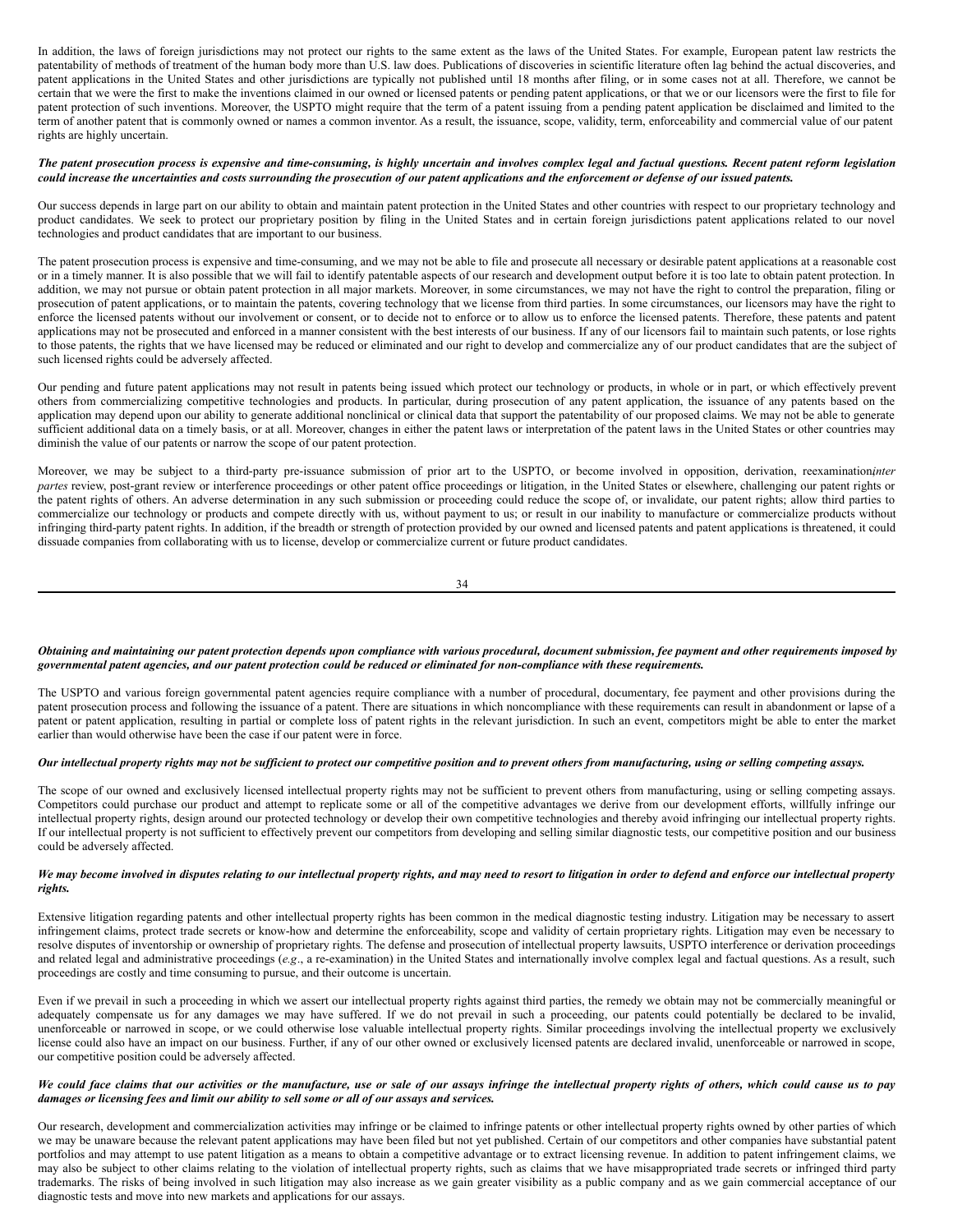In addition, the laws of foreign jurisdictions may not protect our rights to the same extent as the laws of the United States. For example, European patent law restricts the patentability of methods of treatment of the human body more than U.S. law does. Publications of discoveries in scientific literature often lag behind the actual discoveries, and patent applications in the United States and other jurisdictions are typically not published until 18 months after filing, or in some cases not at all. Therefore, we cannot be certain that we were the first to make the inventions claimed in our owned or licensed patents or pending patent applications, or that we or our licensors were the first to file for patent protection of such inventions. Moreover, the USPTO might require that the term of a patent issuing from a pending patent application be disclaimed and limited to the term of another patent that is commonly owned or names a common inventor. As a result, the issuance, scope, validity, term, enforceability and commercial value of our patent rights are highly uncertain.

***The patent prosecution process is expensive and time-consuming, is highly uncertain and involves complex legal and factual questions. Recent patent reform legislation could increase the uncertainties and costs surrounding the prosecution of our patent applications and the enforcement or defense of our issued patents.***

Our success depends in large part on our ability to obtain and maintain patent protection in the United States and other countries with respect to our proprietary technology and product candidates. We seek to protect our proprietary position by filing in the United States and in certain foreign jurisdictions patent applications related to our novel technologies and product candidates that are important to our business.

The patent prosecution process is expensive and time-consuming, and we may not be able to file and prosecute all necessary or desirable patent applications at a reasonable cost or in a timely manner. It is also possible that we will fail to identify patentable aspects of our research and development output before it is too late to obtain patent protection. In addition, we may not pursue or obtain patent protection in all major markets. Moreover, in some circumstances, we may not have the right to control the preparation, filing or prosecution of patent applications, or to maintain the patents, covering technology that we license from third parties. In some circumstances, our licensors may have the right to enforce the licensed patents without our involvement or consent, or to decide not to enforce or to allow us to enforce the licensed patents. Therefore, these patents and patent applications may not be prosecuted and enforced in a manner consistent with the best interests of our business. If any of our licensors fail to maintain such patents, or lose rights to those patents, the rights that we have licensed may be reduced or eliminated and our right to develop and commercialize any of our product candidates that are the subject of such licensed rights could be adversely affected.

Our pending and future patent applications may not result in patents being issued which protect our technology or products, in whole or in part, or which effectively prevent others from commercializing competitive technologies and products. In particular, during prosecution of any patent application, the issuance of any patents based on the application may depend upon our ability to generate additional nonclinical or clinical data that support the patentability of our proposed claims. We may not be able to generate sufficient additional data on a timely basis, or at all. Moreover, changes in either the patent laws or interpretation of the patent laws in the United States or other countries may diminish the value of our patents or narrow the scope of our patent protection.

Moreover, we may be subject to a third-party pre-issuance submission of prior art to the USPTO, or become involved in opposition, derivation, reexamination, *inter partes* review, post-grant review or interference proceedings or other patent office proceedings or litigation, in the United States or elsewhere, challenging our patent rights or the patent rights of others. An adverse determination in any such submission or proceeding could reduce the scope of, or invalidate, our patent rights; allow third parties to commercialize our technology or products and compete directly with us, without payment to us; or result in our inability to manufacture or commercialize products without infringing third-party patent rights. In addition, if the breadth or strength of protection provided by our owned and licensed patents and patent applications is threatened, it could dissuade companies from collaborating with us to license, develop or commercialize current or future product candidates.

***Obtaining and maintaining our patent protection depends upon compliance with various procedural, document submission, fee payment and other requirements imposed by governmental patent agencies, and our patent protection could be reduced or eliminated for non-compliance with these requirements.***

The USPTO and various foreign governmental patent agencies require compliance with a number of procedural, documentary, fee payment and other provisions during the patent prosecution process and following the issuance of a patent. There are situations in which noncompliance with these requirements can result in abandonment or lapse of a patent or patent application, resulting in partial or complete loss of patent rights in the relevant jurisdiction. In such an event, competitors might be able to enter the market earlier than would otherwise have been the case if our patent were in force.

***Our intellectual property rights may not be sufficient to protect our competitive position and to prevent others from manufacturing, using or selling competing assays.***

The scope of our owned and exclusively licensed intellectual property rights may not be sufficient to prevent others from manufacturing, using or selling competing assays. Competitors could purchase our product and attempt to replicate some or all of the competitive advantages we derive from our development efforts, willfully infringe our intellectual property rights, design around our protected technology or develop their own competitive technologies and thereby avoid infringing our intellectual property rights. If our intellectual property is not sufficient to effectively prevent our competitors from developing and selling similar diagnostic tests, our competitive position and our business could be adversely affected.

***We may become involved in disputes relating to our intellectual property rights, and may need to resort to litigation in order to defend and enforce our intellectual property rights.***

Extensive litigation regarding patents and other intellectual property rights has been common in the medical diagnostic testing industry. Litigation may be necessary to assert infringement claims, protect trade secrets or know-how and determine the enforceability, scope and validity of certain proprietary rights. Litigation may even be necessary to resolve disputes of inventorship or ownership of proprietary rights. The defense and prosecution of intellectual property lawsuits, USPTO interference or derivation proceedings and related legal and administrative proceedings (*e.g*., a re-examination) in the United States and internationally involve complex legal and factual questions. As a result, such proceedings are costly and time consuming to pursue, and their outcome is uncertain.

Even if we prevail in such a proceeding in which we assert our intellectual property rights against third parties, the remedy we obtain may not be commercially meaningful or adequately compensate us for any damages we may have suffered. If we do not prevail in such a proceeding, our patents could potentially be declared to be invalid, unenforceable or narrowed in scope, or we could otherwise lose valuable intellectual property rights. Similar proceedings involving the intellectual property we exclusively license could also have an impact on our business. Further, if any of our other owned or exclusively licensed patents are declared invalid, unenforceable or narrowed in scope, our competitive position could be adversely affected.

***We could face claims that our activities or the manufacture, use or sale of our assays infringe the intellectual property rights of others, which could cause us to pay damages or licensing fees and limit our ability to sell some or all of our assays and services.***

Our research, development and commercialization activities may infringe or be claimed to infringe patents or other intellectual property rights owned by other parties of which we may be unaware because the relevant patent applications may have been filed but not yet published. Certain of our competitors and other companies have substantial patent portfolios and may attempt to use patent litigation as a means to obtain a competitive advantage or to extract licensing revenue. In addition to patent infringement claims, we may also be subject to other claims relating to the violation of intellectual property rights, such as claims that we have misappropriated trade secrets or infringed third party trademarks. The risks of being involved in such litigation may also increase as we gain greater visibility as a public company and as we gain commercial acceptance of our diagnostic tests and move into new markets and applications for our assays.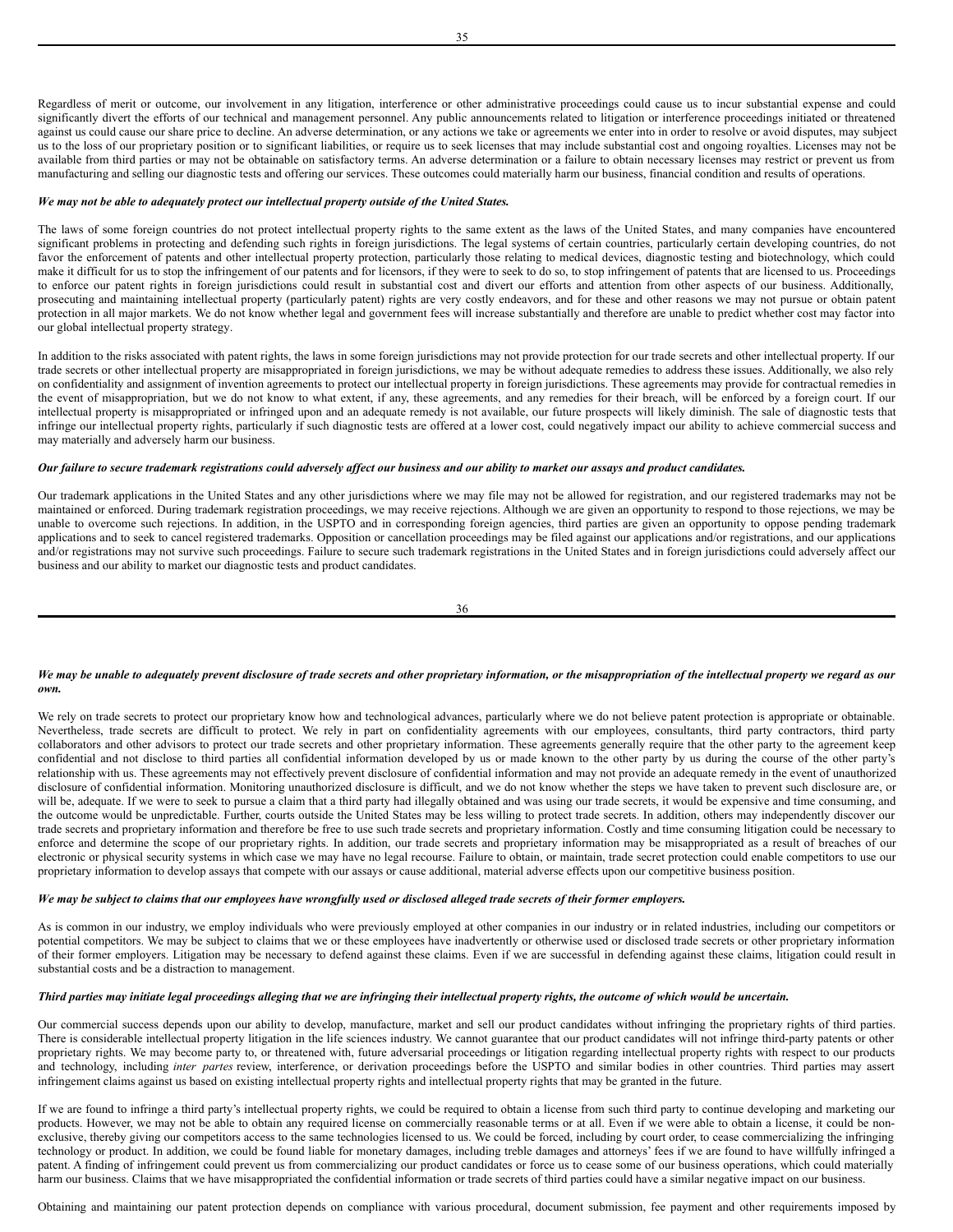Regardless of merit or outcome, our involvement in any litigation, interference or other administrative proceedings could cause us to incur substantial expense and could significantly divert the efforts of our technical and management personnel. Any public announcements related to litigation or interference proceedings initiated or threatened against us could cause our share price to decline. An adverse determination, or any actions we take or agreements we enter into in order to resolve or avoid disputes, may subject us to the loss of our proprietary position or to significant liabilities, or require us to seek licenses that may include substantial cost and ongoing royalties. Licenses may not be available from third parties or may not be obtainable on satisfactory terms. An adverse determination or a failure to obtain necessary licenses may restrict or prevent us from manufacturing and selling our diagnostic tests and offering our services. These outcomes could materially harm our business, financial condition and results of operations.

***We may not be able to adequately protect our intellectual property outside of the United States.***

The laws of some foreign countries do not protect intellectual property rights to the same extent as the laws of the United States, and many companies have encountered significant problems in protecting and defending such rights in foreign jurisdictions. The legal systems of certain countries, particularly certain developing countries, do not favor the enforcement of patents and other intellectual property protection, particularly those relating to medical devices, diagnostic testing and biotechnology, which could make it difficult for us to stop the infringement of our patents and for licensors, if they were to seek to do so, to stop infringement of patents that are licensed to us. Proceedings to enforce our patent rights in foreign jurisdictions could result in substantial cost and divert our efforts and attention from other aspects of our business. Additionally, prosecuting and maintaining intellectual property (particularly patent) rights are very costly endeavors, and for these and other reasons we may not pursue or obtain patent protection in all major markets. We do not know whether legal and government fees will increase substantially and therefore are unable to predict whether cost may factor into our global intellectual property strategy.

In addition to the risks associated with patent rights, the laws in some foreign jurisdictions may not provide protection for our trade secrets and other intellectual property. If our trade secrets or other intellectual property are misappropriated in foreign jurisdictions, we may be without adequate remedies to address these issues. Additionally, we also rely on confidentiality and assignment of invention agreements to protect our intellectual property in foreign jurisdictions. These agreements may provide for contractual remedies in the event of misappropriation, but we do not know to what extent, if any, these agreements, and any remedies for their breach, will be enforced by a foreign court. If our intellectual property is misappropriated or infringed upon and an adequate remedy is not available, our future prospects will likely diminish. The sale of diagnostic tests that infringe our intellectual property rights, particularly if such diagnostic tests are offered at a lower cost, could negatively impact our ability to achieve commercial success and may materially and adversely harm our business.

***Our failure to secure trademark registrations could adversely affect our business and our ability to market our assays and product candidates.***

Our trademark applications in the United States and any other jurisdictions where we may file may not be allowed for registration, and our registered trademarks may not be maintained or enforced. During trademark registration proceedings, we may receive rejections. Although we are given an opportunity to respond to those rejections, we may be unable to overcome such rejections. In addition, in the USPTO and in corresponding foreign agencies, third parties are given an opportunity to oppose pending trademark applications and to seek to cancel registered trademarks. Opposition or cancellation proceedings may be filed against our applications and/or registrations, and our applications and/or registrations may not survive such proceedings. Failure to secure such trademark registrations in the United States and in foreign jurisdictions could adversely affect our business and our ability to market our diagnostic tests and product candidates.

***We may be unable to adequately prevent disclosure of trade secrets and other proprietary information, or the misappropriation of the intellectual property we regard as our own.***

We rely on trade secrets to protect our proprietary know how and technological advances, particularly where we do not believe patent protection is appropriate or obtainable. Nevertheless, trade secrets are difficult to protect. We rely in part on confidentiality agreements with our employees, consultants, third party contractors, third party collaborators and other advisors to protect our trade secrets and other proprietary information. These agreements generally require that the other party to the agreement keep confidential and not disclose to third parties all confidential information developed by us or made known to the other party by us during the course of the other party's relationship with us. These agreements may not effectively prevent disclosure of confidential information and may not provide an adequate remedy in the event of unauthorized disclosure of confidential information. Monitoring unauthorized disclosure is difficult, and we do not know whether the steps we have taken to prevent such disclosure are, or will be, adequate. If we were to seek to pursue a claim that a third party had illegally obtained and was using our trade secrets, it would be expensive and time consuming, and the outcome would be unpredictable. Further, courts outside the United States may be less willing to protect trade secrets. In addition, others may independently discover our trade secrets and proprietary information and therefore be free to use such trade secrets and proprietary information. Costly and time consuming litigation could be necessary to enforce and determine the scope of our proprietary rights. In addition, our trade secrets and proprietary information may be misappropriated as a result of breaches of our electronic or physical security systems in which case we may have no legal recourse. Failure to obtain, or maintain, trade secret protection could enable competitors to use our proprietary information to develop assays that compete with our assays or cause additional, material adverse effects upon our competitive business position.

***We may be subject to claims that our employees have wrongfully used or disclosed alleged trade secrets of their former employers.***

As is common in our industry, we employ individuals who were previously employed at other companies in our industry or in related industries, including our competitors or potential competitors. We may be subject to claims that we or these employees have inadvertently or otherwise used or disclosed trade secrets or other proprietary information of their former employers. Litigation may be necessary to defend against these claims. Even if we are successful in defending against these claims, litigation could result in substantial costs and be a distraction to management.

***Third parties may initiate legal proceedings alleging that we are infringing their intellectual property rights, the outcome of which would be uncertain.***

Our commercial success depends upon our ability to develop, manufacture, market and sell our product candidates without infringing the proprietary rights of third parties. There is considerable intellectual property litigation in the life sciences industry. We cannot guarantee that our product candidates will not infringe third-party patents or other proprietary rights. We may become party to, or threatened with, future adversarial proceedings or litigation regarding intellectual property rights with respect to our products and technology, including *inter partes* review, interference, or derivation proceedings before the USPTO and similar bodies in other countries. Third parties may assert infringement claims against us based on existing intellectual property rights and intellectual property rights that may be granted in the future.

If we are found to infringe a third party's intellectual property rights, we could be required to obtain a license from such third party to continue developing and marketing our products. However, we may not be able to obtain any required license on commercially reasonable terms or at all. Even if we were able to obtain a license, it could be non-exclusive, thereby giving our competitors access to the same technologies licensed to us. We could be forced, including by court order, to cease commercializing the infringing technology or product. In addition, we could be found liable for monetary damages, including treble damages and attorneys' fees if we are found to have willfully infringed a patent. A finding of infringement could prevent us from commercializing our product candidates or force us to cease some of our business operations, which could materially harm our business. Claims that we have misappropriated the confidential information or trade secrets of third parties could have a similar negative impact on our business.

Obtaining and maintaining our patent protection depends on compliance with various procedural, document submission, fee payment and other requirements imposed by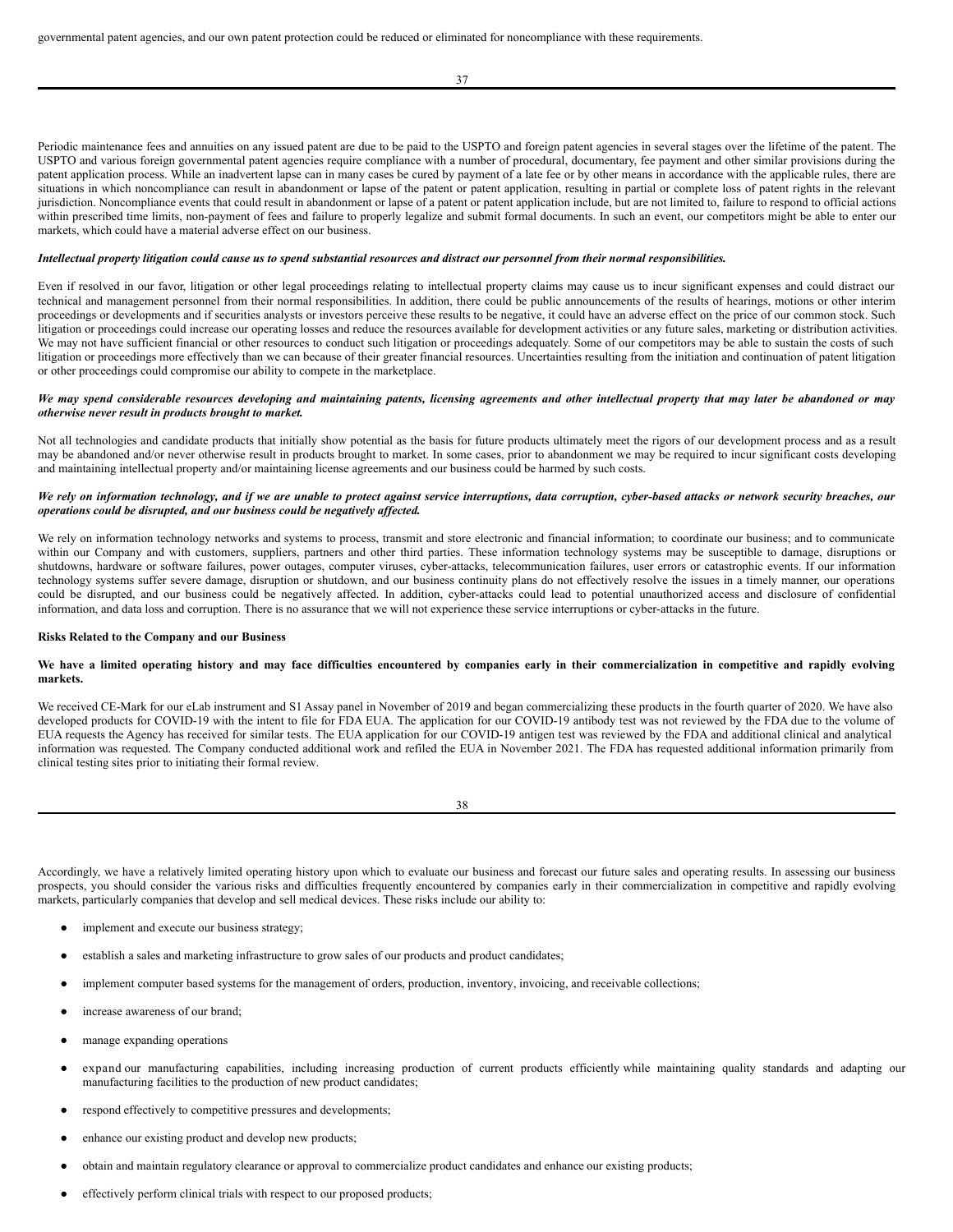governmental patent agencies, and our own patent protection could be reduced or eliminated for noncompliance with these requirements.

Periodic maintenance fees and annuities on any issued patent are due to be paid to the USPTO and foreign patent agencies in several stages over the lifetime of the patent. The USPTO and various foreign governmental patent agencies require compliance with a number of procedural, documentary, fee payment and other similar provisions during the patent application process. While an inadvertent lapse can in many cases be cured by payment of a late fee or by other means in accordance with the applicable rules, there are situations in which noncompliance can result in abandonment or lapse of the patent or patent application, resulting in partial or complete loss of patent rights in the relevant jurisdiction. Noncompliance events that could result in abandonment or lapse of a patent or patent application include, but are not limited to, failure to respond to official actions within prescribed time limits, non-payment of fees and failure to properly legalize and submit formal documents. In such an event, our competitors might be able to enter our markets, which could have a material adverse effect on our business.

***Intellectual property litigation could cause us to spend substantial resources and distract our personnel from their normal responsibilities.***

Even if resolved in our favor, litigation or other legal proceedings relating to intellectual property claims may cause us to incur significant expenses and could distract our technical and management personnel from their normal responsibilities. In addition, there could be public announcements of the results of hearings, motions or other interim proceedings or developments and if securities analysts or investors perceive these results to be negative, it could have an adverse effect on the price of our common stock. Such litigation or proceedings could increase our operating losses and reduce the resources available for development activities or any future sales, marketing or distribution activities. We may not have sufficient financial or other resources to conduct such litigation or proceedings adequately. Some of our competitors may be able to sustain the costs of such litigation or proceedings more effectively than we can because of their greater financial resources. Uncertainties resulting from the initiation and continuation of patent litigation or other proceedings could compromise our ability to compete in the marketplace.

***We may spend considerable resources developing and maintaining patents, licensing agreements and other intellectual property that may later be abandoned or may otherwise never result in products brought to market.***

Not all technologies and candidate products that initially show potential as the basis for future products ultimately meet the rigors of our development process and as a result may be abandoned and/or never otherwise result in products brought to market. In some cases, prior to abandonment we may be required to incur significant costs developing and maintaining intellectual property and/or maintaining license agreements and our business could be harmed by such costs.

***We rely on information technology, and if we are unable to protect against service interruptions, data corruption, cyber-based attacks or network security breaches, our operations could be disrupted, and our business could be negatively affected.***

We rely on information technology networks and systems to process, transmit and store electronic and financial information; to coordinate our business; and to communicate within our Company and with customers, suppliers, partners and other third parties. These information technology systems may be susceptible to damage, disruptions or shutdowns, hardware or software failures, power outages, computer viruses, cyber-attacks, telecommunication failures, user errors or catastrophic events. If our information technology systems suffer severe damage, disruption or shutdown, and our business continuity plans do not effectively resolve the issues in a timely manner, our operations could be disrupted, and our business could be negatively affected. In addition, cyber-attacks could lead to potential unauthorized access and disclosure of confidential information, and data loss and corruption. There is no assurance that we will not experience these service interruptions or cyber-attacks in the future.

**Risks Related to the Company and our Business**

**We have a limited operating history and may face difficulties encountered by companies early in their commercialization in competitive and rapidly evolving markets.**

We received CE-Mark for our eLab instrument and S1 Assay panel in November of 2019 and began commercializing these products in the fourth quarter of 2020. We have also developed products for COVID-19 with the intent to file for FDA EUA. The application for our COVID-19 antibody test was not reviewed by the FDA due to the volume of EUA requests the Agency has received for similar tests. The EUA application for our COVID-19 antigen test was reviewed by the FDA and additional clinical and analytical information was requested. The Company conducted additional work and refiled the EUA in November 2021. The FDA has requested additional information primarily from clinical testing sites prior to initiating their formal review.

Accordingly, we have a relatively limited operating history upon which to evaluate our business and forecast our future sales and operating results. In assessing our business prospects, you should consider the various risks and difficulties frequently encountered by companies early in their commercialization in competitive and rapidly evolving markets, particularly companies that develop and sell medical devices. These risks include our ability to:

- implement and execute our business strategy;
- establish a sales and marketing infrastructure to grow sales of our products and product candidates;
- implement computer based systems for the management of orders, production, inventory, invoicing, and receivable collections;
- increase awareness of our brand;
- manage expanding operations
- expand our manufacturing capabilities, including increasing production of current products efficiently while maintaining quality standards and adapting our manufacturing facilities to the production of new product candidates;
- respond effectively to competitive pressures and developments;
- enhance our existing product and develop new products;
- obtain and maintain regulatory clearance or approval to commercialize product candidates and enhance our existing products;
- effectively perform clinical trials with respect to our proposed products;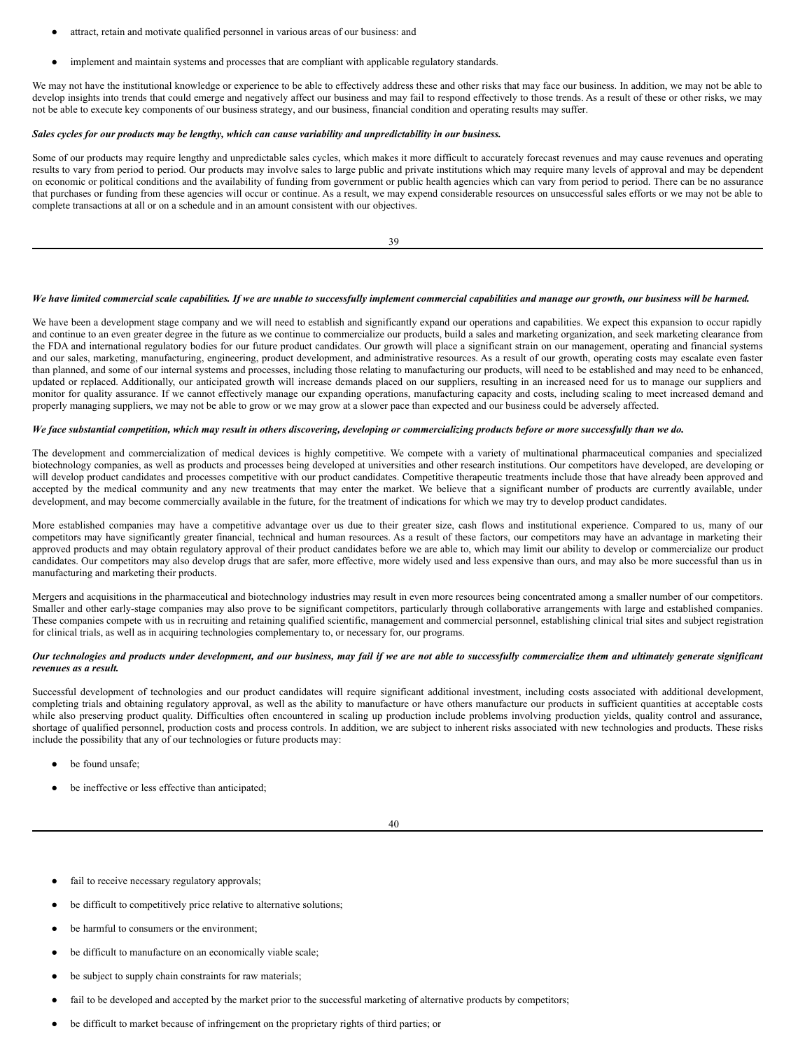- attract, retain and motivate qualified personnel in various areas of our business: and
- implement and maintain systems and processes that are compliant with applicable regulatory standards.

We may not have the institutional knowledge or experience to be able to effectively address these and other risks that may face our business. In addition, we may not be able to develop insights into trends that could emerge and negatively affect our business and may fail to respond effectively to those trends. As a result of these or other risks, we may not be able to execute key components of our business strategy, and our business, financial condition and operating results may suffer.

***Sales cycles for our products may be lengthy, which can cause variability and unpredictability in our business.***

Some of our products may require lengthy and unpredictable sales cycles, which makes it more difficult to accurately forecast revenues and may cause revenues and operating results to vary from period to period. Our products may involve sales to large public and private institutions which may require many levels of approval and may be dependent on economic or political conditions and the availability of funding from government or public health agencies which can vary from period to period. There can be no assurance that purchases or funding from these agencies will occur or continue. As a result, we may expend considerable resources on unsuccessful sales efforts or we may not be able to complete transactions at all or on a schedule and in an amount consistent with our objectives.

***We have limited commercial scale capabilities. If we are unable to successfully implement commercial capabilities and manage our growth, our business will be harmed.***

We have been a development stage company and we will need to establish and significantly expand our operations and capabilities. We expect this expansion to occur rapidly and continue to an even greater degree in the future as we continue to commercialize our products, build a sales and marketing organization, and seek marketing clearance from the FDA and international regulatory bodies for our future product candidates. Our growth will place a significant strain on our management, operating and financial systems and our sales, marketing, manufacturing, engineering, product development, and administrative resources. As a result of our growth, operating costs may escalate even faster than planned, and some of our internal systems and processes, including those relating to manufacturing our products, will need to be established and may need to be enhanced, updated or replaced. Additionally, our anticipated growth will increase demands placed on our suppliers, resulting in an increased need for us to manage our suppliers and monitor for quality assurance. If we cannot effectively manage our expanding operations, manufacturing capacity and costs, including scaling to meet increased demand and properly managing suppliers, we may not be able to grow or we may grow at a slower pace than expected and our business could be adversely affected.

***We face substantial competition, which may result in others discovering, developing or commercializing products before or more successfully than we do.***

The development and commercialization of medical devices is highly competitive. We compete with a variety of multinational pharmaceutical companies and specialized biotechnology companies, as well as products and processes being developed at universities and other research institutions. Our competitors have developed, are developing or will develop product candidates and processes competitive with our product candidates. Competitive therapeutic treatments include those that have already been approved and accepted by the medical community and any new treatments that may enter the market. We believe that a significant number of products are currently available, under development, and may become commercially available in the future, for the treatment of indications for which we may try to develop product candidates.

More established companies may have a competitive advantage over us due to their greater size, cash flows and institutional experience. Compared to us, many of our competitors may have significantly greater financial, technical and human resources. As a result of these factors, our competitors may have an advantage in marketing their approved products and may obtain regulatory approval of their product candidates before we are able to, which may limit our ability to develop or commercialize our product candidates. Our competitors may also develop drugs that are safer, more effective, more widely used and less expensive than ours, and may also be more successful than us in manufacturing and marketing their products.

Mergers and acquisitions in the pharmaceutical and biotechnology industries may result in even more resources being concentrated among a smaller number of our competitors. Smaller and other early-stage companies may also prove to be significant competitors, particularly through collaborative arrangements with large and established companies. These companies compete with us in recruiting and retaining qualified scientific, management and commercial personnel, establishing clinical trial sites and subject registration for clinical trials, as well as in acquiring technologies complementary to, or necessary for, our programs.

***Our technologies and products under development, and our business, may fail if we are not able to successfully commercialize them and ultimately generate significant revenues as a result.***

Successful development of technologies and our product candidates will require significant additional investment, including costs associated with additional development, completing trials and obtaining regulatory approval, as well as the ability to manufacture or have others manufacture our products in sufficient quantities at acceptable costs while also preserving product quality. Difficulties often encountered in scaling up production include problems involving production yields, quality control and assurance, shortage of qualified personnel, production costs and process controls. In addition, we are subject to inherent risks associated with new technologies and products. These risks include the possibility that any of our technologies or future products may:

- be found unsafe;
- be ineffective or less effective than anticipated;
- fail to receive necessary regulatory approvals;
- be difficult to competitively price relative to alternative solutions;
- be harmful to consumers or the environment;
- be difficult to manufacture on an economically viable scale;
- be subject to supply chain constraints for raw materials;
- fail to be developed and accepted by the market prior to the successful marketing of alternative products by competitors;
- be difficult to market because of infringement on the proprietary rights of third parties; or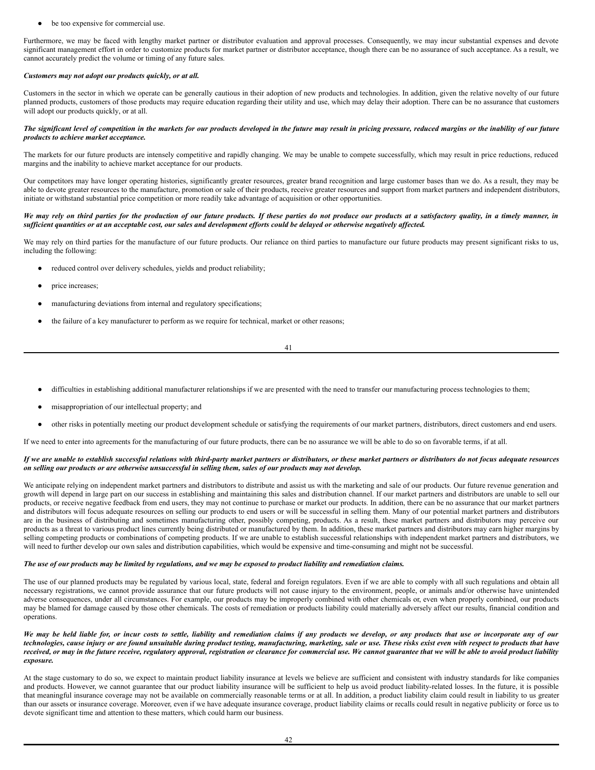- be too expensive for commercial use.

Furthermore, we may be faced with lengthy market partner or distributor evaluation and approval processes. Consequently, we may incur substantial expenses and devote significant management effort in order to customize products for market partner or distributor acceptance, though there can be no assurance of such acceptance. As a result, we cannot accurately predict the volume or timing of any future sales.

***Customers may not adopt our products quickly, or at all.***

Customers in the sector in which we operate can be generally cautious in their adoption of new products and technologies. In addition, given the relative novelty of our future planned products, customers of those products may require education regarding their utility and use, which may delay their adoption. There can be no assurance that customers will adopt our products quickly, or at all.

***The significant level of competition in the markets for our products developed in the future may result in pricing pressure, reduced margins or the inability of our future products to achieve market acceptance.***

The markets for our future products are intensely competitive and rapidly changing. We may be unable to compete successfully, which may result in price reductions, reduced margins and the inability to achieve market acceptance for our products.

Our competitors may have longer operating histories, significantly greater resources, greater brand recognition and large customer bases than we do. As a result, they may be able to devote greater resources to the manufacture, promotion or sale of their products, receive greater resources and support from market partners and independent distributors, initiate or withstand substantial price competition or more readily take advantage of acquisition or other opportunities.

***We may rely on third parties for the production of our future products. If these parties do not produce our products at a satisfactory quality, in a timely manner, in sufficient quantities or at an acceptable cost, our sales and development efforts could be delayed or otherwise negatively affected.***

We may rely on third parties for the manufacture of our future products. Our reliance on third parties to manufacture our future products may present significant risks to us, including the following:

- reduced control over delivery schedules, yields and product reliability;
- price increases;
- manufacturing deviations from internal and regulatory specifications;
- the failure of a key manufacturer to perform as we require for technical, market or other reasons;
- difficulties in establishing additional manufacturer relationships if we are presented with the need to transfer our manufacturing process technologies to them;
- misappropriation of our intellectual property; and
- other risks in potentially meeting our product development schedule or satisfying the requirements of our market partners, distributors, direct customers and end users.

If we need to enter into agreements for the manufacturing of our future products, there can be no assurance we will be able to do so on favorable terms, if at all.

***If we are unable to establish successful relations with third-party market partners or distributors, or these market partners or distributors do not focus adequate resources on selling our products or are otherwise unsuccessful in selling them, sales of our products may not develop.***

We anticipate relying on independent market partners and distributors to distribute and assist us with the marketing and sale of our products. Our future revenue generation and growth will depend in large part on our success in establishing and maintaining this sales and distribution channel. If our market partners and distributors are unable to sell our products, or receive negative feedback from end users, they may not continue to purchase or market our products. In addition, there can be no assurance that our market partners and distributors will focus adequate resources on selling our products to end users or will be successful in selling them. Many of our potential market partners and distributors are in the business of distributing and sometimes manufacturing other, possibly competing, products. As a result, these market partners and distributors may perceive our products as a threat to various product lines currently being distributed or manufactured by them. In addition, these market partners and distributors may earn higher margins by selling competing products or combinations of competing products. If we are unable to establish successful relationships with independent market partners and distributors, we will need to further develop our own sales and distribution capabilities, which would be expensive and time-consuming and might not be successful.

***The use of our products may be limited by regulations, and we may be exposed to product liability and remediation claims.***

The use of our planned products may be regulated by various local, state, federal and foreign regulators. Even if we are able to comply with all such regulations and obtain all necessary registrations, we cannot provide assurance that our future products will not cause injury to the environment, people, or animals and/or otherwise have unintended adverse consequences, under all circumstances. For example, our products may be improperly combined with other chemicals or, even when properly combined, our products may be blamed for damage caused by those other chemicals. The costs of remediation or products liability could materially adversely affect our results, financial condition and operations.

***We may be held liable for, or incur costs to settle, liability and remediation claims if any products we develop, or any products that use or incorporate any of our technologies, cause injury or are found unsuitable during product testing, manufacturing, marketing, sale or use. These risks exist even with respect to products that have received, or may in the future receive, regulatory approval, registration or clearance for commercial use. We cannot guarantee that we will be able to avoid product liability exposure.***

At the stage customary to do so, we expect to maintain product liability insurance at levels we believe are sufficient and consistent with industry standards for like companies and products. However, we cannot guarantee that our product liability insurance will be sufficient to help us avoid product liability-related losses. In the future, it is possible that meaningful insurance coverage may not be available on commercially reasonable terms or at all. In addition, a product liability claim could result in liability to us greater than our assets or insurance coverage. Moreover, even if we have adequate insurance coverage, product liability claims or recalls could result in negative publicity or force us to devote significant time and attention to these matters, which could harm our business.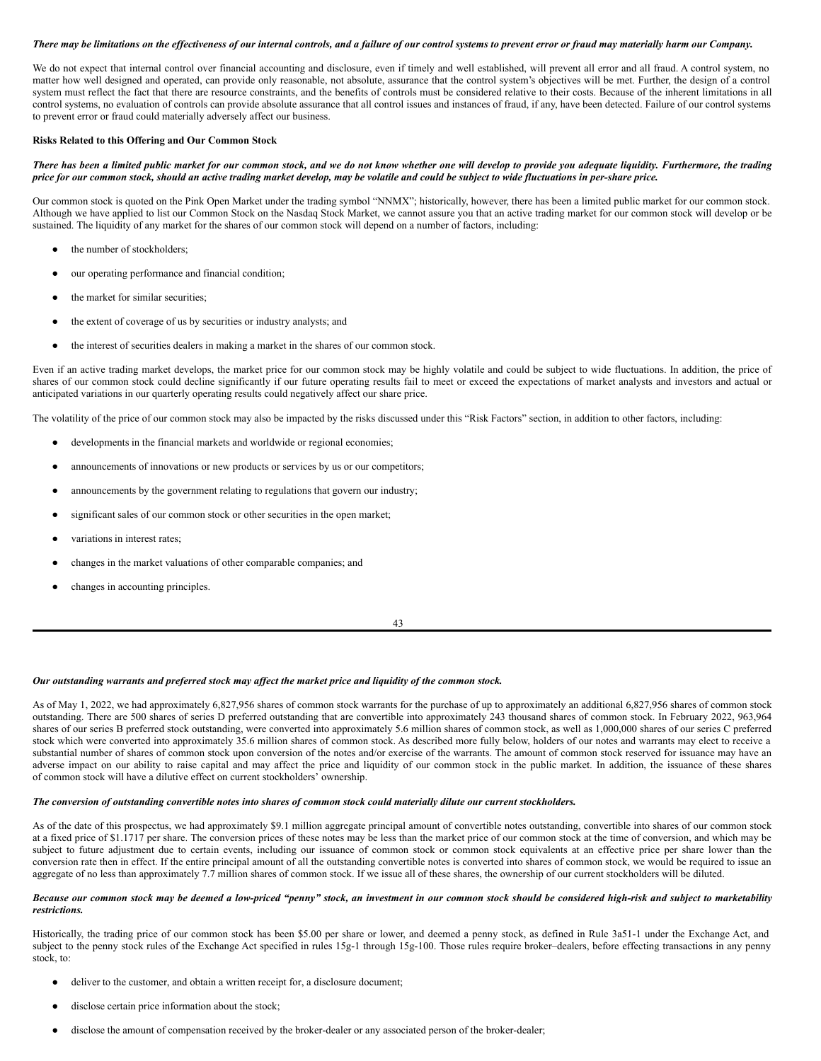***There may be limitations on the effectiveness of our internal controls, and a failure of our control systems to prevent error or fraud may materially harm our Company.***

We do not expect that internal control over financial accounting and disclosure, even if timely and well established, will prevent all error and all fraud. A control system, no matter how well designed and operated, can provide only reasonable, not absolute, assurance that the control system's objectives will be met. Further, the design of a control system must reflect the fact that there are resource constraints, and the benefits of controls must be considered relative to their costs. Because of the inherent limitations in all control systems, no evaluation of controls can provide absolute assurance that all control issues and instances of fraud, if any, have been detected. Failure of our control systems to prevent error or fraud could materially adversely affect our business.

**Risks Related to this Offering and Our Common Stock**

***There has been a limited public market for our common stock, and we do not know whether one will develop to provide you adequate liquidity. Furthermore, the trading price for our common stock, should an active trading market develop, may be volatile and could be subject to wide fluctuations in per-share price.***

Our common stock is quoted on the Pink Open Market under the trading symbol "NNMX"; historically, however, there has been a limited public market for our common stock. Although we have applied to list our Common Stock on the Nasdaq Stock Market, we cannot assure you that an active trading market for our common stock will develop or be sustained. The liquidity of any market for the shares of our common stock will depend on a number of factors, including:

- the number of stockholders;
- our operating performance and financial condition;
- the market for similar securities;
- the extent of coverage of us by securities or industry analysts; and
- the interest of securities dealers in making a market in the shares of our common stock.

Even if an active trading market develops, the market price for our common stock may be highly volatile and could be subject to wide fluctuations. In addition, the price of shares of our common stock could decline significantly if our future operating results fail to meet or exceed the expectations of market analysts and investors and actual or anticipated variations in our quarterly operating results could negatively affect our share price.

The volatility of the price of our common stock may also be impacted by the risks discussed under this "Risk Factors" section, in addition to other factors, including:

- developments in the financial markets and worldwide or regional economies;
- announcements of innovations or new products or services by us or our competitors;
- announcements by the government relating to regulations that govern our industry;
- significant sales of our common stock or other securities in the open market;
- variations in interest rates;
- changes in the market valuations of other comparable companies; and
- changes in accounting principles.

***Our outstanding warrants and preferred stock may affect the market price and liquidity of the common stock.***

As of May 1, 2022, we had approximately 6,827,956 shares of common stock warrants for the purchase of up to approximately an additional 6,827,956 shares of common stock outstanding. There are 500 shares of series D preferred outstanding that are convertible into approximately 243 thousand shares of common stock. In February 2022, 963,964 shares of our series B preferred stock outstanding, were converted into approximately 5.6 million shares of common stock, as well as 1,000,000 shares of our series C preferred stock which were converted into approximately 35.6 million shares of common stock. As described more fully below, holders of our notes and warrants may elect to receive a substantial number of shares of common stock upon conversion of the notes and/or exercise of the warrants. The amount of common stock reserved for issuance may have an adverse impact on our ability to raise capital and may affect the price and liquidity of our common stock in the public market. In addition, the issuance of these shares of common stock will have a dilutive effect on current stockholders' ownership.

***The conversion of outstanding convertible notes into shares of common stock could materially dilute our current stockholders.***

As of the date of this prospectus, we had approximately $9.1 million aggregate principal amount of convertible notes outstanding, convertible into shares of our common stock at a fixed price of $1.1717 per share. The conversion prices of these notes may be less than the market price of our common stock at the time of conversion, and which may be subject to future adjustment due to certain events, including our issuance of common stock or common stock equivalents at an effective price per share lower than the conversion rate then in effect. If the entire principal amount of all the outstanding convertible notes is converted into shares of common stock, we would be required to issue an aggregate of no less than approximately 7.7 million shares of common stock. If we issue all of these shares, the ownership of our current stockholders will be diluted.

***Because our common stock may be deemed a low-priced "penny" stock, an investment in our common stock should be considered high-risk and subject to marketability restrictions.***

Historically, the trading price of our common stock has been $5.00 per share or lower, and deemed a penny stock, as defined in Rule 3a51-1 under the Exchange Act, and subject to the penny stock rules of the Exchange Act specified in rules 15g-1 through 15g-100. Those rules require broker–dealers, before effecting transactions in any penny stock, to:

- deliver to the customer, and obtain a written receipt for, a disclosure document;
- disclose certain price information about the stock;
- disclose the amount of compensation received by the broker-dealer or any associated person of the broker-dealer;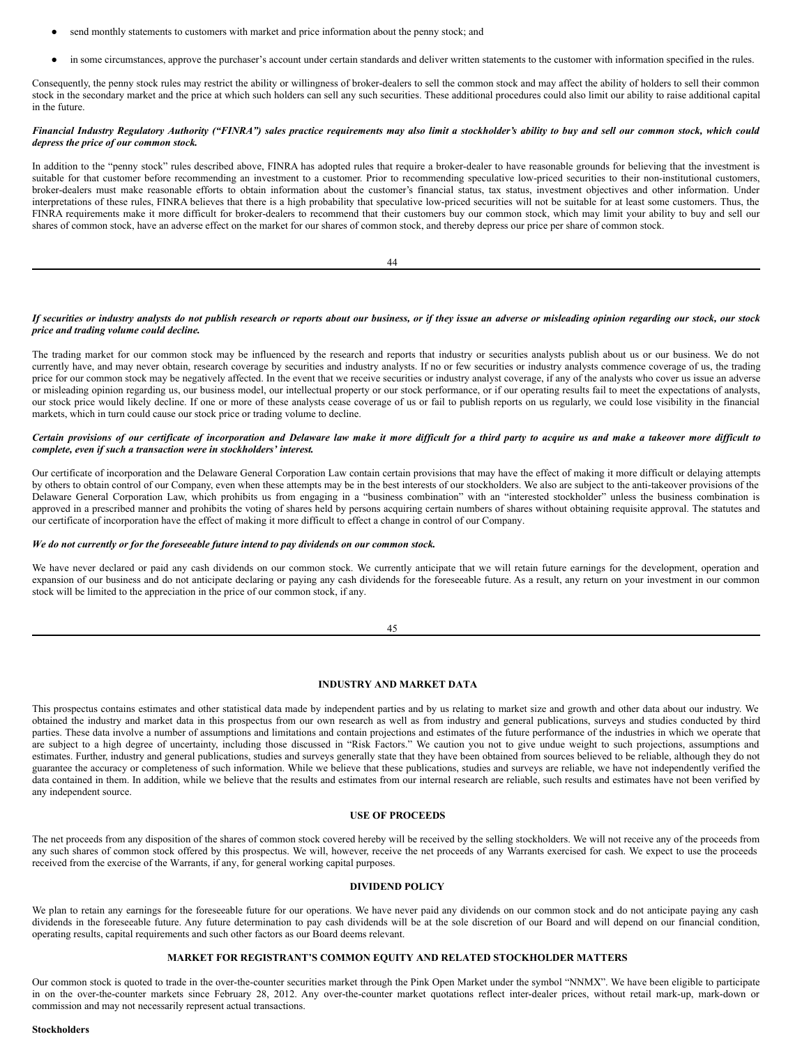- send monthly statements to customers with market and price information about the penny stock; and
- in some circumstances, approve the purchaser's account under certain standards and deliver written statements to the customer with information specified in the rules.

Consequently, the penny stock rules may restrict the ability or willingness of broker-dealers to sell the common stock and may affect the ability of holders to sell their common stock in the secondary market and the price at which such holders can sell any such securities. These additional procedures could also limit our ability to raise additional capital in the future.

***Financial Industry Regulatory Authority ("FINRA") sales practice requirements may also limit a stockholder's ability to buy and sell our common stock, which could depress the price of our common stock.***

In addition to the "penny stock" rules described above, FINRA has adopted rules that require a broker-dealer to have reasonable grounds for believing that the investment is suitable for that customer before recommending an investment to a customer. Prior to recommending speculative low-priced securities to their non-institutional customers, broker-dealers must make reasonable efforts to obtain information about the customer's financial status, tax status, investment objectives and other information. Under interpretations of these rules, FINRA believes that there is a high probability that speculative low-priced securities will not be suitable for at least some customers. Thus, the FINRA requirements make it more difficult for broker-dealers to recommend that their customers buy our common stock, which may limit your ability to buy and sell our shares of common stock, have an adverse effect on the market for our shares of common stock, and thereby depress our price per share of common stock.

***If securities or industry analysts do not publish research or reports about our business, or if they issue an adverse or misleading opinion regarding our stock, our stock price and trading volume could decline.***

The trading market for our common stock may be influenced by the research and reports that industry or securities analysts publish about us or our business. We do not currently have, and may never obtain, research coverage by securities and industry analysts. If no or few securities or industry analysts commence coverage of us, the trading price for our common stock may be negatively affected. In the event that we receive securities or industry analyst coverage, if any of the analysts who cover us issue an adverse or misleading opinion regarding us, our business model, our intellectual property or our stock performance, or if our operating results fail to meet the expectations of analysts, our stock price would likely decline. If one or more of these analysts cease coverage of us or fail to publish reports on us regularly, we could lose visibility in the financial markets, which in turn could cause our stock price or trading volume to decline.

***Certain provisions of our certificate of incorporation and Delaware law make it more difficult for a third party to acquire us and make a takeover more difficult to complete, even if such a transaction were in stockholders' interest.***

Our certificate of incorporation and the Delaware General Corporation Law contain certain provisions that may have the effect of making it more difficult or delaying attempts by others to obtain control of our Company, even when these attempts may be in the best interests of our stockholders. We also are subject to the anti-takeover provisions of the Delaware General Corporation Law, which prohibits us from engaging in a "business combination" with an "interested stockholder" unless the business combination is approved in a prescribed manner and prohibits the voting of shares held by persons acquiring certain numbers of shares without obtaining requisite approval. The statutes and our certificate of incorporation have the effect of making it more difficult to effect a change in control of our Company.

***We do not currently or for the foreseeable future intend to pay dividends on our common stock.***

We have never declared or paid any cash dividends on our common stock. We currently anticipate that we will retain future earnings for the development, operation and expansion of our business and do not anticipate declaring or paying any cash dividends for the foreseeable future. As a result, any return on your investment in our common stock will be limited to the appreciation in the price of our common stock, if any.

## INDUSTRY AND MARKET DATA

This prospectus contains estimates and other statistical data made by independent parties and by us relating to market size and growth and other data about our industry. We obtained the industry and market data in this prospectus from our own research as well as from industry and general publications, surveys and studies conducted by third parties. These data involve a number of assumptions and limitations and contain projections and estimates of the future performance of the industries in which we operate that are subject to a high degree of uncertainty, including those discussed in "Risk Factors." We caution you not to give undue weight to such projections, assumptions and estimates. Further, industry and general publications, studies and surveys generally state that they have been obtained from sources believed to be reliable, although they do not guarantee the accuracy or completeness of such information. While we believe that these publications, studies and surveys are reliable, we have not independently verified the data contained in them. In addition, while we believe that the results and estimates from our internal research are reliable, such results and estimates have not been verified by any independent source.

## USE OF PROCEEDS

The net proceeds from any disposition of the shares of common stock covered hereby will be received by the selling stockholders. We will not receive any of the proceeds from any such shares of common stock offered by this prospectus. We will, however, receive the net proceeds of any Warrants exercised for cash. We expect to use the proceeds received from the exercise of the Warrants, if any, for general working capital purposes.

## DIVIDEND POLICY

We plan to retain any earnings for the foreseeable future for our operations. We have never paid any dividends on our common stock and do not anticipate paying any cash dividends in the foreseeable future. Any future determination to pay cash dividends will be at the sole discretion of our Board and will depend on our financial condition, operating results, capital requirements and such other factors as our Board deems relevant.

## MARKET FOR REGISTRANT'S COMMON EQUITY AND RELATED STOCKHOLDER MATTERS

Our common stock is quoted to trade in the over-the-counter securities market through the Pink Open Market under the symbol "NNMX". We have been eligible to participate in on the over-the-counter markets since February 28, 2012. Any over-the-counter market quotations reflect inter-dealer prices, without retail mark-up, mark-down or commission and may not necessarily represent actual transactions.

**Stockholders**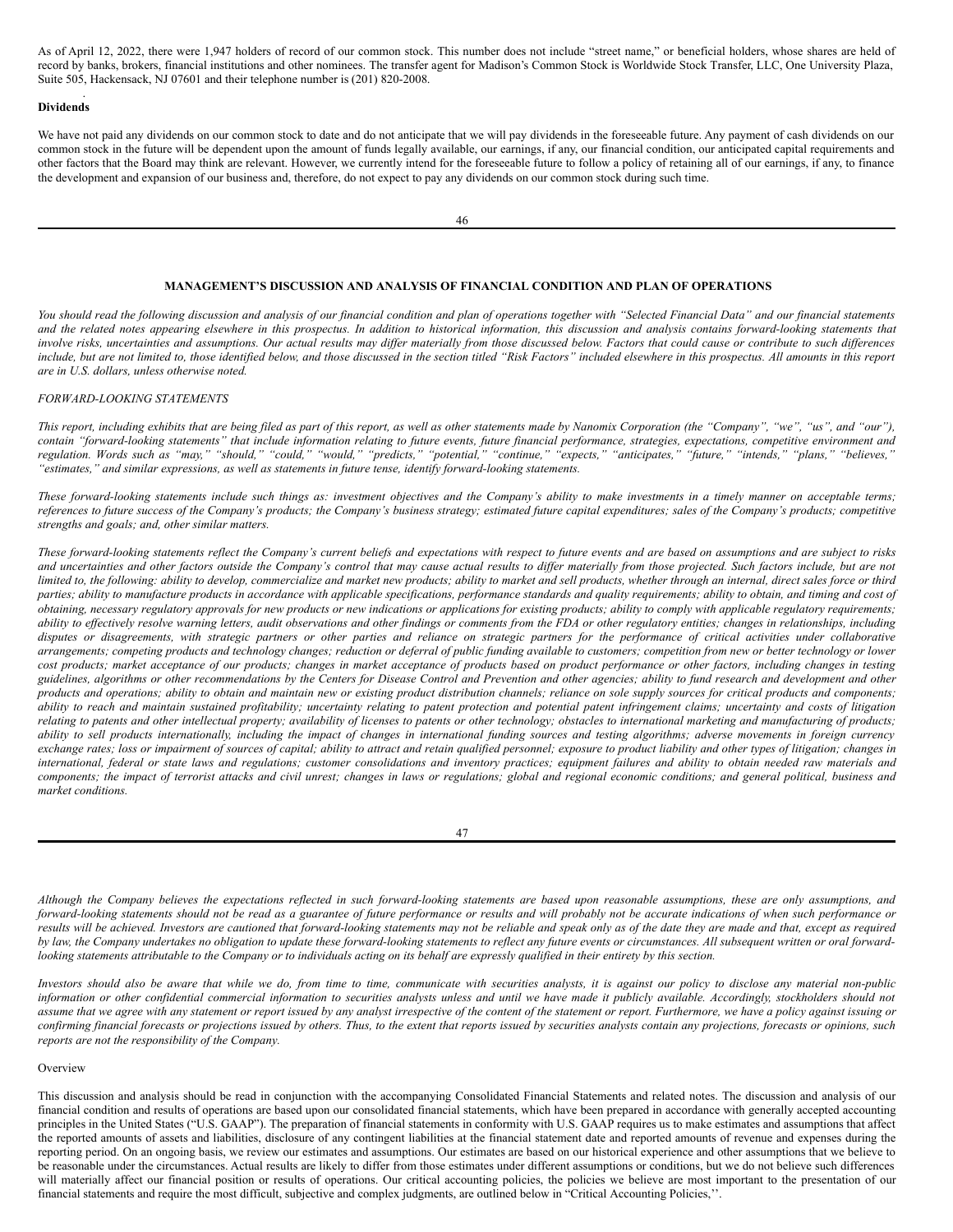As of April 12, 2022, there were 1,947 holders of record of our common stock. This number does not include "street name," or beneficial holders, whose shares are held of record by banks, brokers, financial institutions and other nominees. The transfer agent for Madison's Common Stock is Worldwide Stock Transfer, LLC, One University Plaza, Suite 505, Hackensack, NJ 07601 and their telephone number is (201) 820-2008.

**Dividends**

We have not paid any dividends on our common stock to date and do not anticipate that we will pay dividends in the foreseeable future. Any payment of cash dividends on our common stock in the future will be dependent upon the amount of funds legally available, our earnings, if any, our financial condition, our anticipated capital requirements and other factors that the Board may think are relevant. However, we currently intend for the foreseeable future to follow a policy of retaining all of our earnings, if any, to finance the development and expansion of our business and, therefore, do not expect to pay any dividends on our common stock during such time.

## MANAGEMENT'S DISCUSSION AND ANALYSIS OF FINANCIAL CONDITION AND PLAN OF OPERATIONS

*You should read the following discussion and analysis of our financial condition and plan of operations together with "Selected Financial Data" and our financial statements and the related notes appearing elsewhere in this prospectus. In addition to historical information, this discussion and analysis contains forward-looking statements that involve risks, uncertainties and assumptions. Our actual results may differ materially from those discussed below. Factors that could cause or contribute to such differences include, but are not limited to, those identified below, and those discussed in the section titled "Risk Factors" included elsewhere in this prospectus. All amounts in this report are in U.S. dollars, unless otherwise noted.*

*FORWARD-LOOKING STATEMENTS*

*This report, including exhibits that are being filed as part of this report, as well as other statements made by Nanomix Corporation (the "Company", "we", "us", and "our"), contain "forward-looking statements" that include information relating to future events, future financial performance, strategies, expectations, competitive environment and regulation. Words such as "may," "should," "could," "would," "predicts," "potential," "continue," "expects," "anticipates," "future," "intends," "plans," "believes," "estimates," and similar expressions, as well as statements in future tense, identify forward-looking statements.*

*These forward-looking statements include such things as: investment objectives and the Company's ability to make investments in a timely manner on acceptable terms; references to future success of the Company's products; the Company's business strategy; estimated future capital expenditures; sales of the Company's products; competitive strengths and goals; and, other similar matters.*

*These forward-looking statements reflect the Company's current beliefs and expectations with respect to future events and are based on assumptions and are subject to risks and uncertainties and other factors outside the Company's control that may cause actual results to differ materially from those projected. Such factors include, but are not limited to, the following: ability to develop, commercialize and market new products; ability to market and sell products, whether through an internal, direct sales force or third parties; ability to manufacture products in accordance with applicable specifications, performance standards and quality requirements; ability to obtain, and timing and cost of obtaining, necessary regulatory approvals for new products or new indications or applications for existing products; ability to comply with applicable regulatory requirements; ability to effectively resolve warning letters, audit observations and other findings or comments from the FDA or other regulatory entities; changes in relationships, including disputes or disagreements, with strategic partners or other parties and reliance on strategic partners for the performance of critical activities under collaborative arrangements; competing products and technology changes; reduction or deferral of public funding available to customers; competition from new or better technology or lower cost products; market acceptance of our products; changes in market acceptance of products based on product performance or other factors, including changes in testing guidelines, algorithms or other recommendations by the Centers for Disease Control and Prevention and other agencies; ability to fund research and development and other products and operations; ability to obtain and maintain new or existing product distribution channels; reliance on sole supply sources for critical products and components; ability to reach and maintain sustained profitability; uncertainty relating to patent protection and potential patent infringement claims; uncertainty and costs of litigation relating to patents and other intellectual property; availability of licenses to patents or other technology; obstacles to international marketing and manufacturing of products; ability to sell products internationally, including the impact of changes in international funding sources and testing algorithms; adverse movements in foreign currency exchange rates; loss or impairment of sources of capital; ability to attract and retain qualified personnel; exposure to product liability and other types of litigation; changes in international, federal or state laws and regulations; customer consolidations and inventory practices; equipment failures and ability to obtain needed raw materials and components; the impact of terrorist attacks and civil unrest; changes in laws or regulations; global and regional economic conditions; and general political, business and market conditions.*

*Although the Company believes the expectations reflected in such forward-looking statements are based upon reasonable assumptions, these are only assumptions, and forward-looking statements should not be read as a guarantee of future performance or results and will probably not be accurate indications of when such performance or results will be achieved. Investors are cautioned that forward-looking statements may not be reliable and speak only as of the date they are made and that, except as required by law, the Company undertakes no obligation to update these forward-looking statements to reflect any future events or circumstances. All subsequent written or oral forward-looking statements attributable to the Company or to individuals acting on its behalf are expressly qualified in their entirety by this section.*

*Investors should also be aware that while we do, from time to time, communicate with securities analysts, it is against our policy to disclose any material non-public information or other confidential commercial information to securities analysts unless and until we have made it publicly available. Accordingly, stockholders should not assume that we agree with any statement or report issued by any analyst irrespective of the content of the statement or report. Furthermore, we have a policy against issuing or confirming financial forecasts or projections issued by others. Thus, to the extent that reports issued by securities analysts contain any projections, forecasts or opinions, such reports are not the responsibility of the Company.*

Overview

This discussion and analysis should be read in conjunction with the accompanying Consolidated Financial Statements and related notes. The discussion and analysis of our financial condition and results of operations are based upon our consolidated financial statements, which have been prepared in accordance with generally accepted accounting principles in the United States ("U.S. GAAP"). The preparation of financial statements in conformity with U.S. GAAP requires us to make estimates and assumptions that affect the reported amounts of assets and liabilities, disclosure of any contingent liabilities at the financial statement date and reported amounts of revenue and expenses during the reporting period. On an ongoing basis, we review our estimates and assumptions. Our estimates are based on our historical experience and other assumptions that we believe to be reasonable under the circumstances. Actual results are likely to differ from those estimates under different assumptions or conditions, but we do not believe such differences will materially affect our financial position or results of operations. Our critical accounting policies, the policies we believe are most important to the presentation of our financial statements and require the most difficult, subjective and complex judgments, are outlined below in "Critical Accounting Policies,''.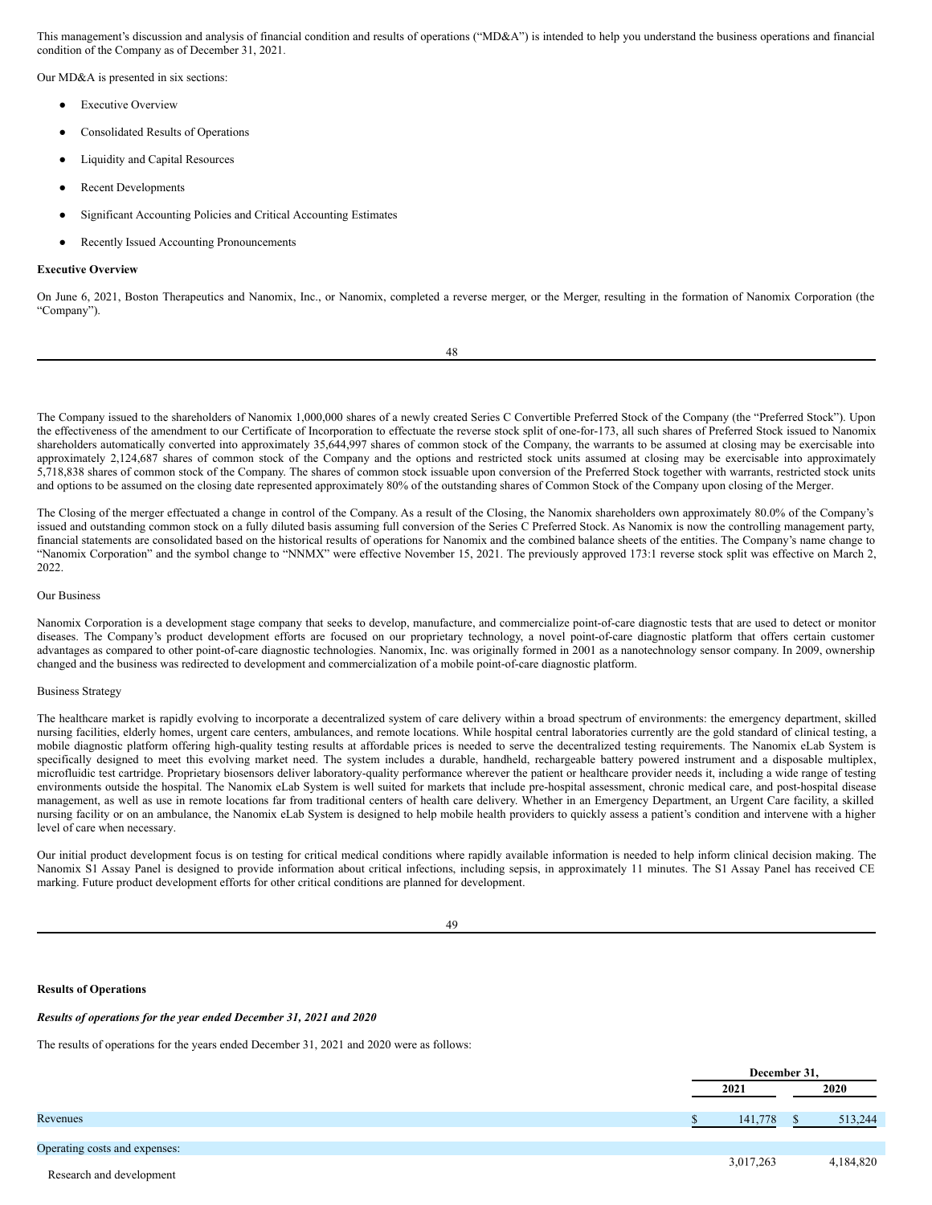This management's discussion and analysis of financial condition and results of operations ("MD&A") is intended to help you understand the business operations and financial condition of the Company as of December 31, 2021.

Our MD&A is presented in six sections:

- Executive Overview
- Consolidated Results of Operations
- Liquidity and Capital Resources
- Recent Developments
- Significant Accounting Policies and Critical Accounting Estimates
- Recently Issued Accounting Pronouncements

**Executive Overview**

On June 6, 2021, Boston Therapeutics and Nanomix, Inc., or Nanomix, completed a reverse merger, or the Merger, resulting in the formation of Nanomix Corporation (the "Company").

The Company issued to the shareholders of Nanomix 1,000,000 shares of a newly created Series C Convertible Preferred Stock of the Company (the "Preferred Stock"). Upon the effectiveness of the amendment to our Certificate of Incorporation to effectuate the reverse stock split of one-for-173, all such shares of Preferred Stock issued to Nanomix shareholders automatically converted into approximately 35,644,997 shares of common stock of the Company, the warrants to be assumed at closing may be exercisable into approximately 2,124,687 shares of common stock of the Company and the options and restricted stock units assumed at closing may be exercisable into approximately 5,718,838 shares of common stock of the Company. The shares of common stock issuable upon conversion of the Preferred Stock together with warrants, restricted stock units and options to be assumed on the closing date represented approximately 80% of the outstanding shares of Common Stock of the Company upon closing of the Merger.

The Closing of the merger effectuated a change in control of the Company. As a result of the Closing, the Nanomix shareholders own approximately 80.0% of the Company's issued and outstanding common stock on a fully diluted basis assuming full conversion of the Series C Preferred Stock. As Nanomix is now the controlling management party, financial statements are consolidated based on the historical results of operations for Nanomix and the combined balance sheets of the entities. The Company's name change to "Nanomix Corporation" and the symbol change to "NNMX" were effective November 15, 2021. The previously approved 173:1 reverse stock split was effective on March 2, 2022.

Our Business

Nanomix Corporation is a development stage company that seeks to develop, manufacture, and commercialize point-of-care diagnostic tests that are used to detect or monitor diseases. The Company's product development efforts are focused on our proprietary technology, a novel point-of-care diagnostic platform that offers certain customer advantages as compared to other point-of-care diagnostic technologies. Nanomix, Inc. was originally formed in 2001 as a nanotechnology sensor company. In 2009, ownership changed and the business was redirected to development and commercialization of a mobile point-of-care diagnostic platform.

Business Strategy

The healthcare market is rapidly evolving to incorporate a decentralized system of care delivery within a broad spectrum of environments: the emergency department, skilled nursing facilities, elderly homes, urgent care centers, ambulances, and remote locations. While hospital central laboratories currently are the gold standard of clinical testing, a mobile diagnostic platform offering high-quality testing results at affordable prices is needed to serve the decentralized testing requirements. The Nanomix eLab System is specifically designed to meet this evolving market need. The system includes a durable, handheld, rechargeable battery powered instrument and a disposable multiplex, microfluidic test cartridge. Proprietary biosensors deliver laboratory-quality performance wherever the patient or healthcare provider needs it, including a wide range of testing environments outside the hospital. The Nanomix eLab System is well suited for markets that include pre-hospital assessment, chronic medical care, and post-hospital disease management, as well as use in remote locations far from traditional centers of health care delivery. Whether in an Emergency Department, an Urgent Care facility, a skilled nursing facility or on an ambulance, the Nanomix eLab System is designed to help mobile health providers to quickly assess a patient's condition and intervene with a higher level of care when necessary.

Our initial product development focus is on testing for critical medical conditions where rapidly available information is needed to help inform clinical decision making. The Nanomix S1 Assay Panel is designed to provide information about critical infections, including sepsis, in approximately 11 minutes. The S1 Assay Panel has received CE marking. Future product development efforts for other critical conditions are planned for development.

**Results of Operations**

***Results of operations for the year ended December 31, 2021 and 2020***

The results of operations for the years ended December 31, 2021 and 2020 were as follows:

| | December 31, | |
|---|---|---|
| | 2021 | 2020 |
| Revenues | $ 141,778 | $ 513,244 |
| Operating costs and expenses: | | |
| Research and development | 3,017,263 | 4,184,820 |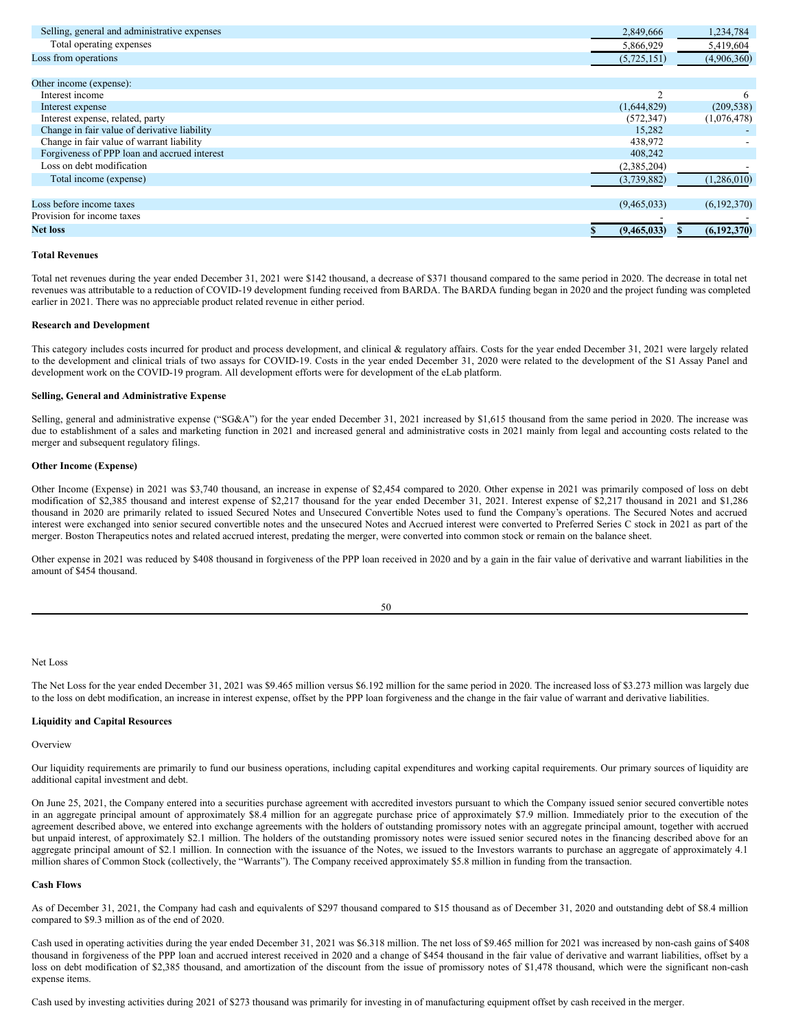| | | |
|---|---|---|
| Selling, general and administrative expenses | 2,849,666 | 1,234,784 |
| Total operating expenses | 5,866,929 | 5,419,604 |
| Loss from operations | (5,725,151) | (4,906,360) |
| | | |
| Other income (expense): | | |
| Interest income | 2 | 6 |
| Interest expense | (1,644,829) | (209,538) |
| Interest expense, related, party | (572,347) | (1,076,478) |
| Change in fair value of derivative liability | 15,282 | - |
| Change in fair value of warrant liability | 438,972 | - |
| Forgiveness of PPP loan and accrued interest | 408,242 | |
| Loss on debt modification | (2,385,204) | - |
| Total income (expense) | (3,739,882) | (1,286,010) |
| | | |
| Loss before income taxes | (9,465,033) | (6,192,370) |
| Provision for income taxes | - | - |
| **Net loss** | **$ (9,465,033)** | **$ (6,192,370)** |

**Total Revenues**

Total net revenues during the year ended December 31, 2021 were $142 thousand, a decrease of $371 thousand compared to the same period in 2020. The decrease in total net revenues was attributable to a reduction of COVID-19 development funding received from BARDA. The BARDA funding began in 2020 and the project funding was completed earlier in 2021. There was no appreciable product related revenue in either period.

**Research and Development**

This category includes costs incurred for product and process development, and clinical & regulatory affairs. Costs for the year ended December 31, 2021 were largely related to the development and clinical trials of two assays for COVID-19. Costs in the year ended December 31, 2020 were related to the development of the S1 Assay Panel and development work on the COVID-19 program. All development efforts were for development of the eLab platform.

**Selling, General and Administrative Expense**

Selling, general and administrative expense ("SG&A") for the year ended December 31, 2021 increased by $1,615 thousand from the same period in 2020. The increase was due to establishment of a sales and marketing function in 2021 and increased general and administrative costs in 2021 mainly from legal and accounting costs related to the merger and subsequent regulatory filings.

**Other Income (Expense)**

Other Income (Expense) in 2021 was $3,740 thousand, an increase in expense of $2,454 compared to 2020. Other expense in 2021 was primarily composed of loss on debt modification of $2,385 thousand and interest expense of $2,217 thousand for the year ended December 31, 2021. Interest expense of $2,217 thousand in 2021 and $1,286 thousand in 2020 are primarily related to issued Secured Notes and Unsecured Convertible Notes used to fund the Company's operations. The Secured Notes and accrued interest were exchanged into senior secured convertible notes and the unsecured Notes and Accrued interest were converted to Preferred Series C stock in 2021 as part of the merger. Boston Therapeutics notes and related accrued interest, predating the merger, were converted into common stock or remain on the balance sheet.

Other expense in 2021 was reduced by $408 thousand in forgiveness of the PPP loan received in 2020 and by a gain in the fair value of derivative and warrant liabilities in the amount of $454 thousand.

Net Loss

The Net Loss for the year ended December 31, 2021 was $9.465 million versus $6.192 million for the same period in 2020. The increased loss of $3.273 million was largely due to the loss on debt modification, an increase in interest expense, offset by the PPP loan forgiveness and the change in the fair value of warrant and derivative liabilities.

**Liquidity and Capital Resources**

Overview

Our liquidity requirements are primarily to fund our business operations, including capital expenditures and working capital requirements. Our primary sources of liquidity are additional capital investment and debt.

On June 25, 2021, the Company entered into a securities purchase agreement with accredited investors pursuant to which the Company issued senior secured convertible notes in an aggregate principal amount of approximately $8.4 million for an aggregate purchase price of approximately $7.9 million. Immediately prior to the execution of the agreement described above, we entered into exchange agreements with the holders of outstanding promissory notes with an aggregate principal amount, together with accrued but unpaid interest, of approximately $2.1 million. The holders of the outstanding promissory notes were issued senior secured notes in the financing described above for an aggregate principal amount of $2.1 million. In connection with the issuance of the Notes, we issued to the Investors warrants to purchase an aggregate of approximately 4.1 million shares of Common Stock (collectively, the "Warrants"). The Company received approximately $5.8 million in funding from the transaction.

**Cash Flows**

As of December 31, 2021, the Company had cash and equivalents of $297 thousand compared to $15 thousand as of December 31, 2020 and outstanding debt of $8.4 million compared to $9.3 million as of the end of 2020.

Cash used in operating activities during the year ended December 31, 2021 was $6.318 million. The net loss of $9.465 million for 2021 was increased by non-cash gains of $408 thousand in forgiveness of the PPP loan and accrued interest received in 2020 and a change of $454 thousand in the fair value of derivative and warrant liabilities, offset by a loss on debt modification of $2,385 thousand, and amortization of the discount from the issue of promissory notes of $1,478 thousand, which were the significant non-cash expense items.

Cash used by investing activities during 2021 of $273 thousand was primarily for investing in of manufacturing equipment offset by cash received in the merger.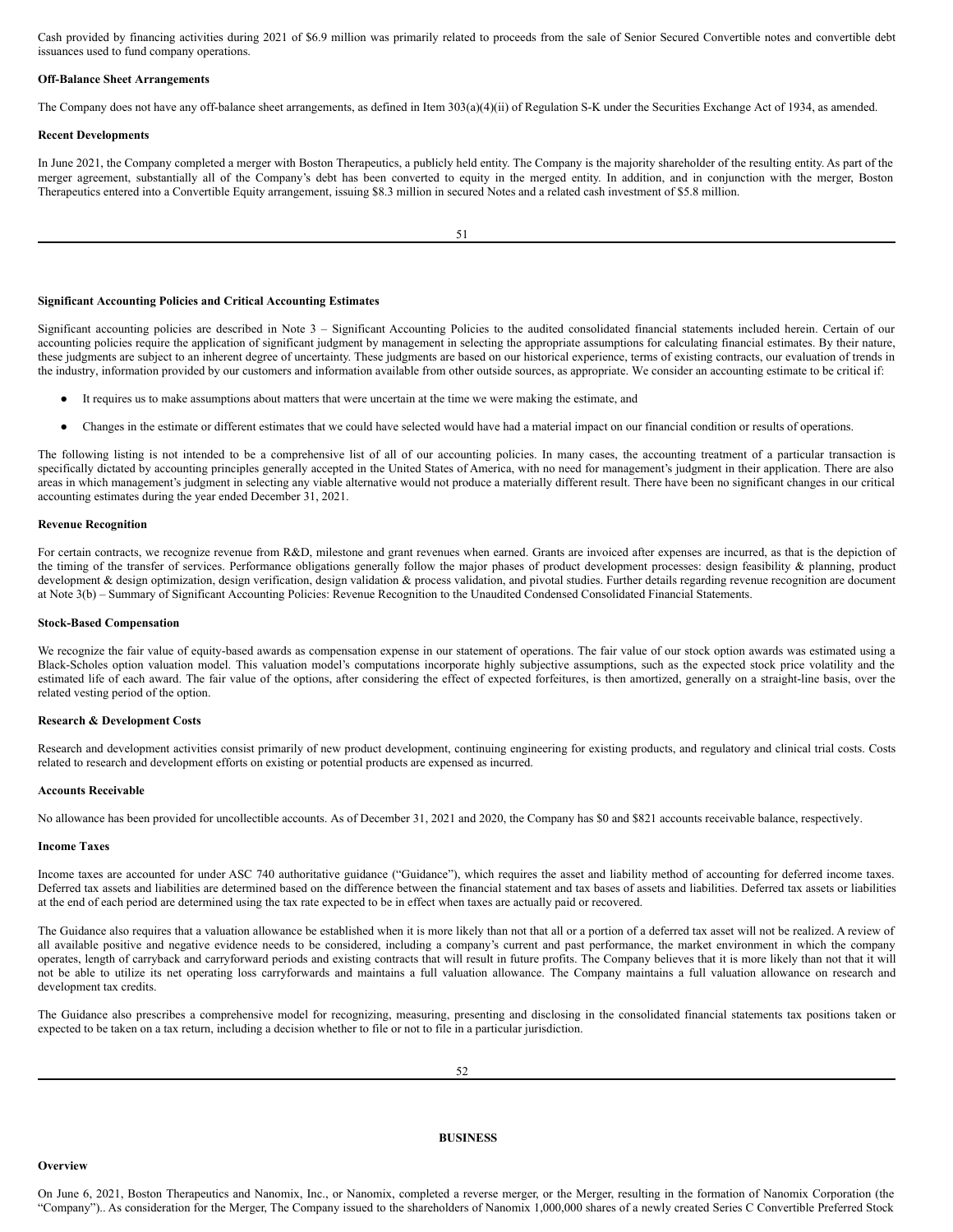Cash provided by financing activities during 2021 of $6.9 million was primarily related to proceeds from the sale of Senior Secured Convertible notes and convertible debt issuances used to fund company operations.

**Off-Balance Sheet Arrangements**

The Company does not have any off-balance sheet arrangements, as defined in Item 303(a)(4)(ii) of Regulation S-K under the Securities Exchange Act of 1934, as amended.

**Recent Developments**

In June 2021, the Company completed a merger with Boston Therapeutics, a publicly held entity. The Company is the majority shareholder of the resulting entity. As part of the merger agreement, substantially all of the Company's debt has been converted to equity in the merged entity. In addition, and in conjunction with the merger, Boston Therapeutics entered into a Convertible Equity arrangement, issuing $8.3 million in secured Notes and a related cash investment of $5.8 million.

**Significant Accounting Policies and Critical Accounting Estimates**

Significant accounting policies are described in Note 3 – Significant Accounting Policies to the audited consolidated financial statements included herein. Certain of our accounting policies require the application of significant judgment by management in selecting the appropriate assumptions for calculating financial estimates. By their nature, these judgments are subject to an inherent degree of uncertainty. These judgments are based on our historical experience, terms of existing contracts, our evaluation of trends in the industry, information provided by our customers and information available from other outside sources, as appropriate. We consider an accounting estimate to be critical if:

- It requires us to make assumptions about matters that were uncertain at the time we were making the estimate, and
- Changes in the estimate or different estimates that we could have selected would have had a material impact on our financial condition or results of operations.

The following listing is not intended to be a comprehensive list of all of our accounting policies. In many cases, the accounting treatment of a particular transaction is specifically dictated by accounting principles generally accepted in the United States of America, with no need for management's judgment in their application. There are also areas in which management's judgment in selecting any viable alternative would not produce a materially different result. There have been no significant changes in our critical accounting estimates during the year ended December 31, 2021.

**Revenue Recognition**

For certain contracts, we recognize revenue from R&D, milestone and grant revenues when earned. Grants are invoiced after expenses are incurred, as that is the depiction of the timing of the transfer of services. Performance obligations generally follow the major phases of product development processes: design feasibility & planning, product development & design optimization, design verification, design validation & process validation, and pivotal studies. Further details regarding revenue recognition are document at Note 3(b) – Summary of Significant Accounting Policies: Revenue Recognition to the Unaudited Condensed Consolidated Financial Statements.

**Stock-Based Compensation**

We recognize the fair value of equity-based awards as compensation expense in our statement of operations. The fair value of our stock option awards was estimated using a Black-Scholes option valuation model. This valuation model's computations incorporate highly subjective assumptions, such as the expected stock price volatility and the estimated life of each award. The fair value of the options, after considering the effect of expected forfeitures, is then amortized, generally on a straight-line basis, over the related vesting period of the option.

**Research & Development Costs**

Research and development activities consist primarily of new product development, continuing engineering for existing products, and regulatory and clinical trial costs. Costs related to research and development efforts on existing or potential products are expensed as incurred.

**Accounts Receivable**

No allowance has been provided for uncollectible accounts. As of December 31, 2021 and 2020, the Company has $0 and $821 accounts receivable balance, respectively.

**Income Taxes**

Income taxes are accounted for under ASC 740 authoritative guidance ("Guidance"), which requires the asset and liability method of accounting for deferred income taxes. Deferred tax assets and liabilities are determined based on the difference between the financial statement and tax bases of assets and liabilities. Deferred tax assets or liabilities at the end of each period are determined using the tax rate expected to be in effect when taxes are actually paid or recovered.

The Guidance also requires that a valuation allowance be established when it is more likely than not that all or a portion of a deferred tax asset will not be realized. A review of all available positive and negative evidence needs to be considered, including a company's current and past performance, the market environment in which the company operates, length of carryback and carryforward periods and existing contracts that will result in future profits. The Company believes that it is more likely than not that it will not be able to utilize its net operating loss carryforwards and maintains a full valuation allowance. The Company maintains a full valuation allowance on research and development tax credits.

The Guidance also prescribes a comprehensive model for recognizing, measuring, presenting and disclosing in the consolidated financial statements tax positions taken or expected to be taken on a tax return, including a decision whether to file or not to file in a particular jurisdiction.

## BUSINESS

**Overview**

On June 6, 2021, Boston Therapeutics and Nanomix, Inc., or Nanomix, completed a reverse merger, or the Merger, resulting in the formation of Nanomix Corporation (the "Company").. As consideration for the Merger, The Company issued to the shareholders of Nanomix 1,000,000 shares of a newly created Series C Convertible Preferred Stock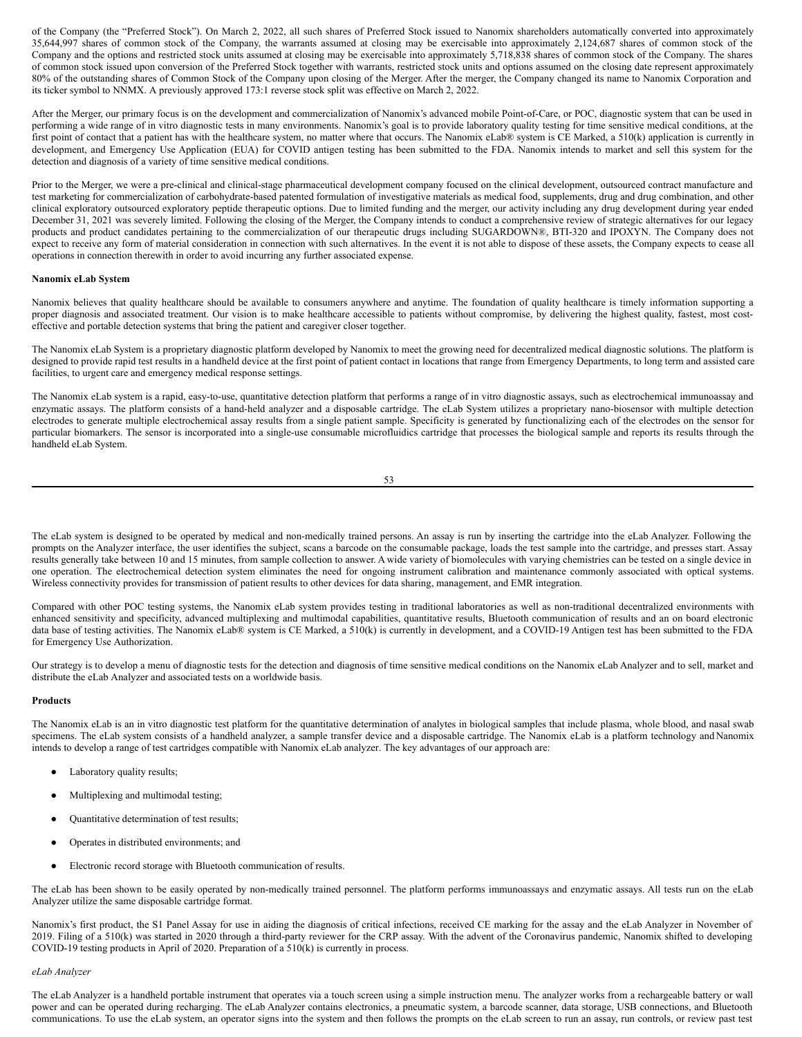of the Company (the "Preferred Stock"). On March 2, 2022, all such shares of Preferred Stock issued to Nanomix shareholders automatically converted into approximately 35,644,997 shares of common stock of the Company, the warrants assumed at closing may be exercisable into approximately 2,124,687 shares of common stock of the Company and the options and restricted stock units assumed at closing may be exercisable into approximately 5,718,838 shares of common stock of the Company. The shares of common stock issued upon conversion of the Preferred Stock together with warrants, restricted stock units and options assumed on the closing date represent approximately 80% of the outstanding shares of Common Stock of the Company upon closing of the Merger. After the merger, the Company changed its name to Nanomix Corporation and its ticker symbol to NNMX. A previously approved 173:1 reverse stock split was effective on March 2, 2022.

After the Merger, our primary focus is on the development and commercialization of Nanomix's advanced mobile Point-of-Care, or POC, diagnostic system that can be used in performing a wide range of in vitro diagnostic tests in many environments. Nanomix's goal is to provide laboratory quality testing for time sensitive medical conditions, at the first point of contact that a patient has with the healthcare system, no matter where that occurs. The Nanomix eLab® system is CE Marked, a 510(k) application is currently in development, and Emergency Use Application (EUA) for COVID antigen testing has been submitted to the FDA. Nanomix intends to market and sell this system for the detection and diagnosis of a variety of time sensitive medical conditions.

Prior to the Merger, we were a pre-clinical and clinical-stage pharmaceutical development company focused on the clinical development, outsourced contract manufacture and test marketing for commercialization of carbohydrate-based patented formulation of investigative materials as medical food, supplements, drug and drug combination, and other clinical exploratory outsourced exploratory peptide therapeutic options. Due to limited funding and the merger, our activity including any drug development during year ended December 31, 2021 was severely limited. Following the closing of the Merger, the Company intends to conduct a comprehensive review of strategic alternatives for our legacy products and product candidates pertaining to the commercialization of our therapeutic drugs including SUGARDOWN®, BTI-320 and IPOXYN. The Company does not expect to receive any form of material consideration in connection with such alternatives. In the event it is not able to dispose of these assets, the Company expects to cease all operations in connection therewith in order to avoid incurring any further associated expense.

**Nanomix eLab System**

Nanomix believes that quality healthcare should be available to consumers anywhere and anytime. The foundation of quality healthcare is timely information supporting a proper diagnosis and associated treatment. Our vision is to make healthcare accessible to patients without compromise, by delivering the highest quality, fastest, most cost-effective and portable detection systems that bring the patient and caregiver closer together.

The Nanomix eLab System is a proprietary diagnostic platform developed by Nanomix to meet the growing need for decentralized medical diagnostic solutions. The platform is designed to provide rapid test results in a handheld device at the first point of patient contact in locations that range from Emergency Departments, to long term and assisted care facilities, to urgent care and emergency medical response settings.

The Nanomix eLab system is a rapid, easy-to-use, quantitative detection platform that performs a range of in vitro diagnostic assays, such as electrochemical immunoassay and enzymatic assays. The platform consists of a hand-held analyzer and a disposable cartridge. The eLab System utilizes a proprietary nano-biosensor with multiple detection electrodes to generate multiple electrochemical assay results from a single patient sample. Specificity is generated by functionalizing each of the electrodes on the sensor for particular biomarkers. The sensor is incorporated into a single-use consumable microfluidics cartridge that processes the biological sample and reports its results through the handheld eLab System.

The eLab system is designed to be operated by medical and non-medically trained persons. An assay is run by inserting the cartridge into the eLab Analyzer. Following the prompts on the Analyzer interface, the user identifies the subject, scans a barcode on the consumable package, loads the test sample into the cartridge, and presses start. Assay results generally take between 10 and 15 minutes, from sample collection to answer. A wide variety of biomolecules with varying chemistries can be tested on a single device in one operation. The electrochemical detection system eliminates the need for ongoing instrument calibration and maintenance commonly associated with optical systems. Wireless connectivity provides for transmission of patient results to other devices for data sharing, management, and EMR integration.

Compared with other POC testing systems, the Nanomix eLab system provides testing in traditional laboratories as well as non-traditional decentralized environments with enhanced sensitivity and specificity, advanced multiplexing and multimodal capabilities, quantitative results, Bluetooth communication of results and an on board electronic data base of testing activities. The Nanomix eLab® system is CE Marked, a 510(k) is currently in development, and a COVID-19 Antigen test has been submitted to the FDA for Emergency Use Authorization.

Our strategy is to develop a menu of diagnostic tests for the detection and diagnosis of time sensitive medical conditions on the Nanomix eLab Analyzer and to sell, market and distribute the eLab Analyzer and associated tests on a worldwide basis.

**Products**

The Nanomix eLab is an in vitro diagnostic test platform for the quantitative determination of analytes in biological samples that include plasma, whole blood, and nasal swab specimens. The eLab system consists of a handheld analyzer, a sample transfer device and a disposable cartridge. The Nanomix eLab is a platform technology and Nanomix intends to develop a range of test cartridges compatible with Nanomix eLab analyzer. The key advantages of our approach are:

- Laboratory quality results;
- Multiplexing and multimodal testing;
- Quantitative determination of test results;
- Operates in distributed environments; and
- Electronic record storage with Bluetooth communication of results.

The eLab has been shown to be easily operated by non-medically trained personnel. The platform performs immunoassays and enzymatic assays. All tests run on the eLab Analyzer utilize the same disposable cartridge format.

Nanomix's first product, the S1 Panel Assay for use in aiding the diagnosis of critical infections, received CE marking for the assay and the eLab Analyzer in November of 2019. Filing of a 510(k) was started in 2020 through a third-party reviewer for the CRP assay. With the advent of the Coronavirus pandemic, Nanomix shifted to developing COVID-19 testing products in April of 2020. Preparation of a 510(k) is currently in process.

*eLab Analyzer*

The eLab Analyzer is a handheld portable instrument that operates via a touch screen using a simple instruction menu. The analyzer works from a rechargeable battery or wall power and can be operated during recharging. The eLab Analyzer contains electronics, a pneumatic system, a barcode scanner, data storage, USB connections, and Bluetooth communications. To use the eLab system, an operator signs into the system and then follows the prompts on the eLab screen to run an assay, run controls, or review past test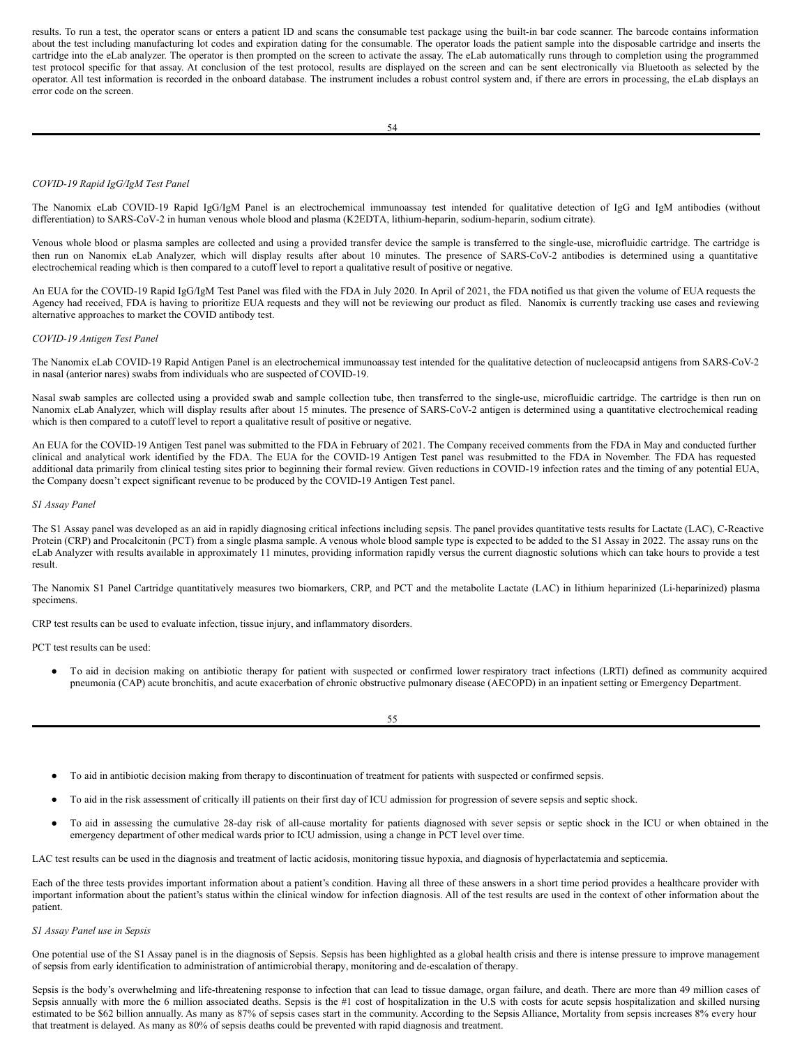results. To run a test, the operator scans or enters a patient ID and scans the consumable test package using the built-in bar code scanner. The barcode contains information about the test including manufacturing lot codes and expiration dating for the consumable. The operator loads the patient sample into the disposable cartridge and inserts the cartridge into the eLab analyzer. The operator is then prompted on the screen to activate the assay. The eLab automatically runs through to completion using the programmed test protocol specific for that assay. At conclusion of the test protocol, results are displayed on the screen and can be sent electronically via Bluetooth as selected by the operator. All test information is recorded in the onboard database. The instrument includes a robust control system and, if there are errors in processing, the eLab displays an error code on the screen.

*COVID-19 Rapid IgG/IgM Test Panel*

The Nanomix eLab COVID-19 Rapid IgG/IgM Panel is an electrochemical immunoassay test intended for qualitative detection of IgG and IgM antibodies (without differentiation) to SARS-CoV-2 in human venous whole blood and plasma (K2EDTA, lithium-heparin, sodium-heparin, sodium citrate).

Venous whole blood or plasma samples are collected and using a provided transfer device the sample is transferred to the single-use, microfluidic cartridge. The cartridge is then run on Nanomix eLab Analyzer, which will display results after about 10 minutes. The presence of SARS-CoV-2 antibodies is determined using a quantitative electrochemical reading which is then compared to a cutoff level to report a qualitative result of positive or negative.

An EUA for the COVID-19 Rapid IgG/IgM Test Panel was filed with the FDA in July 2020. In April of 2021, the FDA notified us that given the volume of EUA requests the Agency had received, FDA is having to prioritize EUA requests and they will not be reviewing our product as filed. Nanomix is currently tracking use cases and reviewing alternative approaches to market the COVID antibody test.

*COVID-19 Antigen Test Panel*

The Nanomix eLab COVID-19 Rapid Antigen Panel is an electrochemical immunoassay test intended for the qualitative detection of nucleocapsid antigens from SARS-CoV-2 in nasal (anterior nares) swabs from individuals who are suspected of COVID-19.

Nasal swab samples are collected using a provided swab and sample collection tube, then transferred to the single-use, microfluidic cartridge. The cartridge is then run on Nanomix eLab Analyzer, which will display results after about 15 minutes. The presence of SARS-CoV-2 antigen is determined using a quantitative electrochemical reading which is then compared to a cutoff level to report a qualitative result of positive or negative.

An EUA for the COVID-19 Antigen Test panel was submitted to the FDA in February of 2021. The Company received comments from the FDA in May and conducted further clinical and analytical work identified by the FDA. The EUA for the COVID-19 Antigen Test panel was resubmitted to the FDA in November. The FDA has requested additional data primarily from clinical testing sites prior to beginning their formal review. Given reductions in COVID-19 infection rates and the timing of any potential EUA, the Company doesn't expect significant revenue to be produced by the COVID-19 Antigen Test panel.

*S1 Assay Panel*

The S1 Assay panel was developed as an aid in rapidly diagnosing critical infections including sepsis. The panel provides quantitative tests results for Lactate (LAC), C-Reactive Protein (CRP) and Procalcitonin (PCT) from a single plasma sample. A venous whole blood sample type is expected to be added to the S1 Assay in 2022. The assay runs on the eLab Analyzer with results available in approximately 11 minutes, providing information rapidly versus the current diagnostic solutions which can take hours to provide a test result.

The Nanomix S1 Panel Cartridge quantitatively measures two biomarkers, CRP, and PCT and the metabolite Lactate (LAC) in lithium heparinized (Li-heparinized) plasma specimens.

CRP test results can be used to evaluate infection, tissue injury, and inflammatory disorders.

PCT test results can be used:

- To aid in decision making on antibiotic therapy for patient with suspected or confirmed lower respiratory tract infections (LRTI) defined as community acquired pneumonia (CAP) acute bronchitis, and acute exacerbation of chronic obstructive pulmonary disease (AECOPD) in an inpatient setting or Emergency Department.
- To aid in antibiotic decision making from therapy to discontinuation of treatment for patients with suspected or confirmed sepsis.
- To aid in the risk assessment of critically ill patients on their first day of ICU admission for progression of severe sepsis and septic shock.
- To aid in assessing the cumulative 28-day risk of all-cause mortality for patients diagnosed with sever sepsis or septic shock in the ICU or when obtained in the emergency department of other medical wards prior to ICU admission, using a change in PCT level over time.

LAC test results can be used in the diagnosis and treatment of lactic acidosis, monitoring tissue hypoxia, and diagnosis of hyperlactatemia and septicemia.

Each of the three tests provides important information about a patient's condition. Having all three of these answers in a short time period provides a healthcare provider with important information about the patient's status within the clinical window for infection diagnosis. All of the test results are used in the context of other information about the patient.

*S1 Assay Panel use in Sepsis*

One potential use of the S1 Assay panel is in the diagnosis of Sepsis. Sepsis has been highlighted as a global health crisis and there is intense pressure to improve management of sepsis from early identification to administration of antimicrobial therapy, monitoring and de-escalation of therapy.

Sepsis is the body's overwhelming and life-threatening response to infection that can lead to tissue damage, organ failure, and death. There are more than 49 million cases of Sepsis annually with more the 6 million associated deaths. Sepsis is the #1 cost of hospitalization in the U.S with costs for acute sepsis hospitalization and skilled nursing estimated to be $62 billion annually. As many as 87% of sepsis cases start in the community. According to the Sepsis Alliance, Mortality from sepsis increases 8% every hour that treatment is delayed. As many as 80% of sepsis deaths could be prevented with rapid diagnosis and treatment.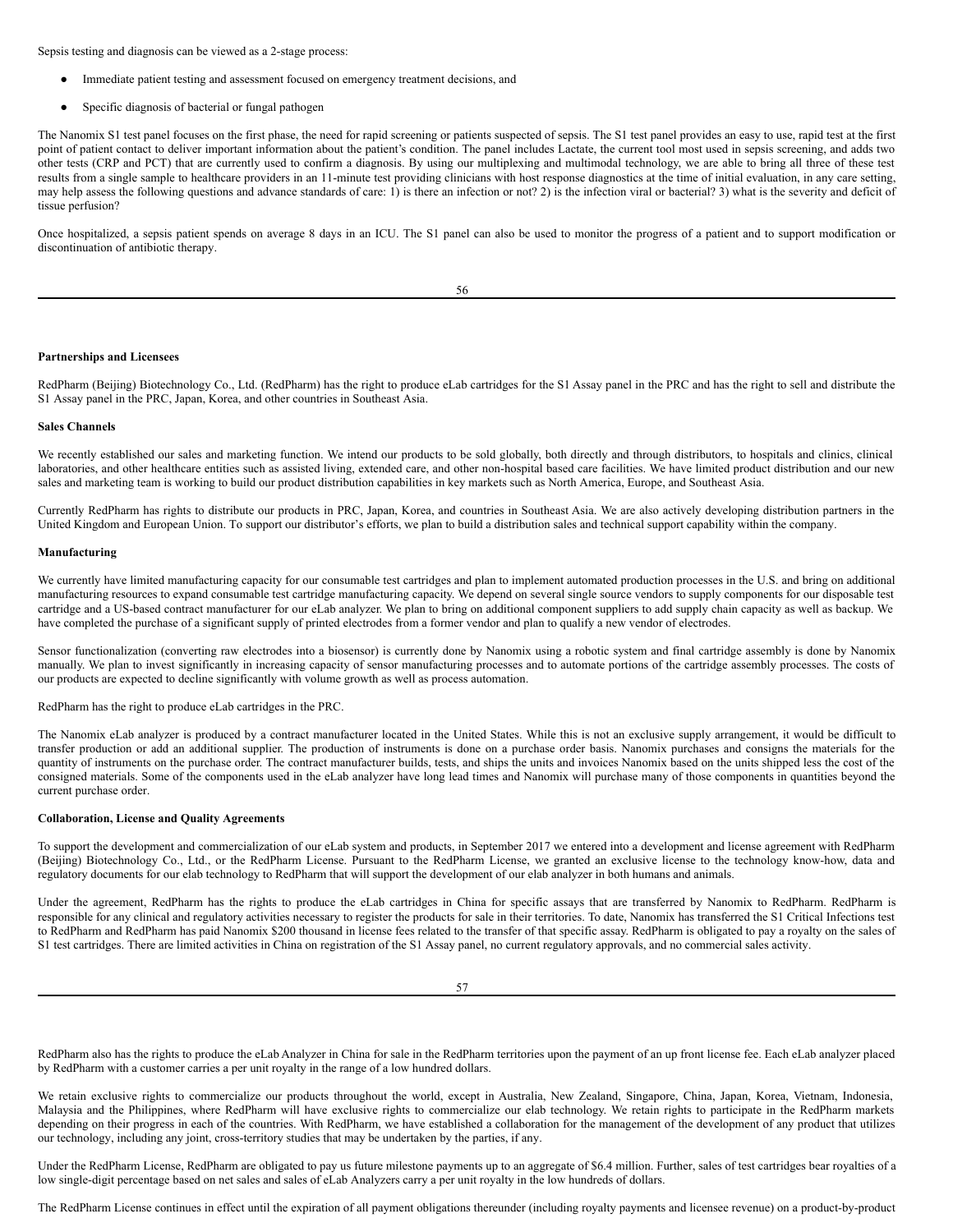Sepsis testing and diagnosis can be viewed as a 2-stage process:

- Immediate patient testing and assessment focused on emergency treatment decisions, and
- Specific diagnosis of bacterial or fungal pathogen

The Nanomix S1 test panel focuses on the first phase, the need for rapid screening or patients suspected of sepsis. The S1 test panel provides an easy to use, rapid test at the first point of patient contact to deliver important information about the patient's condition. The panel includes Lactate, the current tool most used in sepsis screening, and adds two other tests (CRP and PCT) that are currently used to confirm a diagnosis. By using our multiplexing and multimodal technology, we are able to bring all three of these test results from a single sample to healthcare providers in an 11-minute test providing clinicians with host response diagnostics at the time of initial evaluation, in any care setting, may help assess the following questions and advance standards of care: 1) is there an infection or not? 2) is the infection viral or bacterial? 3) what is the severity and deficit of tissue perfusion?

Once hospitalized, a sepsis patient spends on average 8 days in an ICU. The S1 panel can also be used to monitor the progress of a patient and to support modification or discontinuation of antibiotic therapy.

**Partnerships and Licensees**

RedPharm (Beijing) Biotechnology Co., Ltd. (RedPharm) has the right to produce eLab cartridges for the S1 Assay panel in the PRC and has the right to sell and distribute the S1 Assay panel in the PRC, Japan, Korea, and other countries in Southeast Asia.

**Sales Channels**

We recently established our sales and marketing function. We intend our products to be sold globally, both directly and through distributors, to hospitals and clinics, clinical laboratories, and other healthcare entities such as assisted living, extended care, and other non-hospital based care facilities. We have limited product distribution and our new sales and marketing team is working to build our product distribution capabilities in key markets such as North America, Europe, and Southeast Asia.

Currently RedPharm has rights to distribute our products in PRC, Japan, Korea, and countries in Southeast Asia. We are also actively developing distribution partners in the United Kingdom and European Union. To support our distributor's efforts, we plan to build a distribution sales and technical support capability within the company.

**Manufacturing**

We currently have limited manufacturing capacity for our consumable test cartridges and plan to implement automated production processes in the U.S. and bring on additional manufacturing resources to expand consumable test cartridge manufacturing capacity. We depend on several single source vendors to supply components for our disposable test cartridge and a US-based contract manufacturer for our eLab analyzer. We plan to bring on additional component suppliers to add supply chain capacity as well as backup. We have completed the purchase of a significant supply of printed electrodes from a former vendor and plan to qualify a new vendor of electrodes.

Sensor functionalization (converting raw electrodes into a biosensor) is currently done by Nanomix using a robotic system and final cartridge assembly is done by Nanomix manually. We plan to invest significantly in increasing capacity of sensor manufacturing processes and to automate portions of the cartridge assembly processes. The costs of our products are expected to decline significantly with volume growth as well as process automation.

RedPharm has the right to produce eLab cartridges in the PRC.

The Nanomix eLab analyzer is produced by a contract manufacturer located in the United States. While this is not an exclusive supply arrangement, it would be difficult to transfer production or add an additional supplier. The production of instruments is done on a purchase order basis. Nanomix purchases and consigns the materials for the quantity of instruments on the purchase order. The contract manufacturer builds, tests, and ships the units and invoices Nanomix based on the units shipped less the cost of the consigned materials. Some of the components used in the eLab analyzer have long lead times and Nanomix will purchase many of those components in quantities beyond the current purchase order.

**Collaboration, License and Quality Agreements**

To support the development and commercialization of our eLab system and products, in September 2017 we entered into a development and license agreement with RedPharm (Beijing) Biotechnology Co., Ltd., or the RedPharm License. Pursuant to the RedPharm License, we granted an exclusive license to the technology know-how, data and regulatory documents for our elab technology to RedPharm that will support the development of our elab analyzer in both humans and animals.

Under the agreement, RedPharm has the rights to produce the eLab cartridges in China for specific assays that are transferred by Nanomix to RedPharm. RedPharm is responsible for any clinical and regulatory activities necessary to register the products for sale in their territories. To date, Nanomix has transferred the S1 Critical Infections test to RedPharm and RedPharm has paid Nanomix $200 thousand in license fees related to the transfer of that specific assay. RedPharm is obligated to pay a royalty on the sales of S1 test cartridges. There are limited activities in China on registration of the S1 Assay panel, no current regulatory approvals, and no commercial sales activity.

RedPharm also has the rights to produce the eLab Analyzer in China for sale in the RedPharm territories upon the payment of an up front license fee. Each eLab analyzer placed by RedPharm with a customer carries a per unit royalty in the range of a low hundred dollars.

We retain exclusive rights to commercialize our products throughout the world, except in Australia, New Zealand, Singapore, China, Japan, Korea, Vietnam, Indonesia, Malaysia and the Philippines, where RedPharm will have exclusive rights to commercialize our elab technology. We retain rights to participate in the RedPharm markets depending on their progress in each of the countries. With RedPharm, we have established a collaboration for the management of the development of any product that utilizes our technology, including any joint, cross-territory studies that may be undertaken by the parties, if any.

Under the RedPharm License, RedPharm are obligated to pay us future milestone payments up to an aggregate of $6.4 million. Further, sales of test cartridges bear royalties of a low single-digit percentage based on net sales and sales of eLab Analyzers carry a per unit royalty in the low hundreds of dollars.

The RedPharm License continues in effect until the expiration of all payment obligations thereunder (including royalty payments and licensee revenue) on a product-by-product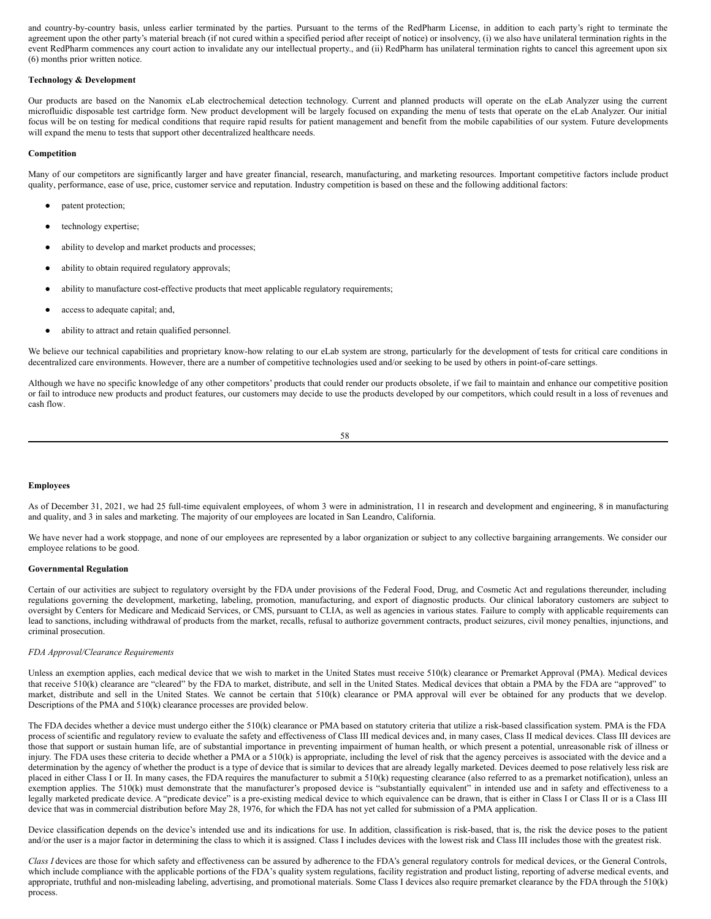and country-by-country basis, unless earlier terminated by the parties. Pursuant to the terms of the RedPharm License, in addition to each party's right to terminate the agreement upon the other party's material breach (if not cured within a specified period after receipt of notice) or insolvency, (i) we also have unilateral termination rights in the event RedPharm commences any court action to invalidate any our intellectual property., and (ii) RedPharm has unilateral termination rights to cancel this agreement upon six (6) months prior written notice.

**Technology & Development**

Our products are based on the Nanomix eLab electrochemical detection technology. Current and planned products will operate on the eLab Analyzer using the current microfluidic disposable test cartridge form. New product development will be largely focused on expanding the menu of tests that operate on the eLab Analyzer. Our initial focus will be on testing for medical conditions that require rapid results for patient management and benefit from the mobile capabilities of our system. Future developments will expand the menu to tests that support other decentralized healthcare needs.

**Competition**

Many of our competitors are significantly larger and have greater financial, research, manufacturing, and marketing resources. Important competitive factors include product quality, performance, ease of use, price, customer service and reputation. Industry competition is based on these and the following additional factors:

- patent protection;
- technology expertise;
- ability to develop and market products and processes;
- ability to obtain required regulatory approvals;
- ability to manufacture cost-effective products that meet applicable regulatory requirements;
- access to adequate capital; and,
- ability to attract and retain qualified personnel.

We believe our technical capabilities and proprietary know-how relating to our eLab system are strong, particularly for the development of tests for critical care conditions in decentralized care environments. However, there are a number of competitive technologies used and/or seeking to be used by others in point-of-care settings.

Although we have no specific knowledge of any other competitors' products that could render our products obsolete, if we fail to maintain and enhance our competitive position or fail to introduce new products and product features, our customers may decide to use the products developed by our competitors, which could result in a loss of revenues and cash flow.

**Employees**

As of December 31, 2021, we had 25 full-time equivalent employees, of whom 3 were in administration, 11 in research and development and engineering, 8 in manufacturing and quality, and 3 in sales and marketing. The majority of our employees are located in San Leandro, California.

We have never had a work stoppage, and none of our employees are represented by a labor organization or subject to any collective bargaining arrangements. We consider our employee relations to be good.

**Governmental Regulation**

Certain of our activities are subject to regulatory oversight by the FDA under provisions of the Federal Food, Drug, and Cosmetic Act and regulations thereunder, including regulations governing the development, marketing, labeling, promotion, manufacturing, and export of diagnostic products. Our clinical laboratory customers are subject to oversight by Centers for Medicare and Medicaid Services, or CMS, pursuant to CLIA, as well as agencies in various states. Failure to comply with applicable requirements can lead to sanctions, including withdrawal of products from the market, recalls, refusal to authorize government contracts, product seizures, civil money penalties, injunctions, and criminal prosecution.

*FDA Approval/Clearance Requirements*

Unless an exemption applies, each medical device that we wish to market in the United States must receive 510(k) clearance or Premarket Approval (PMA). Medical devices that receive 510(k) clearance are "cleared" by the FDA to market, distribute, and sell in the United States. Medical devices that obtain a PMA by the FDA are "approved" to market, distribute and sell in the United States. We cannot be certain that 510(k) clearance or PMA approval will ever be obtained for any products that we develop. Descriptions of the PMA and 510(k) clearance processes are provided below.

The FDA decides whether a device must undergo either the 510(k) clearance or PMA based on statutory criteria that utilize a risk-based classification system. PMA is the FDA process of scientific and regulatory review to evaluate the safety and effectiveness of Class III medical devices and, in many cases, Class II medical devices. Class III devices are those that support or sustain human life, are of substantial importance in preventing impairment of human health, or which present a potential, unreasonable risk of illness or injury. The FDA uses these criteria to decide whether a PMA or a 510(k) is appropriate, including the level of risk that the agency perceives is associated with the device and a determination by the agency of whether the product is a type of device that is similar to devices that are already legally marketed. Devices deemed to pose relatively less risk are placed in either Class I or II. In many cases, the FDA requires the manufacturer to submit a 510(k) requesting clearance (also referred to as a premarket notification), unless an exemption applies. The 510(k) must demonstrate that the manufacturer's proposed device is "substantially equivalent" in intended use and in safety and effectiveness to a legally marketed predicate device. A "predicate device" is a pre-existing medical device to which equivalence can be drawn, that is either in Class I or Class II or is a Class III device that was in commercial distribution before May 28, 1976, for which the FDA has not yet called for submission of a PMA application.

Device classification depends on the device's intended use and its indications for use. In addition, classification is risk-based, that is, the risk the device poses to the patient and/or the user is a major factor in determining the class to which it is assigned. Class I includes devices with the lowest risk and Class III includes those with the greatest risk.

*Class I* devices are those for which safety and effectiveness can be assured by adherence to the FDA's general regulatory controls for medical devices, or the General Controls, which include compliance with the applicable portions of the FDA's quality system regulations, facility registration and product listing, reporting of adverse medical events, and appropriate, truthful and non-misleading labeling, advertising, and promotional materials. Some Class I devices also require premarket clearance by the FDA through the 510(k) process.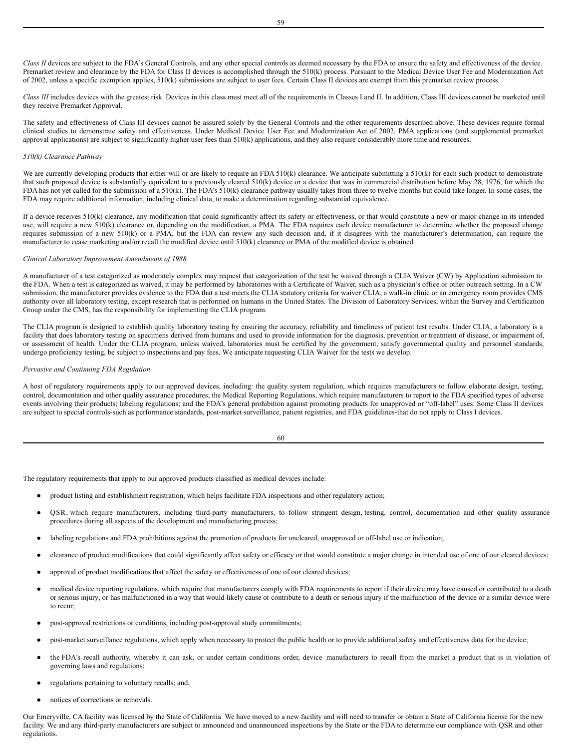*Class II* devices are subject to the FDA's General Controls, and any other special controls as deemed necessary by the FDA to ensure the safety and effectiveness of the device. Premarket review and clearance by the FDA for Class II devices is accomplished through the 510(k) process. Pursuant to the Medical Device User Fee and Modernization Act of 2002, unless a specific exemption applies, 510(k) submissions are subject to user fees. Certain Class II devices are exempt from this premarket review process.

*Class III* includes devices with the greatest risk. Devices in this class must meet all of the requirements in Classes I and II. In addition, Class III devices cannot be marketed until they receive Premarket Approval.

The safety and effectiveness of Class III devices cannot be assured solely by the General Controls and the other requirements described above. These devices require formal clinical studies to demonstrate safety and effectiveness. Under Medical Device User Fee and Modernization Act of 2002, PMA applications (and supplemental premarket approval applications) are subject to significantly higher user fees than 510(k) applications, and they also require considerably more time and resources.

*510(k) Clearance Pathway*

We are currently developing products that either will or are likely to require an FDA 510(k) clearance. We anticipate submitting a 510(k) for each such product to demonstrate that such proposed device is substantially equivalent to a previously cleared 510(k) device or a device that was in commercial distribution before May 28, 1976, for which the FDA has not yet called for the submission of a 510(k). The FDA's 510(k) clearance pathway usually takes from three to twelve months but could take longer. In some cases, the FDA may require additional information, including clinical data, to make a determination regarding substantial equivalence.

If a device receives 510(k) clearance, any modification that could significantly affect its safety or effectiveness, or that would constitute a new or major change in its intended use, will require a new 510(k) clearance or, depending on the modification, a PMA. The FDA requires each device manufacturer to determine whether the proposed change requires submission of a new 510(k) or a PMA, but the FDA can review any such decision and, if it disagrees with the manufacturer's determination, can require the manufacturer to cease marketing and/or recall the modified device until 510(k) clearance or PMA of the modified device is obtained.

*Clinical Laboratory Improvement Amendments of 1988*

A manufacturer of a test categorized as moderately complex may request that categorization of the test be waived through a CLIA Waiver (CW) by Application submission to the FDA. When a test is categorized as waived, it may be performed by laboratories with a Certificate of Waiver, such as a physician's office or other outreach setting. In a CW submission, the manufacturer provides evidence to the FDA that a test meets the CLIA statutory criteria for waiver CLIA, a walk-in clinic or an emergency room provides CMS authority over all laboratory testing, except research that is performed on humans in the United States. The Division of Laboratory Services, within the Survey and Certification Group under the CMS, has the responsibility for implementing the CLIA program.

The CLIA program is designed to establish quality laboratory testing by ensuring the accuracy, reliability and timeliness of patient test results. Under CLIA, a laboratory is a facility that does laboratory testing on specimens derived from humans and used to provide information for the diagnosis, prevention or treatment of disease, or impairment of, or assessment of health. Under the CLIA program, unless waived, laboratories must be certified by the government, satisfy governmental quality and personnel standards, undergo proficiency testing, be subject to inspections and pay fees. We anticipate requesting CLIA Waiver for the tests we develop.

*Pervasive and Continuing FDA Regulation*

A host of regulatory requirements apply to our approved devices, including: the quality system regulation, which requires manufacturers to follow elaborate design, testing, control, documentation and other quality assurance procedures; the Medical Reporting Regulations, which require manufacturers to report to the FDA specified types of adverse events involving their products; labeling regulations; and the FDA's general prohibition against promoting products for unapproved or "off-label" uses. Some Class II devices are subject to special controls-such as performance standards, post-market surveillance, patient registries, and FDA guidelines-that do not apply to Class I devices.

The regulatory requirements that apply to our approved products classified as medical devices include:

- product listing and establishment registration, which helps facilitate FDA inspections and other regulatory action;
- QSR, which require manufacturers, including third-party manufacturers, to follow stringent design, testing, control, documentation and other quality assurance procedures during all aspects of the development and manufacturing process;
- labeling regulations and FDA prohibitions against the promotion of products for uncleared, unapproved or off-label use or indication;
- clearance of product modifications that could significantly affect safety or efficacy or that would constitute a major change in intended use of one of our cleared devices;
- approval of product modifications that affect the safety or effectiveness of one of our cleared devices;
- medical device reporting regulations, which require that manufacturers comply with FDA requirements to report if their device may have caused or contributed to a death or serious injury, or has malfunctioned in a way that would likely cause or contribute to a death or serious injury if the malfunction of the device or a similar device were to recur;
- post-approval restrictions or conditions, including post-approval study commitments;
- post-market surveillance regulations, which apply when necessary to protect the public health or to provide additional safety and effectiveness data for the device;
- the FDA's recall authority, whereby it can ask, or under certain conditions order, device manufacturers to recall from the market a product that is in violation of governing laws and regulations;
- regulations pertaining to voluntary recalls; and,
- notices of corrections or removals.

Our Emeryville, CA facility was licensed by the State of California. We have moved to a new facility and will need to transfer or obtain a State of California license for the new facility. We and any third-party manufacturers are subject to announced and unannounced inspections by the State or the FDA to determine our compliance with QSR and other regulations.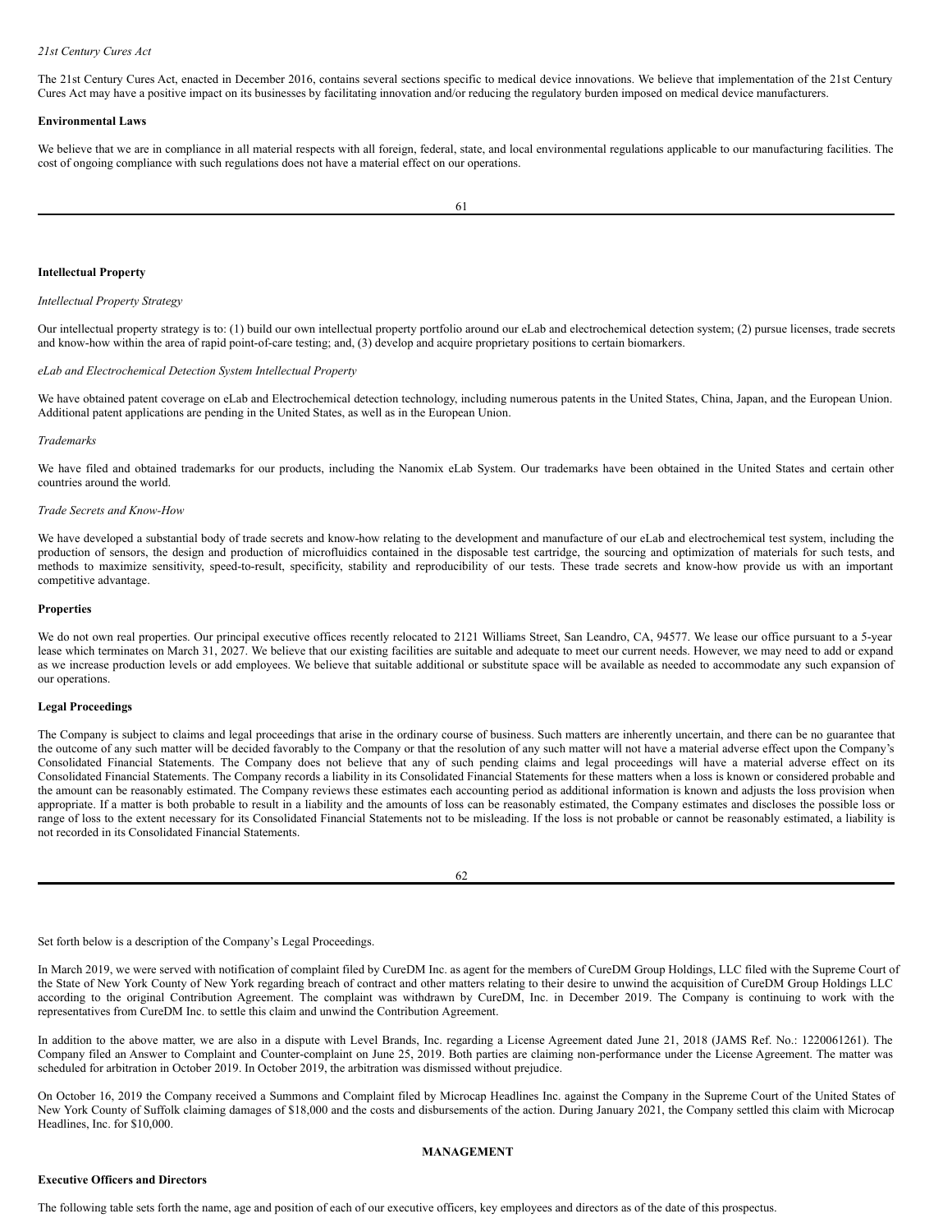*21st Century Cures Act*

The 21st Century Cures Act, enacted in December 2016, contains several sections specific to medical device innovations. We believe that implementation of the 21st Century Cures Act may have a positive impact on its businesses by facilitating innovation and/or reducing the regulatory burden imposed on medical device manufacturers.

**Environmental Laws**

We believe that we are in compliance in all material respects with all foreign, federal, state, and local environmental regulations applicable to our manufacturing facilities. The cost of ongoing compliance with such regulations does not have a material effect on our operations.

**Intellectual Property**

*Intellectual Property Strategy*

Our intellectual property strategy is to: (1) build our own intellectual property portfolio around our eLab and electrochemical detection system; (2) pursue licenses, trade secrets and know-how within the area of rapid point-of-care testing; and, (3) develop and acquire proprietary positions to certain biomarkers.

*eLab and Electrochemical Detection System Intellectual Property*

We have obtained patent coverage on eLab and Electrochemical detection technology, including numerous patents in the United States, China, Japan, and the European Union. Additional patent applications are pending in the United States, as well as in the European Union.

*Trademarks*

We have filed and obtained trademarks for our products, including the Nanomix eLab System. Our trademarks have been obtained in the United States and certain other countries around the world.

*Trade Secrets and Know-How*

We have developed a substantial body of trade secrets and know-how relating to the development and manufacture of our eLab and electrochemical test system, including the production of sensors, the design and production of microfluidics contained in the disposable test cartridge, the sourcing and optimization of materials for such tests, and methods to maximize sensitivity, speed-to-result, specificity, stability and reproducibility of our tests. These trade secrets and know-how provide us with an important competitive advantage.

**Properties**

We do not own real properties. Our principal executive offices recently relocated to 2121 Williams Street, San Leandro, CA, 94577. We lease our office pursuant to a 5-year lease which terminates on March 31, 2027. We believe that our existing facilities are suitable and adequate to meet our current needs. However, we may need to add or expand as we increase production levels or add employees. We believe that suitable additional or substitute space will be available as needed to accommodate any such expansion of our operations.

**Legal Proceedings**

The Company is subject to claims and legal proceedings that arise in the ordinary course of business. Such matters are inherently uncertain, and there can be no guarantee that the outcome of any such matter will be decided favorably to the Company or that the resolution of any such matter will not have a material adverse effect upon the Company's Consolidated Financial Statements. The Company does not believe that any of such pending claims and legal proceedings will have a material adverse effect on its Consolidated Financial Statements. The Company records a liability in its Consolidated Financial Statements for these matters when a loss is known or considered probable and the amount can be reasonably estimated. The Company reviews these estimates each accounting period as additional information is known and adjusts the loss provision when appropriate. If a matter is both probable to result in a liability and the amounts of loss can be reasonably estimated, the Company estimates and discloses the possible loss or range of loss to the extent necessary for its Consolidated Financial Statements not to be misleading. If the loss is not probable or cannot be reasonably estimated, a liability is not recorded in its Consolidated Financial Statements.

Set forth below is a description of the Company's Legal Proceedings.

In March 2019, we were served with notification of complaint filed by CureDM Inc. as agent for the members of CureDM Group Holdings, LLC filed with the Supreme Court of the State of New York County of New York regarding breach of contract and other matters relating to their desire to unwind the acquisition of CureDM Group Holdings LLC according to the original Contribution Agreement. The complaint was withdrawn by CureDM, Inc. in December 2019. The Company is continuing to work with the representatives from CureDM Inc. to settle this claim and unwind the Contribution Agreement.

In addition to the above matter, we are also in a dispute with Level Brands, Inc. regarding a License Agreement dated June 21, 2018 (JAMS Ref. No.: 1220061261). The Company filed an Answer to Complaint and Counter-complaint on June 25, 2019. Both parties are claiming non-performance under the License Agreement. The matter was scheduled for arbitration in October 2019. In October 2019, the arbitration was dismissed without prejudice.

On October 16, 2019 the Company received a Summons and Complaint filed by Microcap Headlines Inc. against the Company in the Supreme Court of the United States of New York County of Suffolk claiming damages of $18,000 and the costs and disbursements of the action. During January 2021, the Company settled this claim with Microcap Headlines, Inc. for $10,000.

## MANAGEMENT

**Executive Officers and Directors**

The following table sets forth the name, age and position of each of our executive officers, key employees and directors as of the date of this prospectus.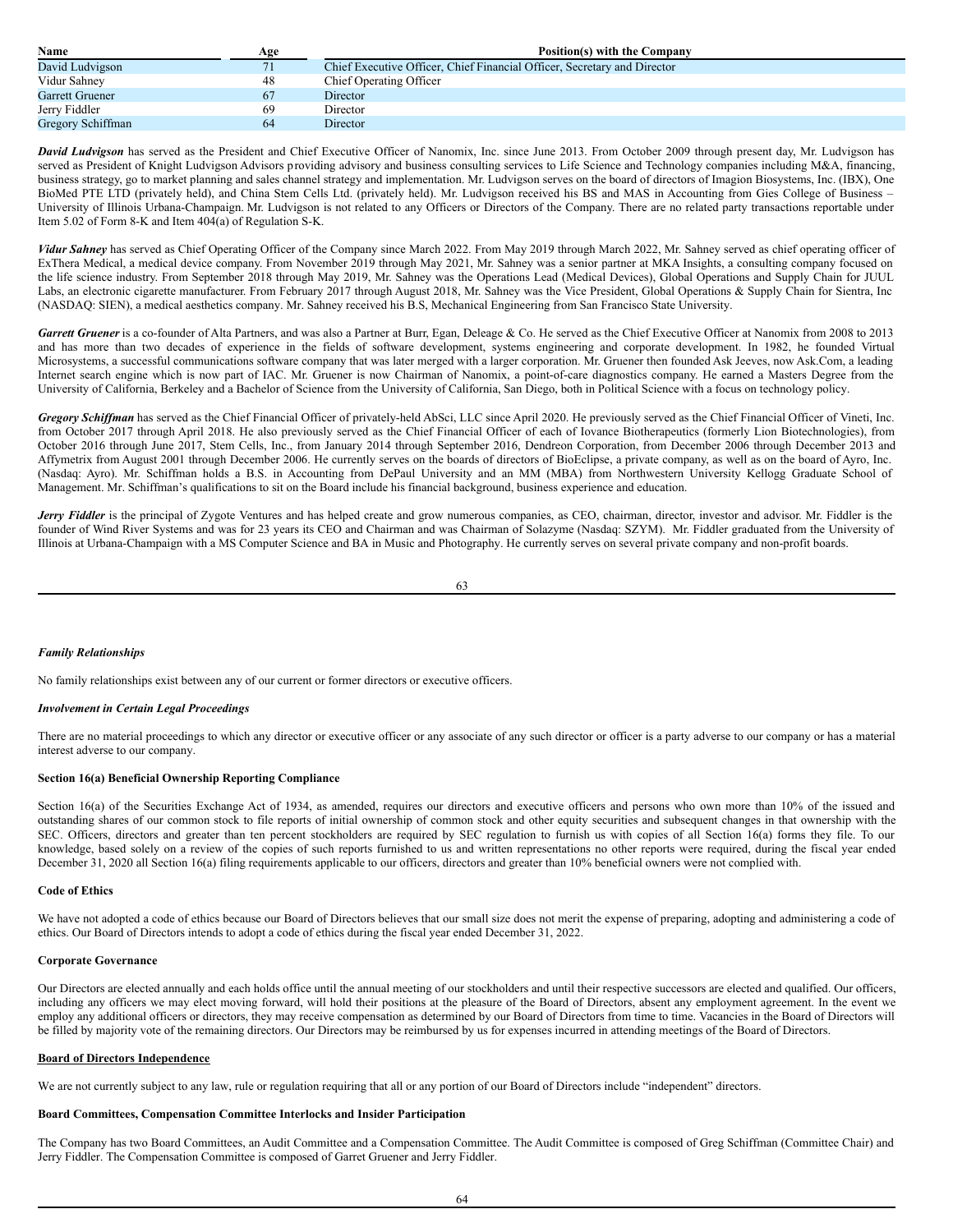| Name | Age | Position(s) with the Company |
| --- | --- | --- |
| David Ludvigson | 71 | Chief Executive Officer, Chief Financial Officer, Secretary and Director |
| Vidur Sahney | 48 | Chief Operating Officer |
| Garrett Gruener | 67 | Director |
| Jerry Fiddler | 69 | Director |
| Gregory Schiffman | 64 | Director |

***David Ludvigson*** has served as the President and Chief Executive Officer of Nanomix, Inc. since June 2013. From October 2009 through present day, Mr. Ludvigson has served as President of Knight Ludvigson Advisors providing advisory and business consulting services to Life Science and Technology companies including M&A, financing, business strategy, go to market planning and sales channel strategy and implementation. Mr. Ludvigson serves on the board of directors of Imagion Biosystems, Inc. (IBX), One BioMed PTE LTD (privately held), and China Stem Cells Ltd. (privately held). Mr. Ludvigson received his BS and MAS in Accounting from Gies College of Business – University of Illinois Urbana-Champaign. Mr. Ludvigson is not related to any Officers or Directors of the Company. There are no related party transactions reportable under Item 5.02 of Form 8-K and Item 404(a) of Regulation S-K.

***Vidur Sahney*** has served as Chief Operating Officer of the Company since March 2022. From May 2019 through March 2022, Mr. Sahney served as chief operating officer of ExThera Medical, a medical device company. From November 2019 through May 2021, Mr. Sahney was a senior partner at MKA Insights, a consulting company focused on the life science industry. From September 2018 through May 2019, Mr. Sahney was the Operations Lead (Medical Devices), Global Operations and Supply Chain for JUUL Labs, an electronic cigarette manufacturer. From February 2017 through August 2018, Mr. Sahney was the Vice President, Global Operations & Supply Chain for Sientra, Inc (NASDAQ: SIEN), a medical aesthetics company. Mr. Sahney received his B.S, Mechanical Engineering from San Francisco State University.

***Garrett Gruener*** is a co-founder of Alta Partners, and was also a Partner at Burr, Egan, Deleage & Co. He served as the Chief Executive Officer at Nanomix from 2008 to 2013 and has more than two decades of experience in the fields of software development, systems engineering and corporate development. In 1982, he founded Virtual Microsystems, a successful communications software company that was later merged with a larger corporation. Mr. Gruener then founded Ask Jeeves, now Ask.Com, a leading Internet search engine which is now part of IAC. Mr. Gruener is now Chairman of Nanomix, a point-of-care diagnostics company. He earned a Masters Degree from the University of California, Berkeley and a Bachelor of Science from the University of California, San Diego, both in Political Science with a focus on technology policy.

***Gregory Schiffman*** has served as the Chief Financial Officer of privately-held AbSci, LLC since April 2020. He previously served as the Chief Financial Officer of Vineti, Inc. from October 2017 through April 2018. He also previously served as the Chief Financial Officer of each of Iovance Biotherapeutics (formerly Lion Biotechnologies), from October 2016 through June 2017, Stem Cells, Inc., from January 2014 through September 2016, Dendreon Corporation, from December 2006 through December 2013 and Affymetrix from August 2001 through December 2006. He currently serves on the boards of directors of BioEclipse, a private company, as well as on the board of Ayro, Inc. (Nasdaq: Ayro). Mr. Schiffman holds a B.S. in Accounting from DePaul University and an MM (MBA) from Northwestern University Kellogg Graduate School of Management. Mr. Schiffman's qualifications to sit on the Board include his financial background, business experience and education.

***Jerry Fiddler*** is the principal of Zygote Ventures and has helped create and grow numerous companies, as CEO, chairman, director, investor and advisor. Mr. Fiddler is the founder of Wind River Systems and was for 23 years its CEO and Chairman and was Chairman of Solazyme (Nasdaq: SZYM). Mr. Fiddler graduated from the University of Illinois at Urbana-Champaign with a MS Computer Science and BA in Music and Photography. He currently serves on several private company and non-profit boards.

*Family Relationships*

No family relationships exist between any of our current or former directors or executive officers.

*Involvement in Certain Legal Proceedings*

There are no material proceedings to which any director or executive officer or any associate of any such director or officer is a party adverse to our company or has a material interest adverse to our company.

**Section 16(a) Beneficial Ownership Reporting Compliance**

Section 16(a) of the Securities Exchange Act of 1934, as amended, requires our directors and executive officers and persons who own more than 10% of the issued and outstanding shares of our common stock to file reports of initial ownership of common stock and other equity securities and subsequent changes in that ownership with the SEC. Officers, directors and greater than ten percent stockholders are required by SEC regulation to furnish us with copies of all Section 16(a) forms they file. To our knowledge, based solely on a review of the copies of such reports furnished to us and written representations no other reports were required, during the fiscal year ended December 31, 2020 all Section 16(a) filing requirements applicable to our officers, directors and greater than 10% beneficial owners were not complied with.

**Code of Ethics**

We have not adopted a code of ethics because our Board of Directors believes that our small size does not merit the expense of preparing, adopting and administering a code of ethics. Our Board of Directors intends to adopt a code of ethics during the fiscal year ended December 31, 2022.

**Corporate Governance**

Our Directors are elected annually and each holds office until the annual meeting of our stockholders and until their respective successors are elected and qualified. Our officers, including any officers we may elect moving forward, will hold their positions at the pleasure of the Board of Directors, absent any employment agreement. In the event we employ any additional officers or directors, they may receive compensation as determined by our Board of Directors from time to time. Vacancies in the Board of Directors will be filled by majority vote of the remaining directors. Our Directors may be reimbursed by us for expenses incurred in attending meetings of the Board of Directors.

**Board of Directors Independence**

We are not currently subject to any law, rule or regulation requiring that all or any portion of our Board of Directors include "independent" directors.

**Board Committees, Compensation Committee Interlocks and Insider Participation**

The Company has two Board Committees, an Audit Committee and a Compensation Committee. The Audit Committee is composed of Greg Schiffman (Committee Chair) and Jerry Fiddler. The Compensation Committee is composed of Garret Gruener and Jerry Fiddler.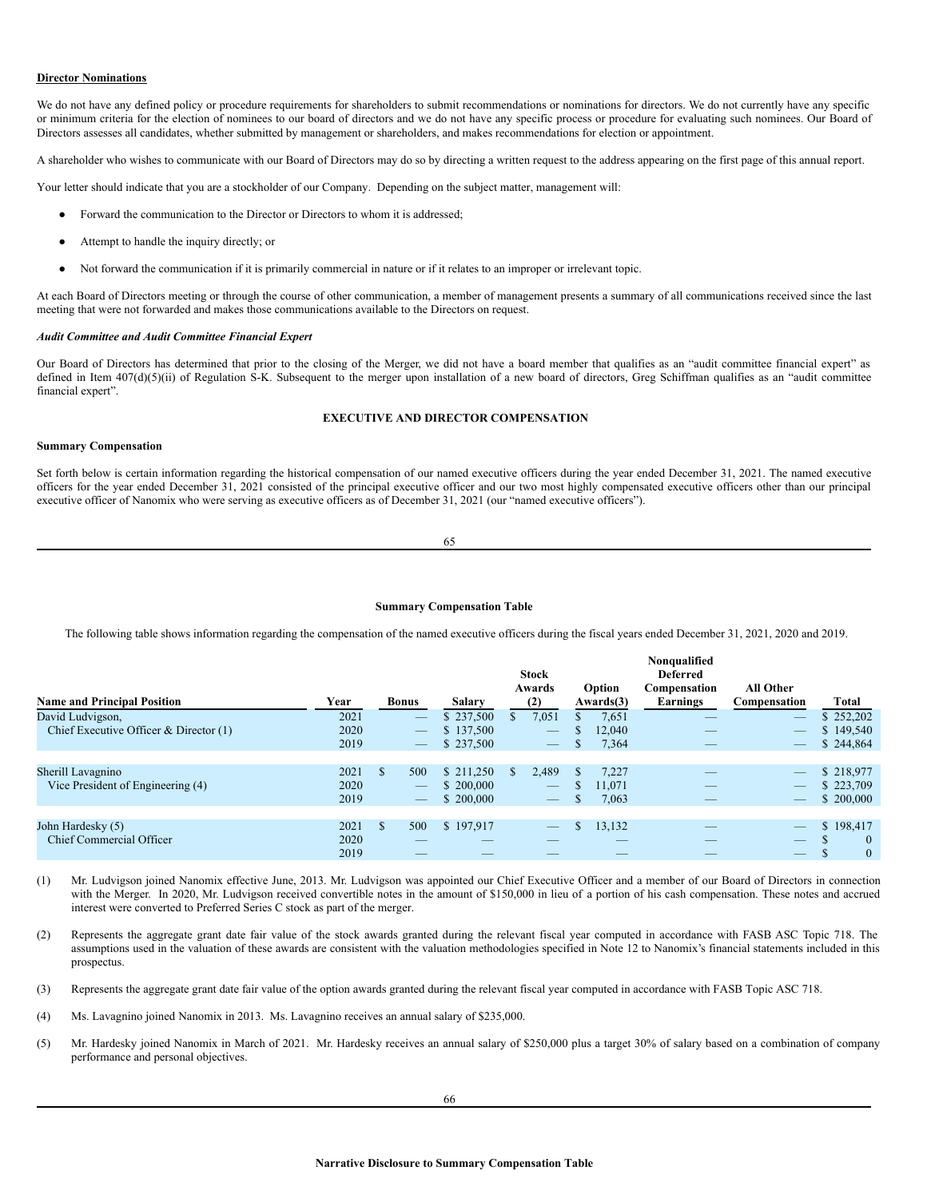**Director Nominations**

We do not have any defined policy or procedure requirements for shareholders to submit recommendations or nominations for directors. We do not currently have any specific or minimum criteria for the election of nominees to our board of directors and we do not have any specific process or procedure for evaluating such nominees. Our Board of Directors assesses all candidates, whether submitted by management or shareholders, and makes recommendations for election or appointment.

A shareholder who wishes to communicate with our Board of Directors may do so by directing a written request to the address appearing on the first page of this annual report.

Your letter should indicate that you are a stockholder of our Company. Depending on the subject matter, management will:

- Forward the communication to the Director or Directors to whom it is addressed;
- Attempt to handle the inquiry directly; or
- Not forward the communication if it is primarily commercial in nature or if it relates to an improper or irrelevant topic.

At each Board of Directors meeting or through the course of other communication, a member of management presents a summary of all communications received since the last meeting that were not forwarded and makes those communications available to the Directors on request.

***Audit Committee and Audit Committee Financial Expert***

Our Board of Directors has determined that prior to the closing of the Merger, we did not have a board member that qualifies as an "audit committee financial expert" as defined in Item 407(d)(5)(ii) of Regulation S-K. Subsequent to the merger upon installation of a new board of directors, Greg Schiffman qualifies as an "audit committee financial expert".

**EXECUTIVE AND DIRECTOR COMPENSATION**

**Summary Compensation**

Set forth below is certain information regarding the historical compensation of our named executive officers during the year ended December 31, 2021. The named executive officers for the year ended December 31, 2021 consisted of the principal executive officer and our two most highly compensated executive officers other than our principal executive officer of Nanomix who were serving as executive officers as of December 31, 2021 (our "named executive officers").

**Summary Compensation Table**

The following table shows information regarding the compensation of the named executive officers during the fiscal years ended December 31, 2021, 2020 and 2019.

| Name and Principal Position | Year | Bonus | Salary | Stock Awards (2) | Option Awards(3) | Nonqualified Deferred Compensation Earnings | All Other Compensation | Total |
|---|---|---|---|---|---|---|---|---|
| David Ludvigson, | 2021 | — | $ 237,500 | $ 7,051 | $ 7,651 | — | — | $ 252,202 |
| Chief Executive Officer & Director (1) | 2020 | — | $ 137,500 | — | $ 12,040 | — | — | $ 149,540 |
| | 2019 | — | $ 237,500 | — | $ 7,364 | — | — | $ 244,864 |
| Sherill Lavagnino | 2021 | $ 500 | $ 211,250 | $ 2,489 | $ 7,227 | — | — | $ 218,977 |
| Vice President of Engineering (4) | 2020 | — | $ 200,000 | — | $ 11,071 | — | — | $ 223,709 |
| | 2019 | — | $ 200,000 | — | $ 7,063 | — | — | $ 200,000 |
| John Hardesky (5) | 2021 | $ 500 | $ 197,917 | — | $ 13,132 | — | — | $ 198,417 |
| Chief Commercial Officer | 2020 | — | — | — | — | — | — | $ 0 |
| | 2019 | — | — | — | — | — | — | $ 0 |

(1) Mr. Ludvigson joined Nanomix effective June, 2013. Mr. Ludvigson was appointed our Chief Executive Officer and a member of our Board of Directors in connection with the Merger. In 2020, Mr. Ludvigson received convertible notes in the amount of $150,000 in lieu of a portion of his cash compensation. These notes and accrued interest were converted to Preferred Series C stock as part of the merger.

(2) Represents the aggregate grant date fair value of the stock awards granted during the relevant fiscal year computed in accordance with FASB ASC Topic 718. The assumptions used in the valuation of these awards are consistent with the valuation methodologies specified in Note 12 to Nanomix's financial statements included in this prospectus.

(3) Represents the aggregate grant date fair value of the option awards granted during the relevant fiscal year computed in accordance with FASB Topic ASC 718.

(4) Ms. Lavagnino joined Nanomix in 2013. Ms. Lavagnino receives an annual salary of $235,000.

(5) Mr. Hardesky joined Nanomix in March of 2021. Mr. Hardesky receives an annual salary of $250,000 plus a target 30% of salary based on a combination of company performance and personal objectives.

**Narrative Disclosure to Summary Compensation Table**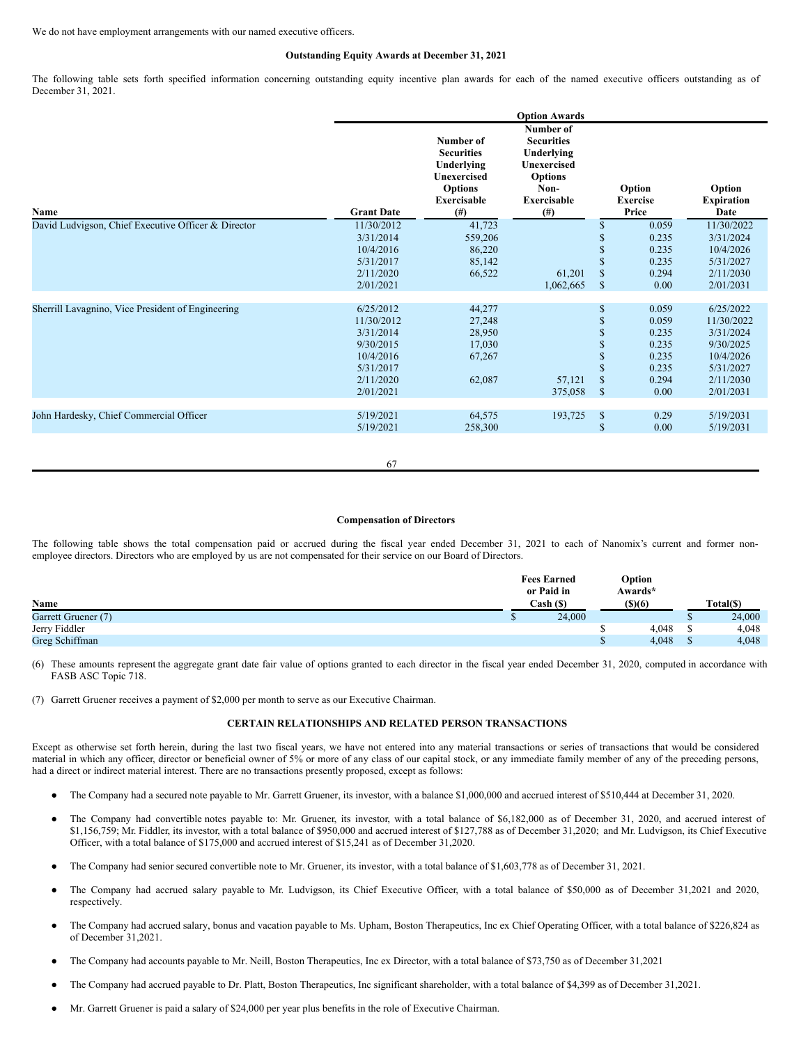We do not have employment arrangements with our named executive officers.

**Outstanding Equity Awards at December 31, 2021**

The following table sets forth specified information concerning outstanding equity incentive plan awards for each of the named executive officers outstanding as of December 31, 2021.

| | | Option Awards | | | |
|---|---|---|---|---|---|
| Name | Grant Date | Number of Securities Underlying Unexercised Options Exercisable (#) | Number of Securities Underlying Unexercised Options Non-Exercisable (#) | Option Exercise Price | Option Expiration Date |
| David Ludvigson, Chief Executive Officer & Director | 11/30/2012 | 41,723 | | $ 0.059 | 11/30/2022 |
| | 3/31/2014 | 559,206 | | $ 0.235 | 3/31/2024 |
| | 10/4/2016 | 86,220 | | $ 0.235 | 10/4/2026 |
| | 5/31/2017 | 85,142 | | $ 0.235 | 5/31/2027 |
| | 2/11/2020 | 66,522 | 61,201 | $ 0.294 | 2/11/2030 |
| | 2/01/2021 | | 1,062,665 | $ 0.00 | 2/01/2031 |
| Sherrill Lavagnino, Vice President of Engineering | 6/25/2012 | 44,277 | | $ 0.059 | 6/25/2022 |
| | 11/30/2012 | 27,248 | | $ 0.059 | 11/30/2022 |
| | 3/31/2014 | 28,950 | | $ 0.235 | 3/31/2024 |
| | 9/30/2015 | 17,030 | | $ 0.235 | 9/30/2025 |
| | 10/4/2016 | 67,267 | | $ 0.235 | 10/4/2026 |
| | 5/31/2017 | | | $ 0.235 | 5/31/2027 |
| | 2/11/2020 | 62,087 | 57,121 | $ 0.294 | 2/11/2030 |
| | 2/01/2021 | | 375,058 | $ 0.00 | 2/01/2031 |
| John Hardesky, Chief Commercial Officer | 5/19/2021 | 64,575 | 193,725 | $ 0.29 | 5/19/2031 |
| | 5/19/2021 | 258,300 | | $ 0.00 | 5/19/2031 |

**Compensation of Directors**

The following table shows the total compensation paid or accrued during the fiscal year ended December 31, 2021 to each of Nanomix's current and former non-employee directors. Directors who are employed by us are not compensated for their service on our Board of Directors.

| Name | Fees Earned or Paid in Cash ($) | Option Awards* ($)(6) | Total($) |
|---|---|---|---|
| Garrett Gruener (7) | $ 24,000 | | $ 24,000 |
| Jerry Fiddler | | $ 4,048 | $ 4,048 |
| Greg Schiffman | | $ 4,048 | $ 4,048 |

(6) These amounts represent the aggregate grant date fair value of options granted to each director in the fiscal year ended December 31, 2020, computed in accordance with FASB ASC Topic 718.

(7) Garrett Gruener receives a payment of $2,000 per month to serve as our Executive Chairman.

**CERTAIN RELATIONSHIPS AND RELATED PERSON TRANSACTIONS**

Except as otherwise set forth herein, during the last two fiscal years, we have not entered into any material transactions or series of transactions that would be considered material in which any officer, director or beneficial owner of 5% or more of any class of our capital stock, or any immediate family member of any of the preceding persons, had a direct or indirect material interest. There are no transactions presently proposed, except as follows:

- The Company had a secured note payable to Mr. Garrett Gruener, its investor, with a balance $1,000,000 and accrued interest of $510,444 at December 31, 2020.
- The Company had convertible notes payable to: Mr. Gruener, its investor, with a total balance of $6,182,000 as of December 31, 2020, and accrued interest of $1,156,759; Mr. Fiddler, its investor, with a total balance of $950,000 and accrued interest of $127,788 as of December 31,2020; and Mr. Ludvigson, its Chief Executive Officer, with a total balance of $175,000 and accrued interest of $15,241 as of December 31,2020.
- The Company had senior secured convertible note to Mr. Gruener, its investor, with a total balance of $1,603,778 as of December 31, 2021.
- The Company had accrued salary payable to Mr. Ludvigson, its Chief Executive Officer, with a total balance of $50,000 as of December 31,2021 and 2020, respectively.
- The Company had accrued salary, bonus and vacation payable to Ms. Upham, Boston Therapeutics, Inc ex Chief Operating Officer, with a total balance of $226,824 as of December 31,2021.
- The Company had accounts payable to Mr. Neill, Boston Therapeutics, Inc ex Director, with a total balance of $73,750 as of December 31,2021
- The Company had accrued payable to Dr. Platt, Boston Therapeutics, Inc significant shareholder, with a total balance of $4,399 as of December 31,2021.
- Mr. Garrett Gruener is paid a salary of $24,000 per year plus benefits in the role of Executive Chairman.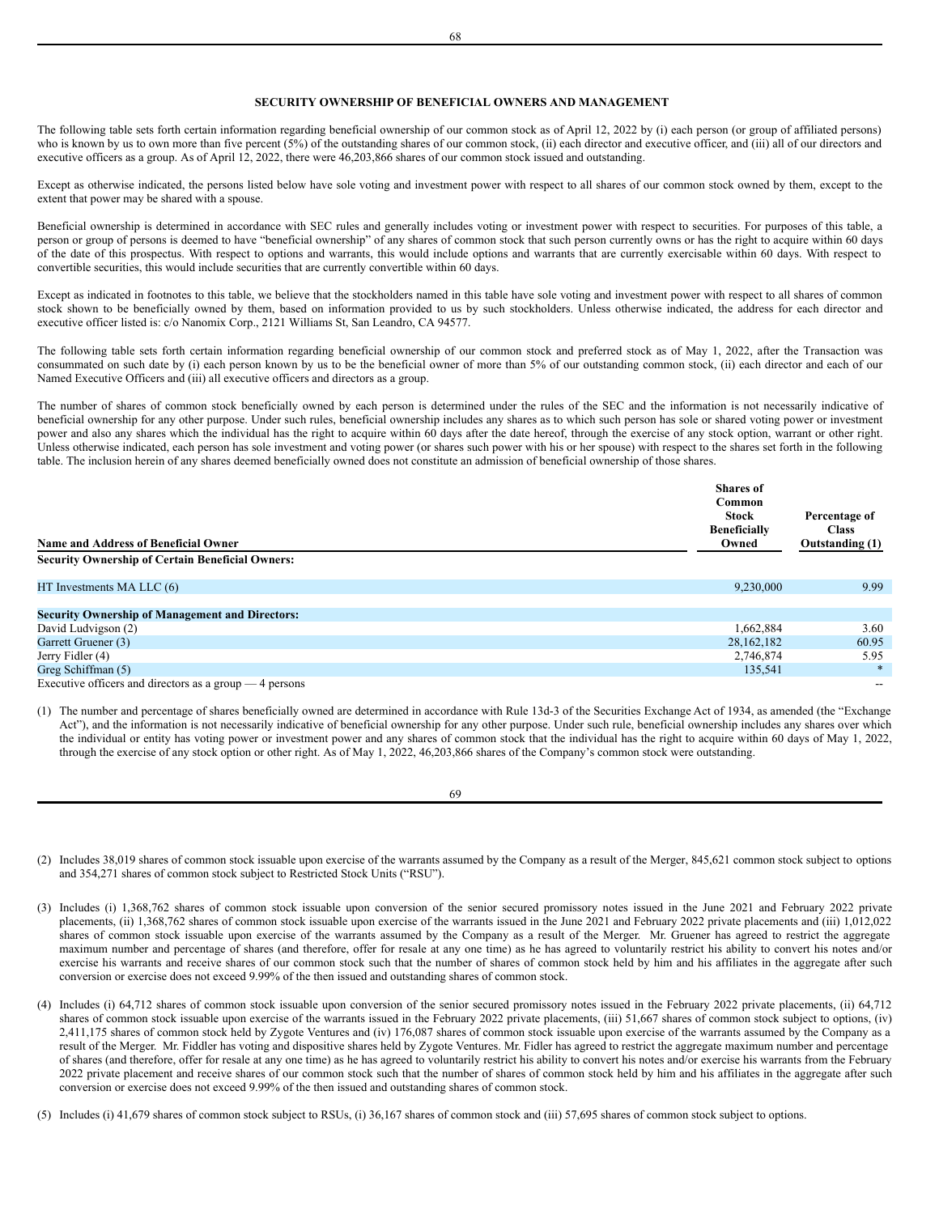## SECURITY OWNERSHIP OF BENEFICIAL OWNERS AND MANAGEMENT

The following table sets forth certain information regarding beneficial ownership of our common stock as of April 12, 2022 by (i) each person (or group of affiliated persons) who is known by us to own more than five percent (5%) of the outstanding shares of our common stock, (ii) each director and executive officer, and (iii) all of our directors and executive officers as a group. As of April 12, 2022, there were 46,203,866 shares of our common stock issued and outstanding.

Except as otherwise indicated, the persons listed below have sole voting and investment power with respect to all shares of our common stock owned by them, except to the extent that power may be shared with a spouse.

Beneficial ownership is determined in accordance with SEC rules and generally includes voting or investment power with respect to securities. For purposes of this table, a person or group of persons is deemed to have "beneficial ownership" of any shares of common stock that such person currently owns or has the right to acquire within 60 days of the date of this prospectus. With respect to options and warrants, this would include options and warrants that are currently exercisable within 60 days. With respect to convertible securities, this would include securities that are currently convertible within 60 days.

Except as indicated in footnotes to this table, we believe that the stockholders named in this table have sole voting and investment power with respect to all shares of common stock shown to be beneficially owned by them, based on information provided to us by such stockholders. Unless otherwise indicated, the address for each director and executive officer listed is: c/o Nanomix Corp., 2121 Williams St, San Leandro, CA 94577.

The following table sets forth certain information regarding beneficial ownership of our common stock and preferred stock as of May 1, 2022, after the Transaction was consummated on such date by (i) each person known by us to be the beneficial owner of more than 5% of our outstanding common stock, (ii) each director and each of our Named Executive Officers and (iii) all executive officers and directors as a group.

The number of shares of common stock beneficially owned by each person is determined under the rules of the SEC and the information is not necessarily indicative of beneficial ownership for any other purpose. Under such rules, beneficial ownership includes any shares as to which such person has sole or shared voting power or investment power and also any shares which the individual has the right to acquire within 60 days after the date hereof, through the exercise of any stock option, warrant or other right. Unless otherwise indicated, each person has sole investment and voting power (or shares such power with his or her spouse) with respect to the shares set forth in the following table. The inclusion herein of any shares deemed beneficially owned does not constitute an admission of beneficial ownership of those shares.

| Name and Address of Beneficial Owner | Shares of Common Stock Beneficially Owned | Percentage of Class Outstanding (1) |
|---|---|---|
| **Security Ownership of Certain Beneficial Owners:** | | |
| HT Investments MA LLC (6) | 9,230,000 | 9.99 |
| **Security Ownership of Management and Directors:** | | |
| David Ludvigson (2) | 1,662,884 | 3.60 |
| Garrett Gruener (3) | 28,162,182 | 60.95 |
| Jerry Fidler (4) | 2,746,874 | 5.95 |
| Greg Schiffman (5) | 135,541 | * |
| Executive officers and directors as a group — 4 persons | | -- |

(1) The number and percentage of shares beneficially owned are determined in accordance with Rule 13d-3 of the Securities Exchange Act of 1934, as amended (the "Exchange Act"), and the information is not necessarily indicative of beneficial ownership for any other purpose. Under such rule, beneficial ownership includes any shares over which the individual or entity has voting power or investment power and any shares of common stock that the individual has the right to acquire within 60 days of May 1, 2022, through the exercise of any stock option or other right. As of May 1, 2022, 46,203,866 shares of the Company's common stock were outstanding.

(2) Includes 38,019 shares of common stock issuable upon exercise of the warrants assumed by the Company as a result of the Merger, 845,621 common stock subject to options and 354,271 shares of common stock subject to Restricted Stock Units ("RSU").

(3) Includes (i) 1,368,762 shares of common stock issuable upon conversion of the senior secured promissory notes issued in the June 2021 and February 2022 private placements, (ii) 1,368,762 shares of common stock issuable upon exercise of the warrants issued in the June 2021 and February 2022 private placements and (iii) 1,012,022 shares of common stock issuable upon exercise of the warrants assumed by the Company as a result of the Merger. Mr. Gruener has agreed to restrict the aggregate maximum number and percentage of shares (and therefore, offer for resale at any one time) as he has agreed to voluntarily restrict his ability to convert his notes and/or exercise his warrants and receive shares of our common stock such that the number of shares of common stock held by him and his affiliates in the aggregate after such conversion or exercise does not exceed 9.99% of the then issued and outstanding shares of common stock.

(4) Includes (i) 64,712 shares of common stock issuable upon conversion of the senior secured promissory notes issued in the February 2022 private placements, (ii) 64,712 shares of common stock issuable upon exercise of the warrants issued in the February 2022 private placements, (iii) 51,667 shares of common stock subject to options, (iv) 2,411,175 shares of common stock held by Zygote Ventures and (iv) 176,087 shares of common stock issuable upon exercise of the warrants assumed by the Company as a result of the Merger. Mr. Fiddler has voting and dispositive shares held by Zygote Ventures. Mr. Fidler has agreed to restrict the aggregate maximum number and percentage of shares (and therefore, offer for resale at any one time) as he has agreed to voluntarily restrict his ability to convert his notes and/or exercise his warrants from the February 2022 private placement and receive shares of our common stock such that the number of shares of common stock held by him and his affiliates in the aggregate after such conversion or exercise does not exceed 9.99% of the then issued and outstanding shares of common stock.

(5) Includes (i) 41,679 shares of common stock subject to RSUs, (i) 36,167 shares of common stock and (iii) 57,695 shares of common stock subject to options.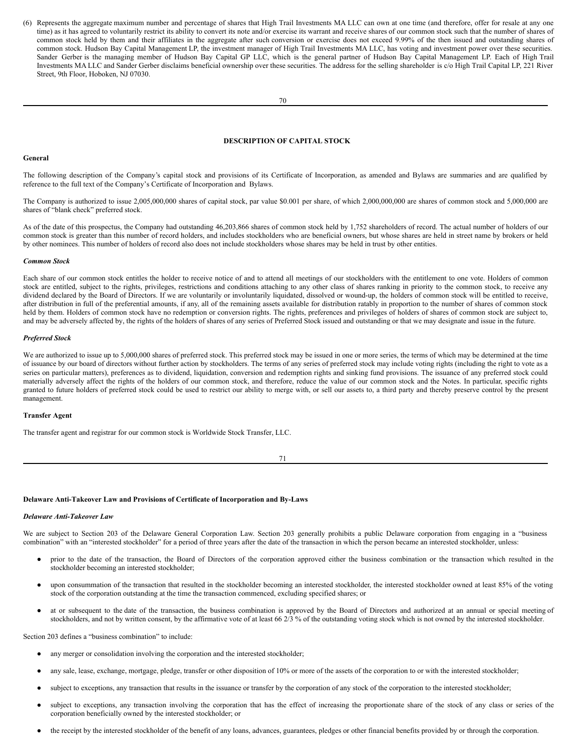(6) Represents the aggregate maximum number and percentage of shares that High Trail Investments MA LLC can own at one time (and therefore, offer for resale at any one time) as it has agreed to voluntarily restrict its ability to convert its note and/or exercise its warrant and receive shares of our common stock such that the number of shares of common stock held by them and their affiliates in the aggregate after such conversion or exercise does not exceed 9.99% of the then issued and outstanding shares of common stock. Hudson Bay Capital Management LP, the investment manager of High Trail Investments MA LLC, has voting and investment power over these securities. Sander Gerber is the managing member of Hudson Bay Capital GP LLC, which is the general partner of Hudson Bay Capital Management LP. Each of High Trail Investments MA LLC and Sander Gerber disclaims beneficial ownership over these securities. The address for the selling shareholder is c/o High Trail Capital LP, 221 River Street, 9th Floor, Hoboken, NJ 07030.

## DESCRIPTION OF CAPITAL STOCK

**General**

The following description of the Company's capital stock and provisions of its Certificate of Incorporation, as amended and Bylaws are summaries and are qualified by reference to the full text of the Company's Certificate of Incorporation and Bylaws.

The Company is authorized to issue 2,005,000,000 shares of capital stock, par value $0.001 per share, of which 2,000,000,000 are shares of common stock and 5,000,000 are shares of "blank check" preferred stock.

As of the date of this prospectus, the Company had outstanding 46,203,866 shares of common stock held by 1,752 shareholders of record. The actual number of holders of our common stock is greater than this number of record holders, and includes stockholders who are beneficial owners, but whose shares are held in street name by brokers or held by other nominees. This number of holders of record also does not include stockholders whose shares may be held in trust by other entities.

***Common Stock***

Each share of our common stock entitles the holder to receive notice of and to attend all meetings of our stockholders with the entitlement to one vote. Holders of common stock are entitled, subject to the rights, privileges, restrictions and conditions attaching to any other class of shares ranking in priority to the common stock, to receive any dividend declared by the Board of Directors. If we are voluntarily or involuntarily liquidated, dissolved or wound-up, the holders of common stock will be entitled to receive, after distribution in full of the preferential amounts, if any, all of the remaining assets available for distribution ratably in proportion to the number of shares of common stock held by them. Holders of common stock have no redemption or conversion rights. The rights, preferences and privileges of holders of shares of common stock are subject to, and may be adversely affected by, the rights of the holders of shares of any series of Preferred Stock issued and outstanding or that we may designate and issue in the future.

***Preferred Stock***

We are authorized to issue up to 5,000,000 shares of preferred stock. This preferred stock may be issued in one or more series, the terms of which may be determined at the time of issuance by our board of directors without further action by stockholders. The terms of any series of preferred stock may include voting rights (including the right to vote as a series on particular matters), preferences as to dividend, liquidation, conversion and redemption rights and sinking fund provisions. The issuance of any preferred stock could materially adversely affect the rights of the holders of our common stock, and therefore, reduce the value of our common stock and the Notes. In particular, specific rights granted to future holders of preferred stock could be used to restrict our ability to merge with, or sell our assets to, a third party and thereby preserve control by the present management.

**Transfer Agent**

The transfer agent and registrar for our common stock is Worldwide Stock Transfer, LLC.

**Delaware Anti-Takeover Law and Provisions of Certificate of Incorporation and By-Laws**

***Delaware Anti-Takeover Law***

We are subject to Section 203 of the Delaware General Corporation Law. Section 203 generally prohibits a public Delaware corporation from engaging in a "business combination" with an "interested stockholder" for a period of three years after the date of the transaction in which the person became an interested stockholder, unless:

- prior to the date of the transaction, the Board of Directors of the corporation approved either the business combination or the transaction which resulted in the stockholder becoming an interested stockholder;
- upon consummation of the transaction that resulted in the stockholder becoming an interested stockholder, the interested stockholder owned at least 85% of the voting stock of the corporation outstanding at the time the transaction commenced, excluding specified shares; or
- at or subsequent to the date of the transaction, the business combination is approved by the Board of Directors and authorized at an annual or special meeting of stockholders, and not by written consent, by the affirmative vote of at least 66 2/3 % of the outstanding voting stock which is not owned by the interested stockholder.

Section 203 defines a "business combination" to include:

- any merger or consolidation involving the corporation and the interested stockholder;
- any sale, lease, exchange, mortgage, pledge, transfer or other disposition of 10% or more of the assets of the corporation to or with the interested stockholder;
- subject to exceptions, any transaction that results in the issuance or transfer by the corporation of any stock of the corporation to the interested stockholder;
- subject to exceptions, any transaction involving the corporation that has the effect of increasing the proportionate share of the stock of any class or series of the corporation beneficially owned by the interested stockholder; or
- the receipt by the interested stockholder of the benefit of any loans, advances, guarantees, pledges or other financial benefits provided by or through the corporation.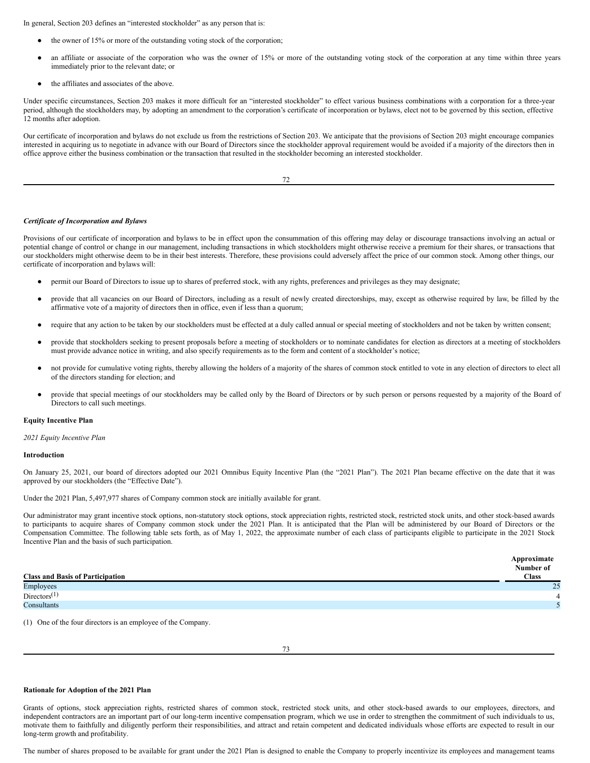In general, Section 203 defines an "interested stockholder" as any person that is:

- the owner of 15% or more of the outstanding voting stock of the corporation;
- an affiliate or associate of the corporation who was the owner of 15% or more of the outstanding voting stock of the corporation at any time within three years immediately prior to the relevant date; or
- the affiliates and associates of the above.

Under specific circumstances, Section 203 makes it more difficult for an "interested stockholder" to effect various business combinations with a corporation for a three-year period, although the stockholders may, by adopting an amendment to the corporation's certificate of incorporation or bylaws, elect not to be governed by this section, effective 12 months after adoption.

Our certificate of incorporation and bylaws do not exclude us from the restrictions of Section 203. We anticipate that the provisions of Section 203 might encourage companies interested in acquiring us to negotiate in advance with our Board of Directors since the stockholder approval requirement would be avoided if a majority of the directors then in office approve either the business combination or the transaction that resulted in the stockholder becoming an interested stockholder.

***Certificate of Incorporation and Bylaws***

Provisions of our certificate of incorporation and bylaws to be in effect upon the consummation of this offering may delay or discourage transactions involving an actual or potential change of control or change in our management, including transactions in which stockholders might otherwise receive a premium for their shares, or transactions that our stockholders might otherwise deem to be in their best interests. Therefore, these provisions could adversely affect the price of our common stock. Among other things, our certificate of incorporation and bylaws will:

- permit our Board of Directors to issue up to shares of preferred stock, with any rights, preferences and privileges as they may designate;
- provide that all vacancies on our Board of Directors, including as a result of newly created directorships, may, except as otherwise required by law, be filled by the affirmative vote of a majority of directors then in office, even if less than a quorum;
- require that any action to be taken by our stockholders must be effected at a duly called annual or special meeting of stockholders and not be taken by written consent;
- provide that stockholders seeking to present proposals before a meeting of stockholders or to nominate candidates for election as directors at a meeting of stockholders must provide advance notice in writing, and also specify requirements as to the form and content of a stockholder's notice;
- not provide for cumulative voting rights, thereby allowing the holders of a majority of the shares of common stock entitled to vote in any election of directors to elect all of the directors standing for election; and
- provide that special meetings of our stockholders may be called only by the Board of Directors or by such person or persons requested by a majority of the Board of Directors to call such meetings.

**Equity Incentive Plan**

*2021 Equity Incentive Plan*

**Introduction**

On January 25, 2021, our board of directors adopted our 2021 Omnibus Equity Incentive Plan (the "2021 Plan"). The 2021 Plan became effective on the date that it was approved by our stockholders (the "Effective Date").

Under the 2021 Plan, 5,497,977 shares of Company common stock are initially available for grant.

Our administrator may grant incentive stock options, non-statutory stock options, stock appreciation rights, restricted stock, restricted stock units, and other stock-based awards to participants to acquire shares of Company common stock under the 2021 Plan. It is anticipated that the Plan will be administered by our Board of Directors or the Compensation Committee. The following table sets forth, as of May 1, 2022, the approximate number of each class of participants eligible to participate in the 2021 Stock Incentive Plan and the basis of such participation.

| Class and Basis of Participation | Approximate Number of Class |
|---|---|
| Employees | 25 |
| Directors[(1)] | 4 |
| Consultants | 5 |

(1) One of the four directors is an employee of the Company.

**Rationale for Adoption of the 2021 Plan**

Grants of options, stock appreciation rights, restricted shares of common stock, restricted stock units, and other stock-based awards to our employees, directors, and independent contractors are an important part of our long-term incentive compensation program, which we use in order to strengthen the commitment of such individuals to us, motivate them to faithfully and diligently perform their responsibilities, and attract and retain competent and dedicated individuals whose efforts are expected to result in our long-term growth and profitability.

The number of shares proposed to be available for grant under the 2021 Plan is designed to enable the Company to properly incentivize its employees and management teams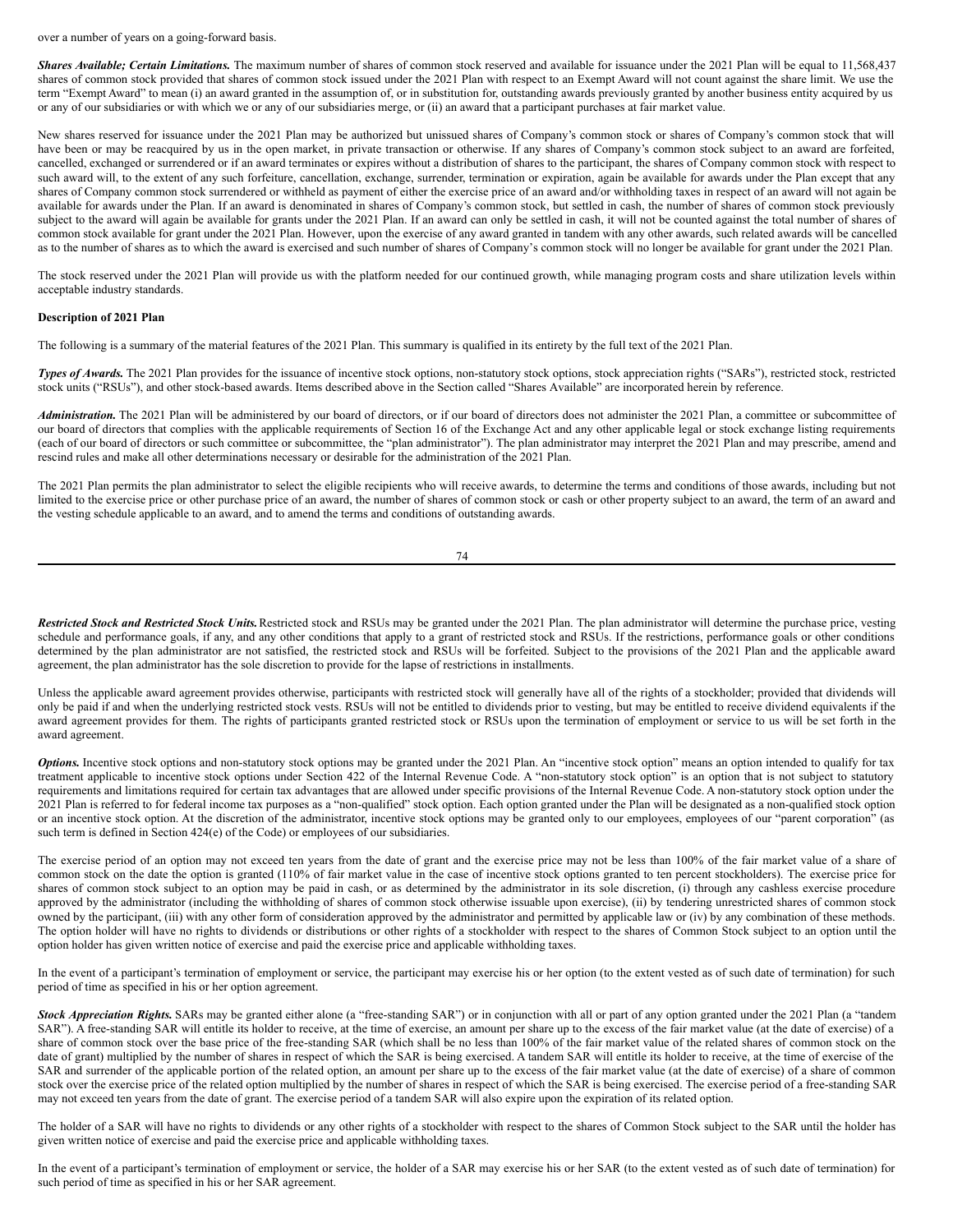over a number of years on a going-forward basis.

***Shares Available; Certain Limitations.*** The maximum number of shares of common stock reserved and available for issuance under the 2021 Plan will be equal to 11,568,437 shares of common stock provided that shares of common stock issued under the 2021 Plan with respect to an Exempt Award will not count against the share limit. We use the term "Exempt Award" to mean (i) an award granted in the assumption of, or in substitution for, outstanding awards previously granted by another business entity acquired by us or any of our subsidiaries or with which we or any of our subsidiaries merge, or (ii) an award that a participant purchases at fair market value.

New shares reserved for issuance under the 2021 Plan may be authorized but unissued shares of Company's common stock or shares of Company's common stock that will have been or may be reacquired by us in the open market, in private transaction or otherwise. If any shares of Company's common stock subject to an award are forfeited, cancelled, exchanged or surrendered or if an award terminates or expires without a distribution of shares to the participant, the shares of Company common stock with respect to such award will, to the extent of any such forfeiture, cancellation, exchange, surrender, termination or expiration, again be available for awards under the Plan except that any shares of Company common stock surrendered or withheld as payment of either the exercise price of an award and/or withholding taxes in respect of an award will not again be available for awards under the Plan. If an award is denominated in shares of Company's common stock, but settled in cash, the number of shares of common stock previously subject to the award will again be available for grants under the 2021 Plan. If an award can only be settled in cash, it will not be counted against the total number of shares of common stock available for grant under the 2021 Plan. However, upon the exercise of any award granted in tandem with any other awards, such related awards will be cancelled as to the number of shares as to which the award is exercised and such number of shares of Company's common stock will no longer be available for grant under the 2021 Plan.

The stock reserved under the 2021 Plan will provide us with the platform needed for our continued growth, while managing program costs and share utilization levels within acceptable industry standards.

**Description of 2021 Plan**

The following is a summary of the material features of the 2021 Plan. This summary is qualified in its entirety by the full text of the 2021 Plan.

***Types of Awards.*** The 2021 Plan provides for the issuance of incentive stock options, non-statutory stock options, stock appreciation rights ("SARs"), restricted stock, restricted stock units ("RSUs"), and other stock-based awards. Items described above in the Section called "Shares Available" are incorporated herein by reference.

***Administration.*** The 2021 Plan will be administered by our board of directors, or if our board of directors does not administer the 2021 Plan, a committee or subcommittee of our board of directors that complies with the applicable requirements of Section 16 of the Exchange Act and any other applicable legal or stock exchange listing requirements (each of our board of directors or such committee or subcommittee, the "plan administrator"). The plan administrator may interpret the 2021 Plan and may prescribe, amend and rescind rules and make all other determinations necessary or desirable for the administration of the 2021 Plan.

The 2021 Plan permits the plan administrator to select the eligible recipients who will receive awards, to determine the terms and conditions of those awards, including but not limited to the exercise price or other purchase price of an award, the number of shares of common stock or cash or other property subject to an award, the term of an award and the vesting schedule applicable to an award, and to amend the terms and conditions of outstanding awards.

***Restricted Stock and Restricted Stock Units.*** Restricted stock and RSUs may be granted under the 2021 Plan. The plan administrator will determine the purchase price, vesting schedule and performance goals, if any, and any other conditions that apply to a grant of restricted stock and RSUs. If the restrictions, performance goals or other conditions determined by the plan administrator are not satisfied, the restricted stock and RSUs will be forfeited. Subject to the provisions of the 2021 Plan and the applicable award agreement, the plan administrator has the sole discretion to provide for the lapse of restrictions in installments.

Unless the applicable award agreement provides otherwise, participants with restricted stock will generally have all of the rights of a stockholder; provided that dividends will only be paid if and when the underlying restricted stock vests. RSUs will not be entitled to dividends prior to vesting, but may be entitled to receive dividend equivalents if the award agreement provides for them. The rights of participants granted restricted stock or RSUs upon the termination of employment or service to us will be set forth in the award agreement.

***Options.*** Incentive stock options and non-statutory stock options may be granted under the 2021 Plan. An "incentive stock option" means an option intended to qualify for tax treatment applicable to incentive stock options under Section 422 of the Internal Revenue Code. A "non-statutory stock option" is an option that is not subject to statutory requirements and limitations required for certain tax advantages that are allowed under specific provisions of the Internal Revenue Code. A non-statutory stock option under the 2021 Plan is referred to for federal income tax purposes as a "non-qualified" stock option. Each option granted under the Plan will be designated as a non-qualified stock option or an incentive stock option. At the discretion of the administrator, incentive stock options may be granted only to our employees, employees of our "parent corporation" (as such term is defined in Section 424(e) of the Code) or employees of our subsidiaries.

The exercise period of an option may not exceed ten years from the date of grant and the exercise price may not be less than 100% of the fair market value of a share of common stock on the date the option is granted (110% of fair market value in the case of incentive stock options granted to ten percent stockholders). The exercise price for shares of common stock subject to an option may be paid in cash, or as determined by the administrator in its sole discretion, (i) through any cashless exercise procedure approved by the administrator (including the withholding of shares of common stock otherwise issuable upon exercise), (ii) by tendering unrestricted shares of common stock owned by the participant, (iii) with any other form of consideration approved by the administrator and permitted by applicable law or (iv) by any combination of these methods. The option holder will have no rights to dividends or distributions or other rights of a stockholder with respect to the shares of Common Stock subject to an option until the option holder has given written notice of exercise and paid the exercise price and applicable withholding taxes.

In the event of a participant's termination of employment or service, the participant may exercise his or her option (to the extent vested as of such date of termination) for such period of time as specified in his or her option agreement.

***Stock Appreciation Rights.*** SARs may be granted either alone (a "free-standing SAR") or in conjunction with all or part of any option granted under the 2021 Plan (a "tandem SAR"). A free-standing SAR will entitle its holder to receive, at the time of exercise, an amount per share up to the excess of the fair market value (at the date of exercise) of a share of common stock over the base price of the free-standing SAR (which shall be no less than 100% of the fair market value of the related shares of common stock on the date of grant) multiplied by the number of shares in respect of which the SAR is being exercised. A tandem SAR will entitle its holder to receive, at the time of exercise of the SAR and surrender of the applicable portion of the related option, an amount per share up to the excess of the fair market value (at the date of exercise) of a share of common stock over the exercise price of the related option multiplied by the number of shares in respect of which the SAR is being exercised. The exercise period of a free-standing SAR may not exceed ten years from the date of grant. The exercise period of a tandem SAR will also expire upon the expiration of its related option.

The holder of a SAR will have no rights to dividends or any other rights of a stockholder with respect to the shares of Common Stock subject to the SAR until the holder has given written notice of exercise and paid the exercise price and applicable withholding taxes.

In the event of a participant's termination of employment or service, the holder of a SAR may exercise his or her SAR (to the extent vested as of such date of termination) for such period of time as specified in his or her SAR agreement.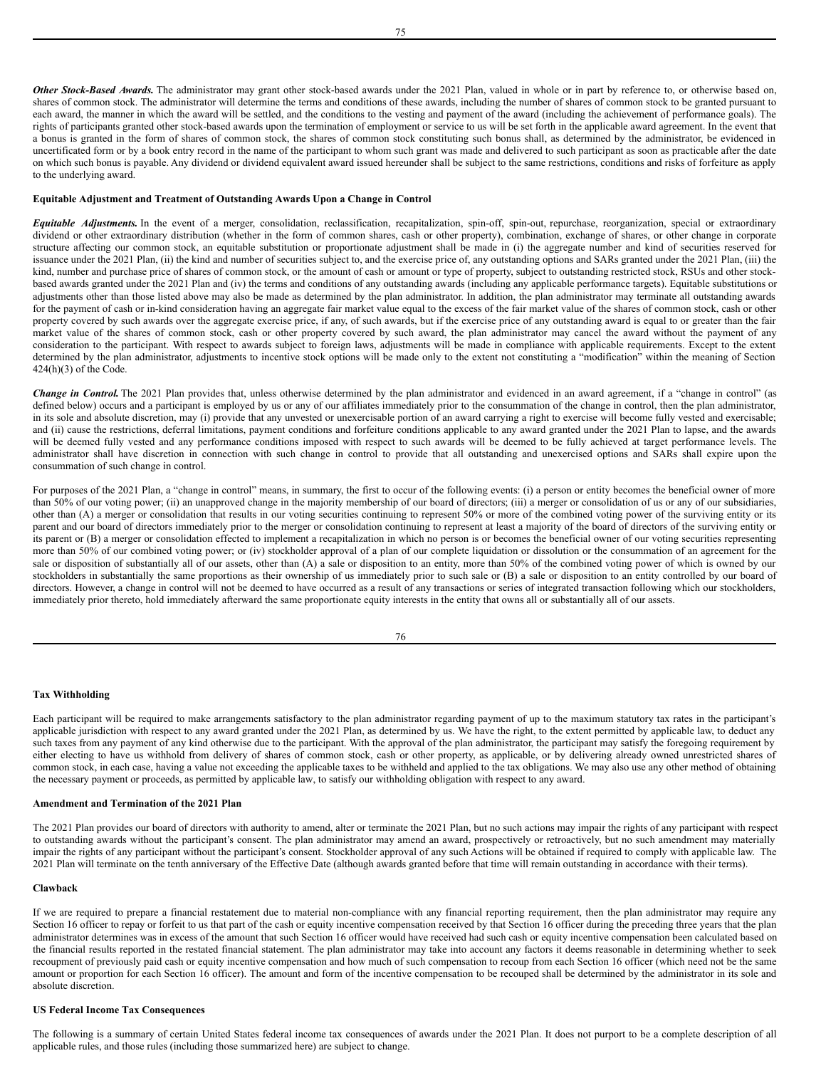***Other Stock-Based Awards.*** The administrator may grant other stock-based awards under the 2021 Plan, valued in whole or in part by reference to, or otherwise based on, shares of common stock. The administrator will determine the terms and conditions of these awards, including the number of shares of common stock to be granted pursuant to each award, the manner in which the award will be settled, and the conditions to the vesting and payment of the award (including the achievement of performance goals). The rights of participants granted other stock-based awards upon the termination of employment or service to us will be set forth in the applicable award agreement. In the event that a bonus is granted in the form of shares of common stock, the shares of common stock constituting such bonus shall, as determined by the administrator, be evidenced in uncertificated form or by a book entry record in the name of the participant to whom such grant was made and delivered to such participant as soon as practicable after the date on which such bonus is payable. Any dividend or dividend equivalent award issued hereunder shall be subject to the same restrictions, conditions and risks of forfeiture as apply to the underlying award.

**Equitable Adjustment and Treatment of Outstanding Awards Upon a Change in Control**

***Equitable Adjustments.*** In the event of a merger, consolidation, reclassification, recapitalization, spin-off, spin-out, repurchase, reorganization, special or extraordinary dividend or other extraordinary distribution (whether in the form of common shares, cash or other property), combination, exchange of shares, or other change in corporate structure affecting our common stock, an equitable substitution or proportionate adjustment shall be made in (i) the aggregate number and kind of securities reserved for issuance under the 2021 Plan, (ii) the kind and number of securities subject to, and the exercise price of, any outstanding options and SARs granted under the 2021 Plan, (iii) the kind, number and purchase price of shares of common stock, or the amount of cash or amount or type of property, subject to outstanding restricted stock, RSUs and other stock-based awards granted under the 2021 Plan and (iv) the terms and conditions of any outstanding awards (including any applicable performance targets). Equitable substitutions or adjustments other than those listed above may also be made as determined by the plan administrator. In addition, the plan administrator may terminate all outstanding awards for the payment of cash or in-kind consideration having an aggregate fair market value equal to the excess of the fair market value of the shares of common stock, cash or other property covered by such awards over the aggregate exercise price, if any, of such awards, but if the exercise price of any outstanding award is equal to or greater than the fair market value of the shares of common stock, cash or other property covered by such award, the plan administrator may cancel the award without the payment of any consideration to the participant. With respect to awards subject to foreign laws, adjustments will be made in compliance with applicable requirements. Except to the extent determined by the plan administrator, adjustments to incentive stock options will be made only to the extent not constituting a "modification" within the meaning of Section 424(h)(3) of the Code.

***Change in Control.*** The 2021 Plan provides that, unless otherwise determined by the plan administrator and evidenced in an award agreement, if a "change in control" (as defined below) occurs and a participant is employed by us or any of our affiliates immediately prior to the consummation of the change in control, then the plan administrator, in its sole and absolute discretion, may (i) provide that any unvested or unexercisable portion of an award carrying a right to exercise will become fully vested and exercisable; and (ii) cause the restrictions, deferral limitations, payment conditions and forfeiture conditions applicable to any award granted under the 2021 Plan to lapse, and the awards will be deemed fully vested and any performance conditions imposed with respect to such awards will be deemed to be fully achieved at target performance levels. The administrator shall have discretion in connection with such change in control to provide that all outstanding and unexercised options and SARs shall expire upon the consummation of such change in control.

For purposes of the 2021 Plan, a "change in control" means, in summary, the first to occur of the following events: (i) a person or entity becomes the beneficial owner of more than 50% of our voting power; (ii) an unapproved change in the majority membership of our board of directors; (iii) a merger or consolidation of us or any of our subsidiaries, other than (A) a merger or consolidation that results in our voting securities continuing to represent 50% or more of the combined voting power of the surviving entity or its parent and our board of directors immediately prior to the merger or consolidation continuing to represent at least a majority of the board of directors of the surviving entity or its parent or (B) a merger or consolidation effected to implement a recapitalization in which no person is or becomes the beneficial owner of our voting securities representing more than 50% of our combined voting power; or (iv) stockholder approval of a plan of our complete liquidation or dissolution or the consummation of an agreement for the sale or disposition of substantially all of our assets, other than (A) a sale or disposition to an entity, more than 50% of the combined voting power of which is owned by our stockholders in substantially the same proportions as their ownership of us immediately prior to such sale or (B) a sale or disposition to an entity controlled by our board of directors. However, a change in control will not be deemed to have occurred as a result of any transactions or series of integrated transaction following which our stockholders, immediately prior thereto, hold immediately afterward the same proportionate equity interests in the entity that owns all or substantially all of our assets.

**Tax Withholding**

Each participant will be required to make arrangements satisfactory to the plan administrator regarding payment of up to the maximum statutory tax rates in the participant's applicable jurisdiction with respect to any award granted under the 2021 Plan, as determined by us. We have the right, to the extent permitted by applicable law, to deduct any such taxes from any payment of any kind otherwise due to the participant. With the approval of the plan administrator, the participant may satisfy the foregoing requirement by either electing to have us withhold from delivery of shares of common stock, cash or other property, as applicable, or by delivering already owned unrestricted shares of common stock, in each case, having a value not exceeding the applicable taxes to be withheld and applied to the tax obligations. We may also use any other method of obtaining the necessary payment or proceeds, as permitted by applicable law, to satisfy our withholding obligation with respect to any award.

**Amendment and Termination of the 2021 Plan**

The 2021 Plan provides our board of directors with authority to amend, alter or terminate the 2021 Plan, but no such actions may impair the rights of any participant with respect to outstanding awards without the participant's consent. The plan administrator may amend an award, prospectively or retroactively, but no such amendment may materially impair the rights of any participant without the participant's consent. Stockholder approval of any such Actions will be obtained if required to comply with applicable law. The 2021 Plan will terminate on the tenth anniversary of the Effective Date (although awards granted before that time will remain outstanding in accordance with their terms).

**Clawback**

If we are required to prepare a financial restatement due to material non-compliance with any financial reporting requirement, then the plan administrator may require any Section 16 officer to repay or forfeit to us that part of the cash or equity incentive compensation received by that Section 16 officer during the preceding three years that the plan administrator determines was in excess of the amount that such Section 16 officer would have received had such cash or equity incentive compensation been calculated based on the financial results reported in the restated financial statement. The plan administrator may take into account any factors it deems reasonable in determining whether to seek recoupment of previously paid cash or equity incentive compensation and how much of such compensation to recoup from each Section 16 officer (which need not be the same amount or proportion for each Section 16 officer). The amount and form of the incentive compensation to be recouped shall be determined by the administrator in its sole and absolute discretion.

**US Federal Income Tax Consequences**

The following is a summary of certain United States federal income tax consequences of awards under the 2021 Plan. It does not purport to be a complete description of all applicable rules, and those rules (including those summarized here) are subject to change.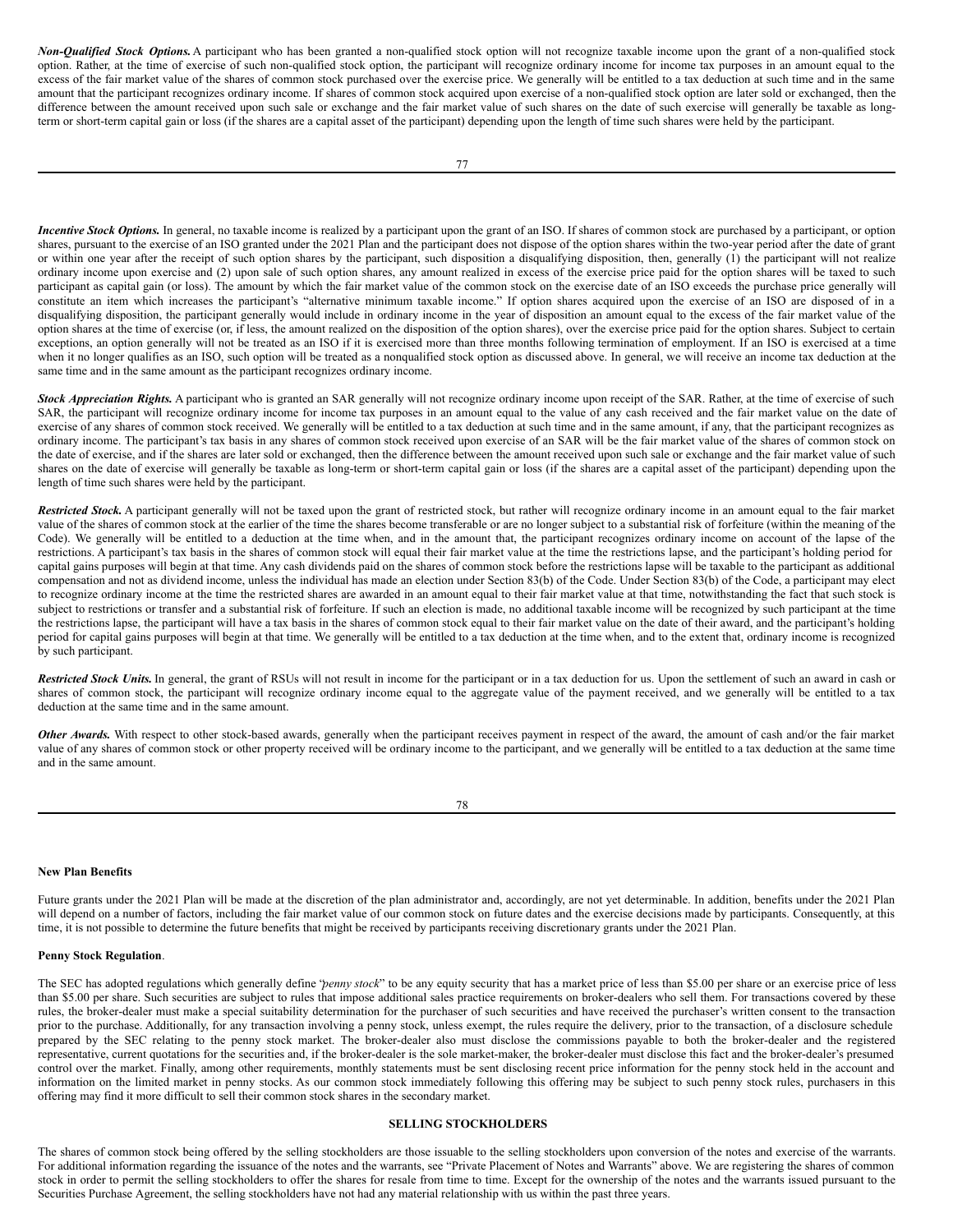***Non-Qualified Stock Options.*** A participant who has been granted a non-qualified stock option will not recognize taxable income upon the grant of a non-qualified stock option. Rather, at the time of exercise of such non-qualified stock option, the participant will recognize ordinary income for income tax purposes in an amount equal to the excess of the fair market value of the shares of common stock purchased over the exercise price. We generally will be entitled to a tax deduction at such time and in the same amount that the participant recognizes ordinary income. If shares of common stock acquired upon exercise of a non-qualified stock option are later sold or exchanged, then the difference between the amount received upon such sale or exchange and the fair market value of such shares on the date of such exercise will generally be taxable as long-term or short-term capital gain or loss (if the shares are a capital asset of the participant) depending upon the length of time such shares were held by the participant.

***Incentive Stock Options.*** In general, no taxable income is realized by a participant upon the grant of an ISO. If shares of common stock are purchased by a participant, or option shares, pursuant to the exercise of an ISO granted under the 2021 Plan and the participant does not dispose of the option shares within the two-year period after the date of grant or within one year after the receipt of such option shares by the participant, such disposition a disqualifying disposition, then, generally (1) the participant will not realize ordinary income upon exercise and (2) upon sale of such option shares, any amount realized in excess of the exercise price paid for the option shares will be taxed to such participant as capital gain (or loss). The amount by which the fair market value of the common stock on the exercise date of an ISO exceeds the purchase price generally will constitute an item which increases the participant's "alternative minimum taxable income." If option shares acquired upon the exercise of an ISO are disposed of in a disqualifying disposition, the participant generally would include in ordinary income in the year of disposition an amount equal to the excess of the fair market value of the option shares at the time of exercise (or, if less, the amount realized on the disposition of the option shares), over the exercise price paid for the option shares. Subject to certain exceptions, an option generally will not be treated as an ISO if it is exercised more than three months following termination of employment. If an ISO is exercised at a time when it no longer qualifies as an ISO, such option will be treated as a nonqualified stock option as discussed above. In general, we will receive an income tax deduction at the same time and in the same amount as the participant recognizes ordinary income.

***Stock Appreciation Rights.*** A participant who is granted an SAR generally will not recognize ordinary income upon receipt of the SAR. Rather, at the time of exercise of such SAR, the participant will recognize ordinary income for income tax purposes in an amount equal to the value of any cash received and the fair market value on the date of exercise of any shares of common stock received. We generally will be entitled to a tax deduction at such time and in the same amount, if any, that the participant recognizes as ordinary income. The participant's tax basis in any shares of common stock received upon exercise of an SAR will be the fair market value of the shares of common stock on the date of exercise, and if the shares are later sold or exchanged, then the difference between the amount received upon such sale or exchange and the fair market value of such shares on the date of exercise will generally be taxable as long-term or short-term capital gain or loss (if the shares are a capital asset of the participant) depending upon the length of time such shares were held by the participant.

***Restricted Stock.*** A participant generally will not be taxed upon the grant of restricted stock, but rather will recognize ordinary income in an amount equal to the fair market value of the shares of common stock at the earlier of the time the shares become transferable or are no longer subject to a substantial risk of forfeiture (within the meaning of the Code). We generally will be entitled to a deduction at the time when, and in the amount that, the participant recognizes ordinary income on account of the lapse of the restrictions. A participant's tax basis in the shares of common stock will equal their fair market value at the time the restrictions lapse, and the participant's holding period for capital gains purposes will begin at that time. Any cash dividends paid on the shares of common stock before the restrictions lapse will be taxable to the participant as additional compensation and not as dividend income, unless the individual has made an election under Section 83(b) of the Code. Under Section 83(b) of the Code, a participant may elect to recognize ordinary income at the time the restricted shares are awarded in an amount equal to their fair market value at that time, notwithstanding the fact that such stock is subject to restrictions or transfer and a substantial risk of forfeiture. If such an election is made, no additional taxable income will be recognized by such participant at the time the restrictions lapse, the participant will have a tax basis in the shares of common stock equal to their fair market value on the date of their award, and the participant's holding period for capital gains purposes will begin at that time. We generally will be entitled to a tax deduction at the time when, and to the extent that, ordinary income is recognized by such participant.

***Restricted Stock Units.*** In general, the grant of RSUs will not result in income for the participant or in a tax deduction for us. Upon the settlement of such an award in cash or shares of common stock, the participant will recognize ordinary income equal to the aggregate value of the payment received, and we generally will be entitled to a tax deduction at the same time and in the same amount.

***Other Awards.*** With respect to other stock-based awards, generally when the participant receives payment in respect of the award, the amount of cash and/or the fair market value of any shares of common stock or other property received will be ordinary income to the participant, and we generally will be entitled to a tax deduction at the same time and in the same amount.

**New Plan Benefits**

Future grants under the 2021 Plan will be made at the discretion of the plan administrator and, accordingly, are not yet determinable. In addition, benefits under the 2021 Plan will depend on a number of factors, including the fair market value of our common stock on future dates and the exercise decisions made by participants. Consequently, at this time, it is not possible to determine the future benefits that might be received by participants receiving discretionary grants under the 2021 Plan.

**Penny Stock Regulation**.

The SEC has adopted regulations which generally define "*penny stock*" to be any equity security that has a market price of less than $5.00 per share or an exercise price of less than $5.00 per share. Such securities are subject to rules that impose additional sales practice requirements on broker-dealers who sell them. For transactions covered by these rules, the broker-dealer must make a special suitability determination for the purchaser of such securities and have received the purchaser's written consent to the transaction prior to the purchase. Additionally, for any transaction involving a penny stock, unless exempt, the rules require the delivery, prior to the transaction, of a disclosure schedule prepared by the SEC relating to the penny stock market. The broker-dealer also must disclose the commissions payable to both the broker-dealer and the registered representative, current quotations for the securities and, if the broker-dealer is the sole market-maker, the broker-dealer must disclose this fact and the broker-dealer's presumed control over the market. Finally, among other requirements, monthly statements must be sent disclosing recent price information for the penny stock held in the account and information on the limited market in penny stocks. As our common stock immediately following this offering may be subject to such penny stock rules, purchasers in this offering may find it more difficult to sell their common stock shares in the secondary market.

## SELLING STOCKHOLDERS

The shares of common stock being offered by the selling stockholders are those issuable to the selling stockholders upon conversion of the notes and exercise of the warrants. For additional information regarding the issuance of the notes and the warrants, see "Private Placement of Notes and Warrants" above. We are registering the shares of common stock in order to permit the selling stockholders to offer the shares for resale from time to time. Except for the ownership of the notes and the warrants issued pursuant to the Securities Purchase Agreement, the selling stockholders have not had any material relationship with us within the past three years.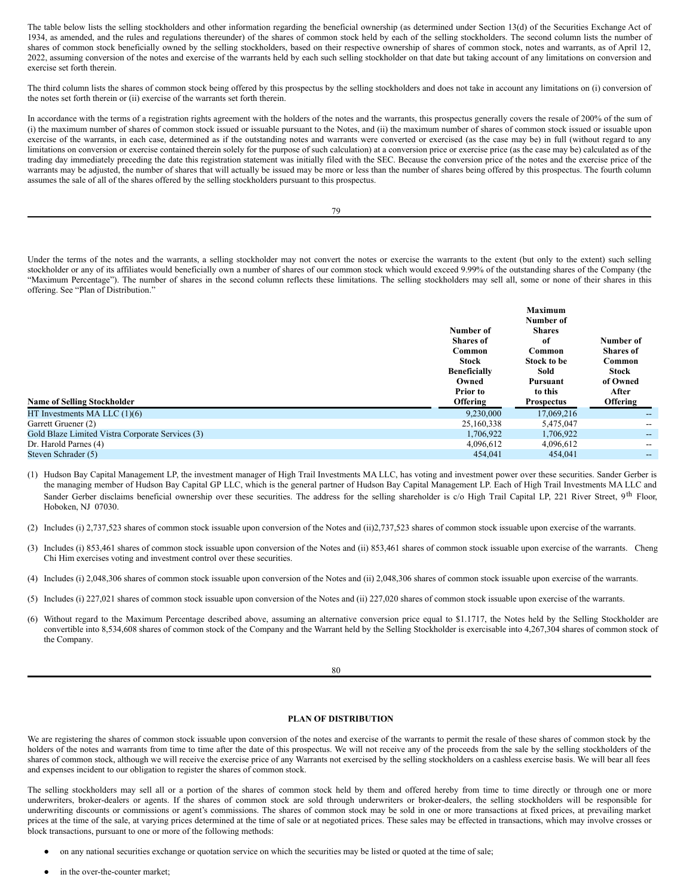The table below lists the selling stockholders and other information regarding the beneficial ownership (as determined under Section 13(d) of the Securities Exchange Act of 1934, as amended, and the rules and regulations thereunder) of the shares of common stock held by each of the selling stockholders. The second column lists the number of shares of common stock beneficially owned by the selling stockholders, based on their respective ownership of shares of common stock, notes and warrants, as of April 12, 2022, assuming conversion of the notes and exercise of the warrants held by each such selling stockholder on that date but taking account of any limitations on conversion and exercise set forth therein.

The third column lists the shares of common stock being offered by this prospectus by the selling stockholders and does not take in account any limitations on (i) conversion of the notes set forth therein or (ii) exercise of the warrants set forth therein.

In accordance with the terms of a registration rights agreement with the holders of the notes and the warrants, this prospectus generally covers the resale of 200% of the sum of (i) the maximum number of shares of common stock issued or issuable pursuant to the Notes, and (ii) the maximum number of shares of common stock issued or issuable upon exercise of the warrants, in each case, determined as if the outstanding notes and warrants were converted or exercised (as the case may be) in full (without regard to any limitations on conversion or exercise contained therein solely for the purpose of such calculation) at a conversion price or exercise price (as the case may be) calculated as of the trading day immediately preceding the date this registration statement was initially filed with the SEC. Because the conversion price of the notes and the exercise price of the warrants may be adjusted, the number of shares that will actually be issued may be more or less than the number of shares being offered by this prospectus. The fourth column assumes the sale of all of the shares offered by the selling stockholders pursuant to this prospectus.

Under the terms of the notes and the warrants, a selling stockholder may not convert the notes or exercise the warrants to the extent (but only to the extent) such selling stockholder or any of its affiliates would beneficially own a number of shares of our common stock which would exceed 9.99% of the outstanding shares of the Company (the "Maximum Percentage"). The number of shares in the second column reflects these limitations. The selling stockholders may sell all, some or none of their shares in this offering. See "Plan of Distribution."

| Name of Selling Stockholder | Number of Shares of Common Stock Beneficially Owned Prior to Offering | Maximum Number of Shares of Common Stock to be Sold Pursuant to this Prospectus | Number of Shares of Common Stock of Owned After Offering |
|---|---|---|---|
| HT Investments MA LLC (1)(6) | 9,230,000 | 17,069,216 | -- |
| Garrett Gruener (2) | 25,160,338 | 5,475,047 | -- |
| Gold Blaze Limited Vistra Corporate Services (3) | 1,706,922 | 1,706,922 | -- |
| Dr. Harold Parnes (4) | 4,096,612 | 4,096,612 | -- |
| Steven Schrader (5) | 454,041 | 454,041 | -- |

(1) Hudson Bay Capital Management LP, the investment manager of High Trail Investments MA LLC, has voting and investment power over these securities. Sander Gerber is the managing member of Hudson Bay Capital GP LLC, which is the general partner of Hudson Bay Capital Management LP. Each of High Trail Investments MA LLC and Sander Gerber disclaims beneficial ownership over these securities. The address for the selling shareholder is c/o High Trail Capital LP, 221 River Street, 9th Floor, Hoboken, NJ 07030.

(2) Includes (i) 2,737,523 shares of common stock issuable upon conversion of the Notes and (ii)2,737,523 shares of common stock issuable upon exercise of the warrants.

(3) Includes (i) 853,461 shares of common stock issuable upon conversion of the Notes and (ii) 853,461 shares of common stock issuable upon exercise of the warrants. Cheng Chi Him exercises voting and investment control over these securities.

(4) Includes (i) 2,048,306 shares of common stock issuable upon conversion of the Notes and (ii) 2,048,306 shares of common stock issuable upon exercise of the warrants.

(5) Includes (i) 227,021 shares of common stock issuable upon conversion of the Notes and (ii) 227,020 shares of common stock issuable upon exercise of the warrants.

(6) Without regard to the Maximum Percentage described above, assuming an alternative conversion price equal to $1.1717, the Notes held by the Selling Stockholder are convertible into 8,534,608 shares of common stock of the Company and the Warrant held by the Selling Stockholder is exercisable into 4,267,304 shares of common stock of the Company.

## PLAN OF DISTRIBUTION

We are registering the shares of common stock issuable upon conversion of the notes and exercise of the warrants to permit the resale of these shares of common stock by the holders of the notes and warrants from time to time after the date of this prospectus. We will not receive any of the proceeds from the sale by the selling stockholders of the shares of common stock, although we will receive the exercise price of any Warrants not exercised by the selling stockholders on a cashless exercise basis. We will bear all fees and expenses incident to our obligation to register the shares of common stock.

The selling stockholders may sell all or a portion of the shares of common stock held by them and offered hereby from time to time directly or through one or more underwriters, broker-dealers or agents. If the shares of common stock are sold through underwriters or broker-dealers, the selling stockholders will be responsible for underwriting discounts or commissions or agent's commissions. The shares of common stock may be sold in one or more transactions at fixed prices, at prevailing market prices at the time of the sale, at varying prices determined at the time of sale or at negotiated prices. These sales may be effected in transactions, which may involve crosses or block transactions, pursuant to one or more of the following methods:

- on any national securities exchange or quotation service on which the securities may be listed or quoted at the time of sale;
- in the over-the-counter market;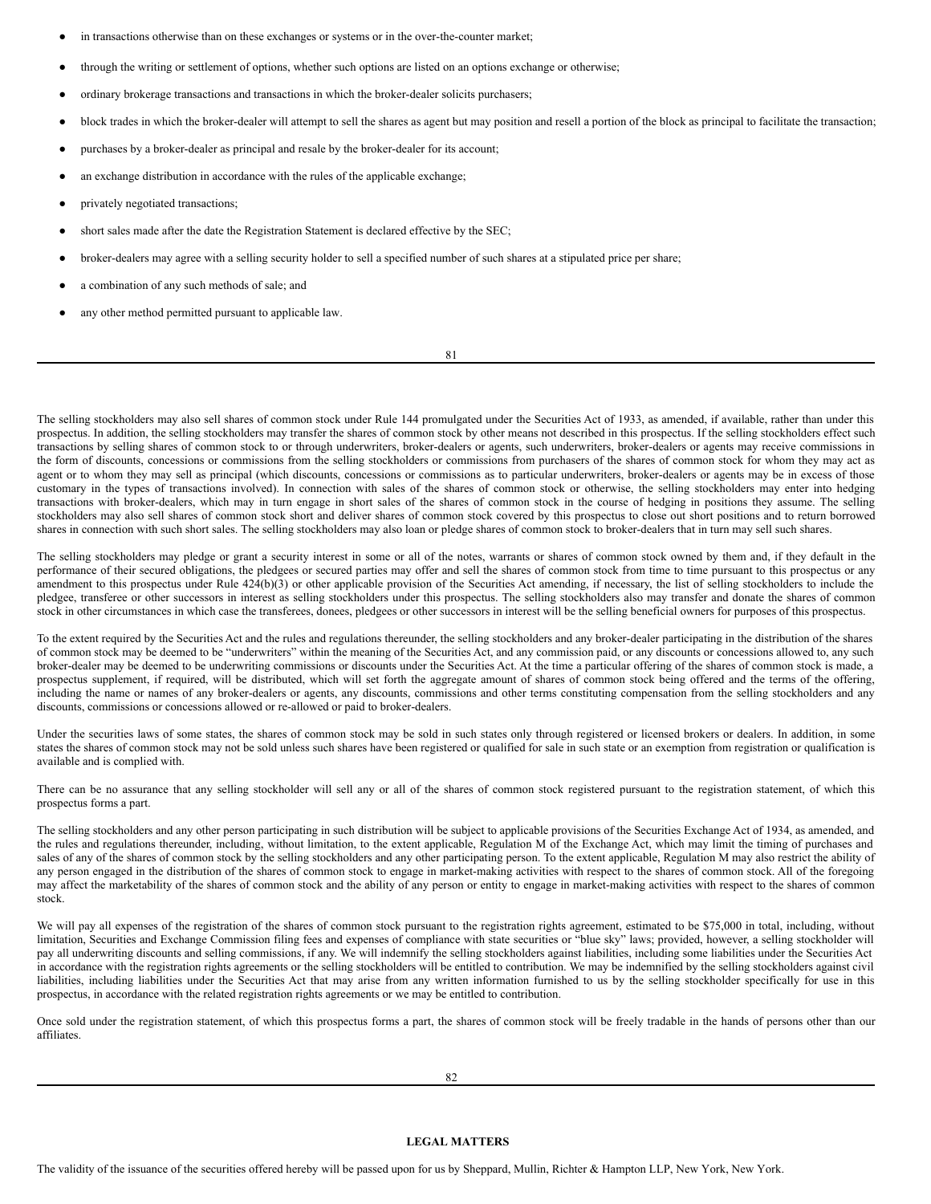- in transactions otherwise than on these exchanges or systems or in the over-the-counter market;
- through the writing or settlement of options, whether such options are listed on an options exchange or otherwise;
- ordinary brokerage transactions and transactions in which the broker-dealer solicits purchasers;
- block trades in which the broker-dealer will attempt to sell the shares as agent but may position and resell a portion of the block as principal to facilitate the transaction;
- purchases by a broker-dealer as principal and resale by the broker-dealer for its account;
- an exchange distribution in accordance with the rules of the applicable exchange;
- privately negotiated transactions;
- short sales made after the date the Registration Statement is declared effective by the SEC;
- broker-dealers may agree with a selling security holder to sell a specified number of such shares at a stipulated price per share;
- a combination of any such methods of sale; and
- any other method permitted pursuant to applicable law.

The selling stockholders may also sell shares of common stock under Rule 144 promulgated under the Securities Act of 1933, as amended, if available, rather than under this prospectus. In addition, the selling stockholders may transfer the shares of common stock by other means not described in this prospectus. If the selling stockholders effect such transactions by selling shares of common stock to or through underwriters, broker-dealers or agents, such underwriters, broker-dealers or agents may receive commissions in the form of discounts, concessions or commissions from the selling stockholders or commissions from purchasers of the shares of common stock for whom they may act as agent or to whom they may sell as principal (which discounts, concessions or commissions as to particular underwriters, broker-dealers or agents may be in excess of those customary in the types of transactions involved). In connection with sales of the shares of common stock or otherwise, the selling stockholders may enter into hedging transactions with broker-dealers, which may in turn engage in short sales of the shares of common stock in the course of hedging in positions they assume. The selling stockholders may also sell shares of common stock short and deliver shares of common stock covered by this prospectus to close out short positions and to return borrowed shares in connection with such short sales. The selling stockholders may also loan or pledge shares of common stock to broker-dealers that in turn may sell such shares.

The selling stockholders may pledge or grant a security interest in some or all of the notes, warrants or shares of common stock owned by them and, if they default in the performance of their secured obligations, the pledgees or secured parties may offer and sell the shares of common stock from time to time pursuant to this prospectus or any amendment to this prospectus under Rule 424(b)(3) or other applicable provision of the Securities Act amending, if necessary, the list of selling stockholders to include the pledgee, transferee or other successors in interest as selling stockholders under this prospectus. The selling stockholders also may transfer and donate the shares of common stock in other circumstances in which case the transferees, donees, pledgees or other successors in interest will be the selling beneficial owners for purposes of this prospectus.

To the extent required by the Securities Act and the rules and regulations thereunder, the selling stockholders and any broker-dealer participating in the distribution of the shares of common stock may be deemed to be "underwriters" within the meaning of the Securities Act, and any commission paid, or any discounts or concessions allowed to, any such broker-dealer may be deemed to be underwriting commissions or discounts under the Securities Act. At the time a particular offering of the shares of common stock is made, a prospectus supplement, if required, will be distributed, which will set forth the aggregate amount of shares of common stock being offered and the terms of the offering, including the name or names of any broker-dealers or agents, any discounts, commissions and other terms constituting compensation from the selling stockholders and any discounts, commissions or concessions allowed or re-allowed or paid to broker-dealers.

Under the securities laws of some states, the shares of common stock may be sold in such states only through registered or licensed brokers or dealers. In addition, in some states the shares of common stock may not be sold unless such shares have been registered or qualified for sale in such state or an exemption from registration or qualification is available and is complied with.

There can be no assurance that any selling stockholder will sell any or all of the shares of common stock registered pursuant to the registration statement, of which this prospectus forms a part.

The selling stockholders and any other person participating in such distribution will be subject to applicable provisions of the Securities Exchange Act of 1934, as amended, and the rules and regulations thereunder, including, without limitation, to the extent applicable, Regulation M of the Exchange Act, which may limit the timing of purchases and sales of any of the shares of common stock by the selling stockholders and any other participating person. To the extent applicable, Regulation M may also restrict the ability of any person engaged in the distribution of the shares of common stock to engage in market-making activities with respect to the shares of common stock. All of the foregoing may affect the marketability of the shares of common stock and the ability of any person or entity to engage in market-making activities with respect to the shares of common stock.

We will pay all expenses of the registration of the shares of common stock pursuant to the registration rights agreement, estimated to be $75,000 in total, including, without limitation, Securities and Exchange Commission filing fees and expenses of compliance with state securities or "blue sky" laws; provided, however, a selling stockholder will pay all underwriting discounts and selling commissions, if any. We will indemnify the selling stockholders against liabilities, including some liabilities under the Securities Act in accordance with the registration rights agreements or the selling stockholders will be entitled to contribution. We may be indemnified by the selling stockholders against civil liabilities, including liabilities under the Securities Act that may arise from any written information furnished to us by the selling stockholder specifically for use in this prospectus, in accordance with the related registration rights agreements or we may be entitled to contribution.

Once sold under the registration statement, of which this prospectus forms a part, the shares of common stock will be freely tradable in the hands of persons other than our affiliates.

## LEGAL MATTERS

The validity of the issuance of the securities offered hereby will be passed upon for us by Sheppard, Mullin, Richter & Hampton LLP, New York, New York.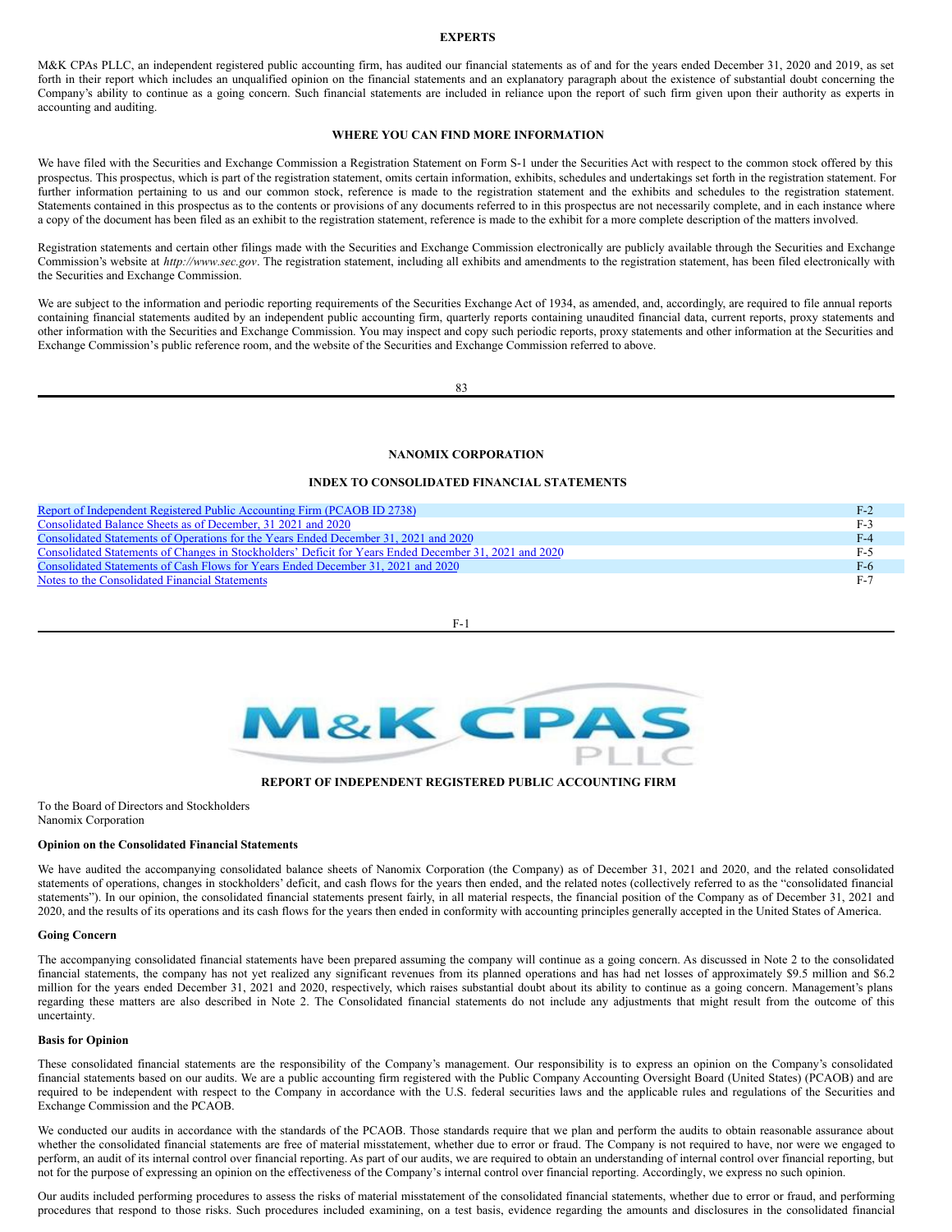## EXPERTS

M&K CPAs PLLC, an independent registered public accounting firm, has audited our financial statements as of and for the years ended December 31, 2020 and 2019, as set forth in their report which includes an unqualified opinion on the financial statements and an explanatory paragraph about the existence of substantial doubt concerning the Company's ability to continue as a going concern. Such financial statements are included in reliance upon the report of such firm given upon their authority as experts in accounting and auditing.

## WHERE YOU CAN FIND MORE INFORMATION

We have filed with the Securities and Exchange Commission a Registration Statement on Form S-1 under the Securities Act with respect to the common stock offered by this prospectus. This prospectus, which is part of the registration statement, omits certain information, exhibits, schedules and undertakings set forth in the registration statement. For further information pertaining to us and our common stock, reference is made to the registration statement and the exhibits and schedules to the registration statement. Statements contained in this prospectus as to the contents or provisions of any documents referred to in this prospectus are not necessarily complete, and in each instance where a copy of the document has been filed as an exhibit to the registration statement, reference is made to the exhibit for a more complete description of the matters involved.

Registration statements and certain other filings made with the Securities and Exchange Commission electronically are publicly available through the Securities and Exchange Commission's website at *http://www.sec.gov*. The registration statement, including all exhibits and amendments to the registration statement, has been filed electronically with the Securities and Exchange Commission.

We are subject to the information and periodic reporting requirements of the Securities Exchange Act of 1934, as amended, and, accordingly, are required to file annual reports containing financial statements audited by an independent public accounting firm, quarterly reports containing unaudited financial data, current reports, proxy statements and other information with the Securities and Exchange Commission. You may inspect and copy such periodic reports, proxy statements and other information at the Securities and Exchange Commission's public reference room, and the website of the Securities and Exchange Commission referred to above.

## NANOMIX CORPORATION

## INDEX TO CONSOLIDATED FINANCIAL STATEMENTS

| | |
|---|---|
| Report of Independent Registered Public Accounting Firm (PCAOB ID 2738) | F-2 |
| Consolidated Balance Sheets as of December, 31 2021 and 2020 | F-3 |
| Consolidated Statements of Operations for the Years Ended December 31, 2021 and 2020 | F-4 |
| Consolidated Statements of Changes in Stockholders' Deficit for Years Ended December 31, 2021 and 2020 | F-5 |
| Consolidated Statements of Cash Flows for Years Ended December 31, 2021 and 2020 | F-6 |
| Notes to the Consolidated Financial Statements | F-7 |

M&K CPAS PLLC

## REPORT OF INDEPENDENT REGISTERED PUBLIC ACCOUNTING FIRM

To the Board of Directors and Stockholders
Nanomix Corporation

**Opinion on the Consolidated Financial Statements**

We have audited the accompanying consolidated balance sheets of Nanomix Corporation (the Company) as of December 31, 2021 and 2020, and the related consolidated statements of operations, changes in stockholders' deficit, and cash flows for the years then ended, and the related notes (collectively referred to as the "consolidated financial statements"). In our opinion, the consolidated financial statements present fairly, in all material respects, the financial position of the Company as of December 31, 2021 and 2020, and the results of its operations and its cash flows for the years then ended in conformity with accounting principles generally accepted in the United States of America.

**Going Concern**

The accompanying consolidated financial statements have been prepared assuming the company will continue as a going concern. As discussed in Note 2 to the consolidated financial statements, the company has not yet realized any significant revenues from its planned operations and has had net losses of approximately $9.5 million and $6.2 million for the years ended December 31, 2021 and 2020, respectively, which raises substantial doubt about its ability to continue as a going concern. Management's plans regarding these matters are also described in Note 2. The Consolidated financial statements do not include any adjustments that might result from the outcome of this uncertainty.

**Basis for Opinion**

These consolidated financial statements are the responsibility of the Company's management. Our responsibility is to express an opinion on the Company's consolidated financial statements based on our audits. We are a public accounting firm registered with the Public Company Accounting Oversight Board (United States) (PCAOB) and are required to be independent with respect to the Company in accordance with the U.S. federal securities laws and the applicable rules and regulations of the Securities and Exchange Commission and the PCAOB.

We conducted our audits in accordance with the standards of the PCAOB. Those standards require that we plan and perform the audits to obtain reasonable assurance about whether the consolidated financial statements are free of material misstatement, whether due to error or fraud. The Company is not required to have, nor were we engaged to perform, an audit of its internal control over financial reporting. As part of our audits, we are required to obtain an understanding of internal control over financial reporting, but not for the purpose of expressing an opinion on the effectiveness of the Company's internal control over financial reporting. Accordingly, we express no such opinion.

Our audits included performing procedures to assess the risks of material misstatement of the consolidated financial statements, whether due to error or fraud, and performing procedures that respond to those risks. Such procedures included examining, on a test basis, evidence regarding the amounts and disclosures in the consolidated financial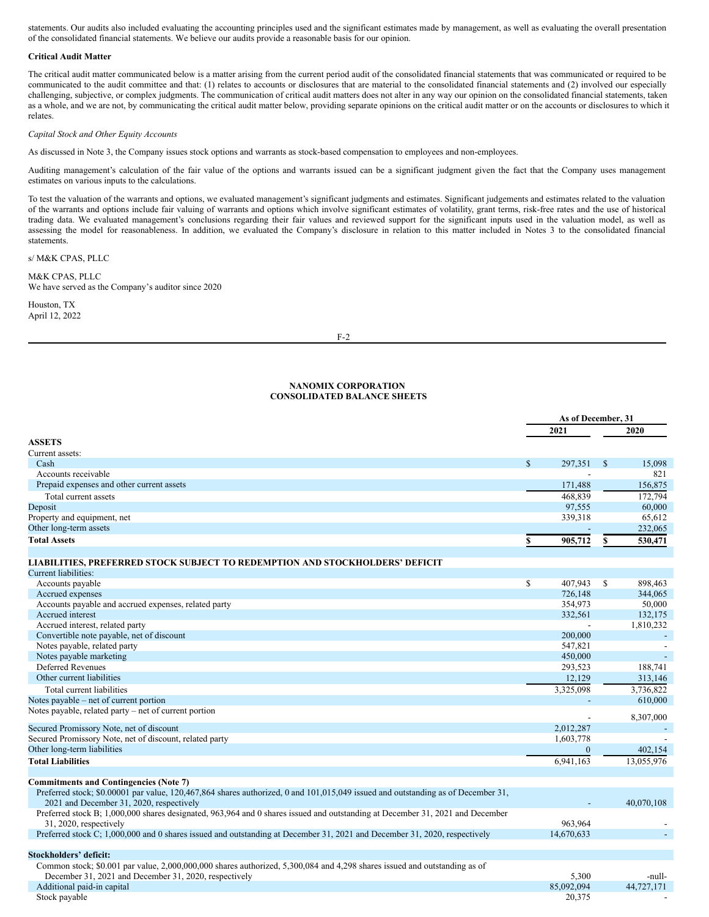statements. Our audits also included evaluating the accounting principles used and the significant estimates made by management, as well as evaluating the overall presentation of the consolidated financial statements. We believe our audits provide a reasonable basis for our opinion.

**Critical Audit Matter**

The critical audit matter communicated below is a matter arising from the current period audit of the consolidated financial statements that was communicated or required to be communicated to the audit committee and that: (1) relates to accounts or disclosures that are material to the consolidated financial statements and (2) involved our especially challenging, subjective, or complex judgments. The communication of critical audit matters does not alter in any way our opinion on the consolidated financial statements, taken as a whole, and we are not, by communicating the critical audit matter below, providing separate opinions on the critical audit matter or on the accounts or disclosures to which it relates.

*Capital Stock and Other Equity Accounts*

As discussed in Note 3, the Company issues stock options and warrants as stock-based compensation to employees and non-employees.

Auditing management's calculation of the fair value of the options and warrants issued can be a significant judgment given the fact that the Company uses management estimates on various inputs to the calculations.

To test the valuation of the warrants and options, we evaluated management's significant judgments and estimates. Significant judgements and estimates related to the valuation of the warrants and options include fair valuing of warrants and options which involve significant estimates of volatility, grant terms, risk-free rates and the use of historical trading data. We evaluated management's conclusions regarding their fair values and reviewed support for the significant inputs used in the valuation model, as well as assessing the model for reasonableness. In addition, we evaluated the Company's disclosure in relation to this matter included in Notes 3 to the consolidated financial statements.

s/ M&K CPAS, PLLC

M&K CPAS, PLLC
We have served as the Company's auditor since 2020

Houston, TX
April 12, 2022

**NANOMIX CORPORATION**
**CONSOLIDATED BALANCE SHEETS**

| | As of December, 31 | |
|---|---|---|
| | **2021** | **2020** |
| **ASSETS** | | |
| Current assets: | | |
| Cash | $ 297,351 | $ 15,098 |
| Accounts receivable | - | 821 |
| Prepaid expenses and other current assets | 171,488 | 156,875 |
| Total current assets | 468,839 | 172,794 |
| Deposit | 97,555 | 60,000 |
| Property and equipment, net | 339,318 | 65,612 |
| Other long-term assets | - | 232,065 |
| **Total Assets** | **$ 905,712** | **$ 530,471** |
| **LIABILITIES, PREFERRED STOCK SUBJECT TO REDEMPTION AND STOCKHOLDERS' DEFICIT** | | |
| Current liabilities: | | |
| Accounts payable | $ 407,943 | $ 898,463 |
| Accrued expenses | 726,148 | 344,065 |
| Accounts payable and accrued expenses, related party | 354,973 | 50,000 |
| Accrued interest | 332,561 | 132,175 |
| Accrued interest, related party | - | 1,810,232 |
| Convertible note payable, net of discount | 200,000 | - |
| Notes payable, related party | 547,821 | - |
| Notes payable marketing | 450,000 | - |
| Deferred Revenues | 293,523 | 188,741 |
| Other current liabilities | 12,129 | 313,146 |
| Total current liabilities | 3,325,098 | 3,736,822 |
| Notes payable – net of current portion | - | 610,000 |
| Notes payable, related party – net of current portion | - | 8,307,000 |
| Secured Promissory Note, net of discount | 2,012,287 | - |
| Secured Promissory Note, net of discount, related party | 1,603,778 | - |
| Other long-term liabilities | 0 | 402,154 |
| **Total Liabilities** | 6,941,163 | 13,055,976 |
| **Commitments and Contingencies (Note 7)** | | |
| Preferred stock; $0.00001 par value, 120,467,864 shares authorized, 0 and 101,015,049 issued and outstanding as of December 31, 2021 and December 31, 2020, respectively | - | 40,070,108 |
| Preferred stock B; 1,000,000 shares designated, 963,964 and 0 shares issued and outstanding at December 31, 2021 and December 31, 2020, respectively | 963,964 | - |
| Preferred stock C; 1,000,000 and 0 shares issued and outstanding at December 31, 2021 and December 31, 2020, respectively | 14,670,633 | - |
| **Stockholders' deficit:** | | |
| Common stock; $0.001 par value, 2,000,000,000 shares authorized, 5,300,084 and 4,298 shares issued and outstanding as of December 31, 2021 and December 31, 2020, respectively | 5,300 | -null- |
| Additional paid-in capital | 85,092,094 | 44,727,171 |
| Stock payable | 20,375 | - |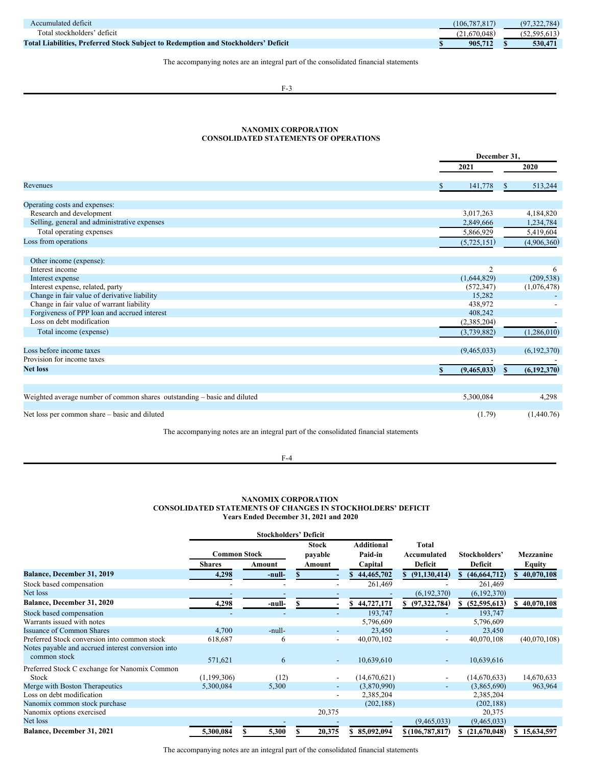| | | |
|---|---|---|
| Accumulated deficit | (106,787,817) | (97,322,784) |
| Total stockholders' deficit | (21,670,048) | (52,595,613) |
| **Total Liabilities, Preferred Stock Subject to Redemption and Stockholders' Deficit** | **$ 905,712** | **$ 530,471** |

The accompanying notes are an integral part of the consolidated financial statements

## NANOMIX CORPORATION
## CONSOLIDATED STATEMENTS OF OPERATIONS

| | December 31, | |
|---|---|---|
| | 2021 | 2020 |
| Revenues | $ 141,778 | $ 513,244 |
| Operating costs and expenses: | | |
| Research and development | 3,017,263 | 4,184,820 |
| Selling, general and administrative expenses | 2,849,666 | 1,234,784 |
| Total operating expenses | 5,866,929 | 5,419,604 |
| Loss from operations | (5,725,151) | (4,906,360) |
| Other income (expense): | | |
| Interest income | 2 | 6 |
| Interest expense | (1,644,829) | (209,538) |
| Interest expense, related, party | (572,347) | (1,076,478) |
| Change in fair value of derivative liability | 15,282 | - |
| Change in fair value of warrant liability | 438,972 | - |
| Forgiveness of PPP loan and accrued interest | 408,242 | |
| Loss on debt modification | (2,385,204) | - |
| Total income (expense) | (3,739,882) | (1,286,010) |
| Loss before income taxes | (9,465,033) | (6,192,370) |
| Provision for income taxes | - | - |
| **Net loss** | **$ (9,465,033)** | **$ (6,192,370)** |
| Weighted average number of common shares outstanding – basic and diluted | 5,300,084 | 4,298 |
| Net loss per common share – basic and diluted | (1.79) | (1,440.76) |

The accompanying notes are an integral part of the consolidated financial statements

## NANOMIX CORPORATION
## CONSOLIDATED STATEMENTS OF CHANGES IN STOCKHOLDERS' DEFICIT
### Years Ended December 31, 2021 and 2020

| | Stockholders' Deficit | | | | | | |
|---|---|---|---|---|---|---|---|
| | Common Stock | | Stock payable | Additional Paid-in | Total Accumulated | Stockholders' | Mezzanine |
| | Shares | Amount | Amount | Capital | Deficit | Deficit | Equity |
| **Balance, December 31, 2019** | **4,298** | **-null-** | **$ -** | **$ 44,465,702** | **$ (91,130,414)** | **$ (46,664,712)** | **$ 40,070,108** |
| Stock based compensation | - | - | - | 261,469 | - | 261,469 | |
| Net loss | - | - | - | - | (6,192,370) | (6,192,370) | |
| **Balance, December 31, 2020** | **4,298** | **-null-** | **$ -** | **$ 44,727,171** | **$ (97,322,784)** | **$ (52,595,613)** | **$ 40,070,108** |
| Stock based compensation | - | - | - | 193,747 | - | 193,747 | |
| Warrants issued with notes | | | | 5,796,609 | | 5,796,609 | |
| Issuance of Common Shares | 4,700 | -null- | - | 23,450 | - | 23,450 | |
| Preferred Stock conversion into common stock | 618,687 | 6 | - | 40,070,102 | - | 40,070,108 | (40,070,108) |
| Notes payable and accrued interest conversion into common stock | 571,621 | 6 | - | 10,639,610 | - | 10,639,616 | |
| Preferred Stock C exchange for Nanomix Common Stock | (1,199,306) | (12) | - | (14,670,621) | - | (14,670,633) | 14,670,633 |
| Merge with Boston Therapeutics | 5,300,084 | 5,300 | - | (3,870,990) | - | (3,865,690) | 963,964 |
| Loss on debt modification | | | - | 2,385,204 | | 2,385,204 | |
| Nanomix common stock purchase | | | | (202,188) | | (202,188) | |
| Nanomix options exercised | | | 20,375 | | | 20,375 | |
| Net loss | - | - | - | - | (9,465,033) | (9,465,033) | |
| **Balance, December 31, 2021** | **5,300,084** | **$ 5,300** | **$ 20,375** | **$ 85,092,094** | **$ (106,787,817)** | **$ (21,670,048)** | **$ 15,634,597** |

The accompanying notes are an integral part of the consolidated financial statements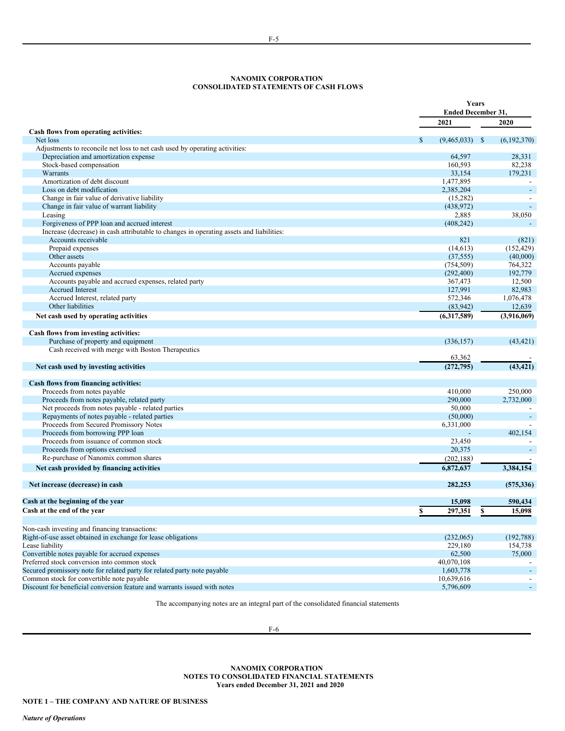**NANOMIX CORPORATION**
**CONSOLIDATED STATEMENTS OF CASH FLOWS**

| | Years Ended December 31, | |
|---|---|---|
| | 2021 | 2020 |
| **Cash flows from operating activities:** | | |
| Net loss | $ (9,465,033) | $ (6,192,370) |
| Adjustments to reconcile net loss to net cash used by operating activities: | | |
| Depreciation and amortization expense | 64,597 | 28,331 |
| Stock-based compensation | 160,593 | 82,238 |
| Warrants | 33,154 | 179,231 |
| Amortization of debt discount | 1,477,895 | - |
| Loss on debt modification | 2,385,204 | - |
| Change in fair value of derivative liability | (15,282) | - |
| Change in fair value of warrant liability | (438,972) | - |
| Leasing | 2,885 | 38,050 |
| Forgiveness of PPP loan and accrued interest | (408,242) | - |
| Increase (decrease) in cash attributable to changes in operating assets and liabilities: | | |
| Accounts receivable | 821 | (821) |
| Prepaid expenses | (14,613) | (152,429) |
| Other assets | (37,555) | (40,000) |
| Accounts payable | (754,509) | 764,322 |
| Accrued expenses | (292,400) | 192,779 |
| Accounts payable and accrued expenses, related party | 367,473 | 12,500 |
| Accrued Interest | 127,991 | 82,983 |
| Accrued Interest, related party | 572,346 | 1,076,478 |
| Other liabilities | (83,942) | 12,639 |
| **Net cash used by operating activities** | **(6,317,589)** | **(3,916,069)** |
| | | |
| **Cash flows from investing activities:** | | |
| Purchase of property and equipment | (336,157) | (43,421) |
| Cash received with merge with Boston Therapeutics | 63,362 | - |
| **Net cash used by investing activities** | **(272,795)** | **(43,421)** |
| | | |
| **Cash flows from financing activities:** | | |
| Proceeds from notes payable | 410,000 | 250,000 |
| Proceeds from notes payable, related party | 290,000 | 2,732,000 |
| Net proceeds from notes payable - related parties | 50,000 | - |
| Repayments of notes payable - related parties | (50,000) | - |
| Proceeds from Secured Promissory Notes | 6,331,000 | - |
| Proceeds from borrowing PPP loan | - | 402,154 |
| Proceeds from issuance of common stock | 23,450 | - |
| Proceeds from options exercised | 20,375 | - |
| Re-purchase of Nanomix common shares | (202,188) | - |
| **Net cash provided by financing activities** | **6,872,637** | **3,384,154** |
| | | |
| **Net increase (decrease) in cash** | **282,253** | **(575,336)** |
| | | |
| **Cash at the beginning of the year** | **15,098** | **590,434** |
| **Cash at the end of the year** | **$ 297,351** | **$ 15,098** |
| | | |
| Non-cash investing and financing transactions: | | |
| Right-of-use asset obtained in exchange for lease obligations | (232,065) | (192,788) |
| Lease liability | 229,180 | 154,738 |
| Convertible notes payable for accrued expenses | 62,500 | 75,000 |
| Preferred stock conversion into common stock | 40,070,108 | - |
| Secured promissory note for related party for related party note payable | 1,603,778 | - |
| Common stock for convertible note payable | 10,639,616 | - |
| Discount for beneficial conversion feature and warrants issued with notes | 5,796,609 | - |

The accompanying notes are an integral part of the consolidated financial statements

**NANOMIX CORPORATION**
**NOTES TO CONSOLIDATED FINANCIAL STATEMENTS**
**Years ended December 31, 2021 and 2020**

**NOTE 1 – THE COMPANY AND NATURE OF BUSINESS**

***Nature of Operations***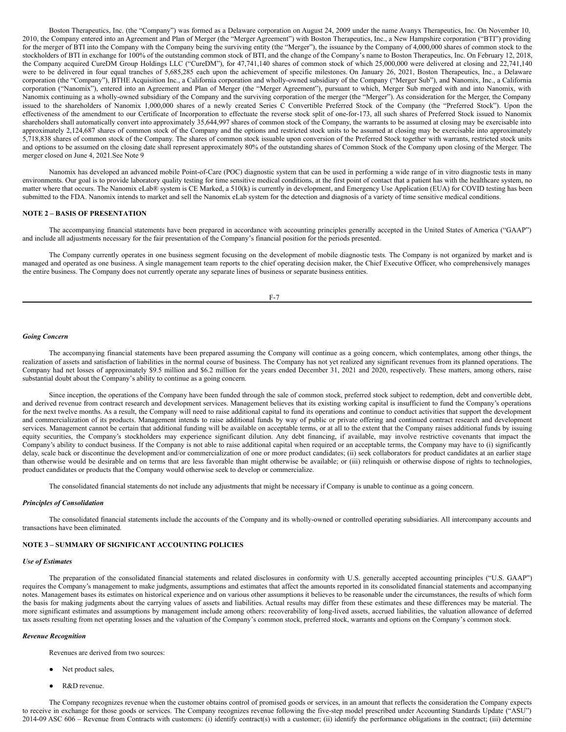Boston Therapeutics, Inc. (the "Company") was formed as a Delaware corporation on August 24, 2009 under the name Avanyx Therapeutics, Inc. On November 10, 2010, the Company entered into an Agreement and Plan of Merger (the "Merger Agreement") with Boston Therapeutics, Inc., a New Hampshire corporation ("BTI") providing for the merger of BTI into the Company with the Company being the surviving entity (the "Merger"), the issuance by the Company of 4,000,000 shares of common stock to the stockholders of BTI in exchange for 100% of the outstanding common stock of BTI, and the change of the Company's name to Boston Therapeutics, Inc. On February 12, 2018, the Company acquired CureDM Group Holdings LLC ("CureDM"), for 47,741,140 shares of common stock of which 25,000,000 were delivered at closing and 22,741,140 were to be delivered in four equal tranches of 5,685,285 each upon the achievement of specific milestones. On January 26, 2021, Boston Therapeutics, Inc., a Delaware corporation (the "Company"), BTHE Acquisition Inc., a California corporation and wholly-owned subsidiary of the Company ("Merger Sub"), and Nanomix, Inc., a California corporation ("Nanomix"), entered into an Agreement and Plan of Merger (the "Merger Agreement"), pursuant to which, Merger Sub merged with and into Nanomix, with Nanomix continuing as a wholly-owned subsidiary of the Company and the surviving corporation of the merger (the "Merger"). As consideration for the Merger, the Company issued to the shareholders of Nanomix 1,000,000 shares of a newly created Series C Convertible Preferred Stock of the Company (the "Preferred Stock"). Upon the effectiveness of the amendment to our Certificate of Incorporation to effectuate the reverse stock split of one-for-173, all such shares of Preferred Stock issued to Nanomix shareholders shall automatically convert into approximately 35,644,997 shares of common stock of the Company, the warrants to be assumed at closing may be exercisable into approximately 2,124,687 shares of common stock of the Company and the options and restricted stock units to be assumed at closing may be exercisable into approximately 5,718,838 shares of common stock of the Company. The shares of common stock issuable upon conversion of the Preferred Stock together with warrants, restricted stock units and options to be assumed on the closing date shall represent approximately 80% of the outstanding shares of Common Stock of the Company upon closing of the Merger. The merger closed on June 4, 2021.See Note 9

Nanomix has developed an advanced mobile Point-of-Care (POC) diagnostic system that can be used in performing a wide range of in vitro diagnostic tests in many environments. Our goal is to provide laboratory quality testing for time sensitive medical conditions, at the first point of contact that a patient has with the healthcare system, no matter where that occurs. The Nanomix eLab® system is CE Marked, a 510(k) is currently in development, and Emergency Use Application (EUA) for COVID testing has been submitted to the FDA. Nanomix intends to market and sell the Nanomix eLab system for the detection and diagnosis of a variety of time sensitive medical conditions.

**NOTE 2 – BASIS OF PRESENTATION**

The accompanying financial statements have been prepared in accordance with accounting principles generally accepted in the United States of America ("GAAP") and include all adjustments necessary for the fair presentation of the Company's financial position for the periods presented.

The Company currently operates in one business segment focusing on the development of mobile diagnostic tests. The Company is not organized by market and is managed and operated as one business. A single management team reports to the chief operating decision maker, the Chief Executive Officer, who comprehensively manages the entire business. The Company does not currently operate any separate lines of business or separate business entities.

***Going Concern***

The accompanying financial statements have been prepared assuming the Company will continue as a going concern, which contemplates, among other things, the realization of assets and satisfaction of liabilities in the normal course of business. The Company has not yet realized any significant revenues from its planned operations. The Company had net losses of approximately $9.5 million and $6.2 million for the years ended December 31, 2021 and 2020, respectively. These matters, among others, raise substantial doubt about the Company's ability to continue as a going concern.

Since inception, the operations of the Company have been funded through the sale of common stock, preferred stock subject to redemption, debt and convertible debt, and derived revenue from contract research and development services. Management believes that its existing working capital is insufficient to fund the Company's operations for the next twelve months. As a result, the Company will need to raise additional capital to fund its operations and continue to conduct activities that support the development and commercialization of its products. Management intends to raise additional funds by way of public or private offering and continued contract research and development services. Management cannot be certain that additional funding will be available on acceptable terms, or at all to the extent that the Company raises additional funds by issuing equity securities, the Company's stockholders may experience significant dilution. Any debt financing, if available, may involve restrictive covenants that impact the Company's ability to conduct business. If the Company is not able to raise additional capital when required or an acceptable terms, the Company may have to (i) significantly delay, scale back or discontinue the development and/or commercialization of one or more product candidates; (ii) seek collaborators for product candidates at an earlier stage than otherwise would be desirable and on terms that are less favorable than might otherwise be available; or (iii) relinquish or otherwise dispose of rights to technologies, product candidates or products that the Company would otherwise seek to develop or commercialize.

The consolidated financial statements do not include any adjustments that might be necessary if Company is unable to continue as a going concern.

***Principles of Consolidation***

The consolidated financial statements include the accounts of the Company and its wholly-owned or controlled operating subsidiaries. All intercompany accounts and transactions have been eliminated.

**NOTE 3 – SUMMARY OF SIGNIFICANT ACCOUNTING POLICIES**

***Use of Estimates***

The preparation of the consolidated financial statements and related disclosures in conformity with U.S. generally accepted accounting principles ("U.S. GAAP") requires the Company's management to make judgments, assumptions and estimates that affect the amounts reported in its consolidated financial statements and accompanying notes. Management bases its estimates on historical experience and on various other assumptions it believes to be reasonable under the circumstances, the results of which form the basis for making judgments about the carrying values of assets and liabilities. Actual results may differ from these estimates and these differences may be material. The more significant estimates and assumptions by management include among others: recoverability of long-lived assets, accrued liabilities, the valuation allowance of deferred tax assets resulting from net operating losses and the valuation of the Company's common stock, preferred stock, warrants and options on the Company's common stock.

***Revenue Recognition***

Revenues are derived from two sources:

- Net product sales,
- R&D revenue.

The Company recognizes revenue when the customer obtains control of promised goods or services, in an amount that reflects the consideration the Company expects to receive in exchange for those goods or services. The Company recognizes revenue following the five-step model prescribed under Accounting Standards Update ("ASU") 2014-09 ASC 606 – Revenue from Contracts with customers: (i) identify contract(s) with a customer; (ii) identify the performance obligations in the contract; (iii) determine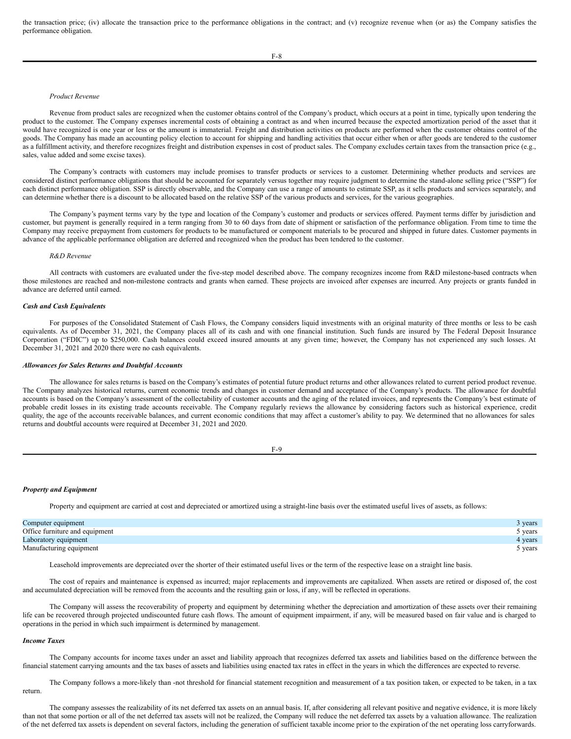the transaction price; (iv) allocate the transaction price to the performance obligations in the contract; and (v) recognize revenue when (or as) the Company satisfies the performance obligation.

*Product Revenue*

Revenue from product sales are recognized when the customer obtains control of the Company's product, which occurs at a point in time, typically upon tendering the product to the customer. The Company expenses incremental costs of obtaining a contract as and when incurred because the expected amortization period of the asset that it would have recognized is one year or less or the amount is immaterial. Freight and distribution activities on products are performed when the customer obtains control of the goods. The Company has made an accounting policy election to account for shipping and handling activities that occur either when or after goods are tendered to the customer as a fulfillment activity, and therefore recognizes freight and distribution expenses in cost of product sales. The Company excludes certain taxes from the transaction price (e.g., sales, value added and some excise taxes).

The Company's contracts with customers may include promises to transfer products or services to a customer. Determining whether products and services are considered distinct performance obligations that should be accounted for separately versus together may require judgment to determine the stand-alone selling price ("SSP") for each distinct performance obligation. SSP is directly observable, and the Company can use a range of amounts to estimate SSP, as it sells products and services separately, and can determine whether there is a discount to be allocated based on the relative SSP of the various products and services, for the various geographies.

The Company's payment terms vary by the type and location of the Company's customer and products or services offered. Payment terms differ by jurisdiction and customer, but payment is generally required in a term ranging from 30 to 60 days from date of shipment or satisfaction of the performance obligation. From time to time the Company may receive prepayment from customers for products to be manufactured or component materials to be procured and shipped in future dates. Customer payments in advance of the applicable performance obligation are deferred and recognized when the product has been tendered to the customer.

*R&D Revenue*

All contracts with customers are evaluated under the five-step model described above. The company recognizes income from R&D milestone-based contracts when those milestones are reached and non-milestone contracts and grants when earned. These projects are invoiced after expenses are incurred. Any projects or grants funded in advance are deferred until earned.

***Cash and Cash Equivalents***

For purposes of the Consolidated Statement of Cash Flows, the Company considers liquid investments with an original maturity of three months or less to be cash equivalents. As of December 31, 2021, the Company places all of its cash and with one financial institution. Such funds are insured by The Federal Deposit Insurance Corporation ("FDIC") up to $250,000. Cash balances could exceed insured amounts at any given time; however, the Company has not experienced any such losses. At December 31, 2021 and 2020 there were no cash equivalents.

***Allowances for Sales Returns and Doubtful Accounts***

The allowance for sales returns is based on the Company's estimates of potential future product returns and other allowances related to current period product revenue. The Company analyzes historical returns, current economic trends and changes in customer demand and acceptance of the Company's products. The allowance for doubtful accounts is based on the Company's assessment of the collectability of customer accounts and the aging of the related invoices, and represents the Company's best estimate of probable credit losses in its existing trade accounts receivable. The Company regularly reviews the allowance by considering factors such as historical experience, credit quality, the age of the accounts receivable balances, and current economic conditions that may affect a customer's ability to pay. We determined that no allowances for sales returns and doubtful accounts were required at December 31, 2021 and 2020.

***Property and Equipment***

Property and equipment are carried at cost and depreciated or amortized using a straight-line basis over the estimated useful lives of assets, as follows:

| | |
|---|---|
| Computer equipment | 3 years |
| Office furniture and equipment | 5 years |
| Laboratory equipment | 4 years |
| Manufacturing equipment | 5 years |

Leasehold improvements are depreciated over the shorter of their estimated useful lives or the term of the respective lease on a straight line basis.

The cost of repairs and maintenance is expensed as incurred; major replacements and improvements are capitalized. When assets are retired or disposed of, the cost and accumulated depreciation will be removed from the accounts and the resulting gain or loss, if any, will be reflected in operations.

The Company will assess the recoverability of property and equipment by determining whether the depreciation and amortization of these assets over their remaining life can be recovered through projected undiscounted future cash flows. The amount of equipment impairment, if any, will be measured based on fair value and is charged to operations in the period in which such impairment is determined by management.

***Income Taxes***

The Company accounts for income taxes under an asset and liability approach that recognizes deferred tax assets and liabilities based on the difference between the financial statement carrying amounts and the tax bases of assets and liabilities using enacted tax rates in effect in the years in which the differences are expected to reverse.

The Company follows a more-likely than -not threshold for financial statement recognition and measurement of a tax position taken, or expected to be taken, in a tax return.

The company assesses the realizability of its net deferred tax assets on an annual basis. If, after considering all relevant positive and negative evidence, it is more likely than not that some portion or all of the net deferred tax assets will not be realized, the Company will reduce the net deferred tax assets by a valuation allowance. The realization of the net deferred tax assets is dependent on several factors, including the generation of sufficient taxable income prior to the expiration of the net operating loss carryforwards.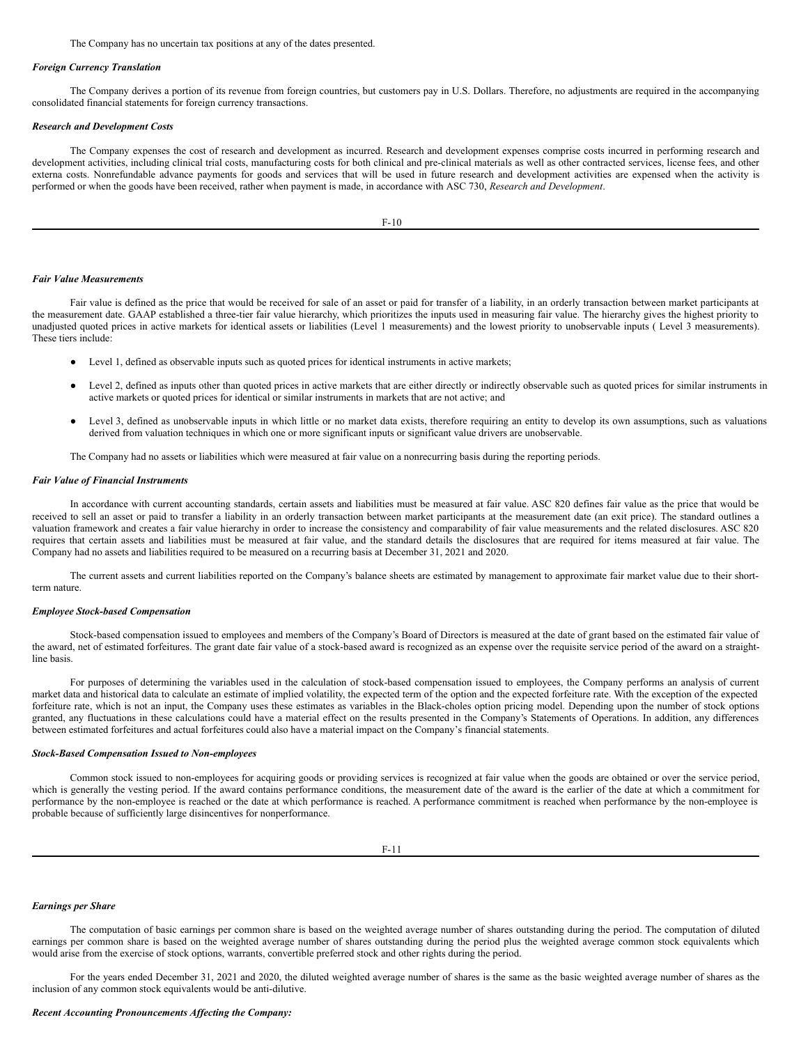The Company has no uncertain tax positions at any of the dates presented.

***Foreign Currency Translation***

The Company derives a portion of its revenue from foreign countries, but customers pay in U.S. Dollars. Therefore, no adjustments are required in the accompanying consolidated financial statements for foreign currency transactions.

***Research and Development Costs***

The Company expenses the cost of research and development as incurred. Research and development expenses comprise costs incurred in performing research and development activities, including clinical trial costs, manufacturing costs for both clinical and pre-clinical materials as well as other contracted services, license fees, and other externa costs. Nonrefundable advance payments for goods and services that will be used in future research and development activities are expensed when the activity is performed or when the goods have been received, rather when payment is made, in accordance with ASC 730, *Research and Development*.

***Fair Value Measurements***

Fair value is defined as the price that would be received for sale of an asset or paid for transfer of a liability, in an orderly transaction between market participants at the measurement date. GAAP established a three-tier fair value hierarchy, which prioritizes the inputs used in measuring fair value. The hierarchy gives the highest priority to unadjusted quoted prices in active markets for identical assets or liabilities (Level 1 measurements) and the lowest priority to unobservable inputs ( Level 3 measurements). These tiers include:

- Level 1, defined as observable inputs such as quoted prices for identical instruments in active markets;
- Level 2, defined as inputs other than quoted prices in active markets that are either directly or indirectly observable such as quoted prices for similar instruments in active markets or quoted prices for identical or similar instruments in markets that are not active; and
- Level 3, defined as unobservable inputs in which little or no market data exists, therefore requiring an entity to develop its own assumptions, such as valuations derived from valuation techniques in which one or more significant inputs or significant value drivers are unobservable.

The Company had no assets or liabilities which were measured at fair value on a nonrecurring basis during the reporting periods.

***Fair Value of Financial Instruments***

In accordance with current accounting standards, certain assets and liabilities must be measured at fair value. ASC 820 defines fair value as the price that would be received to sell an asset or paid to transfer a liability in an orderly transaction between market participants at the measurement date (an exit price). The standard outlines a valuation framework and creates a fair value hierarchy in order to increase the consistency and comparability of fair value measurements and the related disclosures. ASC 820 requires that certain assets and liabilities must be measured at fair value, and the standard details the disclosures that are required for items measured at fair value. The Company had no assets and liabilities required to be measured on a recurring basis at December 31, 2021 and 2020.

The current assets and current liabilities reported on the Company's balance sheets are estimated by management to approximate fair market value due to their short-term nature.

***Employee Stock-based Compensation***

Stock-based compensation issued to employees and members of the Company's Board of Directors is measured at the date of grant based on the estimated fair value of the award, net of estimated forfeitures. The grant date fair value of a stock-based award is recognized as an expense over the requisite service period of the award on a straight-line basis.

For purposes of determining the variables used in the calculation of stock-based compensation issued to employees, the Company performs an analysis of current market data and historical data to calculate an estimate of implied volatility, the expected term of the option and the expected forfeiture rate. With the exception of the expected forfeiture rate, which is not an input, the Company uses these estimates as variables in the Black-choles option pricing model. Depending upon the number of stock options granted, any fluctuations in these calculations could have a material effect on the results presented in the Company's Statements of Operations. In addition, any differences between estimated forfeitures and actual forfeitures could also have a material impact on the Company's financial statements.

***Stock-Based Compensation Issued to Non-employees***

Common stock issued to non-employees for acquiring goods or providing services is recognized at fair value when the goods are obtained or over the service period, which is generally the vesting period. If the award contains performance conditions, the measurement date of the award is the earlier of the date at which a commitment for performance by the non-employee is reached or the date at which performance is reached. A performance commitment is reached when performance by the non-employee is probable because of sufficiently large disincentives for nonperformance.

***Earnings per Share***

The computation of basic earnings per common share is based on the weighted average number of shares outstanding during the period. The computation of diluted earnings per common share is based on the weighted average number of shares outstanding during the period plus the weighted average common stock equivalents which would arise from the exercise of stock options, warrants, convertible preferred stock and other rights during the period.

For the years ended December 31, 2021 and 2020, the diluted weighted average number of shares is the same as the basic weighted average number of shares as the inclusion of any common stock equivalents would be anti-dilutive.

***Recent Accounting Pronouncements Affecting the Company:***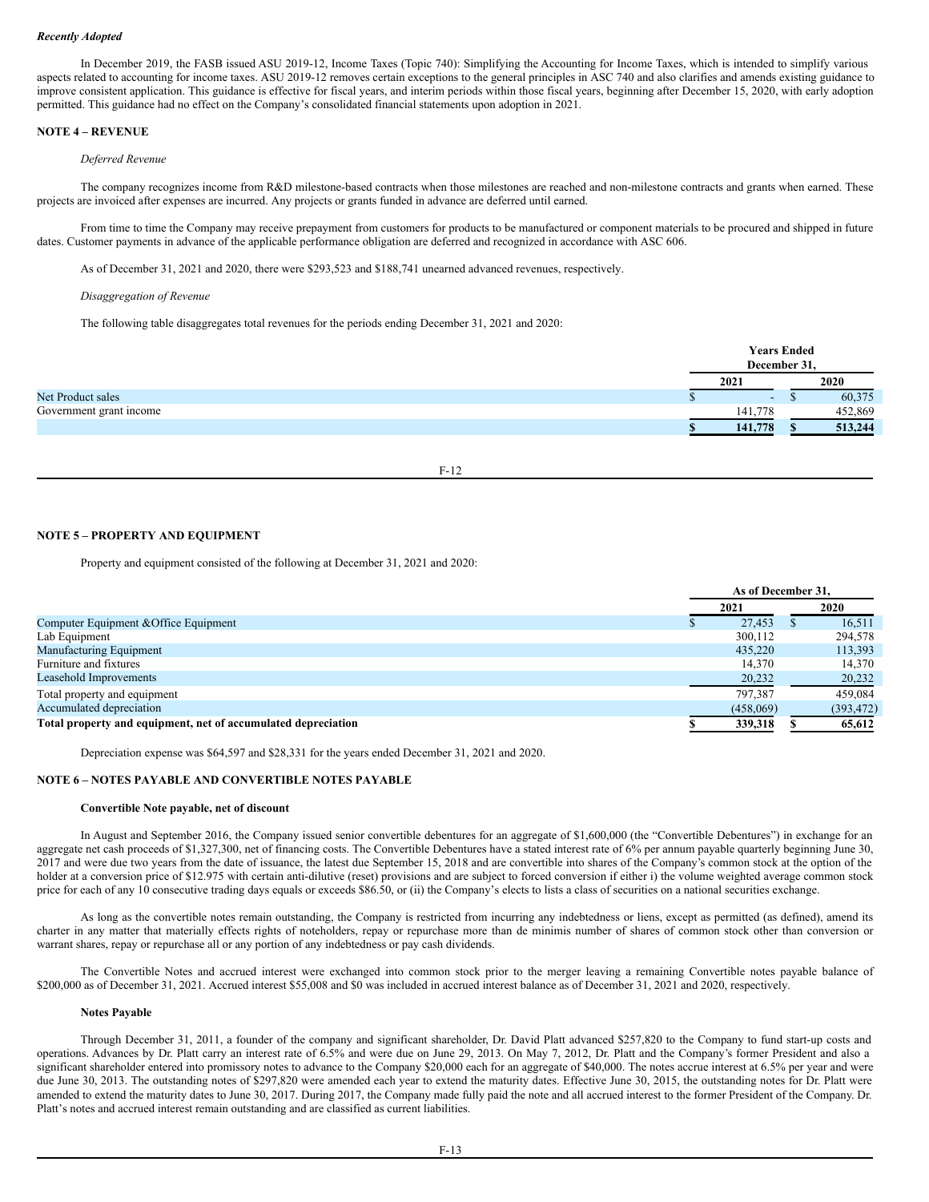***Recently Adopted***

In December 2019, the FASB issued ASU 2019-12, Income Taxes (Topic 740): Simplifying the Accounting for Income Taxes, which is intended to simplify various aspects related to accounting for income taxes. ASU 2019-12 removes certain exceptions to the general principles in ASC 740 and also clarifies and amends existing guidance to improve consistent application. This guidance is effective for fiscal years, and interim periods within those fiscal years, beginning after December 15, 2020, with early adoption permitted. This guidance had no effect on the Company's consolidated financial statements upon adoption in 2021.

**NOTE 4 – REVENUE**

*Deferred Revenue*

The company recognizes income from R&D milestone-based contracts when those milestones are reached and non-milestone contracts and grants when earned. These projects are invoiced after expenses are incurred. Any projects or grants funded in advance are deferred until earned.

From time to time the Company may receive prepayment from customers for products to be manufactured or component materials to be procured and shipped in future dates. Customer payments in advance of the applicable performance obligation are deferred and recognized in accordance with ASC 606.

As of December 31, 2021 and 2020, there were $293,523 and $188,741 unearned advanced revenues, respectively.

*Disaggregation of Revenue*

The following table disaggregates total revenues for the periods ending December 31, 2021 and 2020:

| | Years Ended December 31, | |
|---|---|---|
| | 2021 | 2020 |
| Net Product sales | $ - | $ 60,375 |
| Government grant income | 141,778 | 452,869 |
| | **$ 141,778** | **$ 513,244** |

**NOTE 5 – PROPERTY AND EQUIPMENT**

Property and equipment consisted of the following at December 31, 2021 and 2020:

| | As of December 31, | |
|---|---|---|
| | 2021 | 2020 |
| Computer Equipment &Office Equipment | $ 27,453 | $ 16,511 |
| Lab Equipment | 300,112 | 294,578 |
| Manufacturing Equipment | 435,220 | 113,393 |
| Furniture and fixtures | 14,370 | 14,370 |
| Leasehold Improvements | 20,232 | 20,232 |
| Total property and equipment | 797,387 | 459,084 |
| Accumulated depreciation | (458,069) | (393,472) |
| **Total property and equipment, net of accumulated depreciation** | **$ 339,318** | **$ 65,612** |

Depreciation expense was $64,597 and $28,331 for the years ended December 31, 2021 and 2020.

**NOTE 6 – NOTES PAYABLE AND CONVERTIBLE NOTES PAYABLE**

**Convertible Note payable, net of discount**

In August and September 2016, the Company issued senior convertible debentures for an aggregate of $1,600,000 (the "Convertible Debentures") in exchange for an aggregate net cash proceeds of $1,327,300, net of financing costs. The Convertible Debentures have a stated interest rate of 6% per annum payable quarterly beginning June 30, 2017 and were due two years from the date of issuance, the latest due September 15, 2018 and are convertible into shares of the Company's common stock at the option of the holder at a conversion price of $12.975 with certain anti-dilutive (reset) provisions and are subject to forced conversion if either i) the volume weighted average common stock price for each of any 10 consecutive trading days equals or exceeds $86.50, or (ii) the Company's elects to lists a class of securities on a national securities exchange.

As long as the convertible notes remain outstanding, the Company is restricted from incurring any indebtedness or liens, except as permitted (as defined), amend its charter in any matter that materially effects rights of noteholders, repay or repurchase more than de minimis number of shares of common stock other than conversion or warrant shares, repay or repurchase all or any portion of any indebtedness or pay cash dividends.

The Convertible Notes and accrued interest were exchanged into common stock prior to the merger leaving a remaining Convertible notes payable balance of $200,000 as of December 31, 2021. Accrued interest $55,008 and $0 was included in accrued interest balance as of December 31, 2021 and 2020, respectively.

**Notes Payable**

Through December 31, 2011, a founder of the company and significant shareholder, Dr. David Platt advanced $257,820 to the Company to fund start-up costs and operations. Advances by Dr. Platt carry an interest rate of 6.5% and were due on June 29, 2013. On May 7, 2012, Dr. Platt and the Company's former President and also a significant shareholder entered into promissory notes to advance to the Company $20,000 each for an aggregate of $40,000. The notes accrue interest at 6.5% per year and were due June 30, 2013. The outstanding notes of $297,820 were amended each year to extend the maturity dates. Effective June 30, 2015, the outstanding notes for Dr. Platt were amended to extend the maturity dates to June 30, 2017. During 2017, the Company made fully paid the note and all accrued interest to the former President of the Company. Dr. Platt's notes and accrued interest remain outstanding and are classified as current liabilities.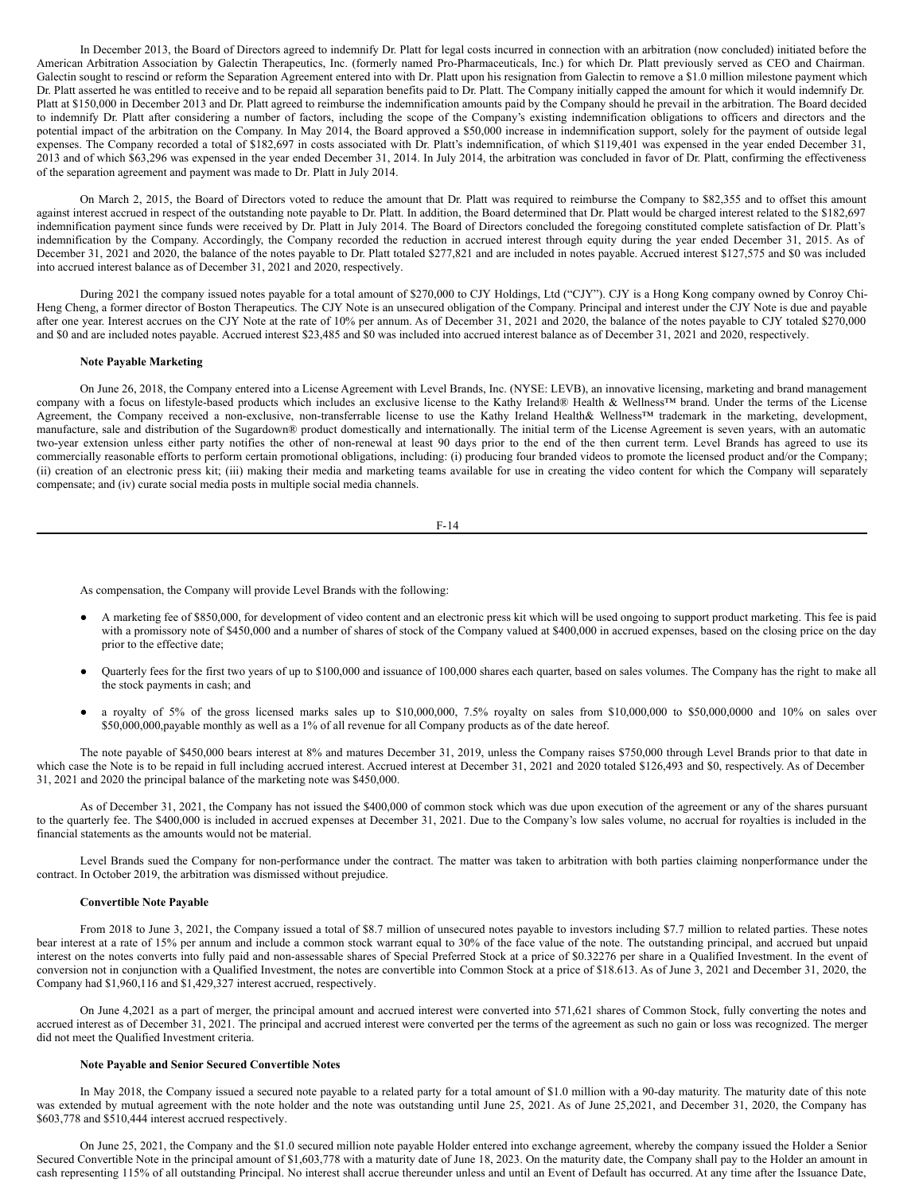In December 2013, the Board of Directors agreed to indemnify Dr. Platt for legal costs incurred in connection with an arbitration (now concluded) initiated before the American Arbitration Association by Galectin Therapeutics, Inc. (formerly named Pro-Pharmaceuticals, Inc.) for which Dr. Platt previously served as CEO and Chairman. Galectin sought to rescind or reform the Separation Agreement entered into with Dr. Platt upon his resignation from Galectin to remove a $1.0 million milestone payment which Dr. Platt asserted he was entitled to receive and to be repaid all separation benefits paid to Dr. Platt. The Company initially capped the amount for which it would indemnify Dr. Platt at $150,000 in December 2013 and Dr. Platt agreed to reimburse the indemnification amounts paid by the Company should he prevail in the arbitration. The Board decided to indemnify Dr. Platt after considering a number of factors, including the scope of the Company's existing indemnification obligations to officers and directors and the potential impact of the arbitration on the Company. In May 2014, the Board approved a $50,000 increase in indemnification support, solely for the payment of outside legal expenses. The Company recorded a total of $182,697 in costs associated with Dr. Platt's indemnification, of which $119,401 was expensed in the year ended December 31, 2013 and of which $63,296 was expensed in the year ended December 31, 2014. In July 2014, the arbitration was concluded in favor of Dr. Platt, confirming the effectiveness of the separation agreement and payment was made to Dr. Platt in July 2014.

On March 2, 2015, the Board of Directors voted to reduce the amount that Dr. Platt was required to reimburse the Company to $82,355 and to offset this amount against interest accrued in respect of the outstanding note payable to Dr. Platt. In addition, the Board determined that Dr. Platt would be charged interest related to the $182,697 indemnification payment since funds were received by Dr. Platt in July 2014. The Board of Directors concluded the foregoing constituted complete satisfaction of Dr. Platt's indemnification by the Company. Accordingly, the Company recorded the reduction in accrued interest through equity during the year ended December 31, 2015. As of December 31, 2021 and 2020, the balance of the notes payable to Dr. Platt totaled $277,821 and are included in notes payable. Accrued interest $127,575 and $0 was included into accrued interest balance as of December 31, 2021 and 2020, respectively.

During 2021 the company issued notes payable for a total amount of $270,000 to CJY Holdings, Ltd ("CJY"). CJY is a Hong Kong company owned by Conroy Chi-Heng Cheng, a former director of Boston Therapeutics. The CJY Note is an unsecured obligation of the Company. Principal and interest under the CJY Note is due and payable after one year. Interest accrues on the CJY Note at the rate of 10% per annum. As of December 31, 2021 and 2020, the balance of the notes payable to CJY totaled $270,000 and $0 and are included notes payable. Accrued interest $23,485 and $0 was included into accrued interest balance as of December 31, 2021 and 2020, respectively.

**Note Payable Marketing**

On June 26, 2018, the Company entered into a License Agreement with Level Brands, Inc. (NYSE: LEVB), an innovative licensing, marketing and brand management company with a focus on lifestyle-based products which includes an exclusive license to the Kathy Ireland® Health & Wellness™ brand. Under the terms of the License Agreement, the Company received a non-exclusive, non-transferrable license to use the Kathy Ireland Health& Wellness™ trademark in the marketing, development, manufacture, sale and distribution of the Sugardown® product domestically and internationally. The initial term of the License Agreement is seven years, with an automatic two-year extension unless either party notifies the other of non-renewal at least 90 days prior to the end of the then current term. Level Brands has agreed to use its commercially reasonable efforts to perform certain promotional obligations, including: (i) producing four branded videos to promote the licensed product and/or the Company; (ii) creation of an electronic press kit; (iii) making their media and marketing teams available for use in creating the video content for which the Company will separately compensate; and (iv) curate social media posts in multiple social media channels.

As compensation, the Company will provide Level Brands with the following:

- A marketing fee of $850,000, for development of video content and an electronic press kit which will be used ongoing to support product marketing. This fee is paid with a promissory note of $450,000 and a number of shares of stock of the Company valued at $400,000 in accrued expenses, based on the closing price on the day prior to the effective date;
- Quarterly fees for the first two years of up to $100,000 and issuance of 100,000 shares each quarter, based on sales volumes. The Company has the right to make all the stock payments in cash; and
- a royalty of 5% of the gross licensed marks sales up to $10,000,000, 7.5% royalty on sales from $10,000,000 to $50,000,0000 and 10% on sales over $50,000,000,payable monthly as well as a 1% of all revenue for all Company products as of the date hereof.

The note payable of $450,000 bears interest at 8% and matures December 31, 2019, unless the Company raises $750,000 through Level Brands prior to that date in which case the Note is to be repaid in full including accrued interest. Accrued interest at December 31, 2021 and 2020 totaled $126,493 and $0, respectively. As of December 31, 2021 and 2020 the principal balance of the marketing note was $450,000.

As of December 31, 2021, the Company has not issued the $400,000 of common stock which was due upon execution of the agreement or any of the shares pursuant to the quarterly fee. The $400,000 is included in accrued expenses at December 31, 2021. Due to the Company's low sales volume, no accrual for royalties is included in the financial statements as the amounts would not be material.

Level Brands sued the Company for non-performance under the contract. The matter was taken to arbitration with both parties claiming nonperformance under the contract. In October 2019, the arbitration was dismissed without prejudice.

**Convertible Note Payable**

From 2018 to June 3, 2021, the Company issued a total of $8.7 million of unsecured notes payable to investors including $7.7 million to related parties. These notes bear interest at a rate of 15% per annum and include a common stock warrant equal to 30% of the face value of the note. The outstanding principal, and accrued but unpaid interest on the notes converts into fully paid and non-assessable shares of Special Preferred Stock at a price of $0.32276 per share in a Qualified Investment. In the event of conversion not in conjunction with a Qualified Investment, the notes are convertible into Common Stock at a price of $18.613. As of June 3, 2021 and December 31, 2020, the Company had $1,960,116 and $1,429,327 interest accrued, respectively.

On June 4,2021 as a part of merger, the principal amount and accrued interest were converted into 571,621 shares of Common Stock, fully converting the notes and accrued interest as of December 31, 2021. The principal and accrued interest were converted per the terms of the agreement as such no gain or loss was recognized. The merger did not meet the Qualified Investment criteria.

**Note Payable and Senior Secured Convertible Notes**

In May 2018, the Company issued a secured note payable to a related party for a total amount of $1.0 million with a 90-day maturity. The maturity date of this note was extended by mutual agreement with the note holder and the note was outstanding until June 25, 2021. As of June 25,2021, and December 31, 2020, the Company has $603,778 and $510,444 interest accrued respectively.

On June 25, 2021, the Company and the $1.0 secured million note payable Holder entered into exchange agreement, whereby the company issued the Holder a Senior Secured Convertible Note in the principal amount of $1,603,778 with a maturity date of June 18, 2023. On the maturity date, the Company shall pay to the Holder an amount in cash representing 115% of all outstanding Principal. No interest shall accrue thereunder unless and until an Event of Default has occurred. At any time after the Issuance Date,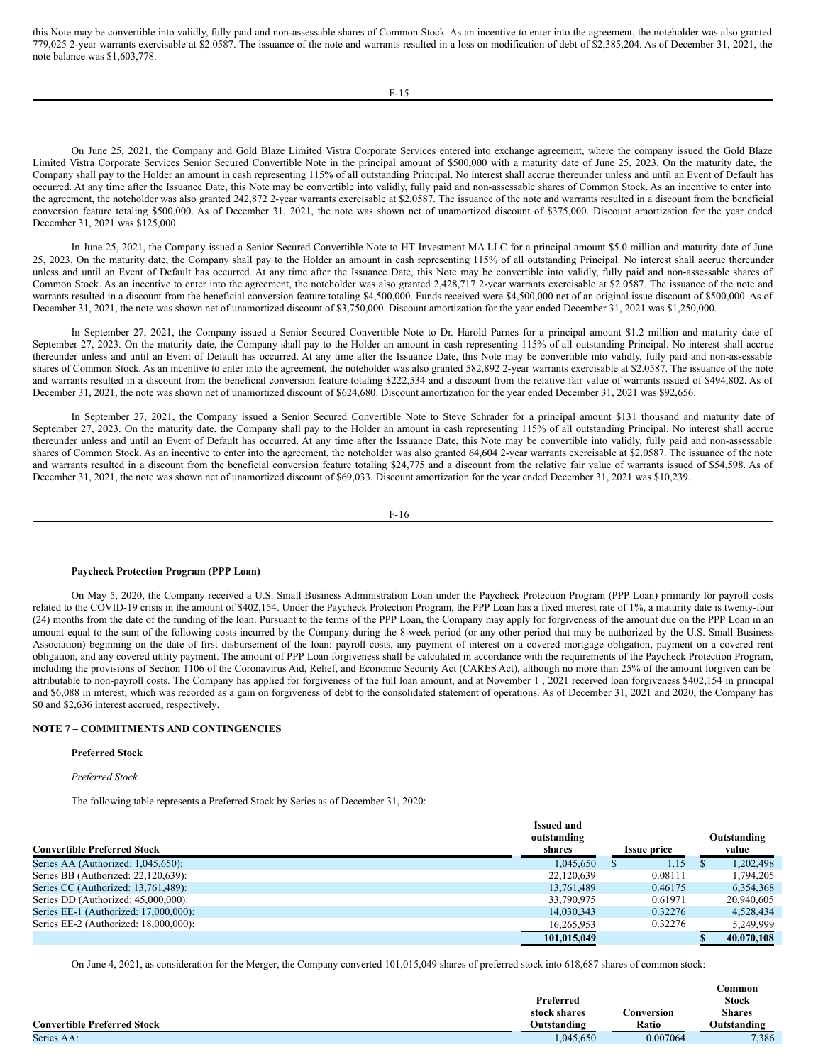this Note may be convertible into validly, fully paid and non-assessable shares of Common Stock. As an incentive to enter into the agreement, the noteholder was also granted 779,025 2-year warrants exercisable at $2.0587. The issuance of the note and warrants resulted in a loss on modification of debt of $2,385,204. As of December 31, 2021, the note balance was $1,603,778.

On June 25, 2021, the Company and Gold Blaze Limited Vistra Corporate Services entered into exchange agreement, where the company issued the Gold Blaze Limited Vistra Corporate Services Senior Secured Convertible Note in the principal amount of $500,000 with a maturity date of June 25, 2023. On the maturity date, the Company shall pay to the Holder an amount in cash representing 115% of all outstanding Principal. No interest shall accrue thereunder unless and until an Event of Default has occurred. At any time after the Issuance Date, this Note may be convertible into validly, fully paid and non-assessable shares of Common Stock. As an incentive to enter into the agreement, the noteholder was also granted 242,872 2-year warrants exercisable at $2.0587. The issuance of the note and warrants resulted in a discount from the beneficial conversion feature totaling $500,000. As of December 31, 2021, the note was shown net of unamortized discount of $375,000. Discount amortization for the year ended December 31, 2021 was $125,000.

In June 25, 2021, the Company issued a Senior Secured Convertible Note to HT Investment MA LLC for a principal amount $5.0 million and maturity date of June 25, 2023. On the maturity date, the Company shall pay to the Holder an amount in cash representing 115% of all outstanding Principal. No interest shall accrue thereunder unless and until an Event of Default has occurred. At any time after the Issuance Date, this Note may be convertible into validly, fully paid and non-assessable shares of Common Stock. As an incentive to enter into the agreement, the noteholder was also granted 2,428,717 2-year warrants exercisable at $2.0587. The issuance of the note and warrants resulted in a discount from the beneficial conversion feature totaling $4,500,000. Funds received were $4,500,000 net of an original issue discount of $500,000. As of December 31, 2021, the note was shown net of unamortized discount of $3,750,000. Discount amortization for the year ended December 31, 2021 was $1,250,000.

In September 27, 2021, the Company issued a Senior Secured Convertible Note to Dr. Harold Parnes for a principal amount $1.2 million and maturity date of September 27, 2023. On the maturity date, the Company shall pay to the Holder an amount in cash representing 115% of all outstanding Principal. No interest shall accrue thereunder unless and until an Event of Default has occurred. At any time after the Issuance Date, this Note may be convertible into validly, fully paid and non-assessable shares of Common Stock. As an incentive to enter into the agreement, the noteholder was also granted 582,892 2-year warrants exercisable at $2.0587. The issuance of the note and warrants resulted in a discount from the beneficial conversion feature totaling $222,534 and a discount from the relative fair value of warrants issued of $494,802. As of December 31, 2021, the note was shown net of unamortized discount of $624,680. Discount amortization for the year ended December 31, 2021 was $92,656.

In September 27, 2021, the Company issued a Senior Secured Convertible Note to Steve Schrader for a principal amount $131 thousand and maturity date of September 27, 2023. On the maturity date, the Company shall pay to the Holder an amount in cash representing 115% of all outstanding Principal. No interest shall accrue thereunder unless and until an Event of Default has occurred. At any time after the Issuance Date, this Note may be convertible into validly, fully paid and non-assessable shares of Common Stock. As an incentive to enter into the agreement, the noteholder was also granted 64,604 2-year warrants exercisable at $2.0587. The issuance of the note and warrants resulted in a discount from the beneficial conversion feature totaling $24,775 and a discount from the relative fair value of warrants issued of $54,598. As of December 31, 2021, the note was shown net of unamortized discount of $69,033. Discount amortization for the year ended December 31, 2021 was $10,239.

**Paycheck Protection Program (PPP Loan)**

On May 5, 2020, the Company received a U.S. Small Business Administration Loan under the Paycheck Protection Program (PPP Loan) primarily for payroll costs related to the COVID-19 crisis in the amount of $402,154. Under the Paycheck Protection Program, the PPP Loan has a fixed interest rate of 1%, a maturity date is twenty-four (24) months from the date of the funding of the loan. Pursuant to the terms of the PPP Loan, the Company may apply for forgiveness of the amount due on the PPP Loan in an amount equal to the sum of the following costs incurred by the Company during the 8-week period (or any other period that may be authorized by the U.S. Small Business Association) beginning on the date of first disbursement of the loan: payroll costs, any payment of interest on a covered mortgage obligation, payment on a covered rent obligation, and any covered utility payment. The amount of PPP Loan forgiveness shall be calculated in accordance with the requirements of the Paycheck Protection Program, including the provisions of Section 1106 of the Coronavirus Aid, Relief, and Economic Security Act (CARES Act), although no more than 25% of the amount forgiven can be attributable to non-payroll costs. The Company has applied for forgiveness of the full loan amount, and at November 1 , 2021 received loan forgiveness $402,154 in principal and $6,088 in interest, which was recorded as a gain on forgiveness of debt to the consolidated statement of operations. As of December 31, 2021 and 2020, the Company has $0 and $2,636 interest accrued, respectively.

**NOTE 7 – COMMITMENTS AND CONTINGENCIES**

**Preferred Stock**

*Preferred Stock*

The following table represents a Preferred Stock by Series as of December 31, 2020:

| Convertible Preferred Stock | Issued and outstanding shares | Issue price | Outstanding value |
|---|---|---|---|
| Series AA (Authorized: 1,045,650): | 1,045,650 | $ 1.15 | $ 1,202,498 |
| Series BB (Authorized: 22,120,639): | 22,120,639 | 0.08111 | 1,794,205 |
| Series CC (Authorized: 13,761,489): | 13,761,489 | 0.46175 | 6,354,368 |
| Series DD (Authorized: 45,000,000): | 33,790,975 | 0.61971 | 20,940,605 |
| Series EE-1 (Authorized: 17,000,000): | 14,030,343 | 0.32276 | 4,528,434 |
| Series EE-2 (Authorized: 18,000,000): | 16,265,953 | 0.32276 | 5,249,999 |
| | **101,015,049** | | **$ 40,070,108** |

On June 4, 2021, as consideration for the Merger, the Company converted 101,015,049 shares of preferred stock into 618,687 shares of common stock:

| Convertible Preferred Stock | Preferred stock shares Outstanding | Conversion Ratio | Common Stock Shares Outstanding |
|---|---|---|---|
| Series AA: | 1,045,650 | 0.007064 | 7,386 |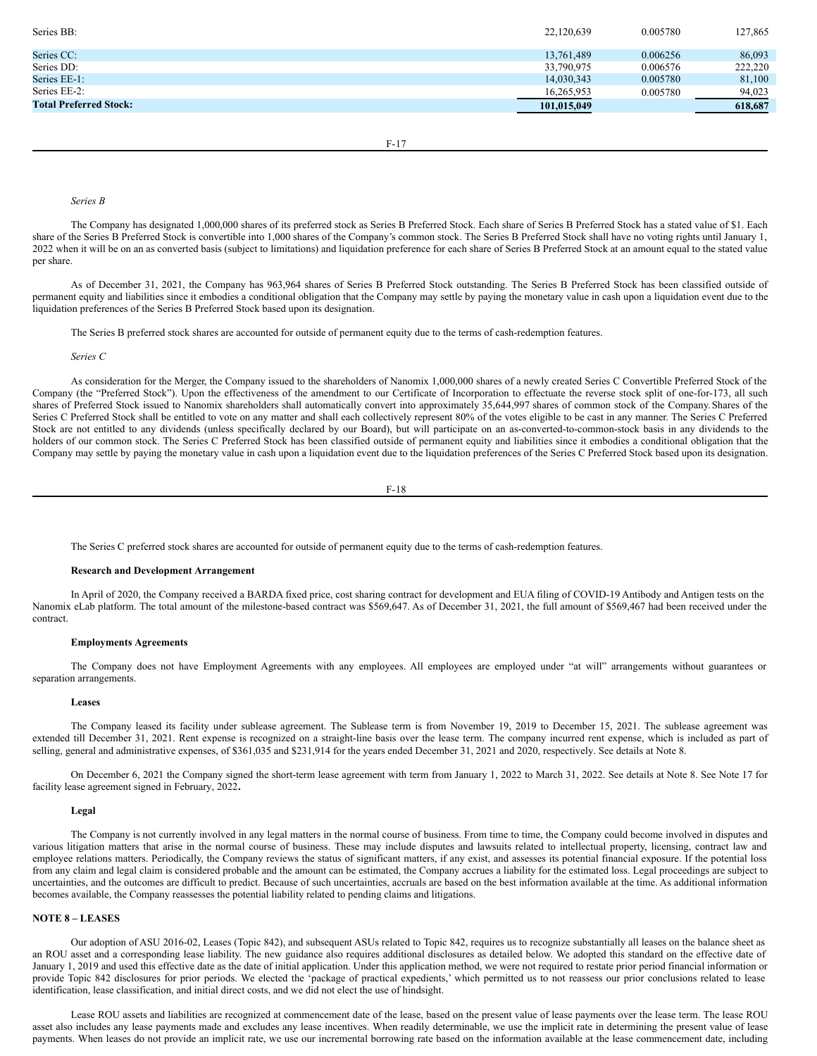| | | | |
|---|---|---|---|
| Series BB: | 22,120,639 | 0.005780 | 127,865 |
| Series CC: | 13,761,489 | 0.006256 | 86,093 |
| Series DD: | 33,790,975 | 0.006576 | 222,220 |
| Series EE-1: | 14,030,343 | 0.005780 | 81,100 |
| Series EE-2: | 16,265,953 | 0.005780 | 94,023 |
| **Total Preferred Stock:** | **101,015,049** | | **618,687** |

*Series B*

The Company has designated 1,000,000 shares of its preferred stock as Series B Preferred Stock. Each share of Series B Preferred Stock has a stated value of $1. Each share of the Series B Preferred Stock is convertible into 1,000 shares of the Company's common stock. The Series B Preferred Stock shall have no voting rights until January 1, 2022 when it will be on an as converted basis (subject to limitations) and liquidation preference for each share of Series B Preferred Stock at an amount equal to the stated value per share.

As of December 31, 2021, the Company has 963,964 shares of Series B Preferred Stock outstanding. The Series B Preferred Stock has been classified outside of permanent equity and liabilities since it embodies a conditional obligation that the Company may settle by paying the monetary value in cash upon a liquidation event due to the liquidation preferences of the Series B Preferred Stock based upon its designation.

The Series B preferred stock shares are accounted for outside of permanent equity due to the terms of cash-redemption features.

*Series C*

As consideration for the Merger, the Company issued to the shareholders of Nanomix 1,000,000 shares of a newly created Series C Convertible Preferred Stock of the Company (the "Preferred Stock"). Upon the effectiveness of the amendment to our Certificate of Incorporation to effectuate the reverse stock split of one-for-173, all such shares of Preferred Stock issued to Nanomix shareholders shall automatically convert into approximately 35,644,997 shares of common stock of the Company. Shares of the Series C Preferred Stock shall be entitled to vote on any matter and shall each collectively represent 80% of the votes eligible to be cast in any manner. The Series C Preferred Stock are not entitled to any dividends (unless specifically declared by our Board), but will participate on an as-converted-to-common-stock basis in any dividends to the holders of our common stock. The Series C Preferred Stock has been classified outside of permanent equity and liabilities since it embodies a conditional obligation that the Company may settle by paying the monetary value in cash upon a liquidation event due to the liquidation preferences of the Series C Preferred Stock based upon its designation.

The Series C preferred stock shares are accounted for outside of permanent equity due to the terms of cash-redemption features.

**Research and Development Arrangement**

In April of 2020, the Company received a BARDA fixed price, cost sharing contract for development and EUA filing of COVID-19 Antibody and Antigen tests on the Nanomix eLab platform. The total amount of the milestone-based contract was $569,647. As of December 31, 2021, the full amount of $569,467 had been received under the contract.

**Employments Agreements**

The Company does not have Employment Agreements with any employees. All employees are employed under "at will" arrangements without guarantees or separation arrangements.

**Leases**

The Company leased its facility under sublease agreement. The Sublease term is from November 19, 2019 to December 15, 2021. The sublease agreement was extended till December 31, 2021. Rent expense is recognized on a straight-line basis over the lease term. The company incurred rent expense, which is included as part of selling, general and administrative expenses, of $361,035 and $231,914 for the years ended December 31, 2021 and 2020, respectively. See details at Note 8.

On December 6, 2021 the Company signed the short-term lease agreement with term from January 1, 2022 to March 31, 2022. See details at Note 8. See Note 17 for facility lease agreement signed in February, 2022**.**

**Legal**

The Company is not currently involved in any legal matters in the normal course of business. From time to time, the Company could become involved in disputes and various litigation matters that arise in the normal course of business. These may include disputes and lawsuits related to intellectual property, licensing, contract law and employee relations matters. Periodically, the Company reviews the status of significant matters, if any exist, and assesses its potential financial exposure. If the potential loss from any claim and legal claim is considered probable and the amount can be estimated, the Company accrues a liability for the estimated loss. Legal proceedings are subject to uncertainties, and the outcomes are difficult to predict. Because of such uncertainties, accruals are based on the best information available at the time. As additional information becomes available, the Company reassesses the potential liability related to pending claims and litigations.

**NOTE 8 – LEASES**

Our adoption of ASU 2016-02, Leases (Topic 842), and subsequent ASUs related to Topic 842, requires us to recognize substantially all leases on the balance sheet as an ROU asset and a corresponding lease liability. The new guidance also requires additional disclosures as detailed below. We adopted this standard on the effective date of January 1, 2019 and used this effective date as the date of initial application. Under this application method, we were not required to restate prior period financial information or provide Topic 842 disclosures for prior periods. We elected the 'package of practical expedients,' which permitted us to not reassess our prior conclusions related to lease identification, lease classification, and initial direct costs, and we did not elect the use of hindsight.

Lease ROU assets and liabilities are recognized at commencement date of the lease, based on the present value of lease payments over the lease term. The lease ROU asset also includes any lease payments made and excludes any lease incentives. When readily determinable, we use the implicit rate in determining the present value of lease payments. When leases do not provide an implicit rate, we use our incremental borrowing rate based on the information available at the lease commencement date, including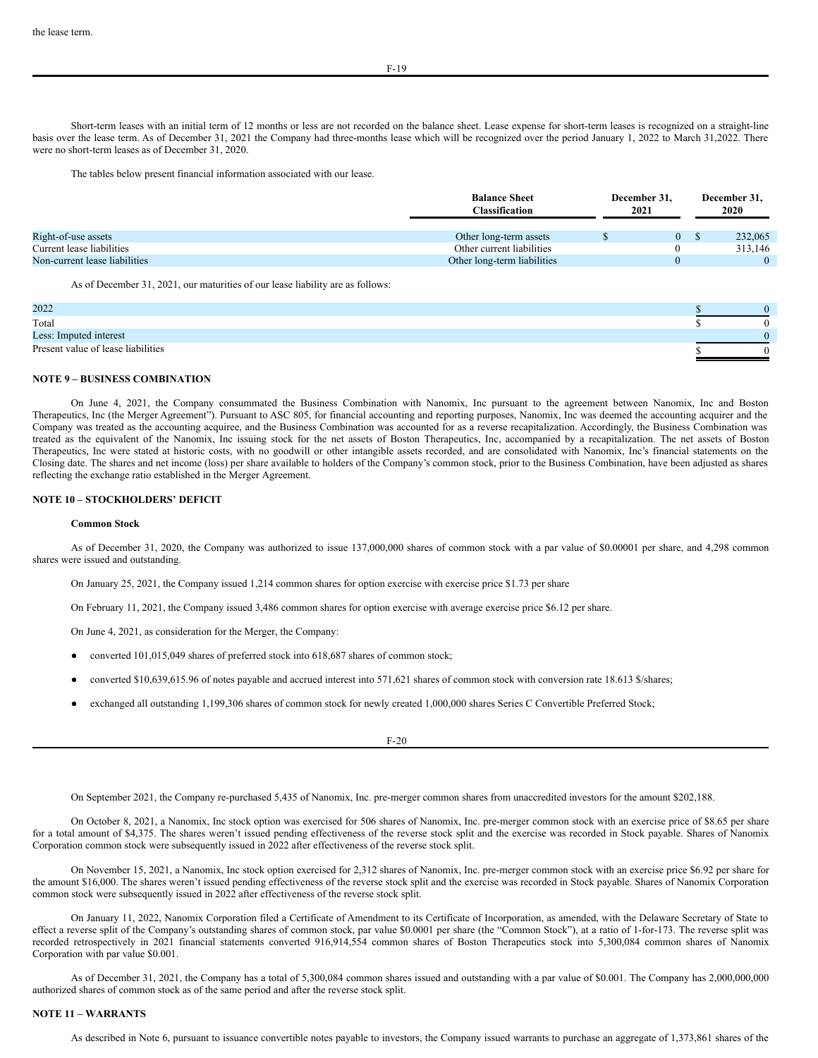the lease term.

Short-term leases with an initial term of 12 months or less are not recorded on the balance sheet. Lease expense for short-term leases is recognized on a straight-line basis over the lease term. As of December 31, 2021 the Company had three-months lease which will be recognized over the period January 1, 2022 to March 31,2022. There were no short-term leases as of December 31, 2020.

The tables below present financial information associated with our lease.

| | Balance Sheet Classification | December 31, 2021 | December 31, 2020 |
|---|---|---|---|
| Right-of-use assets | Other long-term assets | $ 0 | $ 232,065 |
| Current lease liabilities | Other current liabilities | 0 | 313,146 |
| Non-current lease liabilities | Other long-term liabilities | 0 | 0 |

As of December 31, 2021, our maturities of our lease liability are as follows:

| | |
|---|---|
| 2022 | $ 0 |
| Total | $ 0 |
| Less: Imputed interest | 0 |
| Present value of lease liabilities | $ 0 |

**NOTE 9 – BUSINESS COMBINATION**

On June 4, 2021, the Company consummated the Business Combination with Nanomix, Inc pursuant to the agreement between Nanomix, Inc and Boston Therapeutics, Inc (the Merger Agreement"). Pursuant to ASC 805, for financial accounting and reporting purposes, Nanomix, Inc was deemed the accounting acquirer and the Company was treated as the accounting acquiree, and the Business Combination was accounted for as a reverse recapitalization. Accordingly, the Business Combination was treated as the equivalent of the Nanomix, Inc issuing stock for the net assets of Boston Therapeutics, Inc, accompanied by a recapitalization. The net assets of Boston Therapeutics, Inc were stated at historic costs, with no goodwill or other intangible assets recorded, and are consolidated with Nanomix, Inc's financial statements on the Closing date. The shares and net income (loss) per share available to holders of the Company's common stock, prior to the Business Combination, have been adjusted as shares reflecting the exchange ratio established in the Merger Agreement.

**NOTE 10 – STOCKHOLDERS' DEFICIT**

**Common Stock**

As of December 31, 2020, the Company was authorized to issue 137,000,000 shares of common stock with a par value of $0.00001 per share, and 4,298 common shares were issued and outstanding.

On January 25, 2021, the Company issued 1,214 common shares for option exercise with exercise price $1.73 per share

On February 11, 2021, the Company issued 3,486 common shares for option exercise with average exercise price $6.12 per share.

On June 4, 2021, as consideration for the Merger, the Company:

- converted 101,015,049 shares of preferred stock into 618,687 shares of common stock;
- converted $10,639,615.96 of notes payable and accrued interest into 571,621 shares of common stock with conversion rate 18.613 $/shares;
- exchanged all outstanding 1,199,306 shares of common stock for newly created 1,000,000 shares Series C Convertible Preferred Stock;

On September 2021, the Company re-purchased 5,435 of Nanomix, Inc. pre-merger common shares from unaccredited investors for the amount $202,188.

On October 8, 2021, a Nanomix, Inc stock option was exercised for 506 shares of Nanomix, Inc. pre-merger common stock with an exercise price of $8.65 per share for a total amount of $4,375. The shares weren't issued pending effectiveness of the reverse stock split and the exercise was recorded in Stock payable. Shares of Nanomix Corporation common stock were subsequently issued in 2022 after effectiveness of the reverse stock split.

On November 15, 2021, a Nanomix, Inc stock option exercised for 2,312 shares of Nanomix, Inc. pre-merger common stock with an exercise price $6.92 per share for the amount $16,000. The shares weren't issued pending effectiveness of the reverse stock split and the exercise was recorded in Stock payable. Shares of Nanomix Corporation common stock were subsequently issued in 2022 after effectiveness of the reverse stock split.

On January 11, 2022, Nanomix Corporation filed a Certificate of Amendment to its Certificate of Incorporation, as amended, with the Delaware Secretary of State to effect a reverse split of the Company's outstanding shares of common stock, par value $0.0001 per share (the "Common Stock"), at a ratio of 1-for-173. The reverse split was recorded retrospectively in 2021 financial statements converted 916,914,554 common shares of Boston Therapeutics stock into 5,300,084 common shares of Nanomix Corporation with par value $0.001.

As of December 31, 2021, the Company has a total of 5,300,084 common shares issued and outstanding with a par value of $0.001. The Company has 2,000,000,000 authorized shares of common stock as of the same period and after the reverse stock split.

**NOTE 11 – WARRANTS**

As described in Note 6, pursuant to issuance convertible notes payable to investors, the Company issued warrants to purchase an aggregate of 1,373,861 shares of the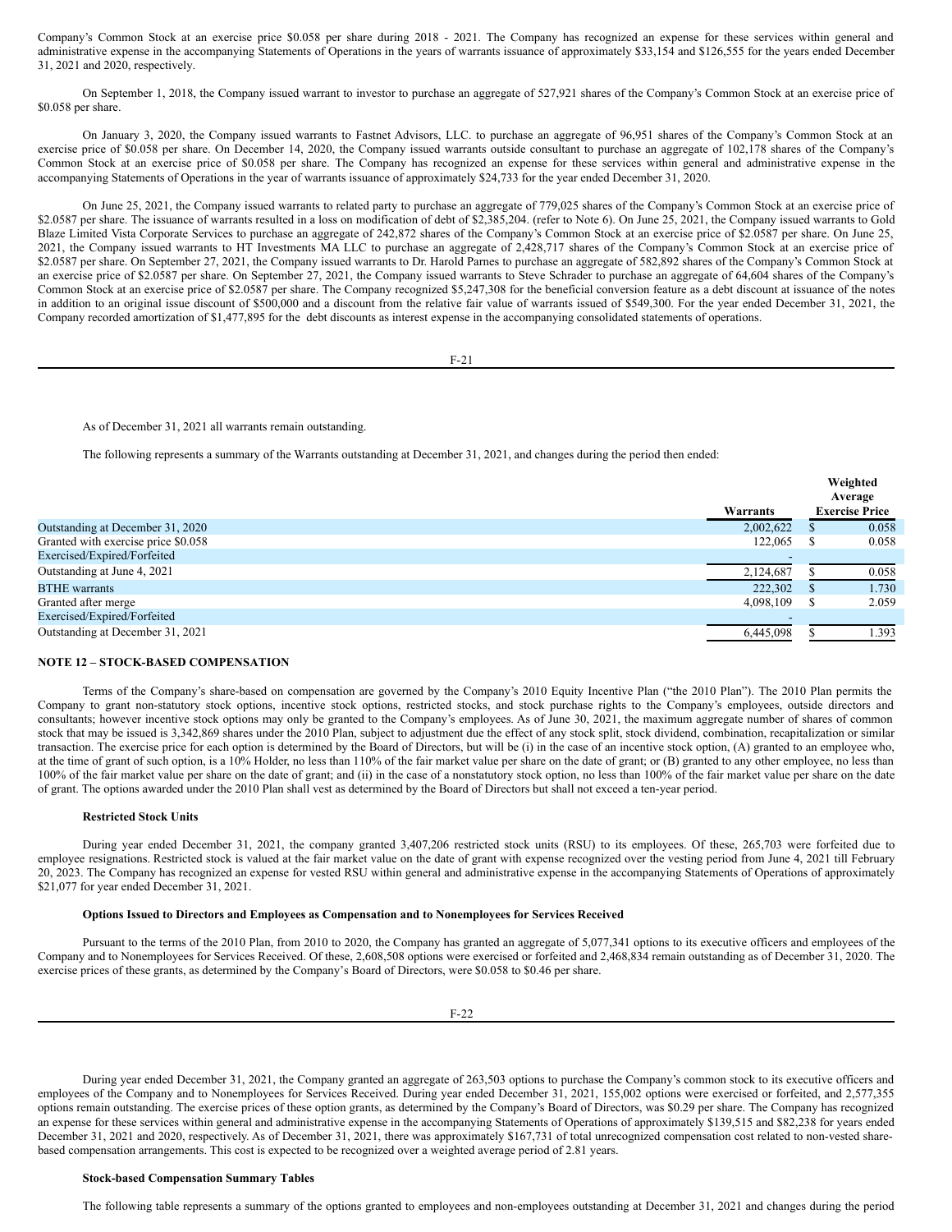Company's Common Stock at an exercise price $0.058 per share during 2018 - 2021. The Company has recognized an expense for these services within general and administrative expense in the accompanying Statements of Operations in the years of warrants issuance of approximately $33,154 and $126,555 for the years ended December 31, 2021 and 2020, respectively.

On September 1, 2018, the Company issued warrant to investor to purchase an aggregate of 527,921 shares of the Company's Common Stock at an exercise price of $0.058 per share.

On January 3, 2020, the Company issued warrants to Fastnet Advisors, LLC. to purchase an aggregate of 96,951 shares of the Company's Common Stock at an exercise price of $0.058 per share. On December 14, 2020, the Company issued warrants outside consultant to purchase an aggregate of 102,178 shares of the Company's Common Stock at an exercise price of $0.058 per share. The Company has recognized an expense for these services within general and administrative expense in the accompanying Statements of Operations in the year of warrants issuance of approximately $24,733 for the year ended December 31, 2020.

On June 25, 2021, the Company issued warrants to related party to purchase an aggregate of 779,025 shares of the Company's Common Stock at an exercise price of $2.0587 per share. The issuance of warrants resulted in a loss on modification of debt of $2,385,204. (refer to Note 6). On June 25, 2021, the Company issued warrants to Gold Blaze Limited Vista Corporate Services to purchase an aggregate of 242,872 shares of the Company's Common Stock at an exercise price of $2.0587 per share. On June 25, 2021, the Company issued warrants to HT Investments MA LLC to purchase an aggregate of 2,428,717 shares of the Company's Common Stock at an exercise price of $2.0587 per share. On September 27, 2021, the Company issued warrants to Dr. Harold Parnes to purchase an aggregate of 582,892 shares of the Company's Common Stock at an exercise price of $2.0587 per share. On September 27, 2021, the Company issued warrants to Steve Schrader to purchase an aggregate of 64,604 shares of the Company's Common Stock at an exercise price of $2.0587 per share. The Company recognized $5,247,308 for the beneficial conversion feature as a debt discount at issuance of the notes in addition to an original issue discount of $500,000 and a discount from the relative fair value of warrants issued of $549,300. For the year ended December 31, 2021, the Company recorded amortization of $1,477,895 for the debt discounts as interest expense in the accompanying consolidated statements of operations.

As of December 31, 2021 all warrants remain outstanding.

The following represents a summary of the Warrants outstanding at December 31, 2021, and changes during the period then ended:

| | Warrants | Weighted Average Exercise Price |
|---|---|---|
| Outstanding at December 31, 2020 | 2,002,622 | $ 0.058 |
| Granted with exercise price $0.058 | 122,065 | $ 0.058 |
| Exercised/Expired/Forfeited | - | |
| Outstanding at June 4, 2021 | 2,124,687 | $ 0.058 |
| BTHE warrants | 222,302 | $ 1.730 |
| Granted after merge | 4,098,109 | $ 2.059 |
| Exercised/Expired/Forfeited | - | |
| Outstanding at December 31, 2021 | 6,445,098 | $ 1.393 |

## NOTE 12 – STOCK-BASED COMPENSATION

Terms of the Company's share-based on compensation are governed by the Company's 2010 Equity Incentive Plan ("the 2010 Plan"). The 2010 Plan permits the Company to grant non-statutory stock options, incentive stock options, restricted stocks, and stock purchase rights to the Company's employees, outside directors and consultants; however incentive stock options may only be granted to the Company's employees. As of June 30, 2021, the maximum aggregate number of shares of common stock that may be issue is 3,342,869 shares under the 2010 Plan, subject to adjustment due the effect of any stock split, stock dividend, combination, recapitalization or similar transaction. The exercise price for each option is determined by the Board of Directors, but will be (i) in the case of an incentive stock option, (A) granted to an employee who, at the time of grant of such option, is a 10% Holder, no less than 110% of the fair market value per share on the date of grant; or (B) granted to any other employee, no less than 100% of the fair market value per share on the date of grant; and (ii) in the case of a nonstatutory stock option, no less than 100% of the fair market value per share on the date of grant. The options awarded under the 2010 Plan shall vest as determined by the Board of Directors but shall not exceed a ten-year period.

### Restricted Stock Units

During year ended December 31, 2021, the company granted 3,407,206 restricted stock units (RSU) to its employees. Of these, 265,703 were forfeited due to employee resignations. Restricted stock is valued at the fair market value on the date of grant with expense recognized over the vesting period from June 4, 2021 till February 20, 2023. The Company has recognized an expense for vested RSU within general and administrative expense in the accompanying Statements of Operations of approximately $21,077 for year ended December 31, 2021.

### Options Issued to Directors and Employees as Compensation and to Nonemployees for Services Received

Pursuant to the terms of the 2010 Plan, from 2010 to 2020, the Company has granted an aggregate of 5,077,341 options to its executive officers and employees of the Company and to Nonemployees for Services Received. Of these, 2,608,508 options were exercised or forfeited and 2,468,834 remain outstanding as of December 31, 2020. The exercise prices of these grants, as determined by the Company's Board of Directors, were $0.058 to $0.46 per share.

During year ended December 31, 2021, the Company granted an aggregate of 263,503 options to purchase the Company's common stock to its executive officers and employees of the Company and to Nonemployees for Services Received. During year ended December 31, 2021, 155,002 options were exercised or forfeited, and 2,577,355 options remain outstanding. The exercise prices of these option grants, as determined by the Company's Board of Directors, was $0.29 per share. The Company has recognized an expense for these services within general and administrative expense in the accompanying Statements of Operations of approximately $139,515 and $82,238 for years ended December 31, 2021 and 2020, respectively. As of December 31, 2021, there was approximately $167,731 of total unrecognized compensation cost related to non-vested share-based compensation arrangements. This cost is expected to be recognized over a weighted average period of 2.81 years.

### Stock-based Compensation Summary Tables

The following table represents a summary of the options granted to employees and non-employees outstanding at December 31, 2021 and changes during the period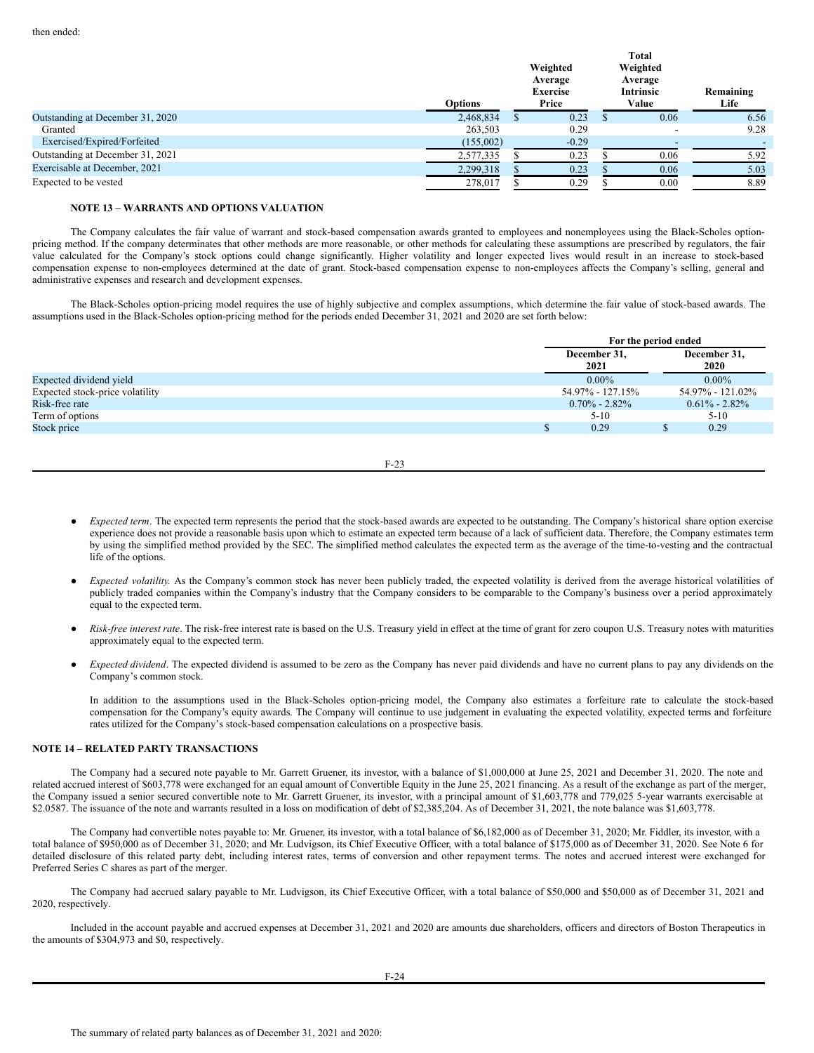then ended:

| | Options | Weighted Average Exercise Price | Total Weighted Average Intrinsic Value | Remaining Life |
|---|---|---|---|---|
| Outstanding at December 31, 2020 | 2,468,834 | $ 0.23 | $ 0.06 | 6.56 |
| Granted | 263,503 | 0.29 | - | 9.28 |
| Exercised/Expired/Forfeited | (155,002) | -0.29 | - | - |
| Outstanding at December 31, 2021 | 2,577,335 | $ 0.23 | $ 0.06 | 5.92 |
| Exercisable at December, 2021 | 2,299,318 | $ 0.23 | $ 0.06 | 5.03 |
| Expected to be vested | 278,017 | $ 0.29 | $ 0.00 | 8.89 |

## NOTE 13 – WARRANTS AND OPTIONS VALUATION

The Company calculates the fair value of warrant and stock-based compensation awards granted to employees and nonemployees using the Black-Scholes option-pricing method. If the company determinates that other methods are more reasonable, or other methods for calculating these assumptions are prescribed by regulators, the fair value calculated for the Company's stock options could change significantly. Higher volatility and longer expected lives would result in an increase to stock-based compensation expense to non-employees determined at the date of grant. Stock-based compensation expense to non-employees affects the Company's selling, general and administrative expenses and research and development expenses.

The Black-Scholes option-pricing model requires the use of highly subjective and complex assumptions, which determine the fair value of stock-based awards. The assumptions used in the Black-Scholes option-pricing method for the periods ended December 31, 2021 and 2020 are set forth below:

| | For the period ended | |
|---|---|---|
| | December 31, 2021 | December 31, 2020 |
| Expected dividend yield | 0.00% | 0.00% |
| Expected stock-price volatility | 54.97% - 127.15% | 54.97% - 121.02% |
| Risk-free rate | 0.70% - 2.82% | 0.61% - 2.82% |
| Term of options | 5-10 | 5-10 |
| Stock price | $ 0.29 | $ 0.29 |

- *Expected term*. The expected term represents the period that the stock-based awards are expected to be outstanding. The Company's historical share option exercise experience does not provide a reasonable basis upon which to estimate an expected term because of a lack of sufficient data. Therefore, the Company estimates term by using the simplified method provided by the SEC. The simplified method calculates the expected term as the average of the time-to-vesting and the contractual life of the options.
- *Expected volatility.* As the Company's common stock has never been publicly traded, the expected volatility is derived from the average historical volatilities of publicly traded companies within the Company's industry that the Company considers to be comparable to the Company's business over a period approximately equal to the expected term.
- *Risk-free interest rate*. The risk-free interest rate is based on the U.S. Treasury yield in effect at the time of grant for zero coupon U.S. Treasury notes with maturities approximately equal to the expected term.
- *Expected dividend*. The expected dividend is assumed to be zero as the Company has never paid dividends and have no current plans to pay any dividends on the Company's common stock.

In addition to the assumptions used in the Black-Scholes option-pricing model, the Company also estimates a forfeiture rate to calculate the stock-based compensation for the Company's equity awards. The Company will continue to use judgement in evaluating the expected volatility, expected terms and forfeiture rates utilized for the Company's stock-based compensation calculations on a prospective basis.

## NOTE 14 – RELATED PARTY TRANSACTIONS

The Company had a secured note payable to Mr. Garrett Gruener, its investor, with a balance of $1,000,000 at June 25, 2021 and December 31, 2020. The note and related accrued interest of $603,778 were exchanged for an equal amount of Convertible Equity in the June 25, 2021 financing. As a result of the exchange as part of the merger, the Company issued a senior secured convertible note to Mr. Garrett Gruener, its investor, with a principal amount of $1,603,778 and 779,025 5-year warrants exercisable at $2.0587. The issuance of the note and warrants resulted in a loss on modification of debt of $2,385,204. As of December 31, 2021, the note balance was $1,603,778.

The Company had convertible notes payable to: Mr. Gruener, its investor, with a total balance of $6,182,000 as of December 31, 2020; Mr. Fiddler, its investor, with a total balance of $950,000 as of December 31, 2020; and Mr. Ludvigson, its Chief Executive Officer, with a total balance of $175,000 as of December 31, 2020. See Note 6 for detailed disclosure of this related party debt, including interest rates, terms of conversion and other repayment terms. The notes and accrued interest were exchanged for Preferred Series C shares as part of the merger.

The Company had accrued salary payable to Mr. Ludvigson, its Chief Executive Officer, with a total balance of $50,000 and $50,000 as of December 31, 2021 and 2020, respectively.

Included in the account payable and accrued expenses at December 31, 2021 and 2020 are amounts due shareholders, officers and directors of Boston Therapeutics in the amounts of $304,973 and $0, respectively.

The summary of related party balances as of December 31, 2021 and 2020: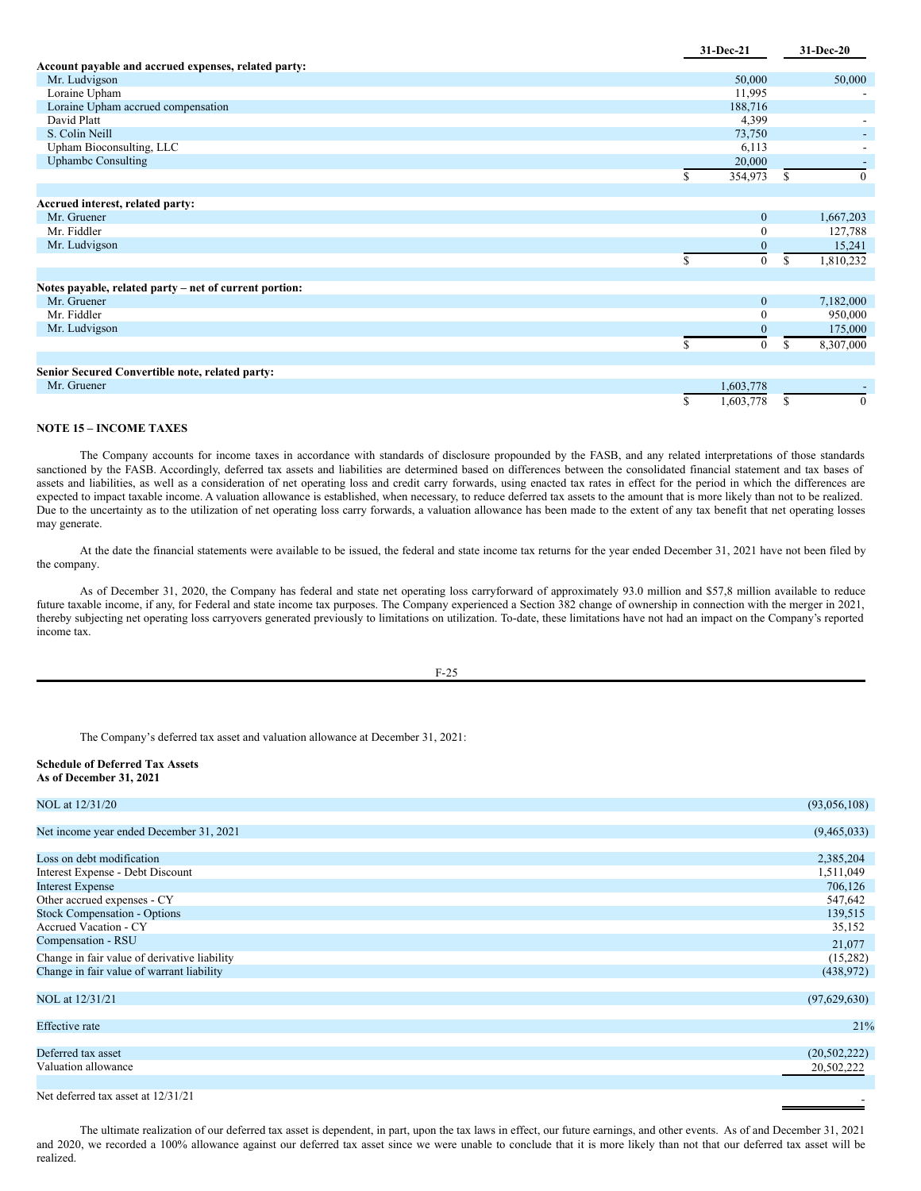| | 31-Dec-21 | 31-Dec-20 |
|---|---|---|
| **Account payable and accrued expenses, related party:** | | |
| Mr. Ludvigson | 50,000 | 50,000 |
| Loraine Upham | 11,995 | - |
| Loraine Upham accrued compensation | 188,716 | |
| David Platt | 4,399 | - |
| S. Colin Neill | 73,750 | - |
| Upham Bioconsulting, LLC | 6,113 | - |
| Uphambc Consulting | 20,000 | - |
| | $ 354,973 | $ 0 |
| **Accrued interest, related party:** | | |
| Mr. Gruener | 0 | 1,667,203 |
| Mr. Fiddler | 0 | 127,788 |
| Mr. Ludvigson | 0 | 15,241 |
| | $ 0 | $ 1,810,232 |
| **Notes payable, related party – net of current portion:** | | |
| Mr. Gruener | 0 | 7,182,000 |
| Mr. Fiddler | 0 | 950,000 |
| Mr. Ludvigson | 0 | 175,000 |
| | $ 0 | $ 8,307,000 |
| **Senior Secured Convertible note, related party:** | | |
| Mr. Gruener | 1,603,778 | - |
| | $ 1,603,778 | $ 0 |

## NOTE 15 – INCOME TAXES

The Company accounts for income taxes in accordance with standards of disclosure propounded by the FASB, and any related interpretations of those standards sanctioned by the FASB. Accordingly, deferred tax assets and liabilities are determined based on differences between the consolidated financial statement and tax bases of assets and liabilities, as well as a consideration of net operating loss and credit carry forwards, using enacted tax rates in effect for the period in which the differences are expected to impact taxable income. A valuation allowance is established, when necessary, to reduce deferred tax assets to the amount that is more likely than not to be realized. Due to the uncertainty as to the utilization of net operating loss carry forwards, a valuation allowance has been made to the extent of any tax benefit that net operating losses may generate.

At the date the financial statements were available to be issued, the federal and state income tax returns for the year ended December 31, 2021 have not been filed by the company.

As of December 31, 2020, the Company has federal and state net operating loss carryforward of approximately 93.0 million and $57,8 million available to reduce future taxable income, if any, for Federal and state income tax purposes. The Company experienced a Section 382 change of ownership in connection with the merger in 2021, thereby subjecting net operating loss carryovers generated previously to limitations on utilization. To-date, these limitations have not had an impact on the Company's reported income tax.

The Company's deferred tax asset and valuation allowance at December 31, 2021:

**Schedule of Deferred Tax Assets**
**As of December 31, 2021**

| | |
|---|---|
| NOL at 12/31/20 | (93,056,108) |
| Net income year ended December 31, 2021 | (9,465,033) |
| Loss on debt modification | 2,385,204 |
| Interest Expense - Debt Discount | 1,511,049 |
| Interest Expense | 706,126 |
| Other accrued expenses - CY | 547,642 |
| Stock Compensation - Options | 139,515 |
| Accrued Vacation - CY | 35,152 |
| Compensation - RSU | 21,077 |
| Change in fair value of derivative liability | (15,282) |
| Change in fair value of warrant liability | (438,972) |
| NOL at 12/31/21 | (97,629,630) |
| Effective rate | 21% |
| Deferred tax asset | (20,502,222) |
| Valuation allowance | 20,502,222 |
| Net deferred tax asset at 12/31/21 | - |

The ultimate realization of our deferred tax asset is dependent, in part, upon the tax laws in effect, our future earnings, and other events. As of and December 31, 2021 and 2020, we recorded a 100% allowance against our deferred tax asset since we were unable to conclude that it is more likely than not that our deferred tax asset will be realized.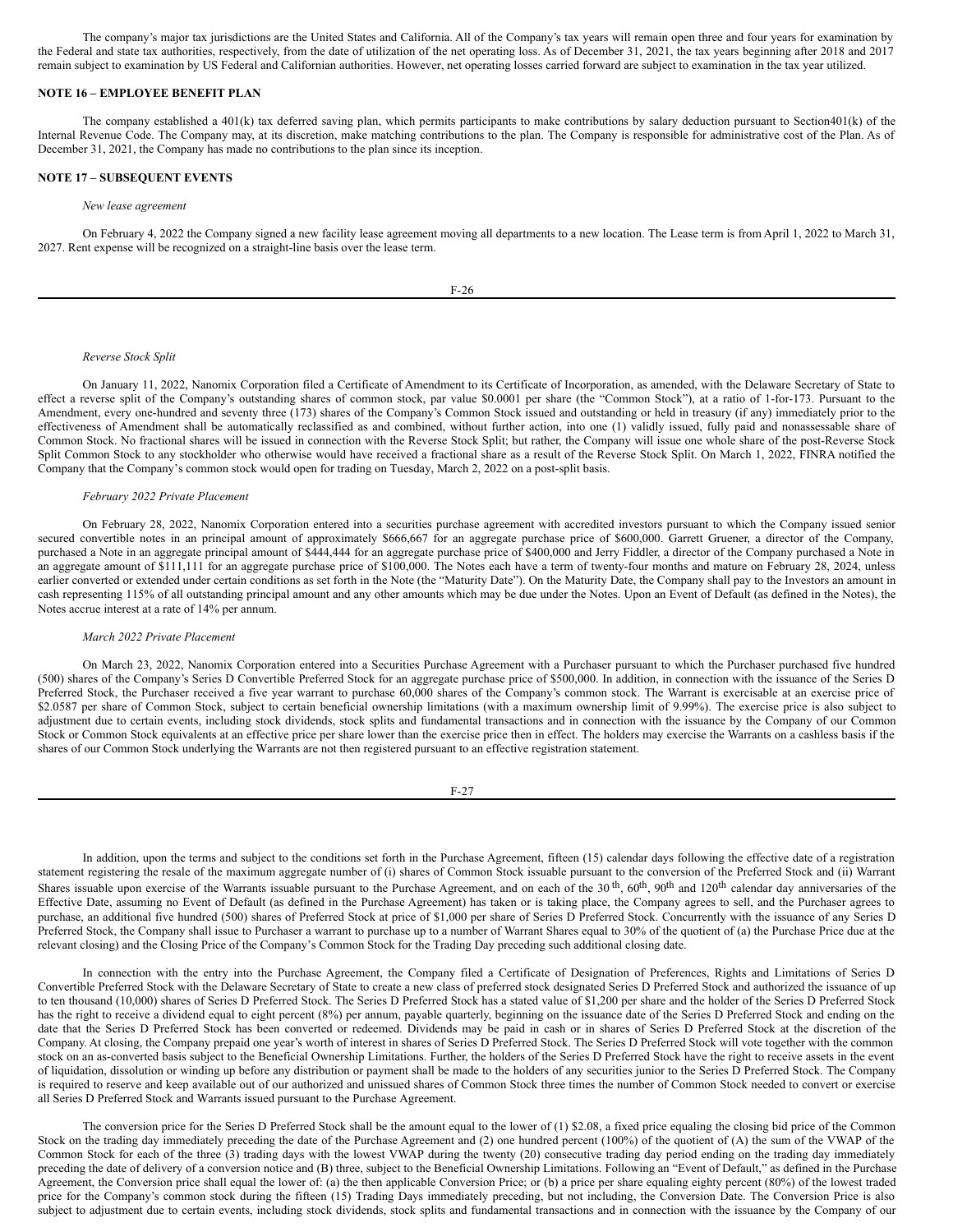The company's major tax jurisdictions are the United States and California. All of the Company's tax years will remain open three and four years for examination by the Federal and state tax authorities, respectively, from the date of utilization of the net operating loss. As of December 31, 2021, the tax years beginning after 2018 and 2017 remain subject to examination by US Federal and Californian authorities. However, net operating losses carried forward are subject to examination in the tax year utilized.

**NOTE 16 – EMPLOYEE BENEFIT PLAN**

The company established a 401(k) tax deferred saving plan, which permits participants to make contributions by salary deduction pursuant to Section401(k) of the Internal Revenue Code. The Company may, at its discretion, make matching contributions to the plan. The Company is responsible for administrative cost of the Plan. As of December 31, 2021, the Company has made no contributions to the plan since its inception.

**NOTE 17 – SUBSEQUENT EVENTS**

*New lease agreement*

On February 4, 2022 the Company signed a new facility lease agreement moving all departments to a new location. The Lease term is from April 1, 2022 to March 31, 2027. Rent expense will be recognized on a straight-line basis over the lease term.

*Reverse Stock Split*

On January 11, 2022, Nanomix Corporation filed a Certificate of Amendment to its Certificate of Incorporation, as amended, with the Delaware Secretary of State to effect a reverse split of the Company's outstanding shares of common stock, par value $0.0001 per share (the "Common Stock"), at a ratio of 1-for-173. Pursuant to the Amendment, every one-hundred and seventy three (173) shares of the Company's Common Stock issued and outstanding or held in treasury (if any) immediately prior to the effectiveness of Amendment shall be automatically reclassified as and combined, without further action, into one (1) validly issued, fully paid and nonassessable share of Common Stock. No fractional shares will be issued in connection with the Reverse Stock Split; but rather, the Company will issue one whole share of the post-Reverse Stock Split Common Stock to any stockholder who otherwise would have received a fractional share as a result of the Reverse Stock Split. On March 1, 2022, FINRA notified the Company that the Company's common stock would open for trading on Tuesday, March 2, 2022 on a post-split basis.

*February 2022 Private Placement*

On February 28, 2022, Nanomix Corporation entered into a securities purchase agreement with accredited investors pursuant to which the Company issued senior secured convertible notes in an principal amount of approximately $666,667 for an aggregate purchase price of $600,000. Garrett Gruener, a director of the Company, purchased a Note in an aggregate principal amount of $444,444 for an aggregate purchase price of $400,000 and Jerry Fiddler, a director of the Company purchased a Note in an aggregate amount of $111,111 for an aggregate purchase price of $100,000. The Notes each have a term of twenty-four months and mature on February 28, 2024, unless earlier converted or extended under certain conditions as set forth in the Note (the "Maturity Date"). On the Maturity Date, the Company shall pay to the Investors an amount in cash representing 115% of all outstanding principal amount and any other amounts which may be due under the Notes. Upon an Event of Default (as defined in the Notes), the Notes accrue interest at a rate of 14% per annum.

*March 2022 Private Placement*

On March 23, 2022, Nanomix Corporation entered into a Securities Purchase Agreement with a Purchaser pursuant to which the Purchaser purchased five hundred (500) shares of the Company's Series D Convertible Preferred Stock for an aggregate purchase price of $500,000. In addition, in connection with the issuance of the Series D Preferred Stock, the Purchaser received a five year warrant to purchase 60,000 shares of the Company's common stock. The Warrant is exercisable at an exercise price of $2.0587 per share of Common Stock, subject to certain beneficial ownership limitations (with a maximum ownership limit of 9.99%). The exercise price is also subject to adjustment due to certain events, including stock dividends, stock splits and fundamental transactions and in connection with the issuance by the Company of our Common Stock or Common Stock equivalents at an effective price per share lower than the exercise price then in effect. The holders may exercise the Warrants on a cashless basis if the shares of our Common Stock underlying the Warrants are not then registered pursuant to an effective registration statement.

In addition, upon the terms and subject to the conditions set forth in the Purchase Agreement, fifteen (15) calendar days following the effective date of a registration statement registering the resale of the maximum aggregate number of (i) shares of Common Stock issuable pursuant to the conversion of the Preferred Stock and (ii) Warrant Shares issuable upon exercise of the Warrants issuable pursuant to the Purchase Agreement, and on each of the 30th, 60th, 90th and 120th calendar day anniversaries of the Effective Date, assuming no Event of Default (as defined in the Purchase Agreement) has taken or is taking place, the Company agrees to sell, and the Purchaser agrees to purchase, an additional five hundred (500) shares of Preferred Stock at price of $1,000 per share of Series D Preferred Stock. Concurrently with the issuance of any Series D Preferred Stock, the Company shall issue to Purchaser a warrant to purchase up to a number of Warrant Shares equal to 30% of the quotient of (a) the Purchase Price due at the relevant closing) and the Closing Price of the Company's Common Stock for the Trading Day preceding such additional closing date.

In connection with the entry into the Purchase Agreement, the Company filed a Certificate of Designation of Preferences, Rights and Limitations of Series D Convertible Preferred Stock with the Delaware Secretary of State to create a new class of preferred stock designated Series D Preferred Stock and authorized the issuance of up to ten thousand (10,000) shares of Series D Preferred Stock. The Series D Preferred Stock has a stated value of $1,200 per share and the holder of the Series D Preferred Stock has the right to receive a dividend equal to eight percent (8%) per annum, payable quarterly, beginning on the issuance date of the Series D Preferred Stock and ending on the date that the Series D Preferred Stock has been converted or redeemed. Dividends may be paid in cash or in shares of Series D Preferred Stock at the discretion of the Company. At closing, the Company prepaid one year's worth of interest in shares of Series D Preferred Stock. The Series D Preferred Stock will vote together with the common stock on an as-converted basis subject to the Beneficial Ownership Limitations. Further, the holders of the Series D Preferred Stock have the right to receive assets in the event of liquidation, dissolution or winding up before any distribution or payment shall be made to the holders of any securities junior to the Series D Preferred Stock. The Company is required to reserve and keep available out of our authorized and unissued shares of Common Stock three times the number of Common Stock needed to convert or exercise all Series D Preferred Stock and Warrants issued pursuant to the Purchase Agreement.

The conversion price for the Series D Preferred Stock shall be the amount equal to the lower of (1) $2.08, a fixed price equaling the closing bid price of the Common Stock on the trading day immediately preceding the date of the Purchase Agreement and (2) one hundred percent (100%) of the quotient of (A) the sum of the VWAP of the Common Stock for each of the three (3) trading days with the lowest VWAP during the twenty (20) consecutive trading day period ending on the trading day immediately preceding the date of delivery of a conversion notice and (B) three, subject to the Beneficial Ownership Limitations. Following an "Event of Default," as defined in the Purchase Agreement, the Conversion price shall equal the lower of: (a) the then applicable Conversion Price; or (b) a price per share equaling eighty percent (80%) of the lowest traded price for the Company's common stock during the fifteen (15) Trading Days immediately preceding, but not including, the Conversion Date. The Conversion Price is also subject to adjustment due to certain events, including stock dividends, stock splits and fundamental transactions and in connection with the issuance by the Company of our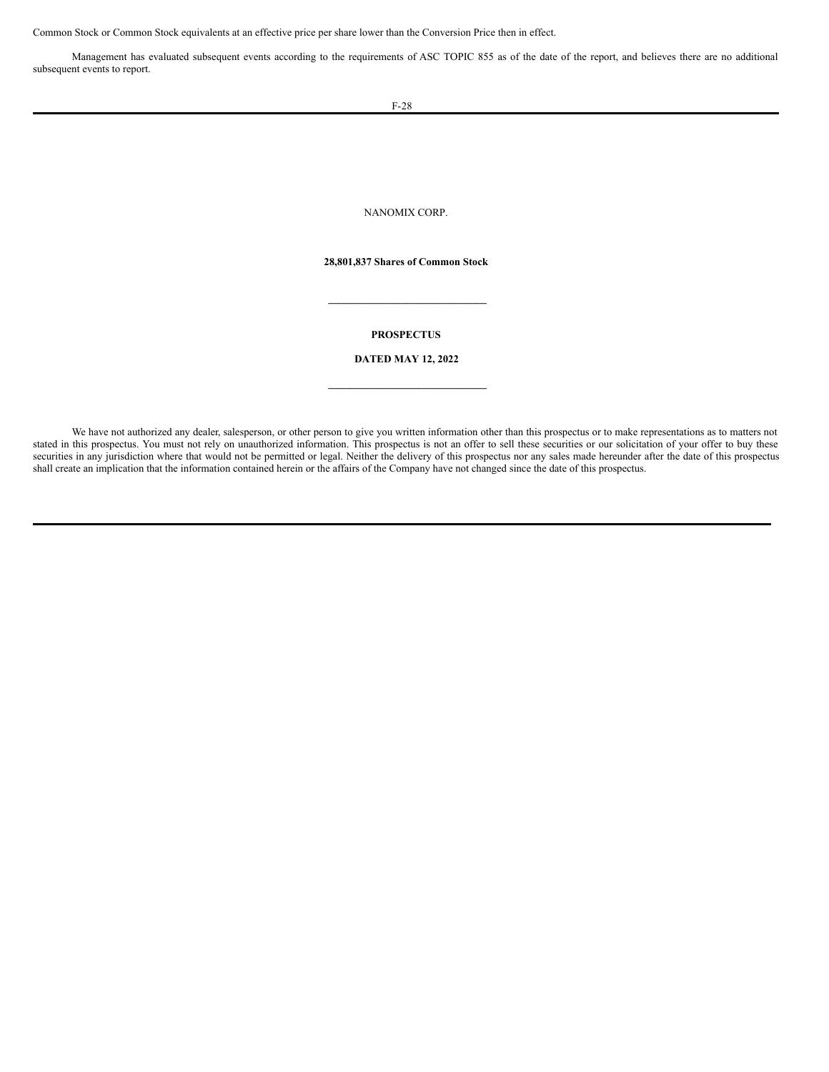Common Stock or Common Stock equivalents at an effective price per share lower than the Conversion Price then in effect.

Management has evaluated subsequent events according to the requirements of ASC TOPIC 855 as of the date of the report, and believes there are no additional subsequent events to report.

---

NANOMIX CORP.

**28,801,837 Shares of Common Stock**

---

**PROSPECTUS**

**DATED MAY 12, 2022**

---

We have not authorized any dealer, salesperson, or other person to give you written information other than this prospectus or to make representations as to matters not stated in this prospectus. You must not rely on unauthorized information. This prospectus is not an offer to sell these securities or our solicitation of your offer to buy these securities in any jurisdiction where that would not be permitted or legal. Neither the delivery of this prospectus nor any sales made hereunder after the date of this prospectus shall create an implication that the information contained herein or the affairs of the Company have not changed since the date of this prospectus.